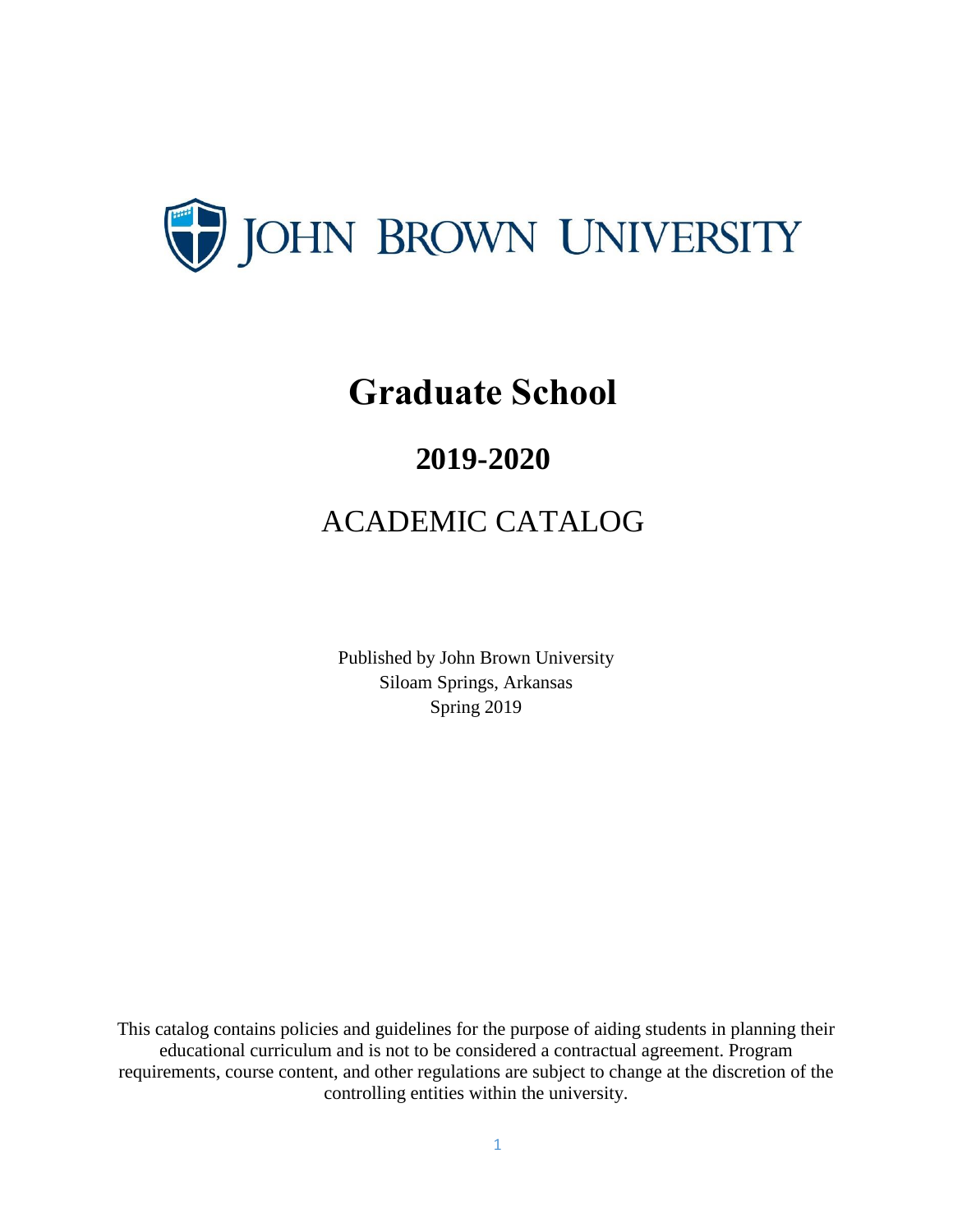JOHN BROWN UNIVERSITY

# Graduate School

## 2019-2020

## ACADEMIC CATALOG

Published by John Brown University
Siloam Springs, Arkansas
Spring 2019

This catalog contains policies and guidelines for the purpose of aiding students in planning their educational curriculum and is not to be considered a contractual agreement. Program requirements, course content, and other regulations are subject to change at the discretion of the controlling entities within the university.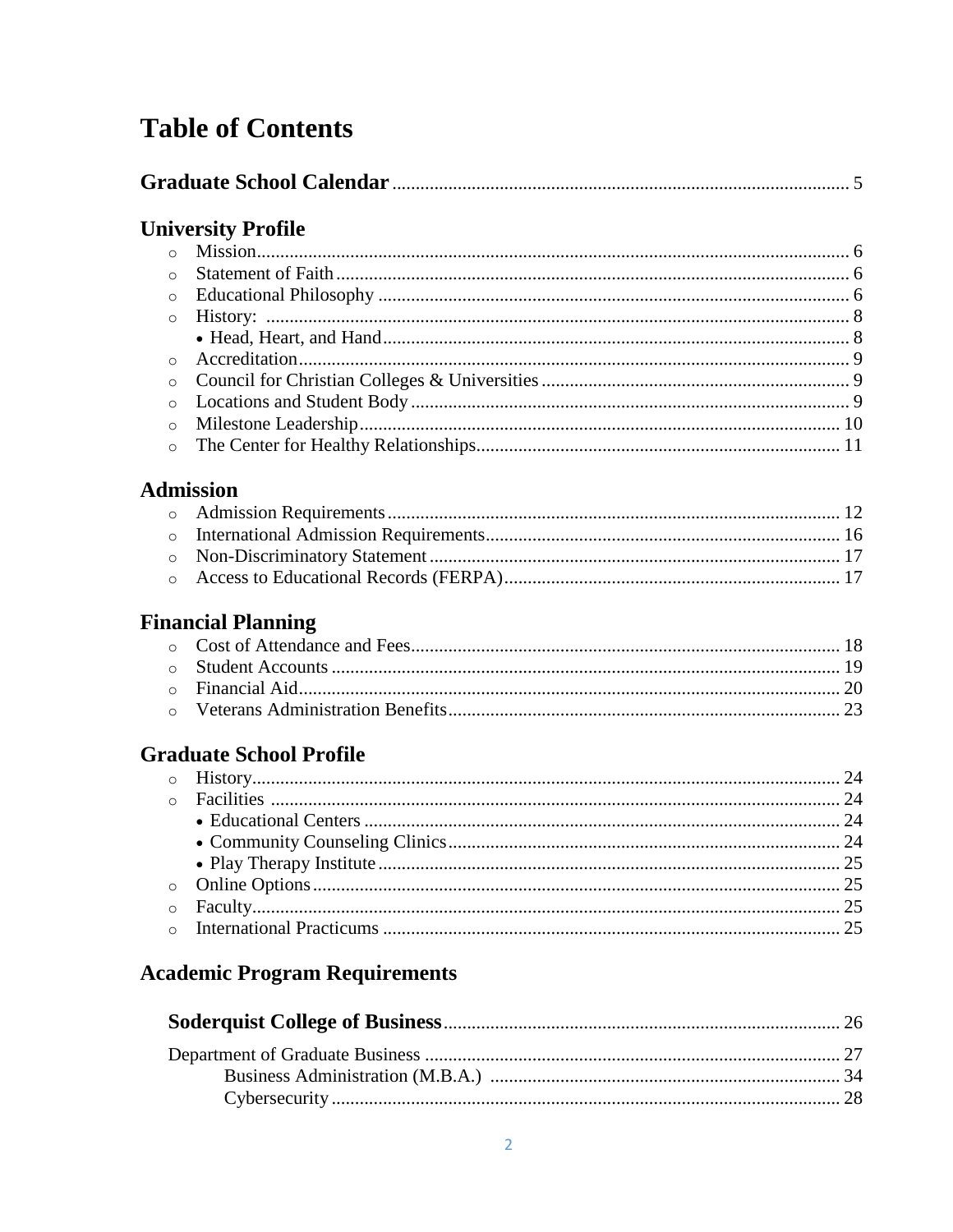# Table of Contents

**Graduate School Calendar** ..... 5

## University Profile

- Mission ..... 6
- Statement of Faith ..... 6
- Educational Philosophy ..... 6
- History: ..... 8
  - Head, Heart, and Hand ..... 8
- Accreditation ..... 9
- Council for Christian Colleges & Universities ..... 9
- Locations and Student Body ..... 9
- Milestone Leadership ..... 10
- The Center for Healthy Relationships ..... 11

## Admission

- Admission Requirements ..... 12
- International Admission Requirements ..... 16
- Non-Discriminatory Statement ..... 17
- Access to Educational Records (FERPA) ..... 17

## Financial Planning

- Cost of Attendance and Fees ..... 18
- Student Accounts ..... 19
- Financial Aid ..... 20
- Veterans Administration Benefits ..... 23

## Graduate School Profile

- History ..... 24
- Facilities ..... 24
  - Educational Centers ..... 24
  - Community Counseling Clinics ..... 24
  - Play Therapy Institute ..... 25
- Online Options ..... 25
- Faculty ..... 25
- International Practicums ..... 25

## Academic Program Requirements

**Soderquist College of Business** ..... 26

Department of Graduate Business ..... 27

- Business Administration (M.B.A.) ..... 34
- Cybersecurity ..... 28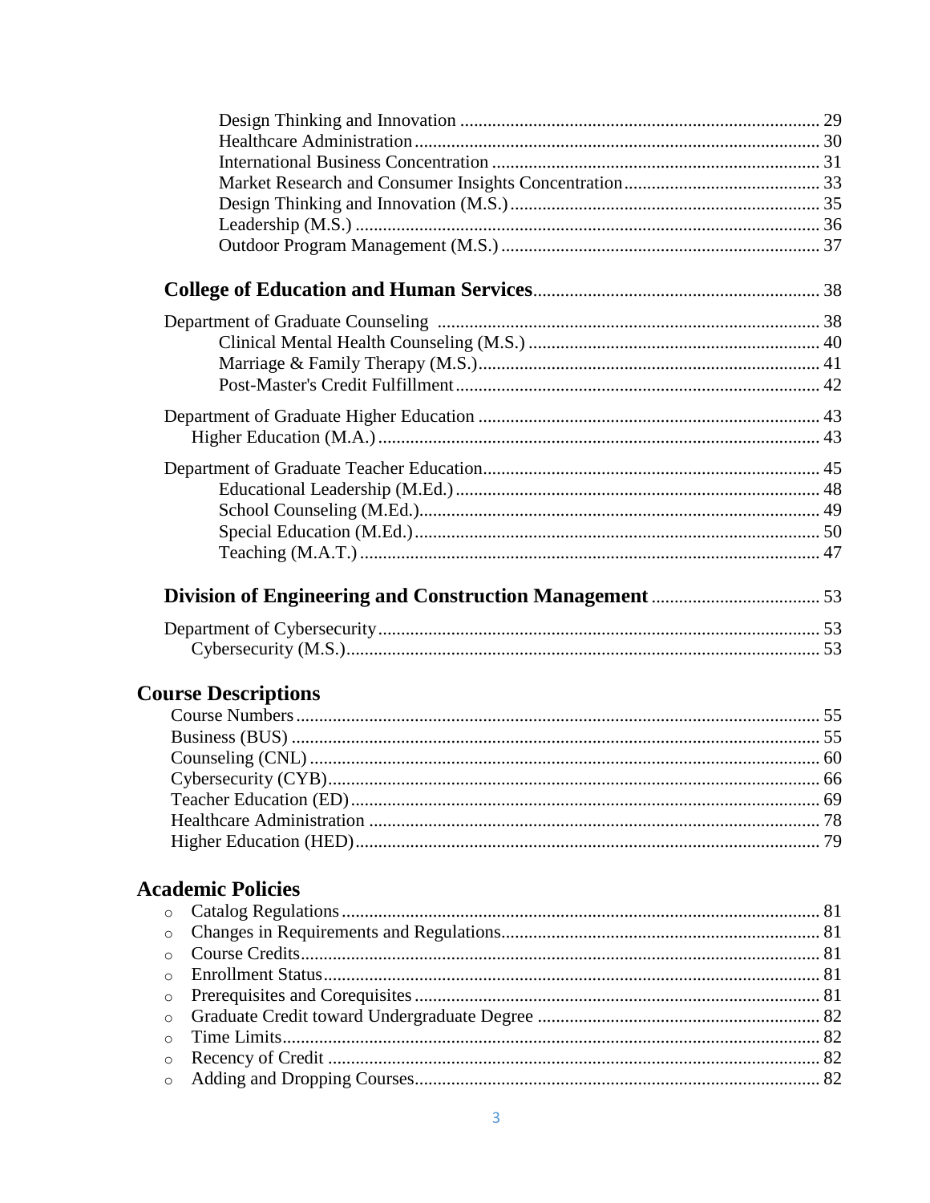- Design Thinking and Innovation .......... 29
- Healthcare Administration .......... 30
- International Business Concentration .......... 31
- Market Research and Consumer Insights Concentration .......... 33
- Design Thinking and Innovation (M.S.) .......... 35
- Leadership (M.S.) .......... 36
- Outdoor Program Management (M.S.) .......... 37

**College of Education and Human Services** .......... 38

Department of Graduate Counseling .......... 38

- Clinical Mental Health Counseling (M.S.) .......... 40
- Marriage & Family Therapy (M.S.) .......... 41
- Post-Master's Credit Fulfillment .......... 42

Department of Graduate Higher Education .......... 43

- Higher Education (M.A.) .......... 43

Department of Graduate Teacher Education .......... 45

- Educational Leadership (M.Ed.) .......... 48
- School Counseling (M.Ed.) .......... 49
- Special Education (M.Ed.) .......... 50
- Teaching (M.A.T.) .......... 47

**Division of Engineering and Construction Management** .......... 53

Department of Cybersecurity .......... 53

- Cybersecurity (M.S.) .......... 53

## Course Descriptions

- Course Numbers .......... 55
- Business (BUS) .......... 55
- Counseling (CNL) .......... 60
- Cybersecurity (CYB) .......... 66
- Teacher Education (ED) .......... 69
- Healthcare Administration .......... 78
- Higher Education (HED) .......... 79

## Academic Policies

- Catalog Regulations .......... 81
- Changes in Requirements and Regulations .......... 81
- Course Credits .......... 81
- Enrollment Status .......... 81
- Prerequisites and Corequisites .......... 81
- Graduate Credit toward Undergraduate Degree .......... 82
- Time Limits .......... 82
- Recency of Credit .......... 82
- Adding and Dropping Courses .......... 82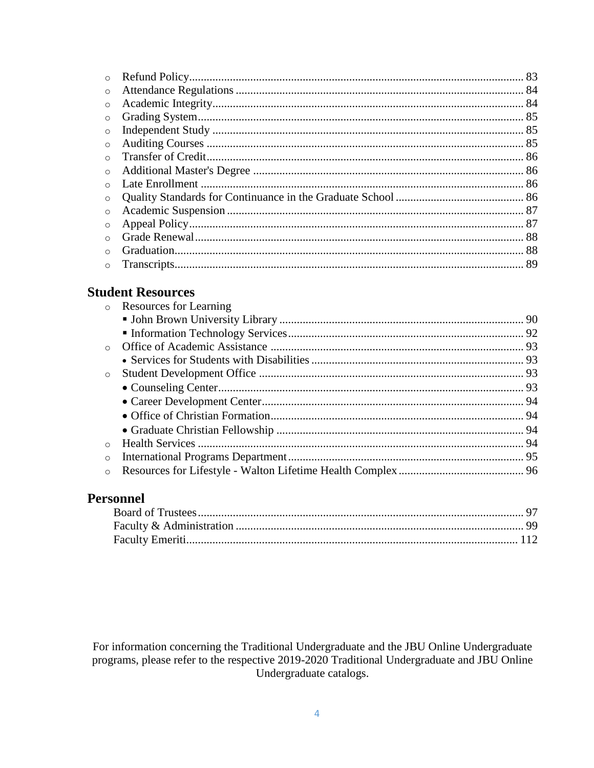- Refund Policy ........................................ 83
- Attendance Regulations ........................................ 84
- Academic Integrity ........................................ 84
- Grading System ........................................ 85
- Independent Study ........................................ 85
- Auditing Courses ........................................ 85
- Transfer of Credit ........................................ 86
- Additional Master's Degree ........................................ 86
- Late Enrollment ........................................ 86
- Quality Standards for Continuance in the Graduate School ........................................ 86
- Academic Suspension ........................................ 87
- Appeal Policy ........................................ 87
- Grade Renewal ........................................ 88
- Graduation ........................................ 88
- Transcripts ........................................ 89

## Student Resources

- Resources for Learning
  - John Brown University Library ........................................ 90
  - Information Technology Services ........................................ 92
- Office of Academic Assistance ........................................ 93
  - Services for Students with Disabilities ........................................ 93
- Student Development Office ........................................ 93
  - Counseling Center ........................................ 93
  - Career Development Center ........................................ 94
  - Office of Christian Formation ........................................ 94
  - Graduate Christian Fellowship ........................................ 94
- Health Services ........................................ 94
- International Programs Department ........................................ 95
- Resources for Lifestyle - Walton Lifetime Health Complex ........................................ 96

## Personnel

Board of Trustees ........................................ 97
Faculty & Administration ........................................ 99
Faculty Emeriti ........................................ 112

For information concerning the Traditional Undergraduate and the JBU Online Undergraduate programs, please refer to the respective 2019-2020 Traditional Undergraduate and JBU Online Undergraduate catalogs.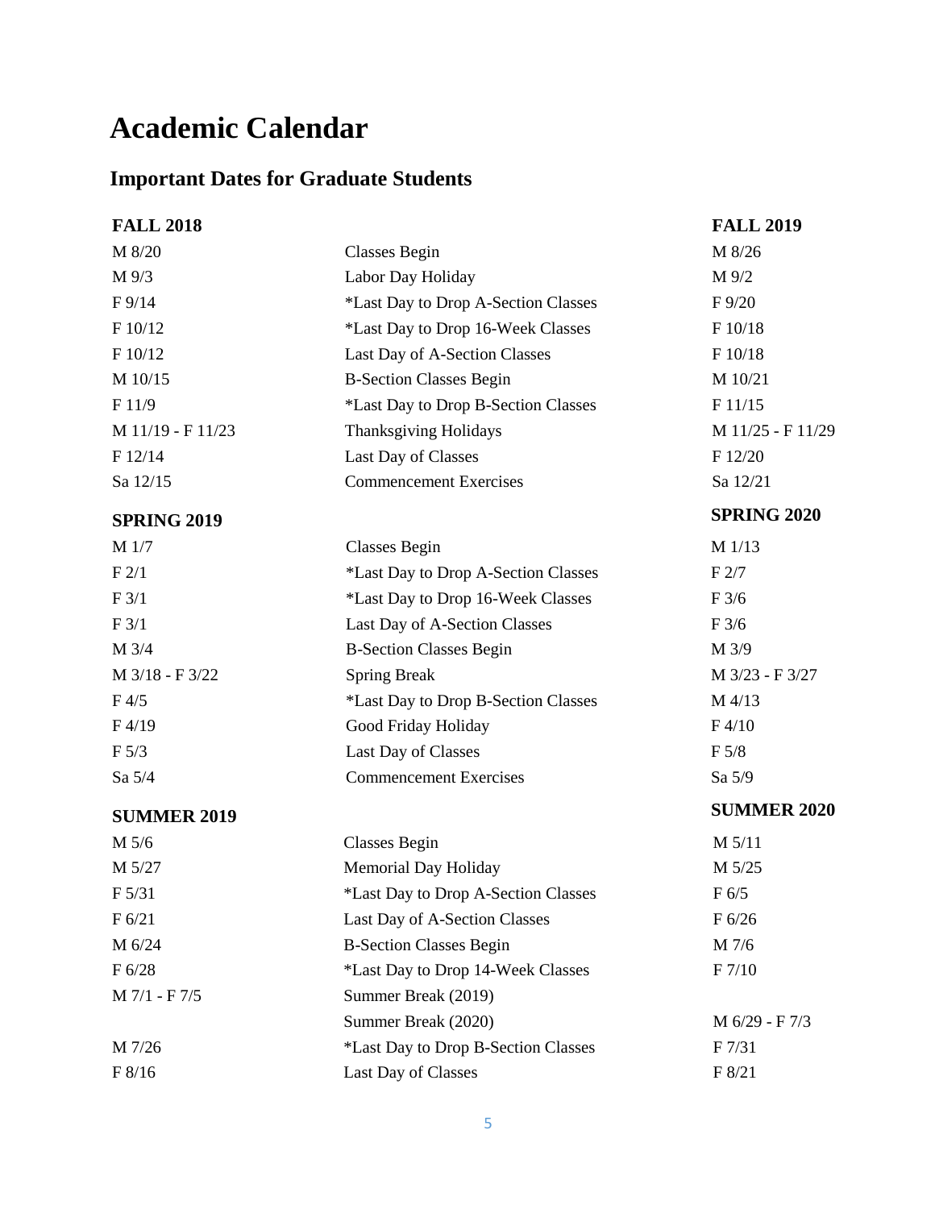# Academic Calendar

## Important Dates for Graduate Students

| **FALL 2018** | | **FALL 2019** |
|---|---|---|
| M 8/20 | Classes Begin | M 8/26 |
| M 9/3 | Labor Day Holiday | M 9/2 |
| F 9/14 | *Last Day to Drop A-Section Classes | F 9/20 |
| F 10/12 | *Last Day to Drop 16-Week Classes | F 10/18 |
| F 10/12 | Last Day of A-Section Classes | F 10/18 |
| M 10/15 | B-Section Classes Begin | M 10/21 |
| F 11/9 | *Last Day to Drop B-Section Classes | F 11/15 |
| M 11/19 - F 11/23 | Thanksgiving Holidays | M 11/25 - F 11/29 |
| F 12/14 | Last Day of Classes | F 12/20 |
| Sa 12/15 | Commencement Exercises | Sa 12/21 |
| **SPRING 2019** | | **SPRING 2020** |
| M 1/7 | Classes Begin | M 1/13 |
| F 2/1 | *Last Day to Drop A-Section Classes | F 2/7 |
| F 3/1 | *Last Day to Drop 16-Week Classes | F 3/6 |
| F 3/1 | Last Day of A-Section Classes | F 3/6 |
| M 3/4 | B-Section Classes Begin | M 3/9 |
| M 3/18 - F 3/22 | Spring Break | M 3/23 - F 3/27 |
| F 4/5 | *Last Day to Drop B-Section Classes | M 4/13 |
| F 4/19 | Good Friday Holiday | F 4/10 |
| F 5/3 | Last Day of Classes | F 5/8 |
| Sa 5/4 | Commencement Exercises | Sa 5/9 |
| **SUMMER 2019** | | **SUMMER 2020** |
| M 5/6 | Classes Begin | M 5/11 |
| M 5/27 | Memorial Day Holiday | M 5/25 |
| F 5/31 | *Last Day to Drop A-Section Classes | F 6/5 |
| F 6/21 | Last Day of A-Section Classes | F 6/26 |
| M 6/24 | B-Section Classes Begin | M 7/6 |
| F 6/28 | *Last Day to Drop 14-Week Classes | F 7/10 |
| M 7/1 - F 7/5 | Summer Break (2019) | |
| | Summer Break (2020) | M 6/29 - F 7/3 |
| M 7/26 | *Last Day to Drop B-Section Classes | F 7/31 |
| F 8/16 | Last Day of Classes | F 8/21 |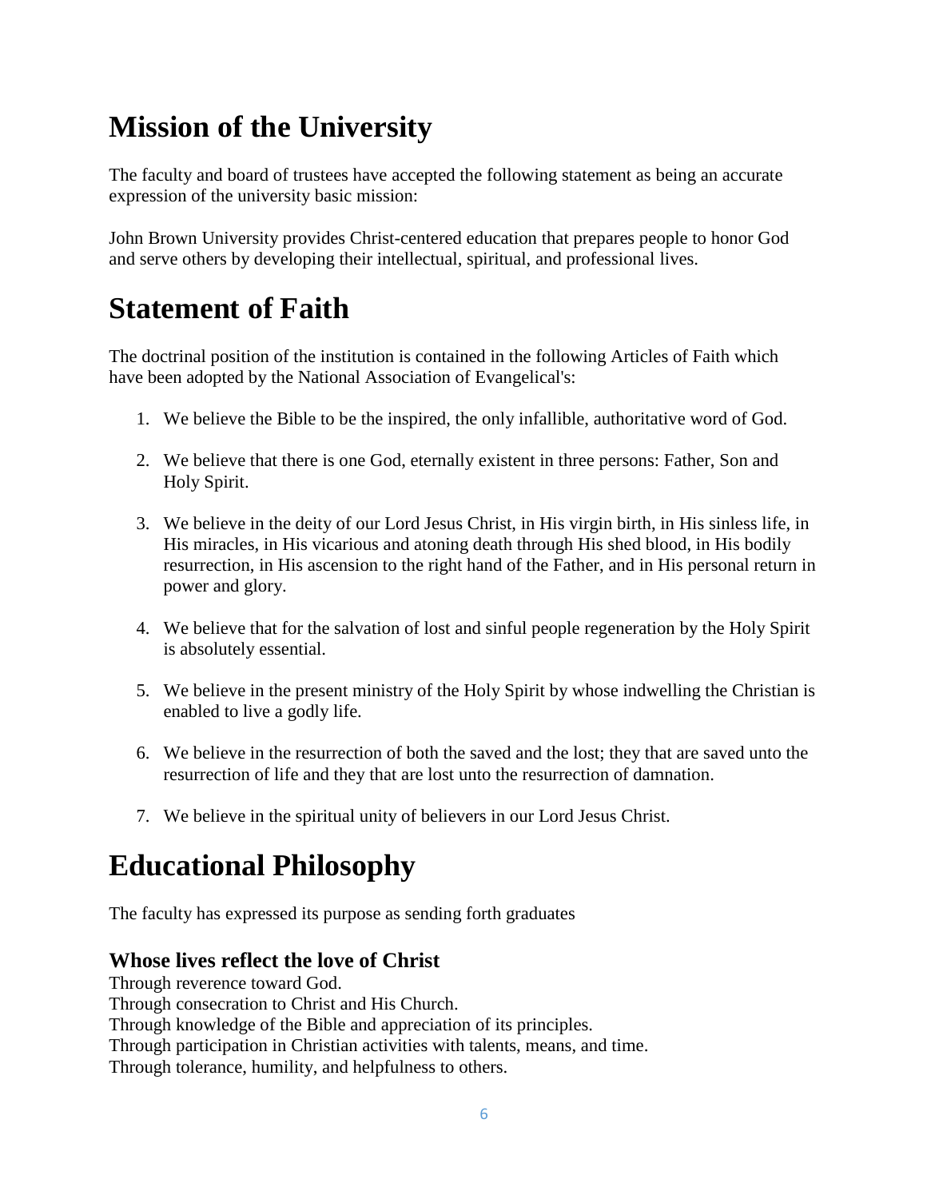# Mission of the University

The faculty and board of trustees have accepted the following statement as being an accurate expression of the university basic mission:

John Brown University provides Christ-centered education that prepares people to honor God and serve others by developing their intellectual, spiritual, and professional lives.

# Statement of Faith

The doctrinal position of the institution is contained in the following Articles of Faith which have been adopted by the National Association of Evangelical's:

1. We believe the Bible to be the inspired, the only infallible, authoritative word of God.

2. We believe that there is one God, eternally existent in three persons: Father, Son and Holy Spirit.

3. We believe in the deity of our Lord Jesus Christ, in His virgin birth, in His sinless life, in His miracles, in His vicarious and atoning death through His shed blood, in His bodily resurrection, in His ascension to the right hand of the Father, and in His personal return in power and glory.

4. We believe that for the salvation of lost and sinful people regeneration by the Holy Spirit is absolutely essential.

5. We believe in the present ministry of the Holy Spirit by whose indwelling the Christian is enabled to live a godly life.

6. We believe in the resurrection of both the saved and the lost; they that are saved unto the resurrection of life and they that are lost unto the resurrection of damnation.

7. We believe in the spiritual unity of believers in our Lord Jesus Christ.

# Educational Philosophy

The faculty has expressed its purpose as sending forth graduates

### Whose lives reflect the love of Christ

Through reverence toward God.
Through consecration to Christ and His Church.
Through knowledge of the Bible and appreciation of its principles.
Through participation in Christian activities with talents, means, and time.
Through tolerance, humility, and helpfulness to others.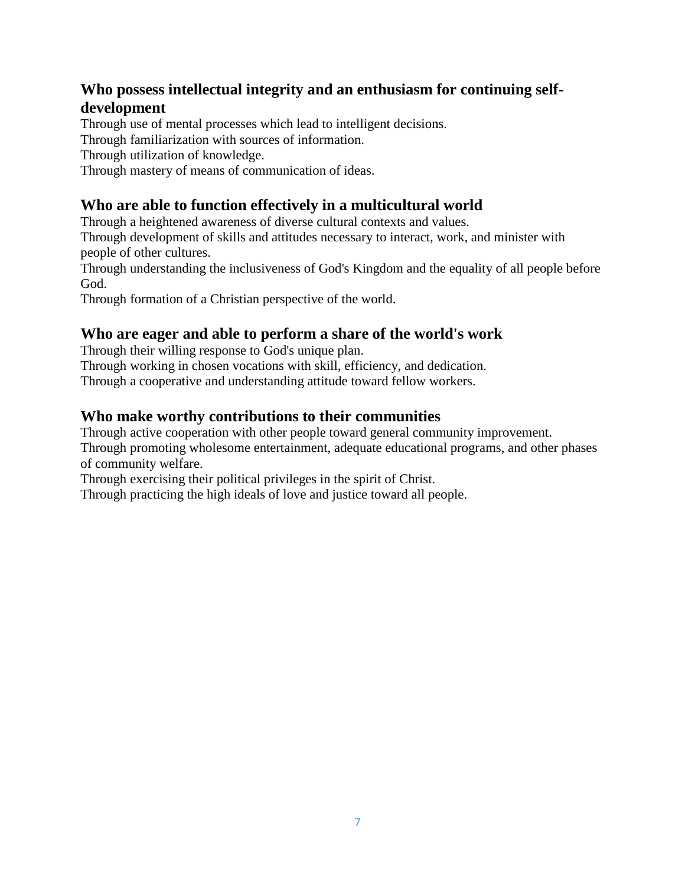### Who possess intellectual integrity and an enthusiasm for continuing self-development

Through use of mental processes which lead to intelligent decisions.
Through familiarization with sources of information.
Through utilization of knowledge.
Through mastery of means of communication of ideas.

### Who are able to function effectively in a multicultural world

Through a heightened awareness of diverse cultural contexts and values.
Through development of skills and attitudes necessary to interact, work, and minister with people of other cultures.
Through understanding the inclusiveness of God's Kingdom and the equality of all people before God.
Through formation of a Christian perspective of the world.

### Who are eager and able to perform a share of the world's work

Through their willing response to God's unique plan.
Through working in chosen vocations with skill, efficiency, and dedication.
Through a cooperative and understanding attitude toward fellow workers.

### Who make worthy contributions to their communities

Through active cooperation with other people toward general community improvement.
Through promoting wholesome entertainment, adequate educational programs, and other phases of community welfare.
Through exercising their political privileges in the spirit of Christ.
Through practicing the high ideals of love and justice toward all people.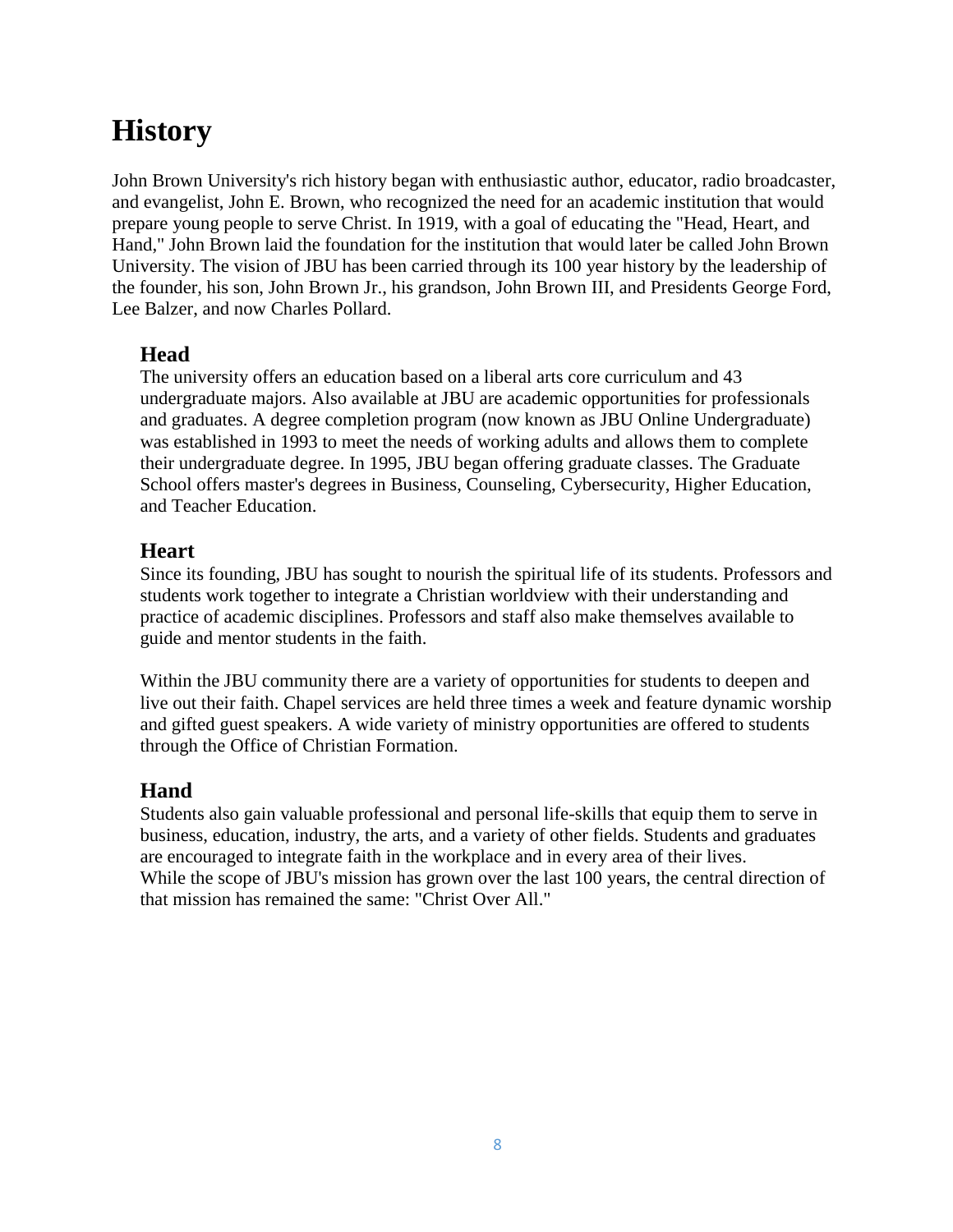# History

John Brown University's rich history began with enthusiastic author, educator, radio broadcaster, and evangelist, John E. Brown, who recognized the need for an academic institution that would prepare young people to serve Christ. In 1919, with a goal of educating the "Head, Heart, and Hand," John Brown laid the foundation for the institution that would later be called John Brown University. The vision of JBU has been carried through its 100 year history by the leadership of the founder, his son, John Brown Jr., his grandson, John Brown III, and Presidents George Ford, Lee Balzer, and now Charles Pollard.

## Head

The university offers an education based on a liberal arts core curriculum and 43 undergraduate majors. Also available at JBU are academic opportunities for professionals and graduates. A degree completion program (now known as JBU Online Undergraduate) was established in 1993 to meet the needs of working adults and allows them to complete their undergraduate degree. In 1995, JBU began offering graduate classes. The Graduate School offers master's degrees in Business, Counseling, Cybersecurity, Higher Education, and Teacher Education.

## Heart

Since its founding, JBU has sought to nourish the spiritual life of its students. Professors and students work together to integrate a Christian worldview with their understanding and practice of academic disciplines. Professors and staff also make themselves available to guide and mentor students in the faith.

Within the JBU community there are a variety of opportunities for students to deepen and live out their faith. Chapel services are held three times a week and feature dynamic worship and gifted guest speakers. A wide variety of ministry opportunities are offered to students through the Office of Christian Formation.

## Hand

Students also gain valuable professional and personal life-skills that equip them to serve in business, education, industry, the arts, and a variety of other fields. Students and graduates are encouraged to integrate faith in the workplace and in every area of their lives.
While the scope of JBU's mission has grown over the last 100 years, the central direction of that mission has remained the same: "Christ Over All."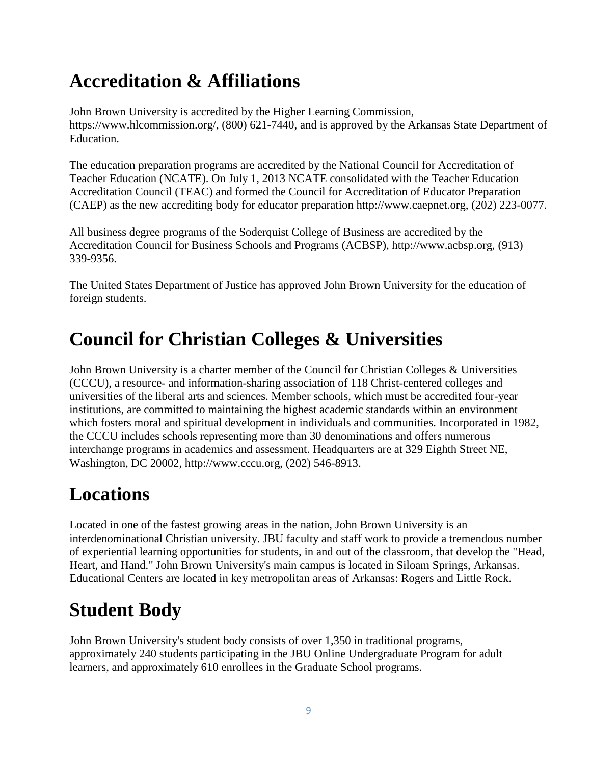# Accreditation & Affiliations

John Brown University is accredited by the Higher Learning Commission, https://www.hlcommission.org/, (800) 621-7440, and is approved by the Arkansas State Department of Education.

The education preparation programs are accredited by the National Council for Accreditation of Teacher Education (NCATE). On July 1, 2013 NCATE consolidated with the Teacher Education Accreditation Council (TEAC) and formed the Council for Accreditation of Educator Preparation (CAEP) as the new accrediting body for educator preparation http://www.caepnet.org, (202) 223-0077.

All business degree programs of the Soderquist College of Business are accredited by the Accreditation Council for Business Schools and Programs (ACBSP), http://www.acbsp.org, (913) 339-9356.

The United States Department of Justice has approved John Brown University for the education of foreign students.

# Council for Christian Colleges & Universities

John Brown University is a charter member of the Council for Christian Colleges & Universities (CCCU), a resource- and information-sharing association of 118 Christ-centered colleges and universities of the liberal arts and sciences. Member schools, which must be accredited four-year institutions, are committed to maintaining the highest academic standards within an environment which fosters moral and spiritual development in individuals and communities. Incorporated in 1982, the CCCU includes schools representing more than 30 denominations and offers numerous interchange programs in academics and assessment. Headquarters are at 329 Eighth Street NE, Washington, DC 20002, http://www.cccu.org, (202) 546-8913.

# Locations

Located in one of the fastest growing areas in the nation, John Brown University is an interdenominational Christian university. JBU faculty and staff work to provide a tremendous number of experiential learning opportunities for students, in and out of the classroom, that develop the "Head, Heart, and Hand." John Brown University's main campus is located in Siloam Springs, Arkansas. Educational Centers are located in key metropolitan areas of Arkansas: Rogers and Little Rock.

# Student Body

John Brown University's student body consists of over 1,350 in traditional programs, approximately 240 students participating in the JBU Online Undergraduate Program for adult learners, and approximately 610 enrollees in the Graduate School programs.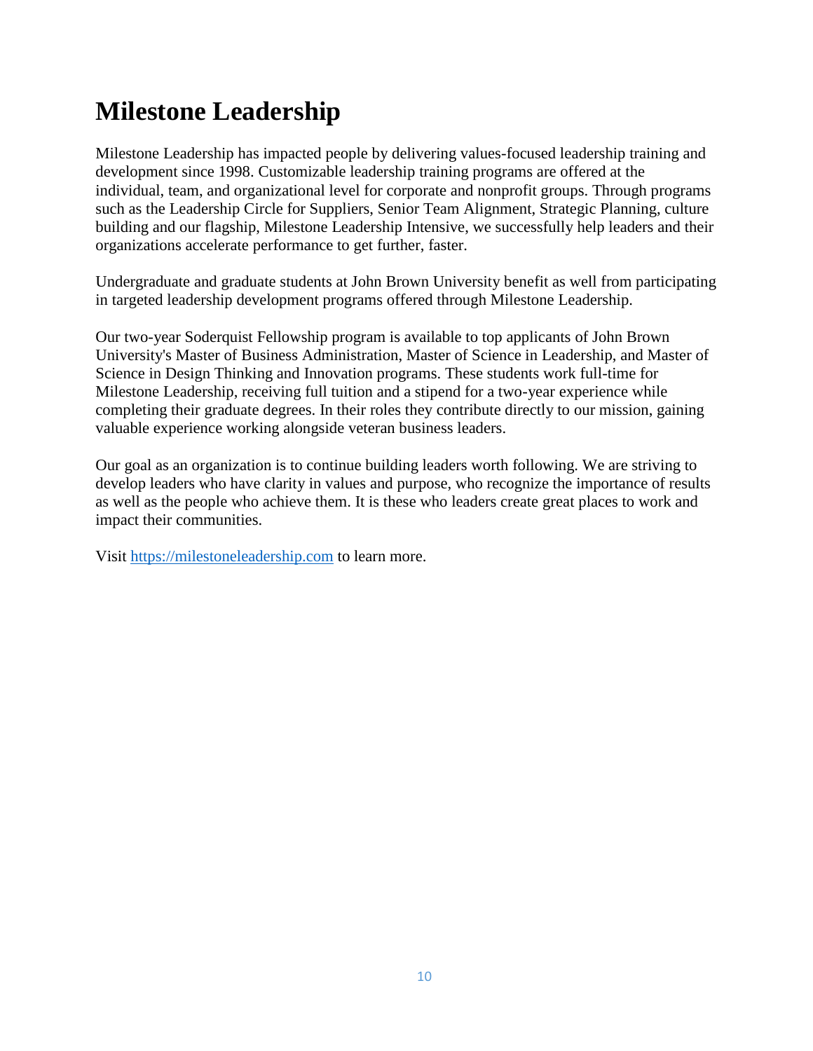# Milestone Leadership

Milestone Leadership has impacted people by delivering values-focused leadership training and development since 1998. Customizable leadership training programs are offered at the individual, team, and organizational level for corporate and nonprofit groups. Through programs such as the Leadership Circle for Suppliers, Senior Team Alignment, Strategic Planning, culture building and our flagship, Milestone Leadership Intensive, we successfully help leaders and their organizations accelerate performance to get further, faster.

Undergraduate and graduate students at John Brown University benefit as well from participating in targeted leadership development programs offered through Milestone Leadership.

Our two-year Soderquist Fellowship program is available to top applicants of John Brown University's Master of Business Administration, Master of Science in Leadership, and Master of Science in Design Thinking and Innovation programs. These students work full-time for Milestone Leadership, receiving full tuition and a stipend for a two-year experience while completing their graduate degrees. In their roles they contribute directly to our mission, gaining valuable experience working alongside veteran business leaders.

Our goal as an organization is to continue building leaders worth following. We are striving to develop leaders who have clarity in values and purpose, who recognize the importance of results as well as the people who achieve them. It is these who leaders create great places to work and impact their communities.

Visit [https://milestoneleadership.com](https://milestoneleadership.com) to learn more.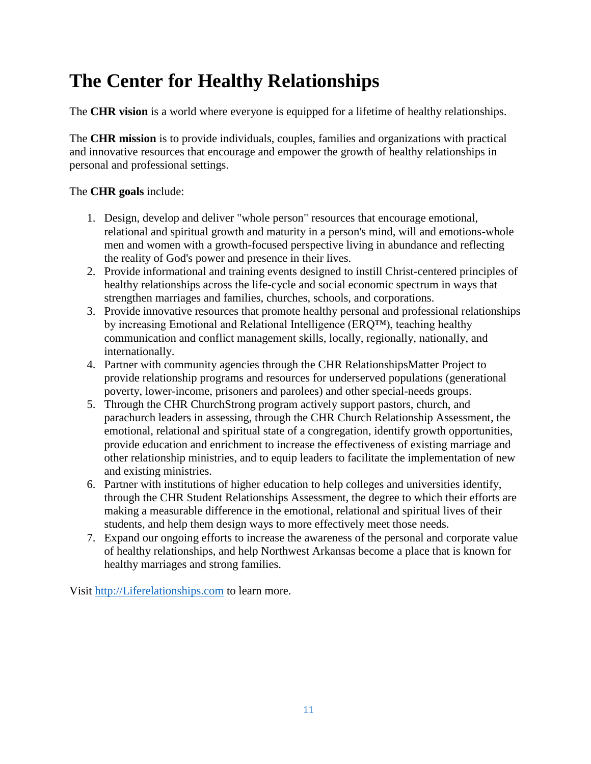# The Center for Healthy Relationships

The **CHR vision** is a world where everyone is equipped for a lifetime of healthy relationships.

The **CHR mission** is to provide individuals, couples, families and organizations with practical and innovative resources that encourage and empower the growth of healthy relationships in personal and professional settings.

The **CHR goals** include:

1. Design, develop and deliver "whole person" resources that encourage emotional, relational and spiritual growth and maturity in a person's mind, will and emotions-whole men and women with a growth-focused perspective living in abundance and reflecting the reality of God's power and presence in their lives.
2. Provide informational and training events designed to instill Christ-centered principles of healthy relationships across the life-cycle and social economic spectrum in ways that strengthen marriages and families, churches, schools, and corporations.
3. Provide innovative resources that promote healthy personal and professional relationships by increasing Emotional and Relational Intelligence (ERQ™), teaching healthy communication and conflict management skills, locally, regionally, nationally, and internationally.
4. Partner with community agencies through the CHR RelationshipsMatter Project to provide relationship programs and resources for underserved populations (generational poverty, lower-income, prisoners and parolees) and other special-needs groups.
5. Through the CHR ChurchStrong program actively support pastors, church, and parachurch leaders in assessing, through the CHR Church Relationship Assessment, the emotional, relational and spiritual state of a congregation, identify growth opportunities, provide education and enrichment to increase the effectiveness of existing marriage and other relationship ministries, and to equip leaders to facilitate the implementation of new and existing ministries.
6. Partner with institutions of higher education to help colleges and universities identify, through the CHR Student Relationships Assessment, the degree to which their efforts are making a measurable difference in the emotional, relational and spiritual lives of their students, and help them design ways to more effectively meet those needs.
7. Expand our ongoing efforts to increase the awareness of the personal and corporate value of healthy relationships, and help Northwest Arkansas become a place that is known for healthy marriages and strong families.

Visit [http://Liferelationships.com](http://Liferelationships.com) to learn more.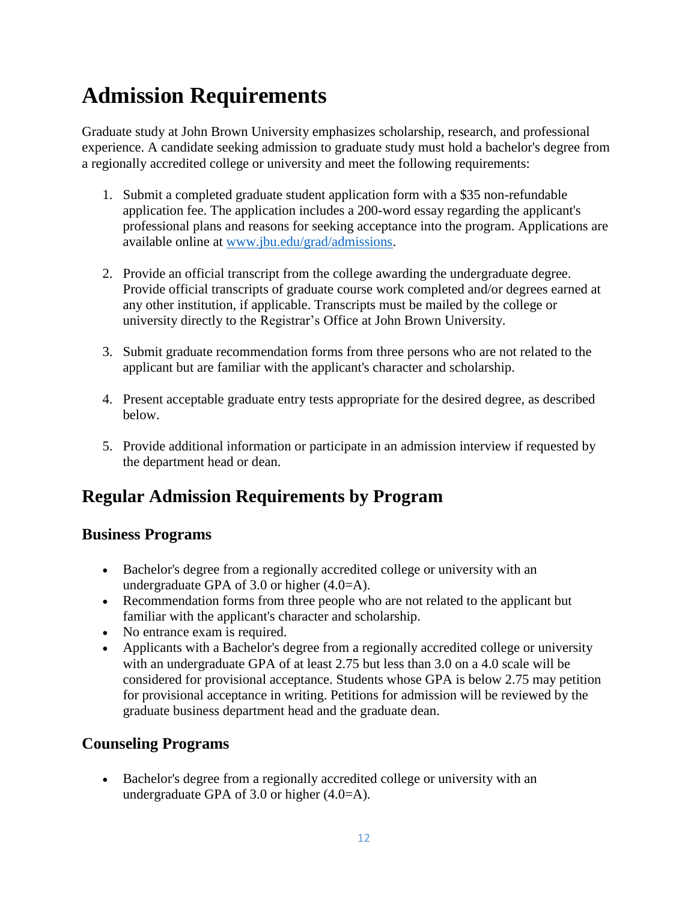# Admission Requirements

Graduate study at John Brown University emphasizes scholarship, research, and professional experience. A candidate seeking admission to graduate study must hold a bachelor's degree from a regionally accredited college or university and meet the following requirements:

1. Submit a completed graduate student application form with a $35 non-refundable application fee. The application includes a 200-word essay regarding the applicant's professional plans and reasons for seeking acceptance into the program. Applications are available online at [www.jbu.edu/grad/admissions](http://www.jbu.edu/grad/admissions).

2. Provide an official transcript from the college awarding the undergraduate degree. Provide official transcripts of graduate course work completed and/or degrees earned at any other institution, if applicable. Transcripts must be mailed by the college or university directly to the Registrar's Office at John Brown University.

3. Submit graduate recommendation forms from three persons who are not related to the applicant but are familiar with the applicant's character and scholarship.

4. Present acceptable graduate entry tests appropriate for the desired degree, as described below.

5. Provide additional information or participate in an admission interview if requested by the department head or dean.

## Regular Admission Requirements by Program

### Business Programs

- Bachelor's degree from a regionally accredited college or university with an undergraduate GPA of 3.0 or higher (4.0=A).
- Recommendation forms from three people who are not related to the applicant but familiar with the applicant's character and scholarship.
- No entrance exam is required.
- Applicants with a Bachelor's degree from a regionally accredited college or university with an undergraduate GPA of at least 2.75 but less than 3.0 on a 4.0 scale will be considered for provisional acceptance. Students whose GPA is below 2.75 may petition for provisional acceptance in writing. Petitions for admission will be reviewed by the graduate business department head and the graduate dean.

### Counseling Programs

- Bachelor's degree from a regionally accredited college or university with an undergraduate GPA of 3.0 or higher (4.0=A).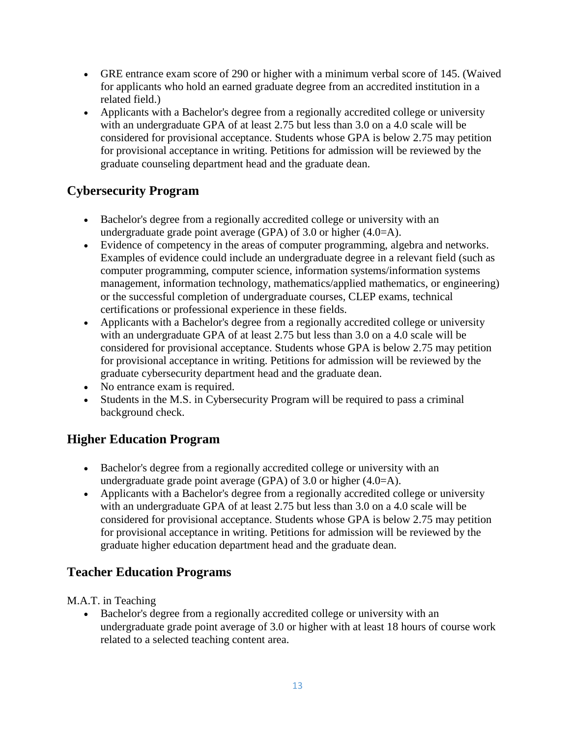- GRE entrance exam score of 290 or higher with a minimum verbal score of 145. (Waived for applicants who hold an earned graduate degree from an accredited institution in a related field.)
- Applicants with a Bachelor's degree from a regionally accredited college or university with an undergraduate GPA of at least 2.75 but less than 3.0 on a 4.0 scale will be considered for provisional acceptance. Students whose GPA is below 2.75 may petition for provisional acceptance in writing. Petitions for admission will be reviewed by the graduate counseling department head and the graduate dean.

## Cybersecurity Program

- Bachelor's degree from a regionally accredited college or university with an undergraduate grade point average (GPA) of 3.0 or higher (4.0=A).
- Evidence of competency in the areas of computer programming, algebra and networks. Examples of evidence could include an undergraduate degree in a relevant field (such as computer programming, computer science, information systems/information systems management, information technology, mathematics/applied mathematics, or engineering) or the successful completion of undergraduate courses, CLEP exams, technical certifications or professional experience in these fields.
- Applicants with a Bachelor's degree from a regionally accredited college or university with an undergraduate GPA of at least 2.75 but less than 3.0 on a 4.0 scale will be considered for provisional acceptance. Students whose GPA is below 2.75 may petition for provisional acceptance in writing. Petitions for admission will be reviewed by the graduate cybersecurity department head and the graduate dean.
- No entrance exam is required.
- Students in the M.S. in Cybersecurity Program will be required to pass a criminal background check.

## Higher Education Program

- Bachelor's degree from a regionally accredited college or university with an undergraduate grade point average (GPA) of 3.0 or higher (4.0=A).
- Applicants with a Bachelor's degree from a regionally accredited college or university with an undergraduate GPA of at least 2.75 but less than 3.0 on a 4.0 scale will be considered for provisional acceptance. Students whose GPA is below 2.75 may petition for provisional acceptance in writing. Petitions for admission will be reviewed by the graduate higher education department head and the graduate dean.

## Teacher Education Programs

M.A.T. in Teaching

- Bachelor's degree from a regionally accredited college or university with an undergraduate grade point average of 3.0 or higher with at least 18 hours of course work related to a selected teaching content area.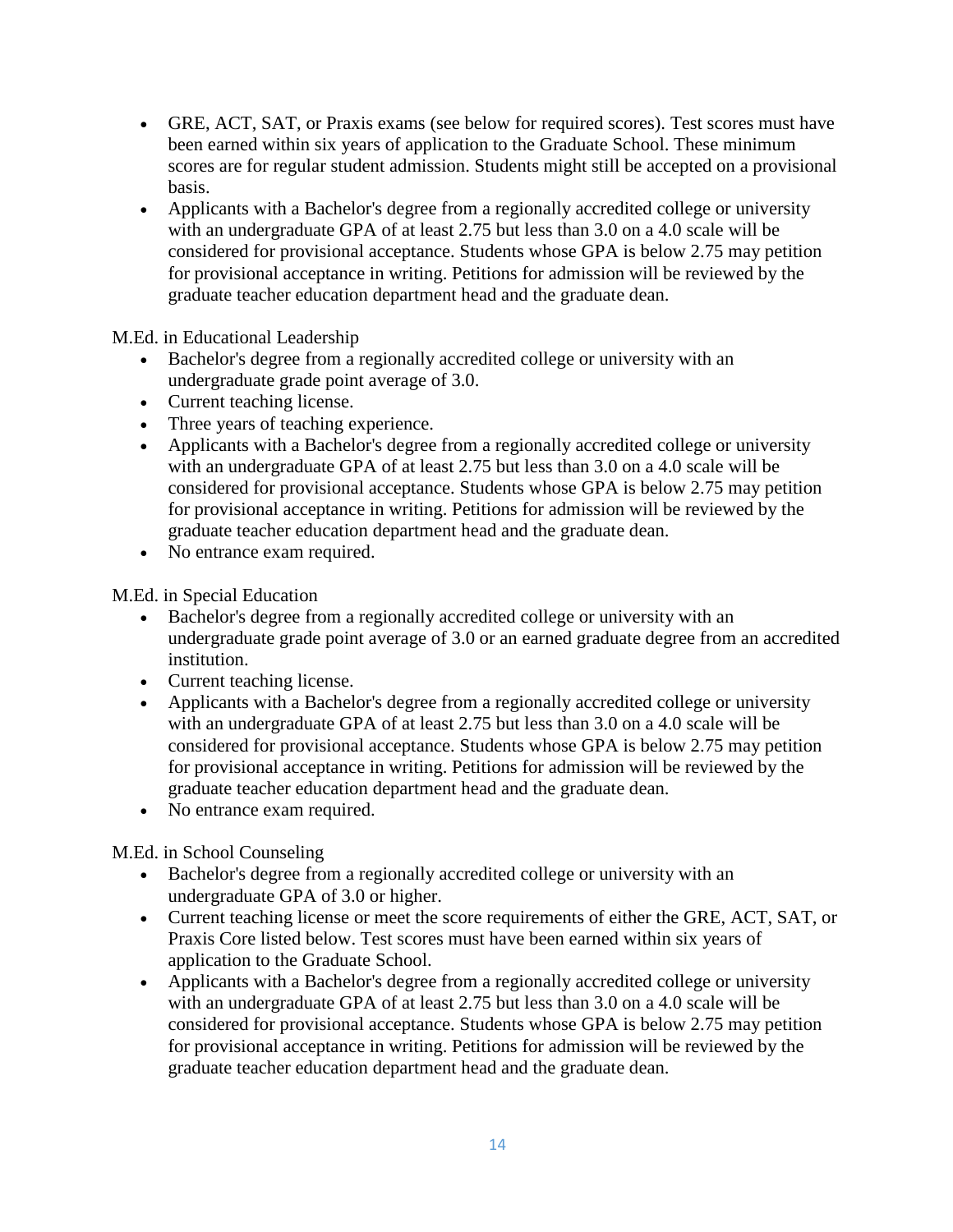- GRE, ACT, SAT, or Praxis exams (see below for required scores). Test scores must have been earned within six years of application to the Graduate School. These minimum scores are for regular student admission. Students might still be accepted on a provisional basis.
- Applicants with a Bachelor's degree from a regionally accredited college or university with an undergraduate GPA of at least 2.75 but less than 3.0 on a 4.0 scale will be considered for provisional acceptance. Students whose GPA is below 2.75 may petition for provisional acceptance in writing. Petitions for admission will be reviewed by the graduate teacher education department head and the graduate dean.

M.Ed. in Educational Leadership

- Bachelor's degree from a regionally accredited college or university with an undergraduate grade point average of 3.0.
- Current teaching license.
- Three years of teaching experience.
- Applicants with a Bachelor's degree from a regionally accredited college or university with an undergraduate GPA of at least 2.75 but less than 3.0 on a 4.0 scale will be considered for provisional acceptance. Students whose GPA is below 2.75 may petition for provisional acceptance in writing. Petitions for admission will be reviewed by the graduate teacher education department head and the graduate dean.
- No entrance exam required.

M.Ed. in Special Education

- Bachelor's degree from a regionally accredited college or university with an undergraduate grade point average of 3.0 or an earned graduate degree from an accredited institution.
- Current teaching license.
- Applicants with a Bachelor's degree from a regionally accredited college or university with an undergraduate GPA of at least 2.75 but less than 3.0 on a 4.0 scale will be considered for provisional acceptance. Students whose GPA is below 2.75 may petition for provisional acceptance in writing. Petitions for admission will be reviewed by the graduate teacher education department head and the graduate dean.
- No entrance exam required.

M.Ed. in School Counseling

- Bachelor's degree from a regionally accredited college or university with an undergraduate GPA of 3.0 or higher.
- Current teaching license or meet the score requirements of either the GRE, ACT, SAT, or Praxis Core listed below. Test scores must have been earned within six years of application to the Graduate School.
- Applicants with a Bachelor's degree from a regionally accredited college or university with an undergraduate GPA of at least 2.75 but less than 3.0 on a 4.0 scale will be considered for provisional acceptance. Students whose GPA is below 2.75 may petition for provisional acceptance in writing. Petitions for admission will be reviewed by the graduate teacher education department head and the graduate dean.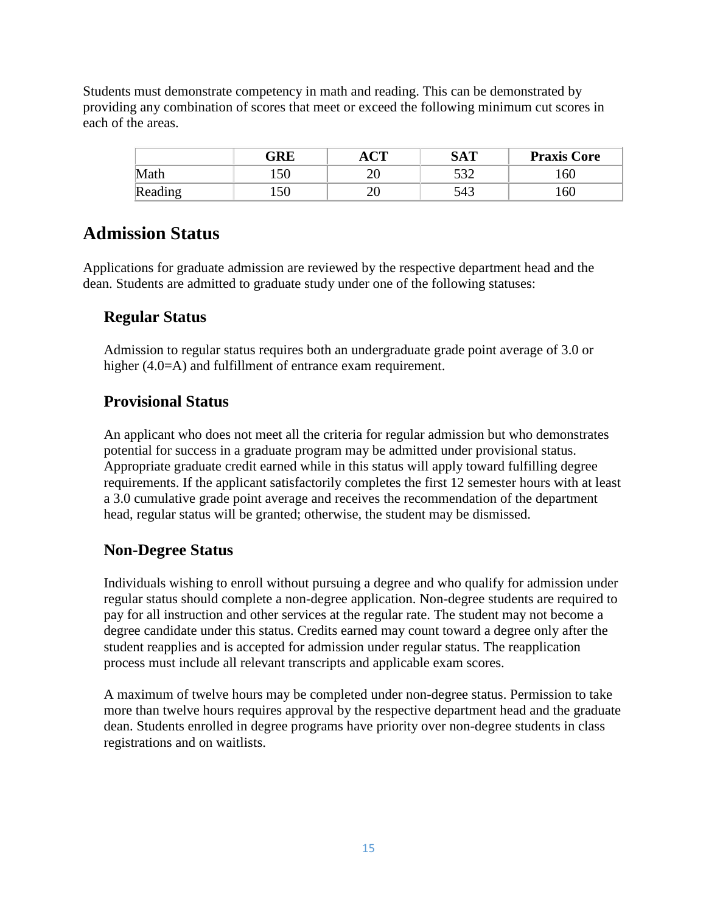Students must demonstrate competency in math and reading. This can be demonstrated by providing any combination of scores that meet or exceed the following minimum cut scores in each of the areas.

| | GRE | ACT | SAT | Praxis Core |
|---|---|---|---|---|
| Math | 150 | 20 | 532 | 160 |
| Reading | 150 | 20 | 543 | 160 |

## Admission Status

Applications for graduate admission are reviewed by the respective department head and the dean. Students are admitted to graduate study under one of the following statuses:

### Regular Status

Admission to regular status requires both an undergraduate grade point average of 3.0 or higher (4.0=A) and fulfillment of entrance exam requirement.

### Provisional Status

An applicant who does not meet all the criteria for regular admission but who demonstrates potential for success in a graduate program may be admitted under provisional status. Appropriate graduate credit earned while in this status will apply toward fulfilling degree requirements. If the applicant satisfactorily completes the first 12 semester hours with at least a 3.0 cumulative grade point average and receives the recommendation of the department head, regular status will be granted; otherwise, the student may be dismissed.

### Non-Degree Status

Individuals wishing to enroll without pursuing a degree and who qualify for admission under regular status should complete a non-degree application. Non-degree students are required to pay for all instruction and other services at the regular rate. The student may not become a degree candidate under this status. Credits earned may count toward a degree only after the student reapplies and is accepted for admission under regular status. The reapplication process must include all relevant transcripts and applicable exam scores.

A maximum of twelve hours may be completed under non-degree status. Permission to take more than twelve hours requires approval by the respective department head and the graduate dean. Students enrolled in degree programs have priority over non-degree students in class registrations and on waitlists.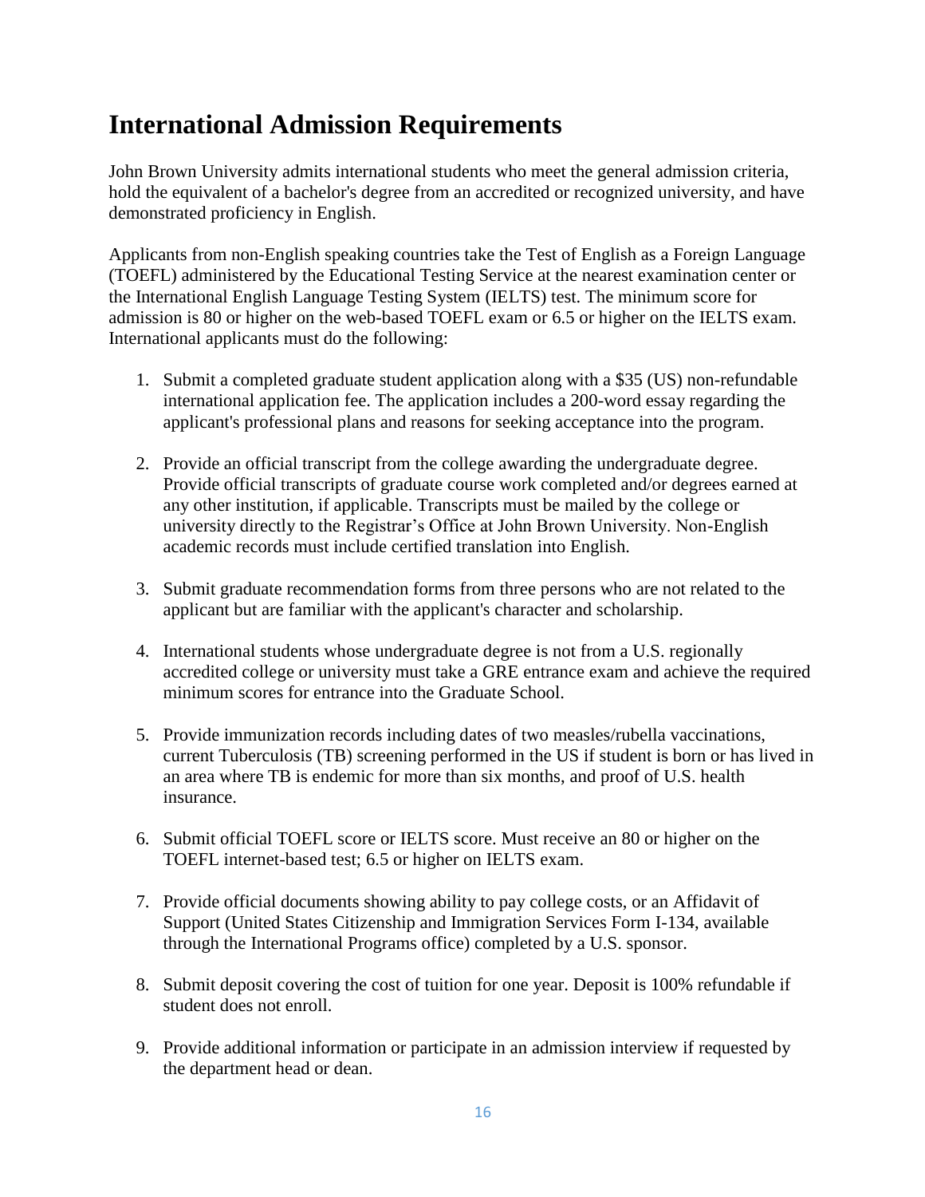## International Admission Requirements

John Brown University admits international students who meet the general admission criteria, hold the equivalent of a bachelor's degree from an accredited or recognized university, and have demonstrated proficiency in English.

Applicants from non-English speaking countries take the Test of English as a Foreign Language (TOEFL) administered by the Educational Testing Service at the nearest examination center or the International English Language Testing System (IELTS) test. The minimum score for admission is 80 or higher on the web-based TOEFL exam or 6.5 or higher on the IELTS exam. International applicants must do the following:

1. Submit a completed graduate student application along with a $35 (US) non-refundable international application fee. The application includes a 200-word essay regarding the applicant's professional plans and reasons for seeking acceptance into the program.

2. Provide an official transcript from the college awarding the undergraduate degree. Provide official transcripts of graduate course work completed and/or degrees earned at any other institution, if applicable. Transcripts must be mailed by the college or university directly to the Registrar's Office at John Brown University. Non-English academic records must include certified translation into English.

3. Submit graduate recommendation forms from three persons who are not related to the applicant but are familiar with the applicant's character and scholarship.

4. International students whose undergraduate degree is not from a U.S. regionally accredited college or university must take a GRE entrance exam and achieve the required minimum scores for entrance into the Graduate School.

5. Provide immunization records including dates of two measles/rubella vaccinations, current Tuberculosis (TB) screening performed in the US if student is born or has lived in an area where TB is endemic for more than six months, and proof of U.S. health insurance.

6. Submit official TOEFL score or IELTS score. Must receive an 80 or higher on the TOEFL internet-based test; 6.5 or higher on IELTS exam.

7. Provide official documents showing ability to pay college costs, or an Affidavit of Support (United States Citizenship and Immigration Services Form I-134, available through the International Programs office) completed by a U.S. sponsor.

8. Submit deposit covering the cost of tuition for one year. Deposit is 100% refundable if student does not enroll.

9. Provide additional information or participate in an admission interview if requested by the department head or dean.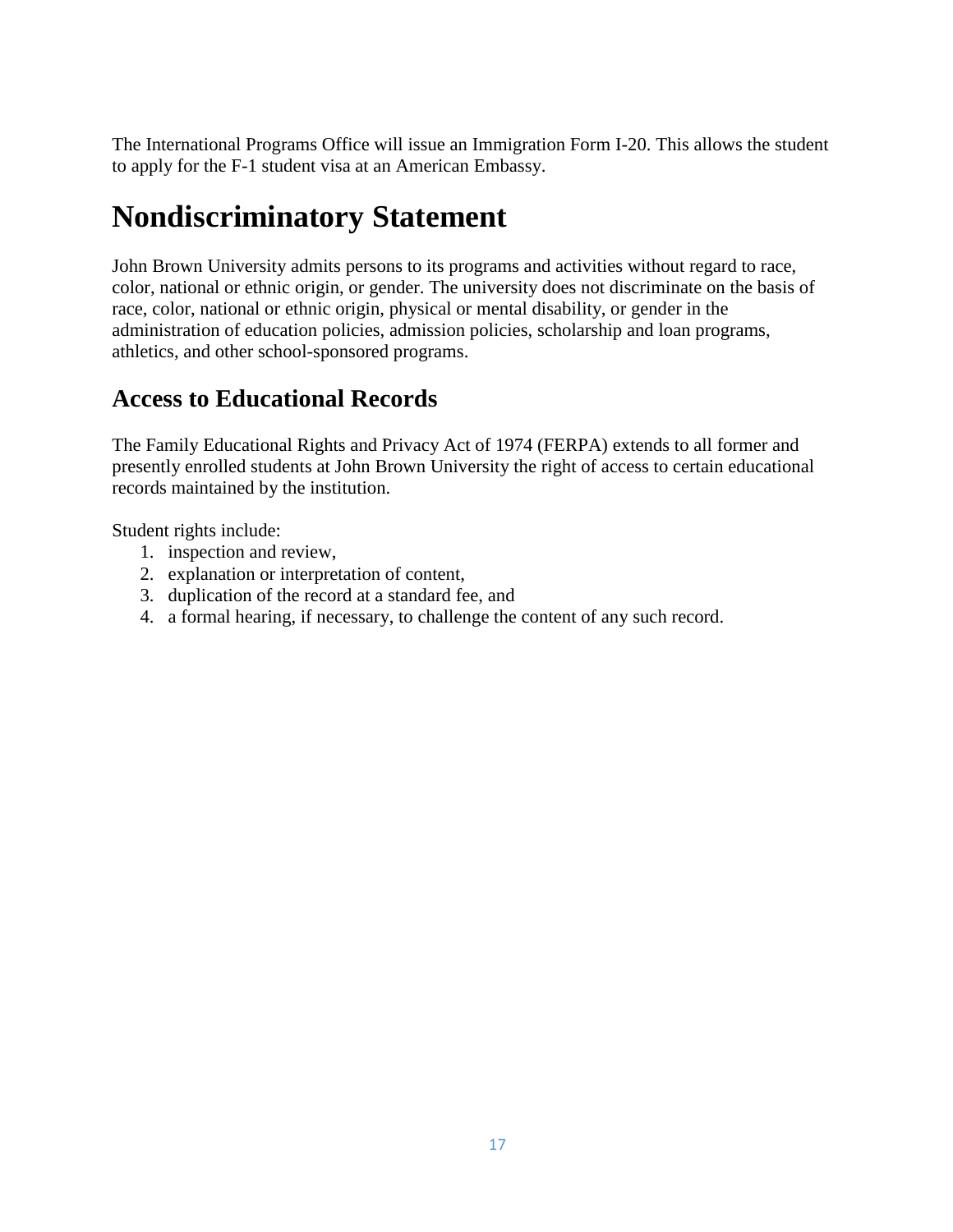The International Programs Office will issue an Immigration Form I-20. This allows the student to apply for the F-1 student visa at an American Embassy.

# Nondiscriminatory Statement

John Brown University admits persons to its programs and activities without regard to race, color, national or ethnic origin, or gender. The university does not discriminate on the basis of race, color, national or ethnic origin, physical or mental disability, or gender in the administration of education policies, admission policies, scholarship and loan programs, athletics, and other school-sponsored programs.

## Access to Educational Records

The Family Educational Rights and Privacy Act of 1974 (FERPA) extends to all former and presently enrolled students at John Brown University the right of access to certain educational records maintained by the institution.

Student rights include:

1. inspection and review,
2. explanation or interpretation of content,
3. duplication of the record at a standard fee, and
4. a formal hearing, if necessary, to challenge the content of any such record.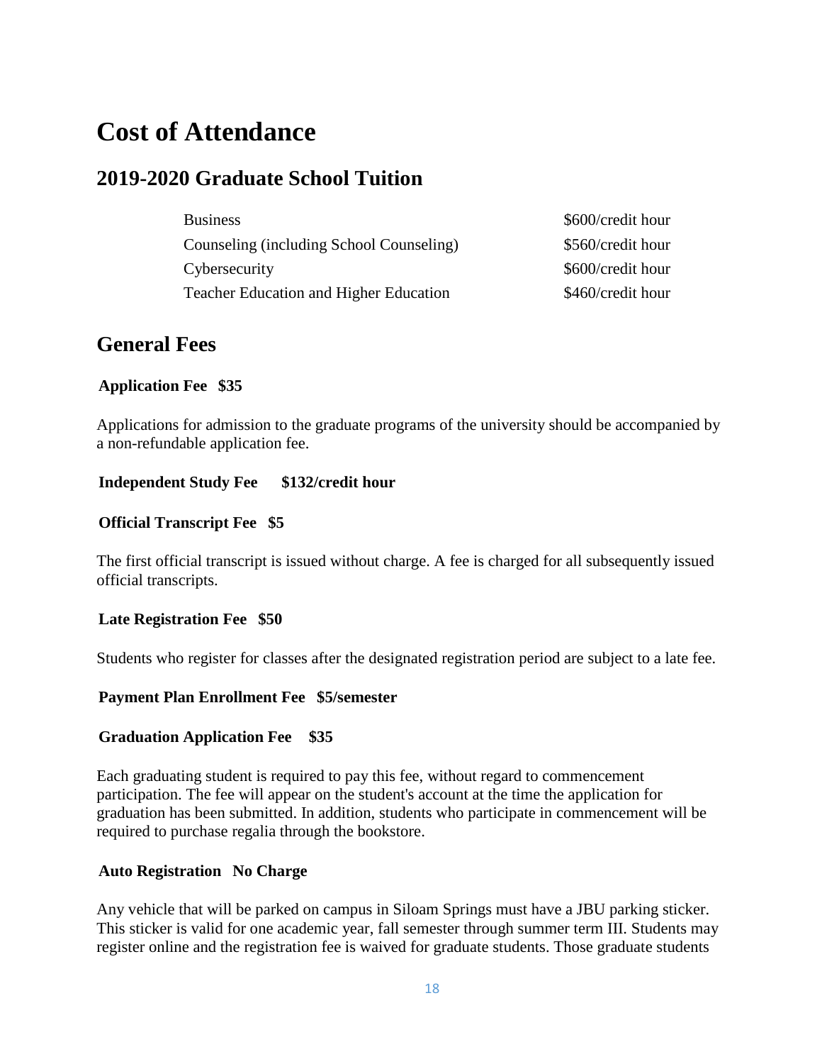# Cost of Attendance

## 2019-2020 Graduate School Tuition

| | |
|---|---|
| Business | $600/credit hour |
| Counseling (including School Counseling) | $560/credit hour |
| Cybersecurity | $600/credit hour |
| Teacher Education and Higher Education | $460/credit hour |

## General Fees

**Application Fee $35**

Applications for admission to the graduate programs of the university should be accompanied by a non-refundable application fee.

**Independent Study Fee $132/credit hour**

**Official Transcript Fee $5**

The first official transcript is issued without charge. A fee is charged for all subsequently issued official transcripts.

**Late Registration Fee $50**

Students who register for classes after the designated registration period are subject to a late fee.

**Payment Plan Enrollment Fee $5/semester**

**Graduation Application Fee $35**

Each graduating student is required to pay this fee, without regard to commencement participation. The fee will appear on the student's account at the time the application for graduation has been submitted. In addition, students who participate in commencement will be required to purchase regalia through the bookstore.

**Auto Registration No Charge**

Any vehicle that will be parked on campus in Siloam Springs must have a JBU parking sticker. This sticker is valid for one academic year, fall semester through summer term III. Students may register online and the registration fee is waived for graduate students. Those graduate students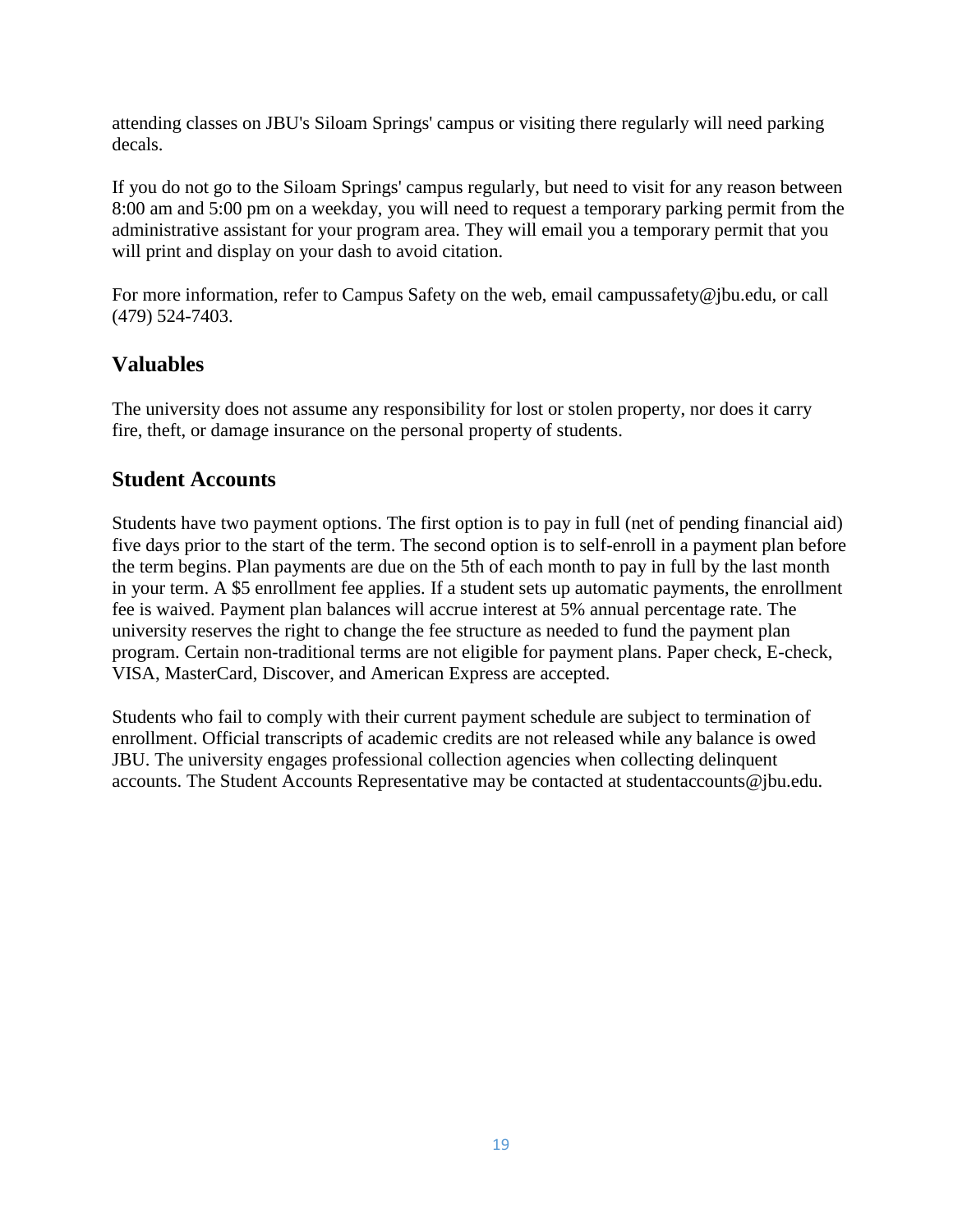attending classes on JBU's Siloam Springs' campus or visiting there regularly will need parking decals.

If you do not go to the Siloam Springs' campus regularly, but need to visit for any reason between 8:00 am and 5:00 pm on a weekday, you will need to request a temporary parking permit from the administrative assistant for your program area. They will email you a temporary permit that you will print and display on your dash to avoid citation.

For more information, refer to Campus Safety on the web, email campussafety@jbu.edu, or call (479) 524-7403.

## Valuables

The university does not assume any responsibility for lost or stolen property, nor does it carry fire, theft, or damage insurance on the personal property of students.

## Student Accounts

Students have two payment options. The first option is to pay in full (net of pending financial aid) five days prior to the start of the term. The second option is to self-enroll in a payment plan before the term begins. Plan payments are due on the 5th of each month to pay in full by the last month in your term. A $5 enrollment fee applies. If a student sets up automatic payments, the enrollment fee is waived. Payment plan balances will accrue interest at 5% annual percentage rate. The university reserves the right to change the fee structure as needed to fund the payment plan program. Certain non-traditional terms are not eligible for payment plans. Paper check, E-check, VISA, MasterCard, Discover, and American Express are accepted.

Students who fail to comply with their current payment schedule are subject to termination of enrollment. Official transcripts of academic credits are not released while any balance is owed JBU. The university engages professional collection agencies when collecting delinquent accounts. The Student Accounts Representative may be contacted at studentaccounts@jbu.edu.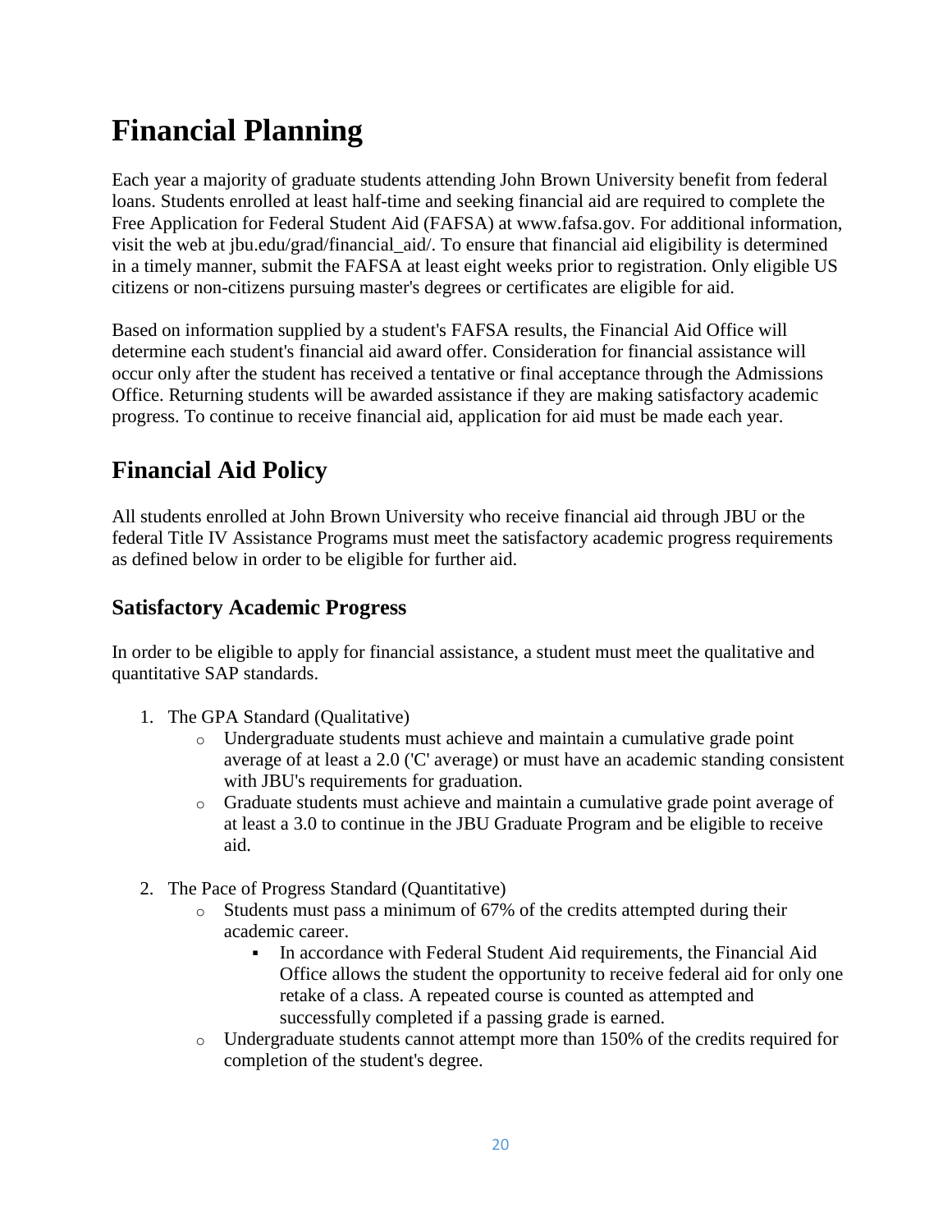# Financial Planning

Each year a majority of graduate students attending John Brown University benefit from federal loans. Students enrolled at least half-time and seeking financial aid are required to complete the Free Application for Federal Student Aid (FAFSA) at www.fafsa.gov. For additional information, visit the web at jbu.edu/grad/financial_aid/. To ensure that financial aid eligibility is determined in a timely manner, submit the FAFSA at least eight weeks prior to registration. Only eligible US citizens or non-citizens pursuing master's degrees or certificates are eligible for aid.

Based on information supplied by a student's FAFSA results, the Financial Aid Office will determine each student's financial aid award offer. Consideration for financial assistance will occur only after the student has received a tentative or final acceptance through the Admissions Office. Returning students will be awarded assistance if they are making satisfactory academic progress. To continue to receive financial aid, application for aid must be made each year.

## Financial Aid Policy

All students enrolled at John Brown University who receive financial aid through JBU or the federal Title IV Assistance Programs must meet the satisfactory academic progress requirements as defined below in order to be eligible for further aid.

### Satisfactory Academic Progress

In order to be eligible to apply for financial assistance, a student must meet the qualitative and quantitative SAP standards.

1. The GPA Standard (Qualitative)
    - Undergraduate students must achieve and maintain a cumulative grade point average of at least a 2.0 ('C' average) or must have an academic standing consistent with JBU's requirements for graduation.
    - Graduate students must achieve and maintain a cumulative grade point average of at least a 3.0 to continue in the JBU Graduate Program and be eligible to receive aid.
2. The Pace of Progress Standard (Quantitative)
    - Students must pass a minimum of 67% of the credits attempted during their academic career.
        - In accordance with Federal Student Aid requirements, the Financial Aid Office allows the student the opportunity to receive federal aid for only one retake of a class. A repeated course is counted as attempted and successfully completed if a passing grade is earned.
    - Undergraduate students cannot attempt more than 150% of the credits required for completion of the student's degree.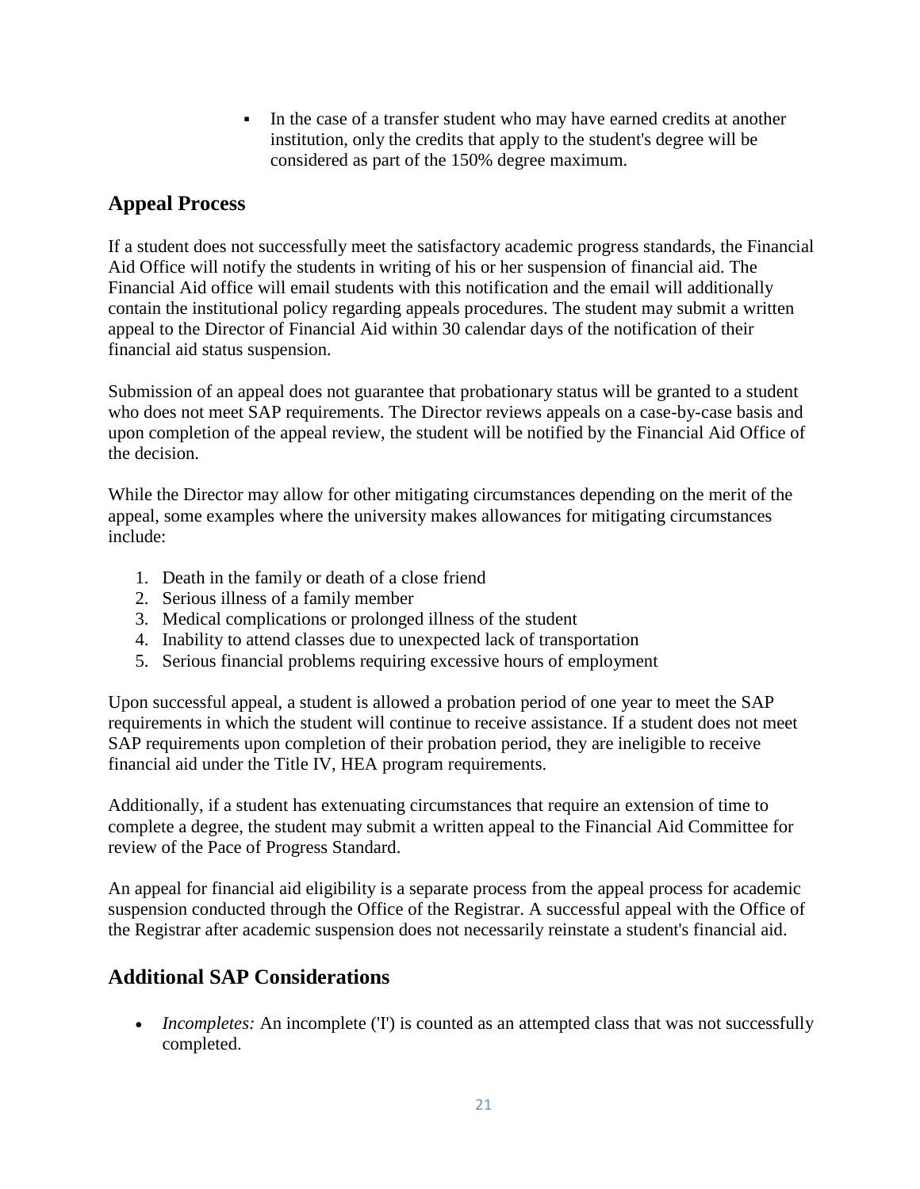- In the case of a transfer student who may have earned credits at another institution, only the credits that apply to the student's degree will be considered as part of the 150% degree maximum.

## Appeal Process

If a student does not successfully meet the satisfactory academic progress standards, the Financial Aid Office will notify the students in writing of his or her suspension of financial aid. The Financial Aid office will email students with this notification and the email will additionally contain the institutional policy regarding appeals procedures. The student may submit a written appeal to the Director of Financial Aid within 30 calendar days of the notification of their financial aid status suspension.

Submission of an appeal does not guarantee that probationary status will be granted to a student who does not meet SAP requirements. The Director reviews appeals on a case-by-case basis and upon completion of the appeal review, the student will be notified by the Financial Aid Office of the decision.

While the Director may allow for other mitigating circumstances depending on the merit of the appeal, some examples where the university makes allowances for mitigating circumstances include:

1. Death in the family or death of a close friend
2. Serious illness of a family member
3. Medical complications or prolonged illness of the student
4. Inability to attend classes due to unexpected lack of transportation
5. Serious financial problems requiring excessive hours of employment

Upon successful appeal, a student is allowed a probation period of one year to meet the SAP requirements in which the student will continue to receive assistance. If a student does not meet SAP requirements upon completion of their probation period, they are ineligible to receive financial aid under the Title IV, HEA program requirements.

Additionally, if a student has extenuating circumstances that require an extension of time to complete a degree, the student may submit a written appeal to the Financial Aid Committee for review of the Pace of Progress Standard.

An appeal for financial aid eligibility is a separate process from the appeal process for academic suspension conducted through the Office of the Registrar. A successful appeal with the Office of the Registrar after academic suspension does not necessarily reinstate a student's financial aid.

## Additional SAP Considerations

- *Incompletes:* An incomplete ('I') is counted as an attempted class that was not successfully completed.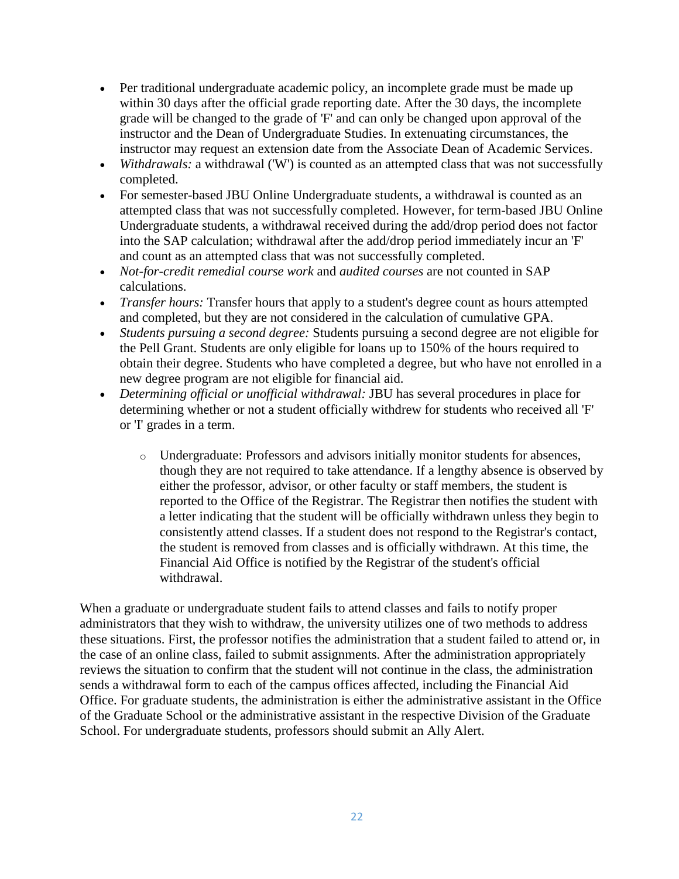- Per traditional undergraduate academic policy, an incomplete grade must be made up within 30 days after the official grade reporting date. After the 30 days, the incomplete grade will be changed to the grade of 'F' and can only be changed upon approval of the instructor and the Dean of Undergraduate Studies. In extenuating circumstances, the instructor may request an extension date from the Associate Dean of Academic Services.
- *Withdrawals:* a withdrawal ('W') is counted as an attempted class that was not successfully completed.
- For semester-based JBU Online Undergraduate students, a withdrawal is counted as an attempted class that was not successfully completed. However, for term-based JBU Online Undergraduate students, a withdrawal received during the add/drop period does not factor into the SAP calculation; withdrawal after the add/drop period immediately incur an 'F' and count as an attempted class that was not successfully completed.
- *Not-for-credit remedial course work* and *audited courses* are not counted in SAP calculations.
- *Transfer hours:* Transfer hours that apply to a student's degree count as hours attempted and completed, but they are not considered in the calculation of cumulative GPA.
- *Students pursuing a second degree:* Students pursuing a second degree are not eligible for the Pell Grant. Students are only eligible for loans up to 150% of the hours required to obtain their degree. Students who have completed a degree, but who have not enrolled in a new degree program are not eligible for financial aid.
- *Determining official or unofficial withdrawal:* JBU has several procedures in place for determining whether or not a student officially withdrew for students who received all 'F' or 'I' grades in a term.
    - Undergraduate: Professors and advisors initially monitor students for absences, though they are not required to take attendance. If a lengthy absence is observed by either the professor, advisor, or other faculty or staff members, the student is reported to the Office of the Registrar. The Registrar then notifies the student with a letter indicating that the student will be officially withdrawn unless they begin to consistently attend classes. If a student does not respond to the Registrar's contact, the student is removed from classes and is officially withdrawn. At this time, the Financial Aid Office is notified by the Registrar of the student's official withdrawal.

When a graduate or undergraduate student fails to attend classes and fails to notify proper administrators that they wish to withdraw, the university utilizes one of two methods to address these situations. First, the professor notifies the administration that a student failed to attend or, in the case of an online class, failed to submit assignments. After the administration appropriately reviews the situation to confirm that the student will not continue in the class, the administration sends a withdrawal form to each of the campus offices affected, including the Financial Aid Office. For graduate students, the administration is either the administrative assistant in the Office of the Graduate School or the administrative assistant in the respective Division of the Graduate School. For undergraduate students, professors should submit an Ally Alert.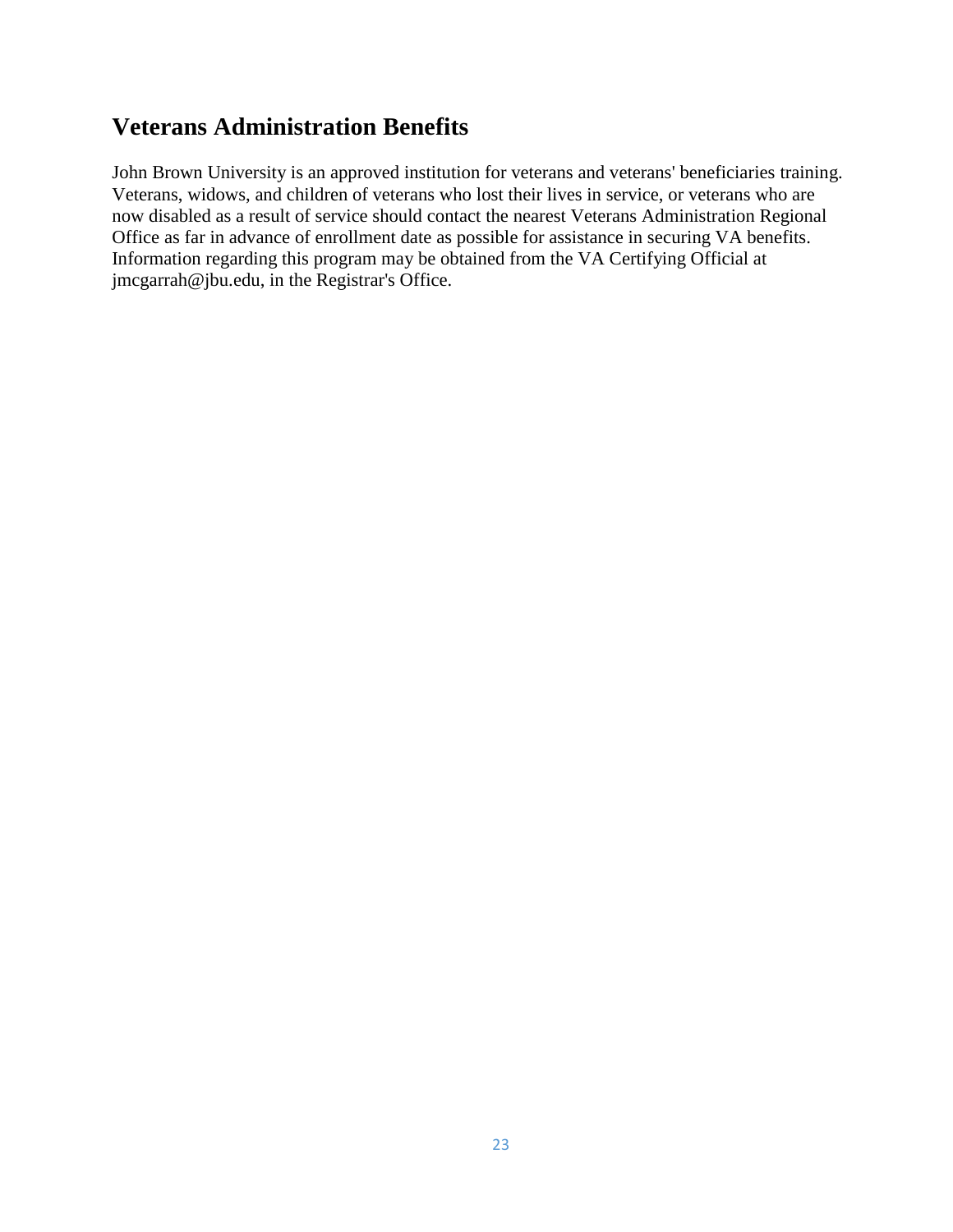## Veterans Administration Benefits

John Brown University is an approved institution for veterans and veterans' beneficiaries training. Veterans, widows, and children of veterans who lost their lives in service, or veterans who are now disabled as a result of service should contact the nearest Veterans Administration Regional Office as far in advance of enrollment date as possible for assistance in securing VA benefits. Information regarding this program may be obtained from the VA Certifying Official at jmcgarrah@jbu.edu, in the Registrar's Office.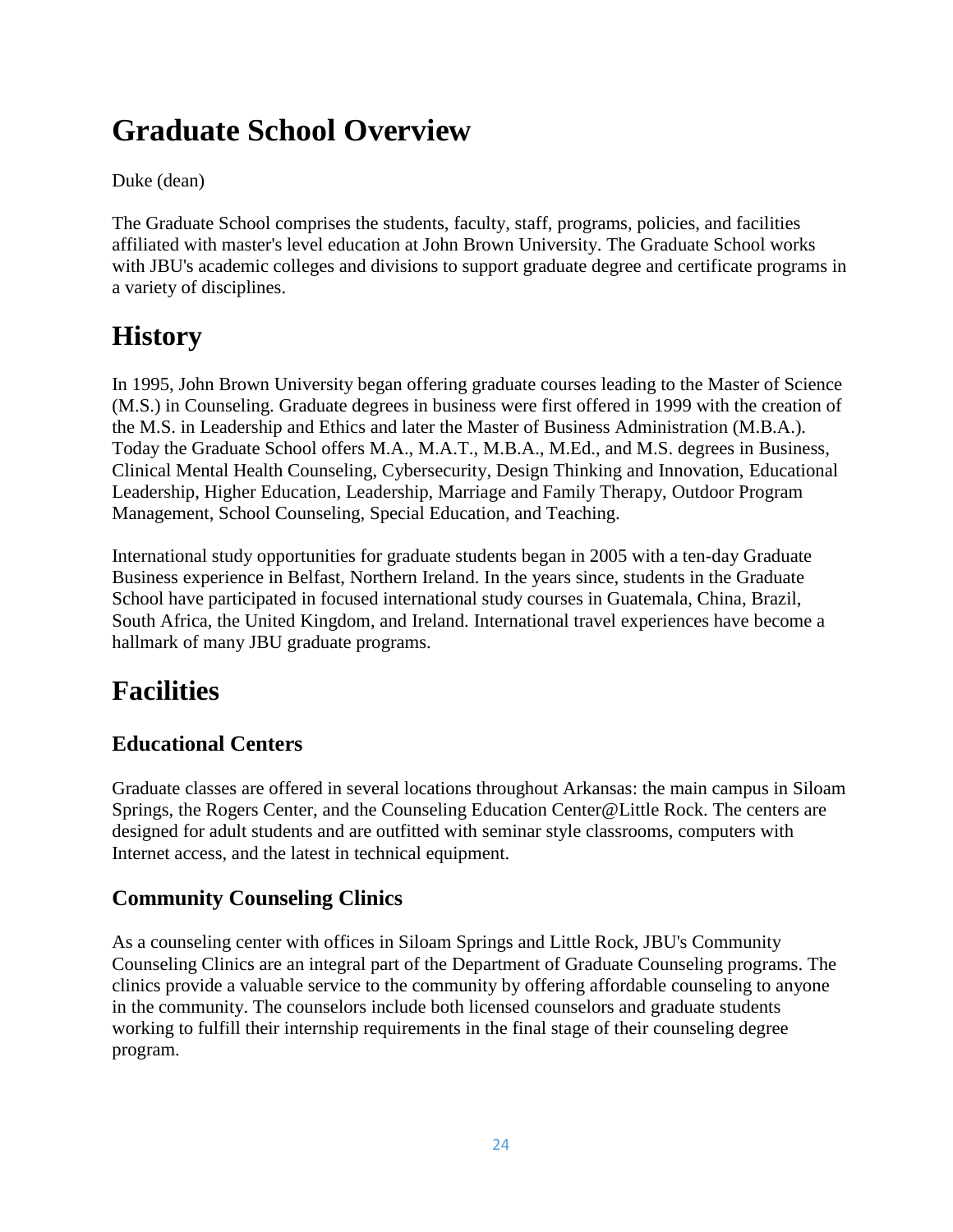# Graduate School Overview

Duke (dean)

The Graduate School comprises the students, faculty, staff, programs, policies, and facilities affiliated with master's level education at John Brown University. The Graduate School works with JBU's academic colleges and divisions to support graduate degree and certificate programs in a variety of disciplines.

# History

In 1995, John Brown University began offering graduate courses leading to the Master of Science (M.S.) in Counseling. Graduate degrees in business were first offered in 1999 with the creation of the M.S. in Leadership and Ethics and later the Master of Business Administration (M.B.A.). Today the Graduate School offers M.A., M.A.T., M.B.A., M.Ed., and M.S. degrees in Business, Clinical Mental Health Counseling, Cybersecurity, Design Thinking and Innovation, Educational Leadership, Higher Education, Leadership, Marriage and Family Therapy, Outdoor Program Management, School Counseling, Special Education, and Teaching.

International study opportunities for graduate students began in 2005 with a ten-day Graduate Business experience in Belfast, Northern Ireland. In the years since, students in the Graduate School have participated in focused international study courses in Guatemala, China, Brazil, South Africa, the United Kingdom, and Ireland. International travel experiences have become a hallmark of many JBU graduate programs.

# Facilities

## Educational Centers

Graduate classes are offered in several locations throughout Arkansas: the main campus in Siloam Springs, the Rogers Center, and the Counseling Education Center@Little Rock. The centers are designed for adult students and are outfitted with seminar style classrooms, computers with Internet access, and the latest in technical equipment.

## Community Counseling Clinics

As a counseling center with offices in Siloam Springs and Little Rock, JBU's Community Counseling Clinics are an integral part of the Department of Graduate Counseling programs. The clinics provide a valuable service to the community by offering affordable counseling to anyone in the community. The counselors include both licensed counselors and graduate students working to fulfill their internship requirements in the final stage of their counseling degree program.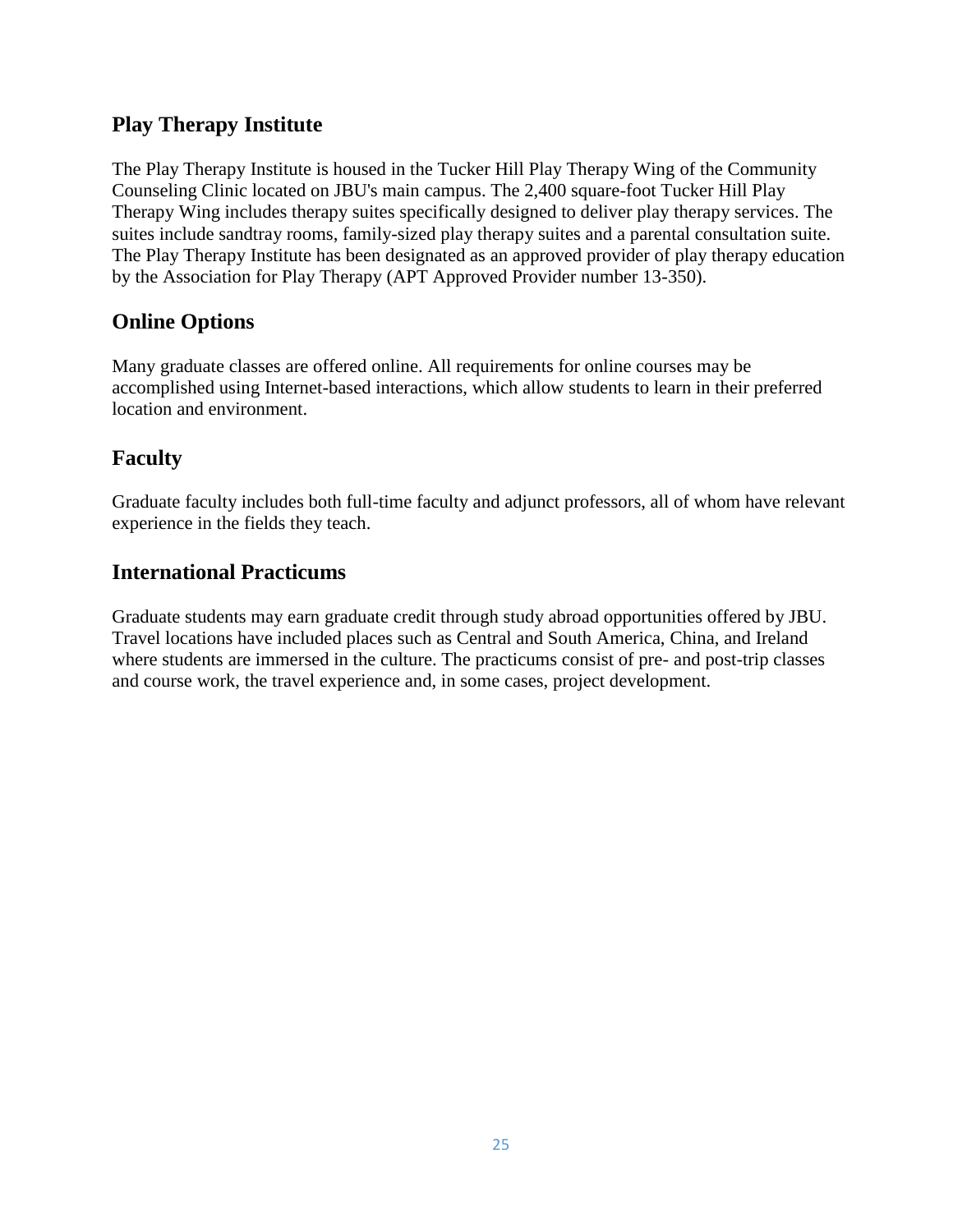## Play Therapy Institute

The Play Therapy Institute is housed in the Tucker Hill Play Therapy Wing of the Community Counseling Clinic located on JBU's main campus. The 2,400 square-foot Tucker Hill Play Therapy Wing includes therapy suites specifically designed to deliver play therapy services. The suites include sandtray rooms, family-sized play therapy suites and a parental consultation suite. The Play Therapy Institute has been designated as an approved provider of play therapy education by the Association for Play Therapy (APT Approved Provider number 13-350).

## Online Options

Many graduate classes are offered online. All requirements for online courses may be accomplished using Internet-based interactions, which allow students to learn in their preferred location and environment.

## Faculty

Graduate faculty includes both full-time faculty and adjunct professors, all of whom have relevant experience in the fields they teach.

## International Practicums

Graduate students may earn graduate credit through study abroad opportunities offered by JBU. Travel locations have included places such as Central and South America, China, and Ireland where students are immersed in the culture. The practicums consist of pre- and post-trip classes and course work, the travel experience and, in some cases, project development.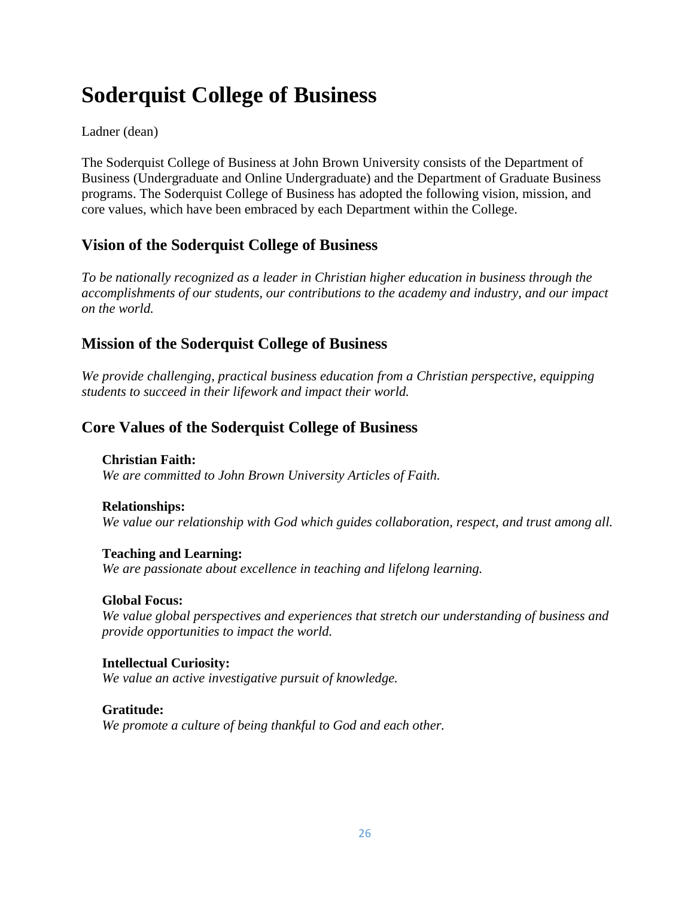# Soderquist College of Business

Ladner (dean)

The Soderquist College of Business at John Brown University consists of the Department of Business (Undergraduate and Online Undergraduate) and the Department of Graduate Business programs. The Soderquist College of Business has adopted the following vision, mission, and core values, which have been embraced by each Department within the College.

## Vision of the Soderquist College of Business

*To be nationally recognized as a leader in Christian higher education in business through the accomplishments of our students, our contributions to the academy and industry, and our impact on the world.*

## Mission of the Soderquist College of Business

*We provide challenging, practical business education from a Christian perspective, equipping students to succeed in their lifework and impact their world.*

## Core Values of the Soderquist College of Business

**Christian Faith:**
*We are committed to John Brown University Articles of Faith.*

**Relationships:**
*We value our relationship with God which guides collaboration, respect, and trust among all.*

**Teaching and Learning:**
*We are passionate about excellence in teaching and lifelong learning.*

**Global Focus:**
*We value global perspectives and experiences that stretch our understanding of business and provide opportunities to impact the world.*

**Intellectual Curiosity:**
*We value an active investigative pursuit of knowledge.*

**Gratitude:**
*We promote a culture of being thankful to God and each other.*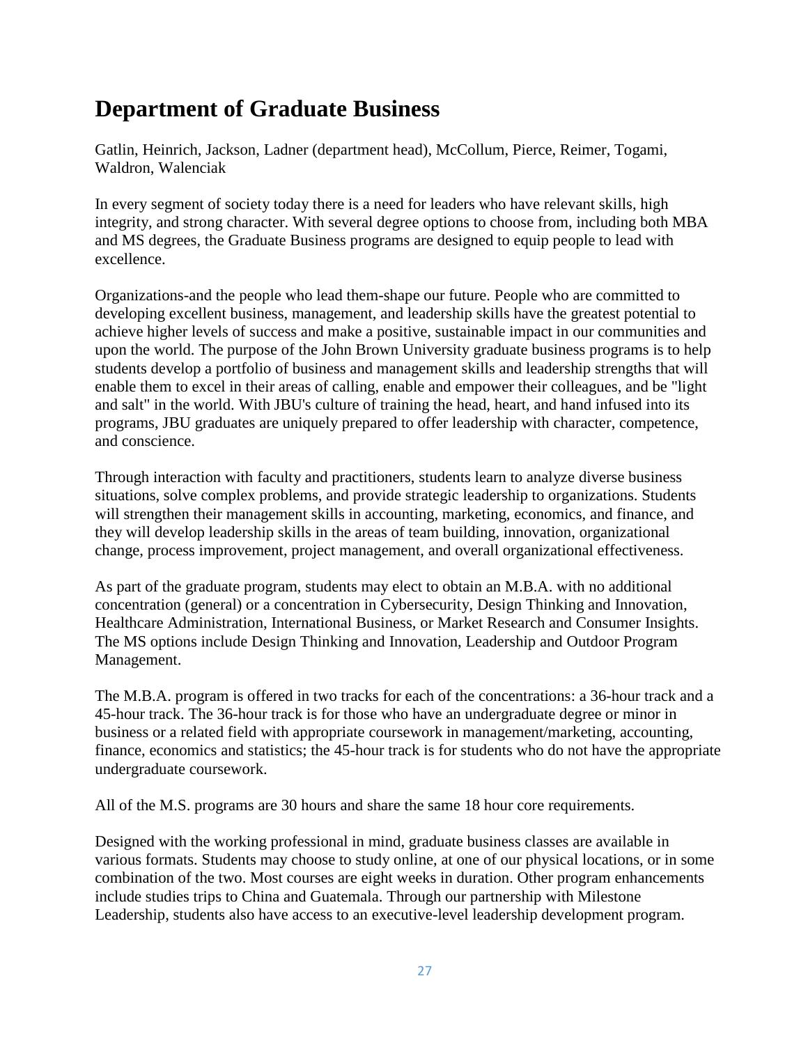# Department of Graduate Business

Gatlin, Heinrich, Jackson, Ladner (department head), McCollum, Pierce, Reimer, Togami, Waldron, Walenciak

In every segment of society today there is a need for leaders who have relevant skills, high integrity, and strong character. With several degree options to choose from, including both MBA and MS degrees, the Graduate Business programs are designed to equip people to lead with excellence.

Organizations-and the people who lead them-shape our future. People who are committed to developing excellent business, management, and leadership skills have the greatest potential to achieve higher levels of success and make a positive, sustainable impact in our communities and upon the world. The purpose of the John Brown University graduate business programs is to help students develop a portfolio of business and management skills and leadership strengths that will enable them to excel in their areas of calling, enable and empower their colleagues, and be "light and salt" in the world. With JBU's culture of training the head, heart, and hand infused into its programs, JBU graduates are uniquely prepared to offer leadership with character, competence, and conscience.

Through interaction with faculty and practitioners, students learn to analyze diverse business situations, solve complex problems, and provide strategic leadership to organizations. Students will strengthen their management skills in accounting, marketing, economics, and finance, and they will develop leadership skills in the areas of team building, innovation, organizational change, process improvement, project management, and overall organizational effectiveness.

As part of the graduate program, students may elect to obtain an M.B.A. with no additional concentration (general) or a concentration in Cybersecurity, Design Thinking and Innovation, Healthcare Administration, International Business, or Market Research and Consumer Insights. The MS options include Design Thinking and Innovation, Leadership and Outdoor Program Management.

The M.B.A. program is offered in two tracks for each of the concentrations: a 36-hour track and a 45-hour track. The 36-hour track is for those who have an undergraduate degree or minor in business or a related field with appropriate coursework in management/marketing, accounting, finance, economics and statistics; the 45-hour track is for students who do not have the appropriate undergraduate coursework.

All of the M.S. programs are 30 hours and share the same 18 hour core requirements.

Designed with the working professional in mind, graduate business classes are available in various formats. Students may choose to study online, at one of our physical locations, or in some combination of the two. Most courses are eight weeks in duration. Other program enhancements include studies trips to China and Guatemala. Through our partnership with Milestone Leadership, students also have access to an executive-level leadership development program.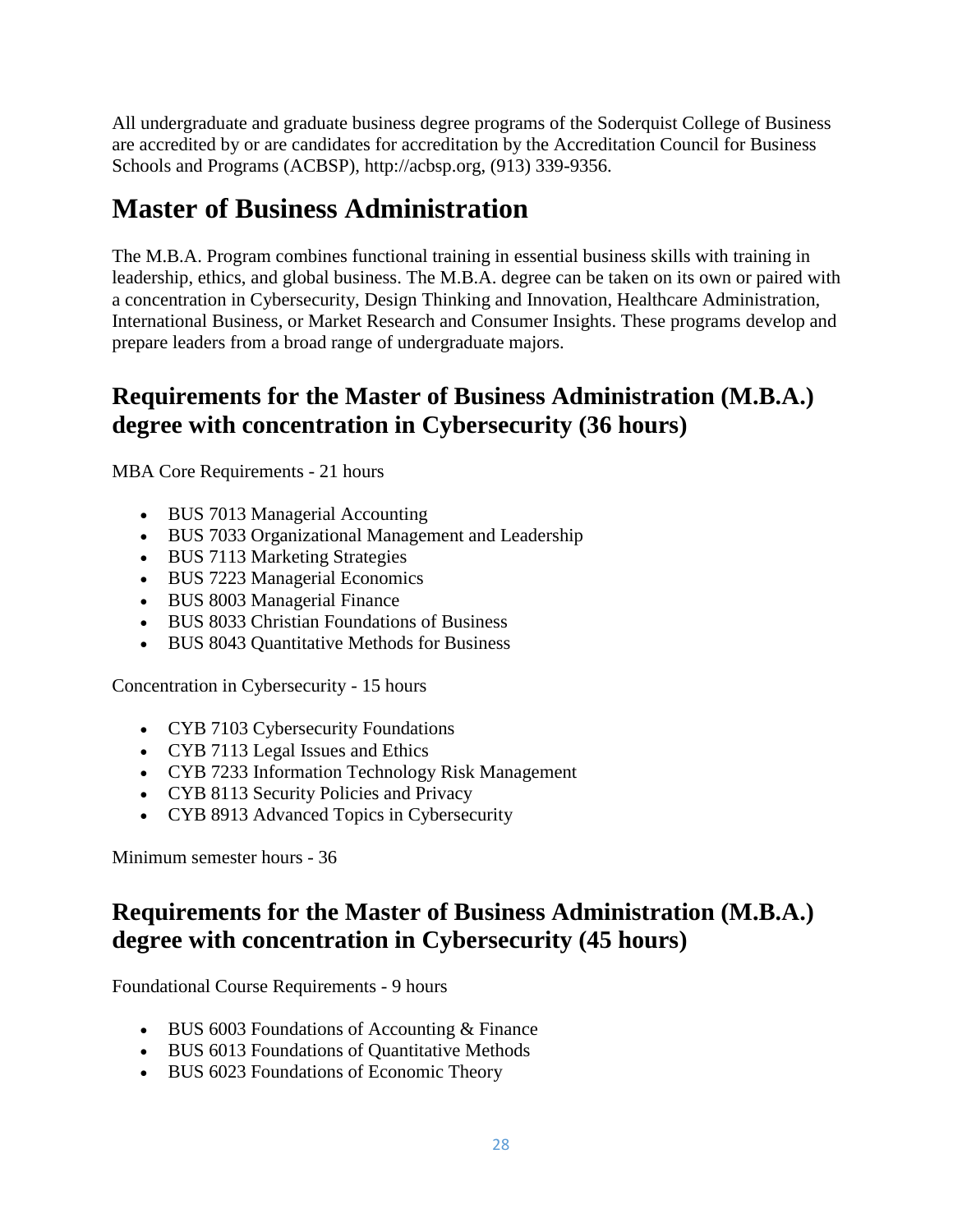All undergraduate and graduate business degree programs of the Soderquist College of Business are accredited by or are candidates for accreditation by the Accreditation Council for Business Schools and Programs (ACBSP), http://acbsp.org, (913) 339-9356.

# Master of Business Administration

The M.B.A. Program combines functional training in essential business skills with training in leadership, ethics, and global business. The M.B.A. degree can be taken on its own or paired with a concentration in Cybersecurity, Design Thinking and Innovation, Healthcare Administration, International Business, or Market Research and Consumer Insights. These programs develop and prepare leaders from a broad range of undergraduate majors.

## Requirements for the Master of Business Administration (M.B.A.) degree with concentration in Cybersecurity (36 hours)

MBA Core Requirements - 21 hours

- BUS 7013 Managerial Accounting
- BUS 7033 Organizational Management and Leadership
- BUS 7113 Marketing Strategies
- BUS 7223 Managerial Economics
- BUS 8003 Managerial Finance
- BUS 8033 Christian Foundations of Business
- BUS 8043 Quantitative Methods for Business

Concentration in Cybersecurity - 15 hours

- CYB 7103 Cybersecurity Foundations
- CYB 7113 Legal Issues and Ethics
- CYB 7233 Information Technology Risk Management
- CYB 8113 Security Policies and Privacy
- CYB 8913 Advanced Topics in Cybersecurity

Minimum semester hours - 36

## Requirements for the Master of Business Administration (M.B.A.) degree with concentration in Cybersecurity (45 hours)

Foundational Course Requirements - 9 hours

- BUS 6003 Foundations of Accounting & Finance
- BUS 6013 Foundations of Quantitative Methods
- BUS 6023 Foundations of Economic Theory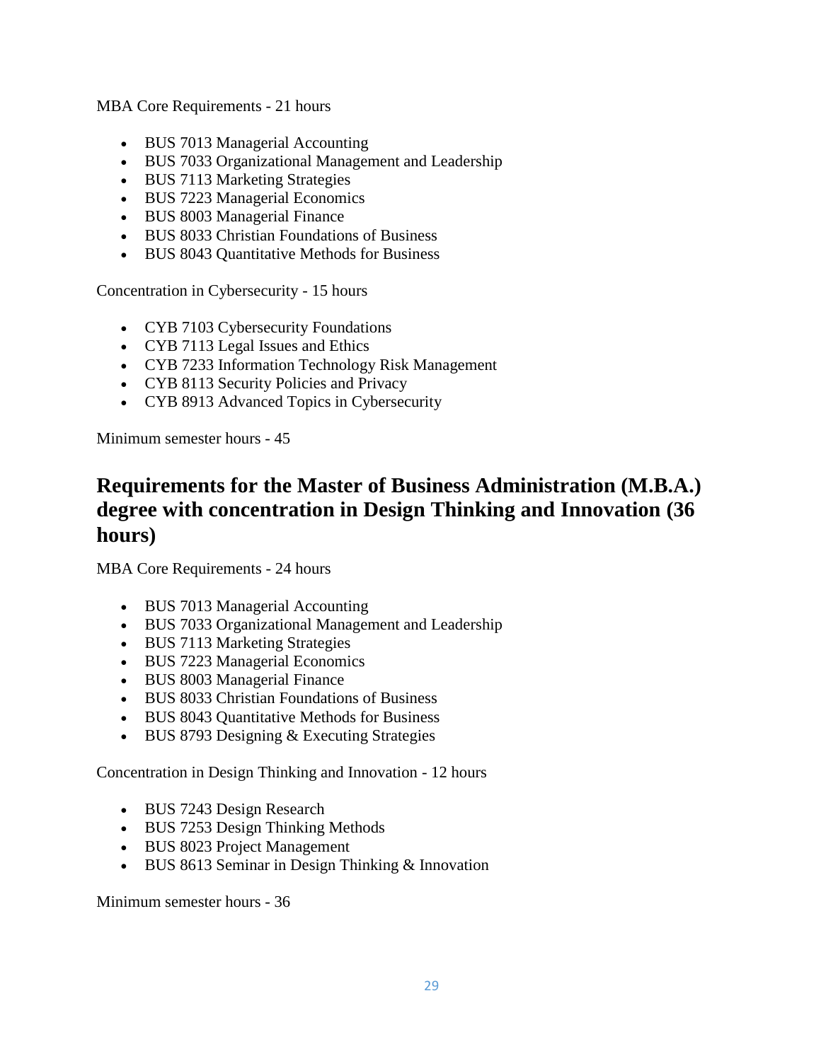MBA Core Requirements - 21 hours

- BUS 7013 Managerial Accounting
- BUS 7033 Organizational Management and Leadership
- BUS 7113 Marketing Strategies
- BUS 7223 Managerial Economics
- BUS 8003 Managerial Finance
- BUS 8033 Christian Foundations of Business
- BUS 8043 Quantitative Methods for Business

Concentration in Cybersecurity - 15 hours

- CYB 7103 Cybersecurity Foundations
- CYB 7113 Legal Issues and Ethics
- CYB 7233 Information Technology Risk Management
- CYB 8113 Security Policies and Privacy
- CYB 8913 Advanced Topics in Cybersecurity

Minimum semester hours - 45

## Requirements for the Master of Business Administration (M.B.A.) degree with concentration in Design Thinking and Innovation (36 hours)

MBA Core Requirements - 24 hours

- BUS 7013 Managerial Accounting
- BUS 7033 Organizational Management and Leadership
- BUS 7113 Marketing Strategies
- BUS 7223 Managerial Economics
- BUS 8003 Managerial Finance
- BUS 8033 Christian Foundations of Business
- BUS 8043 Quantitative Methods for Business
- BUS 8793 Designing & Executing Strategies

Concentration in Design Thinking and Innovation - 12 hours

- BUS 7243 Design Research
- BUS 7253 Design Thinking Methods
- BUS 8023 Project Management
- BUS 8613 Seminar in Design Thinking & Innovation

Minimum semester hours - 36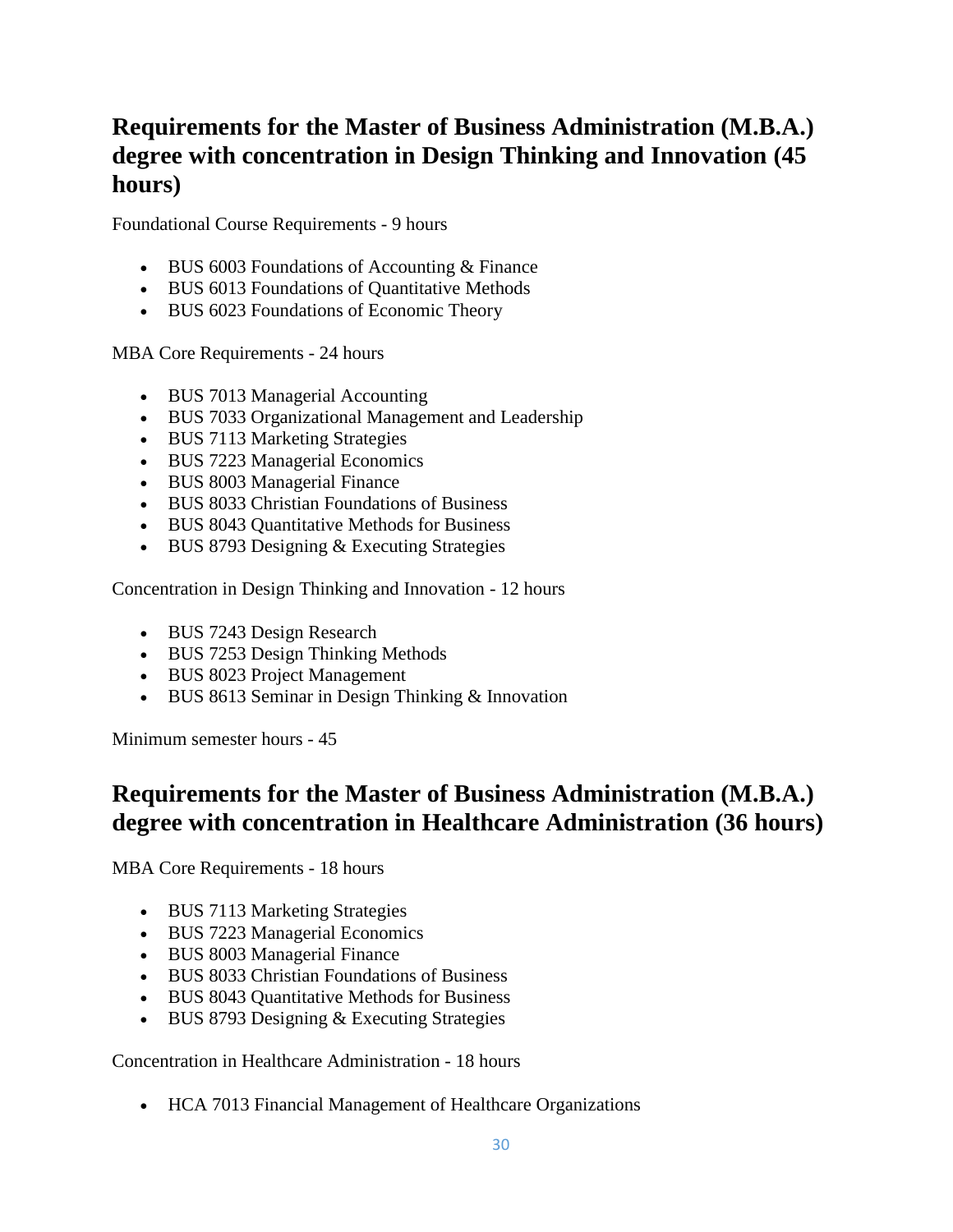## Requirements for the Master of Business Administration (M.B.A.) degree with concentration in Design Thinking and Innovation (45 hours)

Foundational Course Requirements - 9 hours

- BUS 6003 Foundations of Accounting & Finance
- BUS 6013 Foundations of Quantitative Methods
- BUS 6023 Foundations of Economic Theory

MBA Core Requirements - 24 hours

- BUS 7013 Managerial Accounting
- BUS 7033 Organizational Management and Leadership
- BUS 7113 Marketing Strategies
- BUS 7223 Managerial Economics
- BUS 8003 Managerial Finance
- BUS 8033 Christian Foundations of Business
- BUS 8043 Quantitative Methods for Business
- BUS 8793 Designing & Executing Strategies

Concentration in Design Thinking and Innovation - 12 hours

- BUS 7243 Design Research
- BUS 7253 Design Thinking Methods
- BUS 8023 Project Management
- BUS 8613 Seminar in Design Thinking & Innovation

Minimum semester hours - 45

## Requirements for the Master of Business Administration (M.B.A.) degree with concentration in Healthcare Administration (36 hours)

MBA Core Requirements - 18 hours

- BUS 7113 Marketing Strategies
- BUS 7223 Managerial Economics
- BUS 8003 Managerial Finance
- BUS 8033 Christian Foundations of Business
- BUS 8043 Quantitative Methods for Business
- BUS 8793 Designing & Executing Strategies

Concentration in Healthcare Administration - 18 hours

- HCA 7013 Financial Management of Healthcare Organizations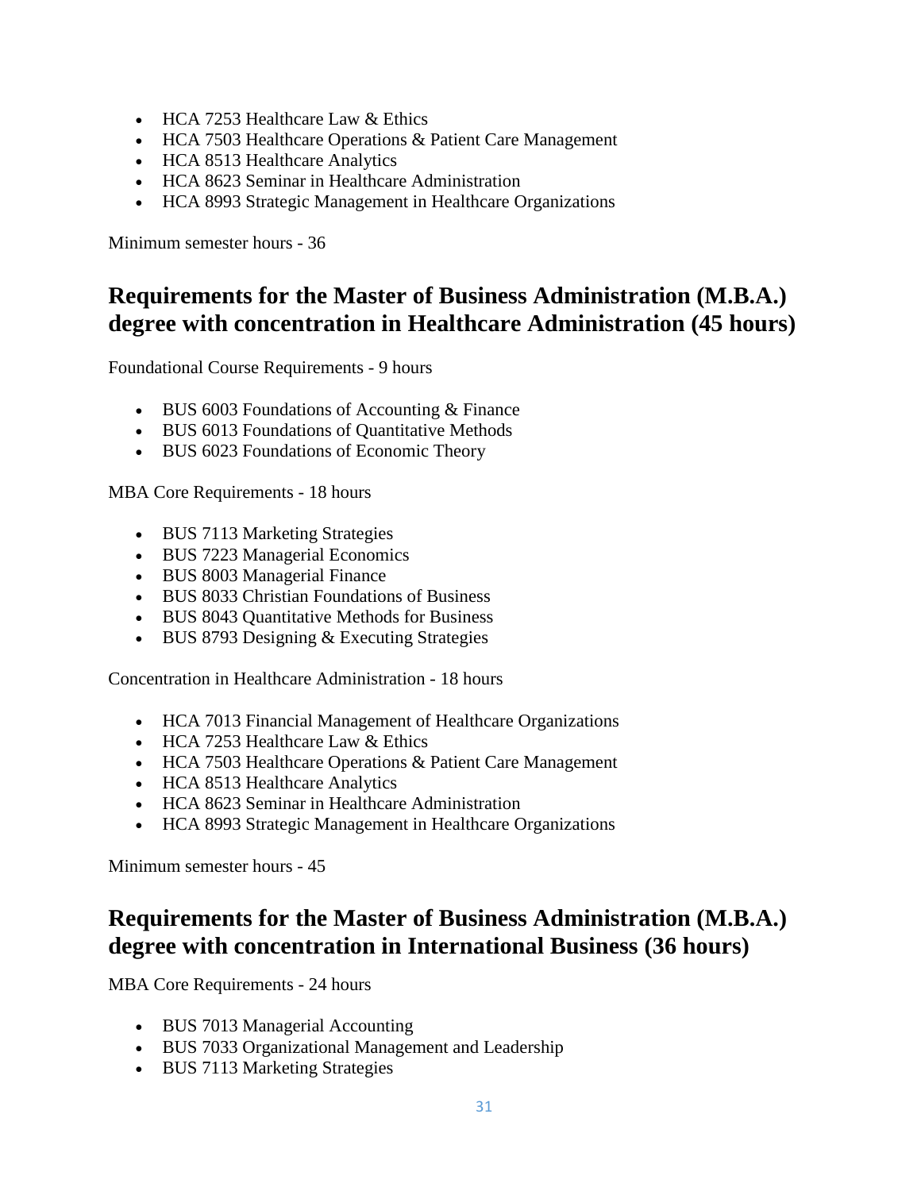- HCA 7253 Healthcare Law & Ethics
- HCA 7503 Healthcare Operations & Patient Care Management
- HCA 8513 Healthcare Analytics
- HCA 8623 Seminar in Healthcare Administration
- HCA 8993 Strategic Management in Healthcare Organizations

Minimum semester hours - 36

## Requirements for the Master of Business Administration (M.B.A.) degree with concentration in Healthcare Administration (45 hours)

Foundational Course Requirements - 9 hours

- BUS 6003 Foundations of Accounting & Finance
- BUS 6013 Foundations of Quantitative Methods
- BUS 6023 Foundations of Economic Theory

MBA Core Requirements - 18 hours

- BUS 7113 Marketing Strategies
- BUS 7223 Managerial Economics
- BUS 8003 Managerial Finance
- BUS 8033 Christian Foundations of Business
- BUS 8043 Quantitative Methods for Business
- BUS 8793 Designing & Executing Strategies

Concentration in Healthcare Administration - 18 hours

- HCA 7013 Financial Management of Healthcare Organizations
- HCA 7253 Healthcare Law & Ethics
- HCA 7503 Healthcare Operations & Patient Care Management
- HCA 8513 Healthcare Analytics
- HCA 8623 Seminar in Healthcare Administration
- HCA 8993 Strategic Management in Healthcare Organizations

Minimum semester hours - 45

## Requirements for the Master of Business Administration (M.B.A.) degree with concentration in International Business (36 hours)

MBA Core Requirements - 24 hours

- BUS 7013 Managerial Accounting
- BUS 7033 Organizational Management and Leadership
- BUS 7113 Marketing Strategies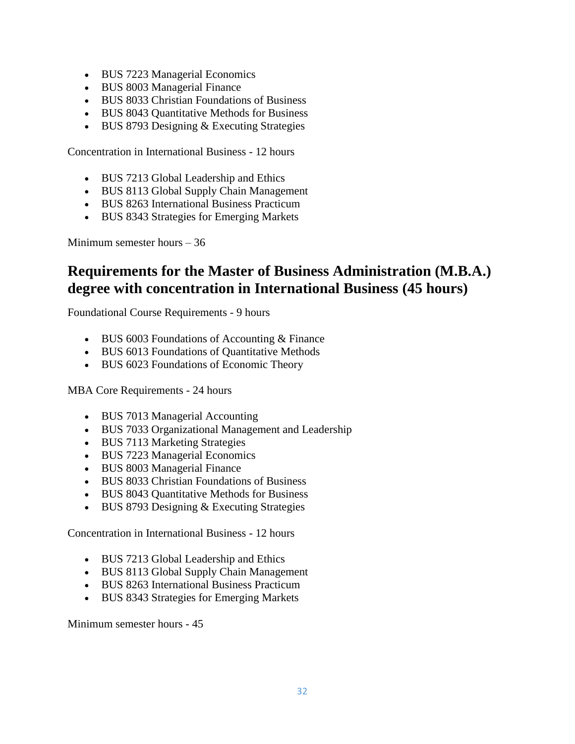- BUS 7223 Managerial Economics
- BUS 8003 Managerial Finance
- BUS 8033 Christian Foundations of Business
- BUS 8043 Quantitative Methods for Business
- BUS 8793 Designing & Executing Strategies

Concentration in International Business - 12 hours

- BUS 7213 Global Leadership and Ethics
- BUS 8113 Global Supply Chain Management
- BUS 8263 International Business Practicum
- BUS 8343 Strategies for Emerging Markets

Minimum semester hours – 36

## Requirements for the Master of Business Administration (M.B.A.) degree with concentration in International Business (45 hours)

Foundational Course Requirements - 9 hours

- BUS 6003 Foundations of Accounting & Finance
- BUS 6013 Foundations of Quantitative Methods
- BUS 6023 Foundations of Economic Theory

MBA Core Requirements - 24 hours

- BUS 7013 Managerial Accounting
- BUS 7033 Organizational Management and Leadership
- BUS 7113 Marketing Strategies
- BUS 7223 Managerial Economics
- BUS 8003 Managerial Finance
- BUS 8033 Christian Foundations of Business
- BUS 8043 Quantitative Methods for Business
- BUS 8793 Designing & Executing Strategies

Concentration in International Business - 12 hours

- BUS 7213 Global Leadership and Ethics
- BUS 8113 Global Supply Chain Management
- BUS 8263 International Business Practicum
- BUS 8343 Strategies for Emerging Markets

Minimum semester hours - 45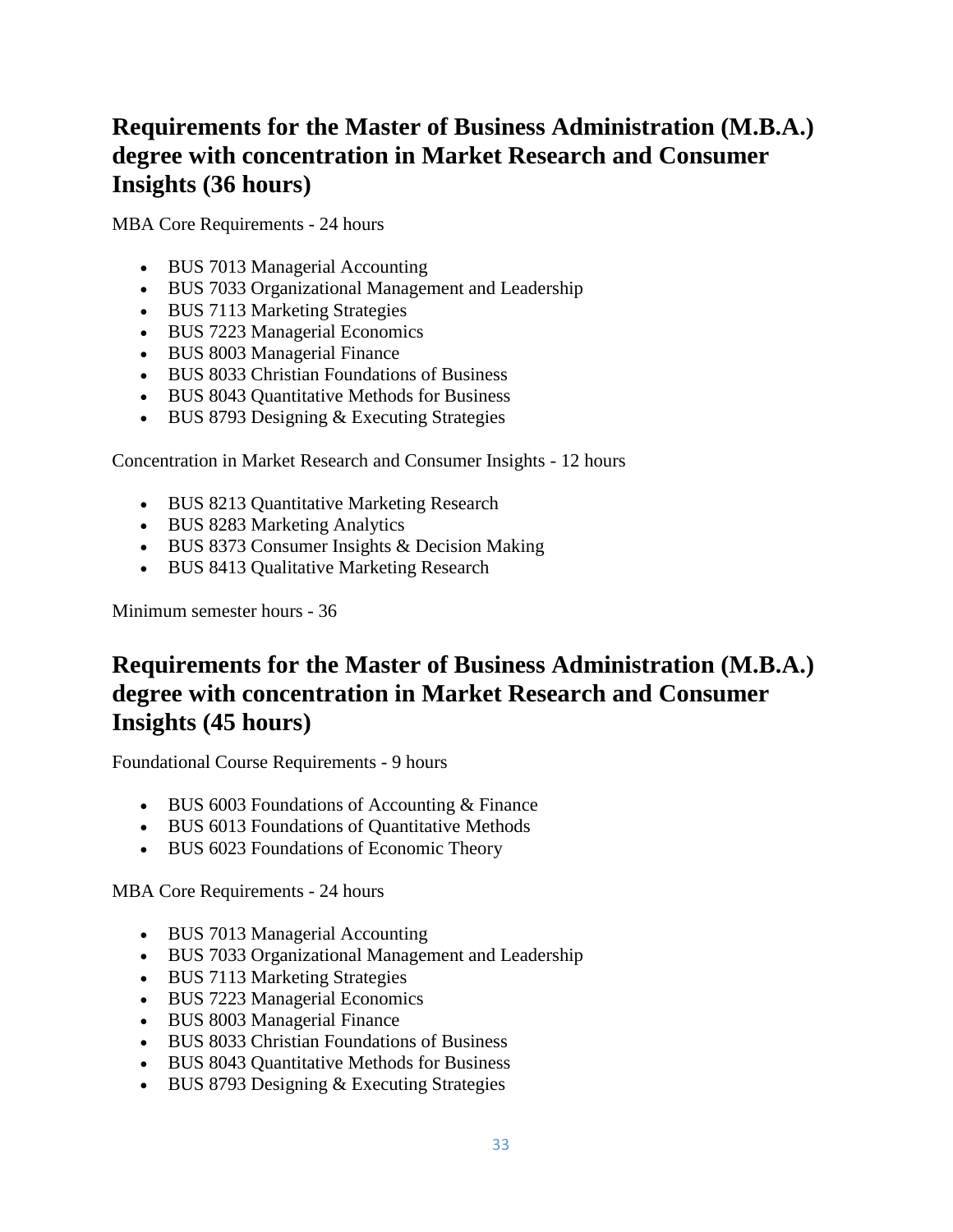## Requirements for the Master of Business Administration (M.B.A.) degree with concentration in Market Research and Consumer Insights (36 hours)

MBA Core Requirements - 24 hours

- BUS 7013 Managerial Accounting
- BUS 7033 Organizational Management and Leadership
- BUS 7113 Marketing Strategies
- BUS 7223 Managerial Economics
- BUS 8003 Managerial Finance
- BUS 8033 Christian Foundations of Business
- BUS 8043 Quantitative Methods for Business
- BUS 8793 Designing & Executing Strategies

Concentration in Market Research and Consumer Insights - 12 hours

- BUS 8213 Quantitative Marketing Research
- BUS 8283 Marketing Analytics
- BUS 8373 Consumer Insights & Decision Making
- BUS 8413 Qualitative Marketing Research

Minimum semester hours - 36

## Requirements for the Master of Business Administration (M.B.A.) degree with concentration in Market Research and Consumer Insights (45 hours)

Foundational Course Requirements - 9 hours

- BUS 6003 Foundations of Accounting & Finance
- BUS 6013 Foundations of Quantitative Methods
- BUS 6023 Foundations of Economic Theory

MBA Core Requirements - 24 hours

- BUS 7013 Managerial Accounting
- BUS 7033 Organizational Management and Leadership
- BUS 7113 Marketing Strategies
- BUS 7223 Managerial Economics
- BUS 8003 Managerial Finance
- BUS 8033 Christian Foundations of Business
- BUS 8043 Quantitative Methods for Business
- BUS 8793 Designing & Executing Strategies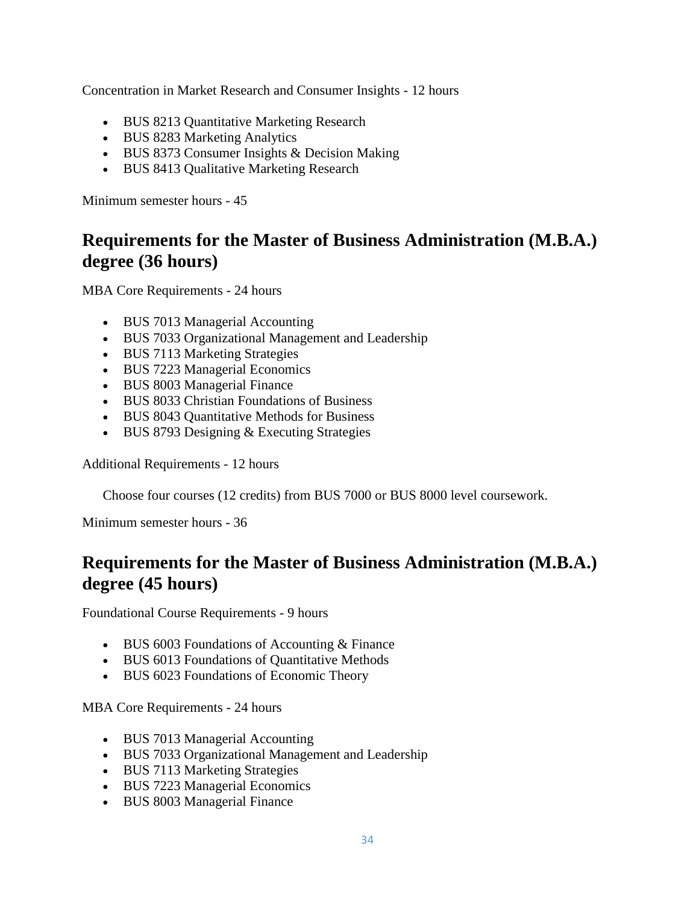Concentration in Market Research and Consumer Insights - 12 hours

- BUS 8213 Quantitative Marketing Research
- BUS 8283 Marketing Analytics
- BUS 8373 Consumer Insights & Decision Making
- BUS 8413 Qualitative Marketing Research

Minimum semester hours - 45

## Requirements for the Master of Business Administration (M.B.A.) degree (36 hours)

MBA Core Requirements - 24 hours

- BUS 7013 Managerial Accounting
- BUS 7033 Organizational Management and Leadership
- BUS 7113 Marketing Strategies
- BUS 7223 Managerial Economics
- BUS 8003 Managerial Finance
- BUS 8033 Christian Foundations of Business
- BUS 8043 Quantitative Methods for Business
- BUS 8793 Designing & Executing Strategies

Additional Requirements - 12 hours

Choose four courses (12 credits) from BUS 7000 or BUS 8000 level coursework.

Minimum semester hours - 36

## Requirements for the Master of Business Administration (M.B.A.) degree (45 hours)

Foundational Course Requirements - 9 hours

- BUS 6003 Foundations of Accounting & Finance
- BUS 6013 Foundations of Quantitative Methods
- BUS 6023 Foundations of Economic Theory

MBA Core Requirements - 24 hours

- BUS 7013 Managerial Accounting
- BUS 7033 Organizational Management and Leadership
- BUS 7113 Marketing Strategies
- BUS 7223 Managerial Economics
- BUS 8003 Managerial Finance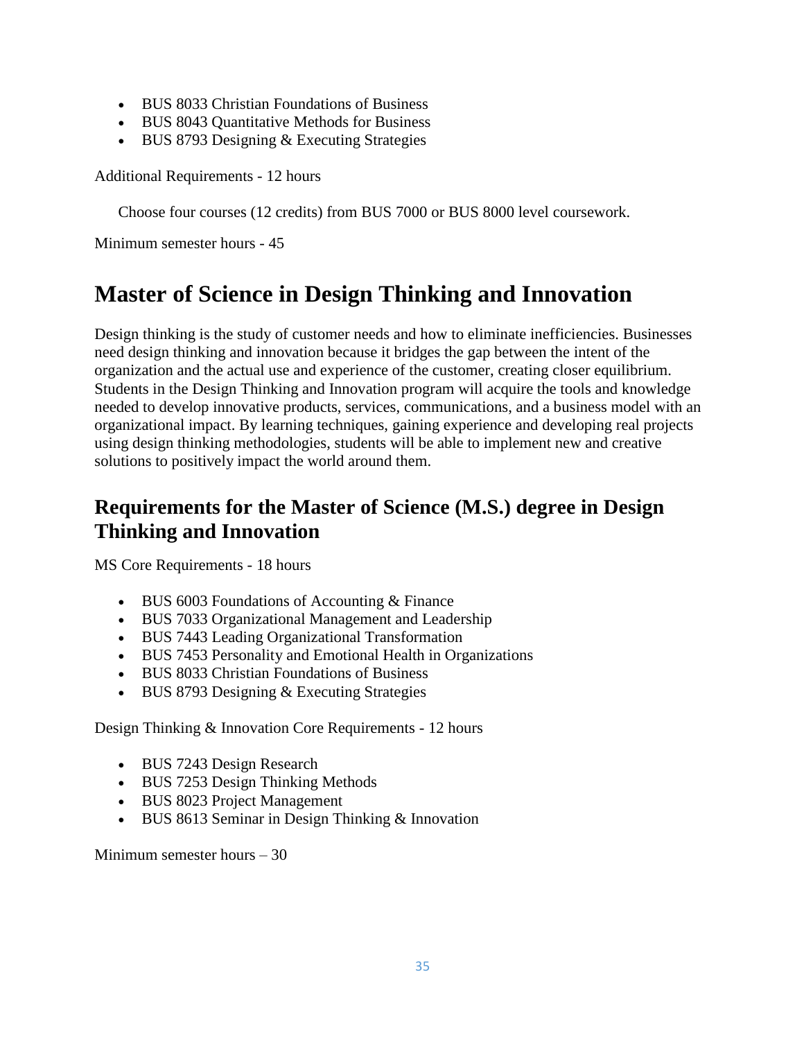- BUS 8033 Christian Foundations of Business
- BUS 8043 Quantitative Methods for Business
- BUS 8793 Designing & Executing Strategies

Additional Requirements - 12 hours

Choose four courses (12 credits) from BUS 7000 or BUS 8000 level coursework.

Minimum semester hours - 45

# Master of Science in Design Thinking and Innovation

Design thinking is the study of customer needs and how to eliminate inefficiencies. Businesses need design thinking and innovation because it bridges the gap between the intent of the organization and the actual use and experience of the customer, creating closer equilibrium. Students in the Design Thinking and Innovation program will acquire the tools and knowledge needed to develop innovative products, services, communications, and a business model with an organizational impact. By learning techniques, gaining experience and developing real projects using design thinking methodologies, students will be able to implement new and creative solutions to positively impact the world around them.

## Requirements for the Master of Science (M.S.) degree in Design Thinking and Innovation

MS Core Requirements - 18 hours

- BUS 6003 Foundations of Accounting & Finance
- BUS 7033 Organizational Management and Leadership
- BUS 7443 Leading Organizational Transformation
- BUS 7453 Personality and Emotional Health in Organizations
- BUS 8033 Christian Foundations of Business
- BUS 8793 Designing & Executing Strategies

Design Thinking & Innovation Core Requirements - 12 hours

- BUS 7243 Design Research
- BUS 7253 Design Thinking Methods
- BUS 8023 Project Management
- BUS 8613 Seminar in Design Thinking & Innovation

Minimum semester hours – 30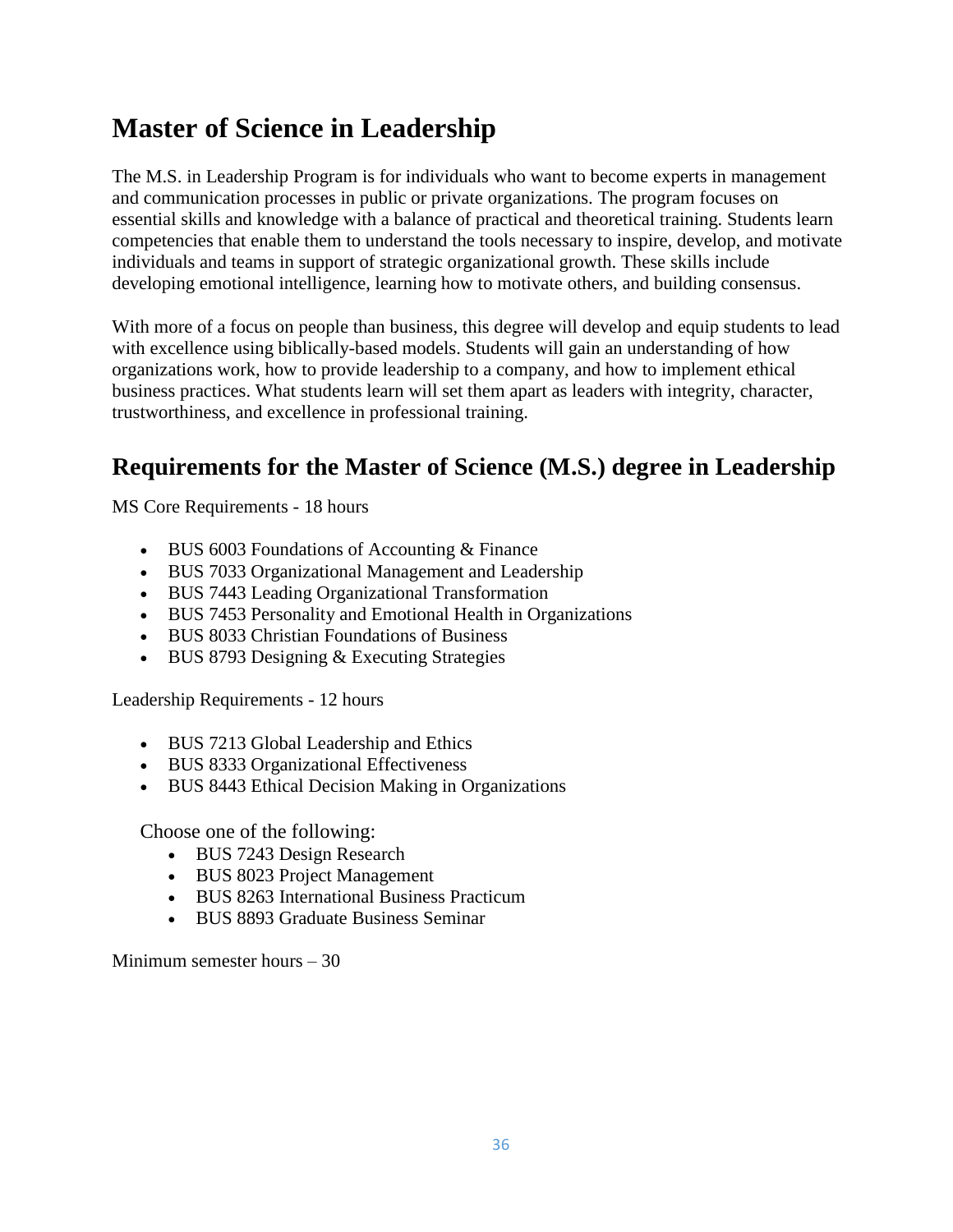# Master of Science in Leadership

The M.S. in Leadership Program is for individuals who want to become experts in management and communication processes in public or private organizations. The program focuses on essential skills and knowledge with a balance of practical and theoretical training. Students learn competencies that enable them to understand the tools necessary to inspire, develop, and motivate individuals and teams in support of strategic organizational growth. These skills include developing emotional intelligence, learning how to motivate others, and building consensus.

With more of a focus on people than business, this degree will develop and equip students to lead with excellence using biblically-based models. Students will gain an understanding of how organizations work, how to provide leadership to a company, and how to implement ethical business practices. What students learn will set them apart as leaders with integrity, character, trustworthiness, and excellence in professional training.

## Requirements for the Master of Science (M.S.) degree in Leadership

MS Core Requirements - 18 hours

- BUS 6003 Foundations of Accounting & Finance
- BUS 7033 Organizational Management and Leadership
- BUS 7443 Leading Organizational Transformation
- BUS 7453 Personality and Emotional Health in Organizations
- BUS 8033 Christian Foundations of Business
- BUS 8793 Designing & Executing Strategies

Leadership Requirements - 12 hours

- BUS 7213 Global Leadership and Ethics
- BUS 8333 Organizational Effectiveness
- BUS 8443 Ethical Decision Making in Organizations

Choose one of the following:

- BUS 7243 Design Research
- BUS 8023 Project Management
- BUS 8263 International Business Practicum
- BUS 8893 Graduate Business Seminar

Minimum semester hours – 30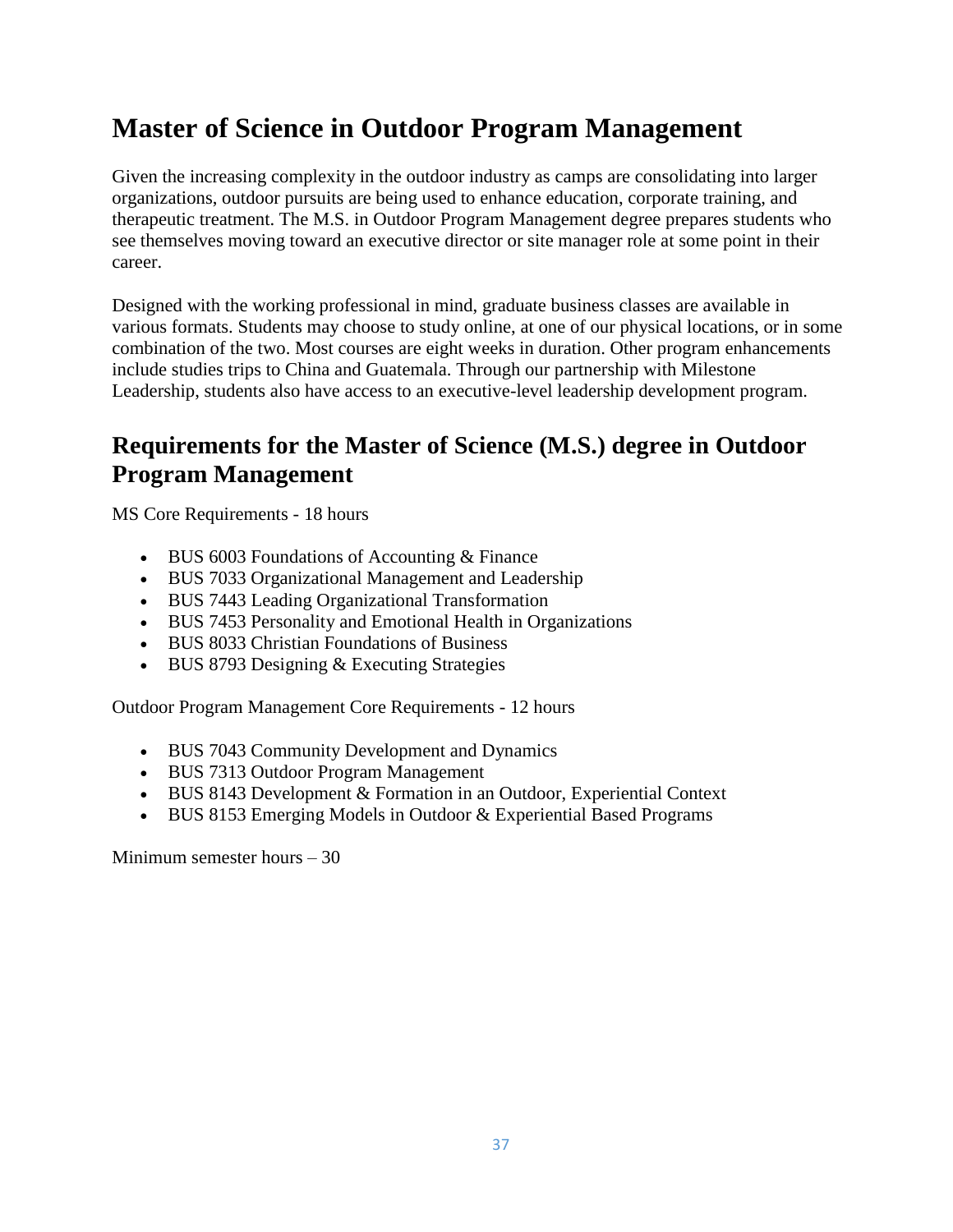# Master of Science in Outdoor Program Management

Given the increasing complexity in the outdoor industry as camps are consolidating into larger organizations, outdoor pursuits are being used to enhance education, corporate training, and therapeutic treatment. The M.S. in Outdoor Program Management degree prepares students who see themselves moving toward an executive director or site manager role at some point in their career.

Designed with the working professional in mind, graduate business classes are available in various formats. Students may choose to study online, at one of our physical locations, or in some combination of the two. Most courses are eight weeks in duration. Other program enhancements include studies trips to China and Guatemala. Through our partnership with Milestone Leadership, students also have access to an executive-level leadership development program.

## Requirements for the Master of Science (M.S.) degree in Outdoor Program Management

MS Core Requirements - 18 hours

- BUS 6003 Foundations of Accounting & Finance
- BUS 7033 Organizational Management and Leadership
- BUS 7443 Leading Organizational Transformation
- BUS 7453 Personality and Emotional Health in Organizations
- BUS 8033 Christian Foundations of Business
- BUS 8793 Designing & Executing Strategies

Outdoor Program Management Core Requirements - 12 hours

- BUS 7043 Community Development and Dynamics
- BUS 7313 Outdoor Program Management
- BUS 8143 Development & Formation in an Outdoor, Experiential Context
- BUS 8153 Emerging Models in Outdoor & Experiential Based Programs

Minimum semester hours – 30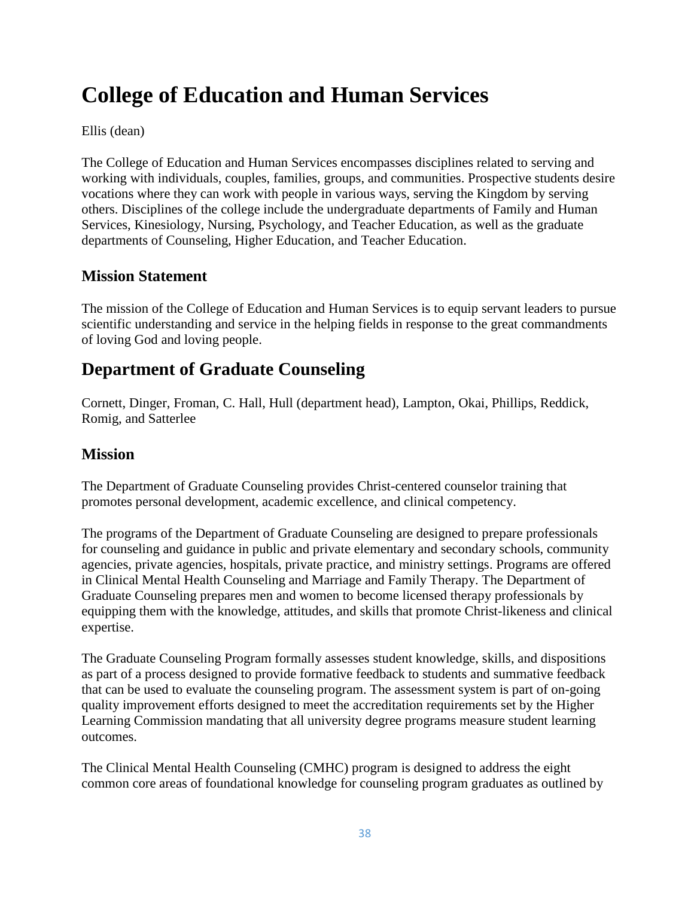# College of Education and Human Services

Ellis (dean)

The College of Education and Human Services encompasses disciplines related to serving and working with individuals, couples, families, groups, and communities. Prospective students desire vocations where they can work with people in various ways, serving the Kingdom by serving others. Disciplines of the college include the undergraduate departments of Family and Human Services, Kinesiology, Nursing, Psychology, and Teacher Education, as well as the graduate departments of Counseling, Higher Education, and Teacher Education.

## Mission Statement

The mission of the College of Education and Human Services is to equip servant leaders to pursue scientific understanding and service in the helping fields in response to the great commandments of loving God and loving people.

# Department of Graduate Counseling

Cornett, Dinger, Froman, C. Hall, Hull (department head), Lampton, Okai, Phillips, Reddick, Romig, and Satterlee

## Mission

The Department of Graduate Counseling provides Christ-centered counselor training that promotes personal development, academic excellence, and clinical competency.

The programs of the Department of Graduate Counseling are designed to prepare professionals for counseling and guidance in public and private elementary and secondary schools, community agencies, private agencies, hospitals, private practice, and ministry settings. Programs are offered in Clinical Mental Health Counseling and Marriage and Family Therapy. The Department of Graduate Counseling prepares men and women to become licensed therapy professionals by equipping them with the knowledge, attitudes, and skills that promote Christ-likeness and clinical expertise.

The Graduate Counseling Program formally assesses student knowledge, skills, and dispositions as part of a process designed to provide formative feedback to students and summative feedback that can be used to evaluate the counseling program. The assessment system is part of on-going quality improvement efforts designed to meet the accreditation requirements set by the Higher Learning Commission mandating that all university degree programs measure student learning outcomes.

The Clinical Mental Health Counseling (CMHC) program is designed to address the eight common core areas of foundational knowledge for counseling program graduates as outlined by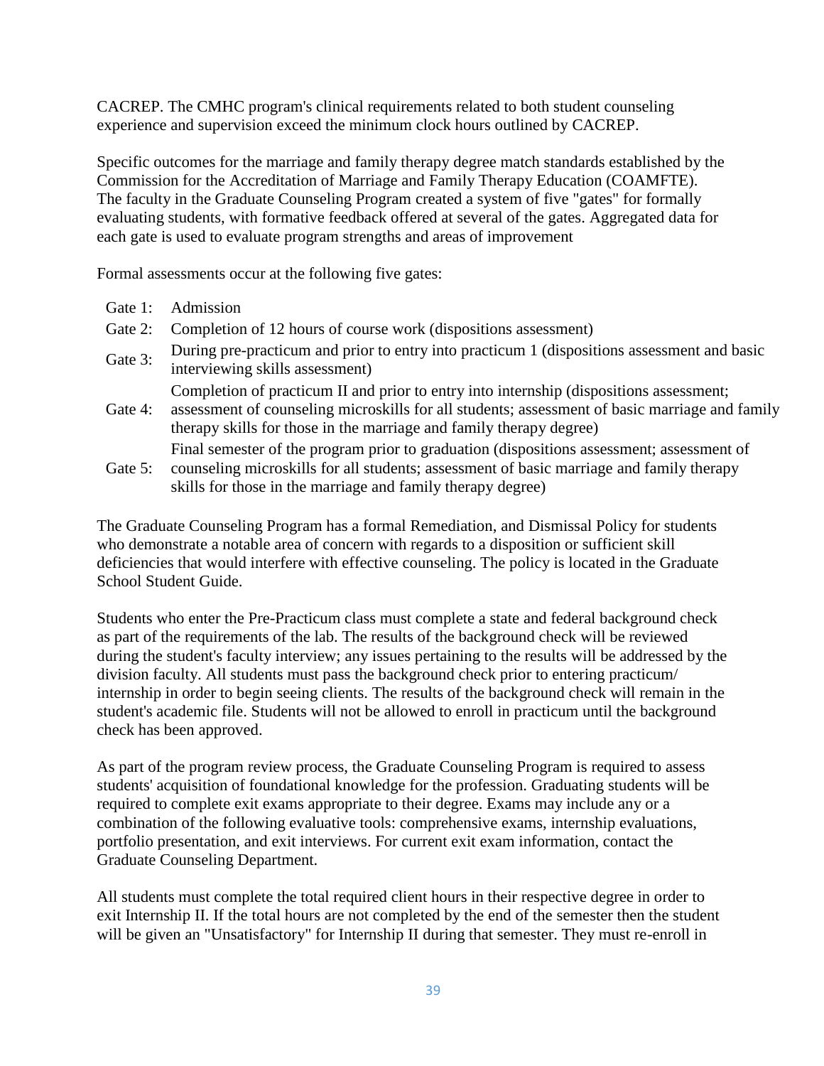CACREP. The CMHC program's clinical requirements related to both student counseling experience and supervision exceed the minimum clock hours outlined by CACREP.

Specific outcomes for the marriage and family therapy degree match standards established by the Commission for the Accreditation of Marriage and Family Therapy Education (COAMFTE). The faculty in the Graduate Counseling Program created a system of five "gates" for formally evaluating students, with formative feedback offered at several of the gates. Aggregated data for each gate is used to evaluate program strengths and areas of improvement

Formal assessments occur at the following five gates:

| | |
|---|---|
| Gate 1: | Admission |
| Gate 2: | Completion of 12 hours of course work (dispositions assessment) |
| Gate 3: | During pre-practicum and prior to entry into practicum 1 (dispositions assessment and basic interviewing skills assessment) |
| Gate 4: | Completion of practicum II and prior to entry into internship (dispositions assessment; assessment of counseling microskills for all students; assessment of basic marriage and family therapy skills for those in the marriage and family therapy degree) |
| Gate 5: | Final semester of the program prior to graduation (dispositions assessment; assessment of counseling microskills for all students; assessment of basic marriage and family therapy skills for those in the marriage and family therapy degree) |

The Graduate Counseling Program has a formal Remediation, and Dismissal Policy for students who demonstrate a notable area of concern with regards to a disposition or sufficient skill deficiencies that would interfere with effective counseling. The policy is located in the Graduate School Student Guide.

Students who enter the Pre-Practicum class must complete a state and federal background check as part of the requirements of the lab. The results of the background check will be reviewed during the student's faculty interview; any issues pertaining to the results will be addressed by the division faculty. All students must pass the background check prior to entering practicum/ internship in order to begin seeing clients. The results of the background check will remain in the student's academic file. Students will not be allowed to enroll in practicum until the background check has been approved.

As part of the program review process, the Graduate Counseling Program is required to assess students' acquisition of foundational knowledge for the profession. Graduating students will be required to complete exit exams appropriate to their degree. Exams may include any or a combination of the following evaluative tools: comprehensive exams, internship evaluations, portfolio presentation, and exit interviews. For current exit exam information, contact the Graduate Counseling Department.

All students must complete the total required client hours in their respective degree in order to exit Internship II. If the total hours are not completed by the end of the semester then the student will be given an "Unsatisfactory" for Internship II during that semester. They must re-enroll in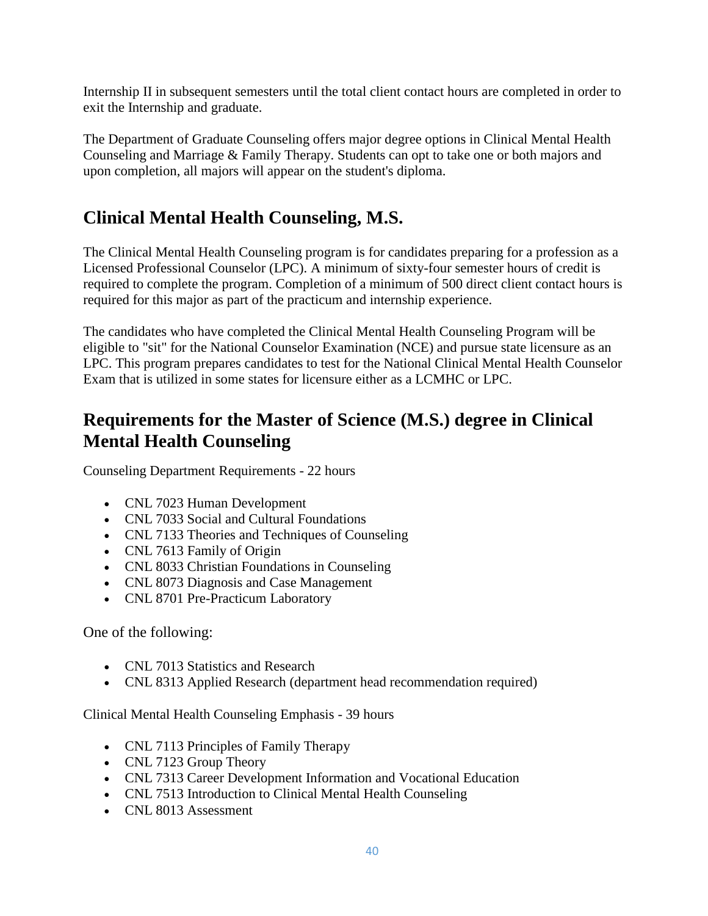Internship II in subsequent semesters until the total client contact hours are completed in order to exit the Internship and graduate.

The Department of Graduate Counseling offers major degree options in Clinical Mental Health Counseling and Marriage & Family Therapy. Students can opt to take one or both majors and upon completion, all majors will appear on the student's diploma.

## Clinical Mental Health Counseling, M.S.

The Clinical Mental Health Counseling program is for candidates preparing for a profession as a Licensed Professional Counselor (LPC). A minimum of sixty-four semester hours of credit is required to complete the program. Completion of a minimum of 500 direct client contact hours is required for this major as part of the practicum and internship experience.

The candidates who have completed the Clinical Mental Health Counseling Program will be eligible to "sit" for the National Counselor Examination (NCE) and pursue state licensure as an LPC. This program prepares candidates to test for the National Clinical Mental Health Counselor Exam that is utilized in some states for licensure either as a LCMHC or LPC.

## Requirements for the Master of Science (M.S.) degree in Clinical Mental Health Counseling

Counseling Department Requirements - 22 hours

- CNL 7023 Human Development
- CNL 7033 Social and Cultural Foundations
- CNL 7133 Theories and Techniques of Counseling
- CNL 7613 Family of Origin
- CNL 8033 Christian Foundations in Counseling
- CNL 8073 Diagnosis and Case Management
- CNL 8701 Pre-Practicum Laboratory

One of the following:

- CNL 7013 Statistics and Research
- CNL 8313 Applied Research (department head recommendation required)

Clinical Mental Health Counseling Emphasis - 39 hours

- CNL 7113 Principles of Family Therapy
- CNL 7123 Group Theory
- CNL 7313 Career Development Information and Vocational Education
- CNL 7513 Introduction to Clinical Mental Health Counseling
- CNL 8013 Assessment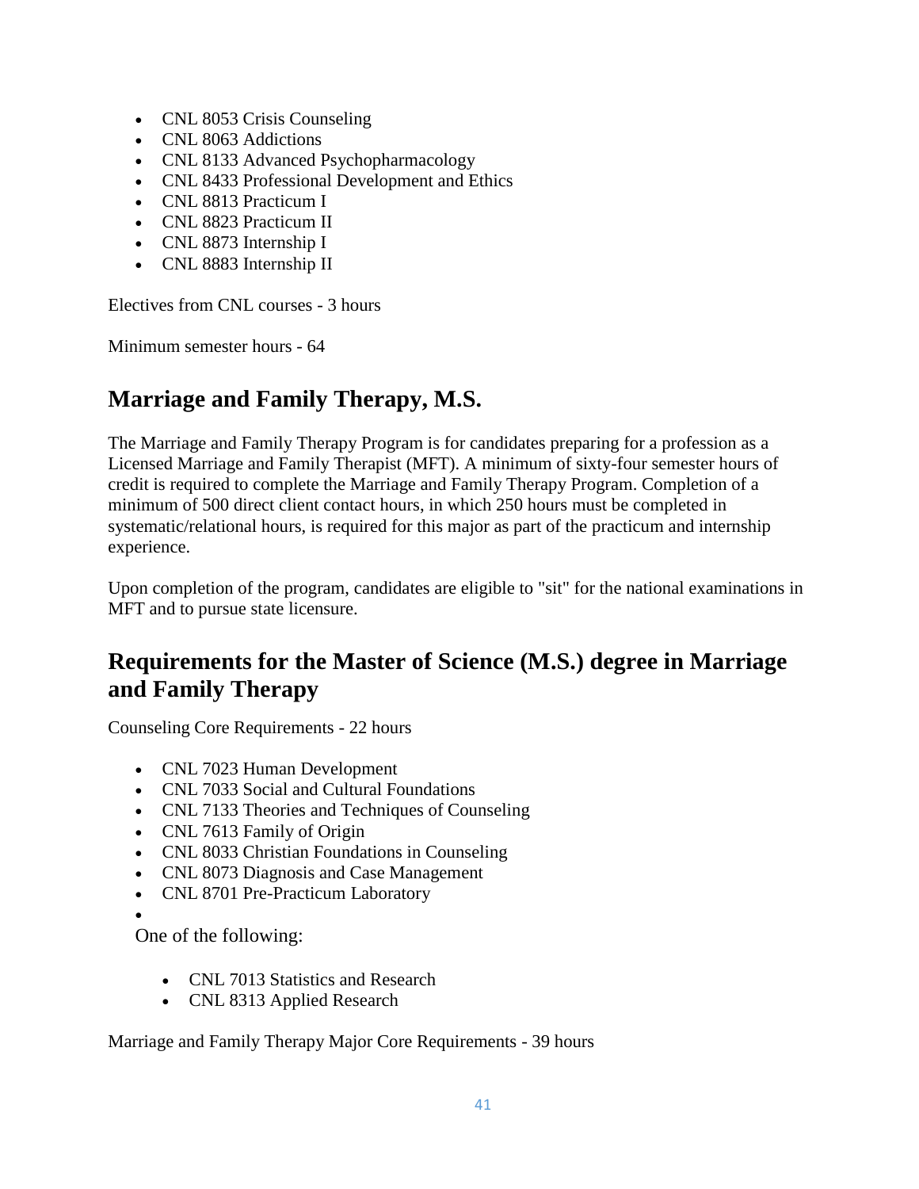- CNL 8053 Crisis Counseling
- CNL 8063 Addictions
- CNL 8133 Advanced Psychopharmacology
- CNL 8433 Professional Development and Ethics
- CNL 8813 Practicum I
- CNL 8823 Practicum II
- CNL 8873 Internship I
- CNL 8883 Internship II

Electives from CNL courses - 3 hours

Minimum semester hours - 64

## Marriage and Family Therapy, M.S.

The Marriage and Family Therapy Program is for candidates preparing for a profession as a Licensed Marriage and Family Therapist (MFT). A minimum of sixty-four semester hours of credit is required to complete the Marriage and Family Therapy Program. Completion of a minimum of 500 direct client contact hours, in which 250 hours must be completed in systematic/relational hours, is required for this major as part of the practicum and internship experience.

Upon completion of the program, candidates are eligible to "sit" for the national examinations in MFT and to pursue state licensure.

## Requirements for the Master of Science (M.S.) degree in Marriage and Family Therapy

Counseling Core Requirements - 22 hours

- CNL 7023 Human Development
- CNL 7033 Social and Cultural Foundations
- CNL 7133 Theories and Techniques of Counseling
- CNL 7613 Family of Origin
- CNL 8033 Christian Foundations in Counseling
- CNL 8073 Diagnosis and Case Management
- CNL 8701 Pre-Practicum Laboratory
- One of the following:
  - CNL 7013 Statistics and Research
  - CNL 8313 Applied Research

Marriage and Family Therapy Major Core Requirements - 39 hours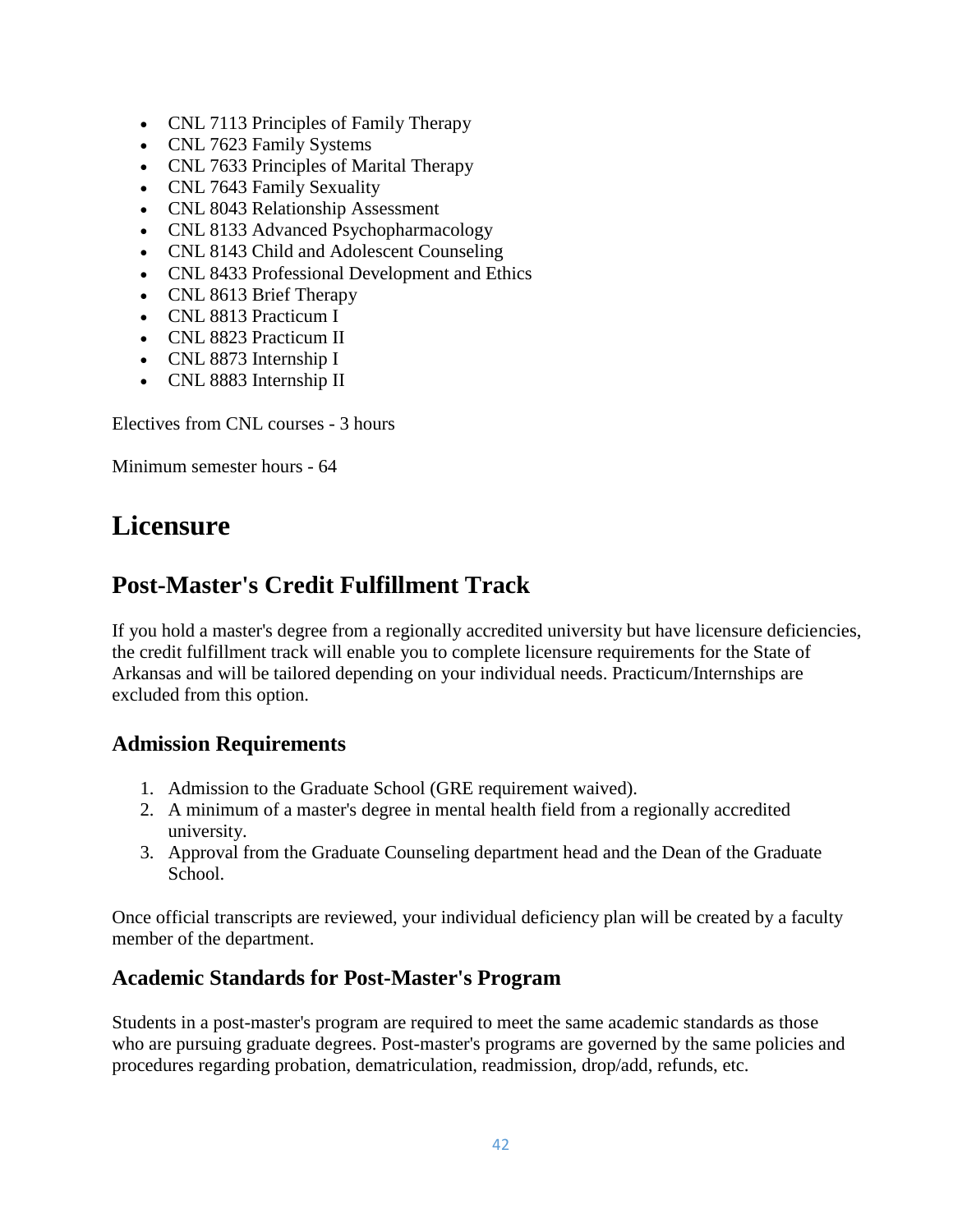- CNL 7113 Principles of Family Therapy
- CNL 7623 Family Systems
- CNL 7633 Principles of Marital Therapy
- CNL 7643 Family Sexuality
- CNL 8043 Relationship Assessment
- CNL 8133 Advanced Psychopharmacology
- CNL 8143 Child and Adolescent Counseling
- CNL 8433 Professional Development and Ethics
- CNL 8613 Brief Therapy
- CNL 8813 Practicum I
- CNL 8823 Practicum II
- CNL 8873 Internship I
- CNL 8883 Internship II

Electives from CNL courses - 3 hours

Minimum semester hours - 64

# Licensure

## Post-Master's Credit Fulfillment Track

If you hold a master's degree from a regionally accredited university but have licensure deficiencies, the credit fulfillment track will enable you to complete licensure requirements for the State of Arkansas and will be tailored depending on your individual needs. Practicum/Internships are excluded from this option.

### Admission Requirements

1. Admission to the Graduate School (GRE requirement waived).
2. A minimum of a master's degree in mental health field from a regionally accredited university.
3. Approval from the Graduate Counseling department head and the Dean of the Graduate School.

Once official transcripts are reviewed, your individual deficiency plan will be created by a faculty member of the department.

### Academic Standards for Post-Master's Program

Students in a post-master's program are required to meet the same academic standards as those who are pursuing graduate degrees. Post-master's programs are governed by the same policies and procedures regarding probation, dematriculation, readmission, drop/add, refunds, etc.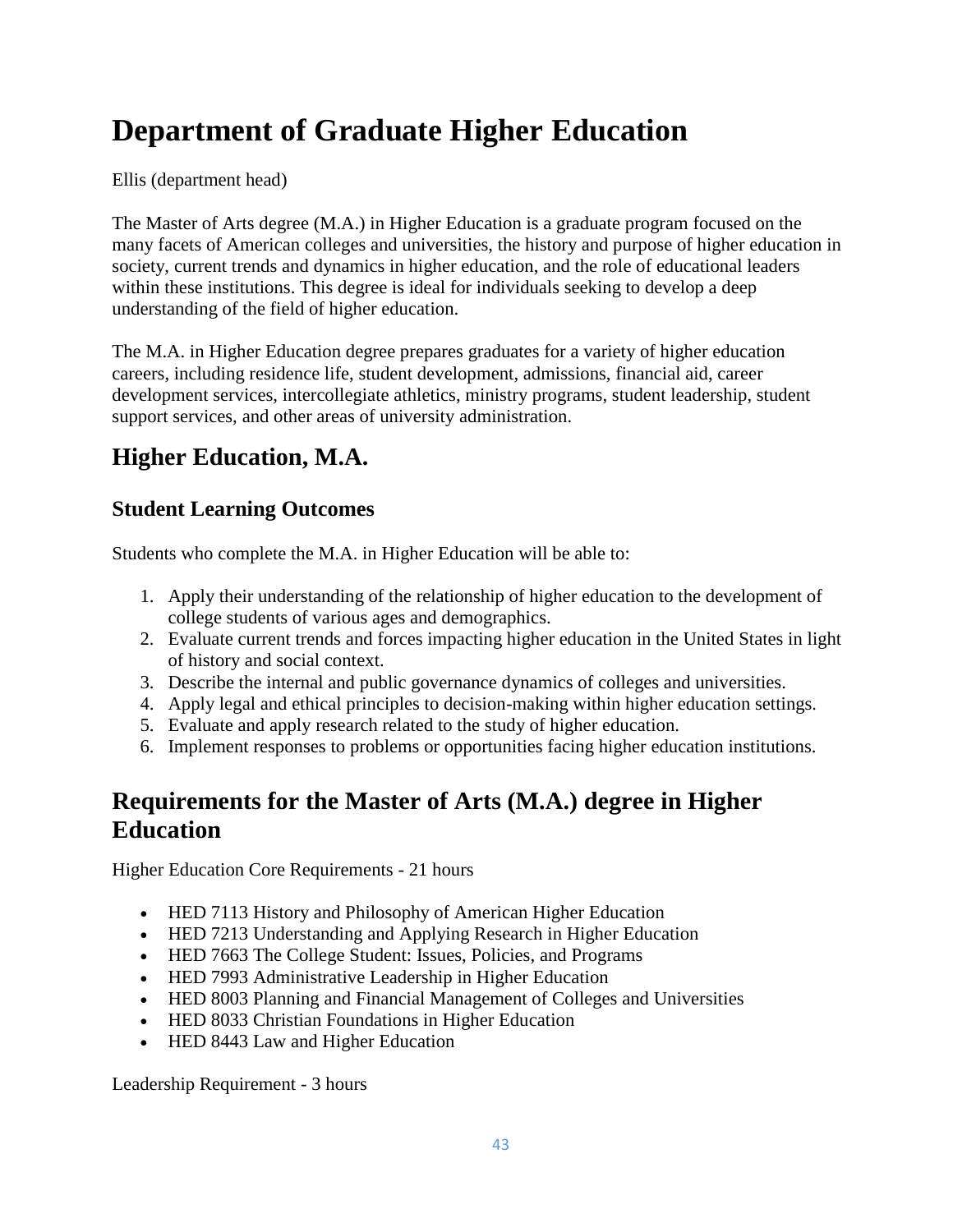# Department of Graduate Higher Education

Ellis (department head)

The Master of Arts degree (M.A.) in Higher Education is a graduate program focused on the many facets of American colleges and universities, the history and purpose of higher education in society, current trends and dynamics in higher education, and the role of educational leaders within these institutions. This degree is ideal for individuals seeking to develop a deep understanding of the field of higher education.

The M.A. in Higher Education degree prepares graduates for a variety of higher education careers, including residence life, student development, admissions, financial aid, career development services, intercollegiate athletics, ministry programs, student leadership, student support services, and other areas of university administration.

## Higher Education, M.A.

### Student Learning Outcomes

Students who complete the M.A. in Higher Education will be able to:

1. Apply their understanding of the relationship of higher education to the development of college students of various ages and demographics.
2. Evaluate current trends and forces impacting higher education in the United States in light of history and social context.
3. Describe the internal and public governance dynamics of colleges and universities.
4. Apply legal and ethical principles to decision-making within higher education settings.
5. Evaluate and apply research related to the study of higher education.
6. Implement responses to problems or opportunities facing higher education institutions.

## Requirements for the Master of Arts (M.A.) degree in Higher Education

Higher Education Core Requirements - 21 hours

- HED 7113 History and Philosophy of American Higher Education
- HED 7213 Understanding and Applying Research in Higher Education
- HED 7663 The College Student: Issues, Policies, and Programs
- HED 7993 Administrative Leadership in Higher Education
- HED 8003 Planning and Financial Management of Colleges and Universities
- HED 8033 Christian Foundations in Higher Education
- HED 8443 Law and Higher Education

Leadership Requirement - 3 hours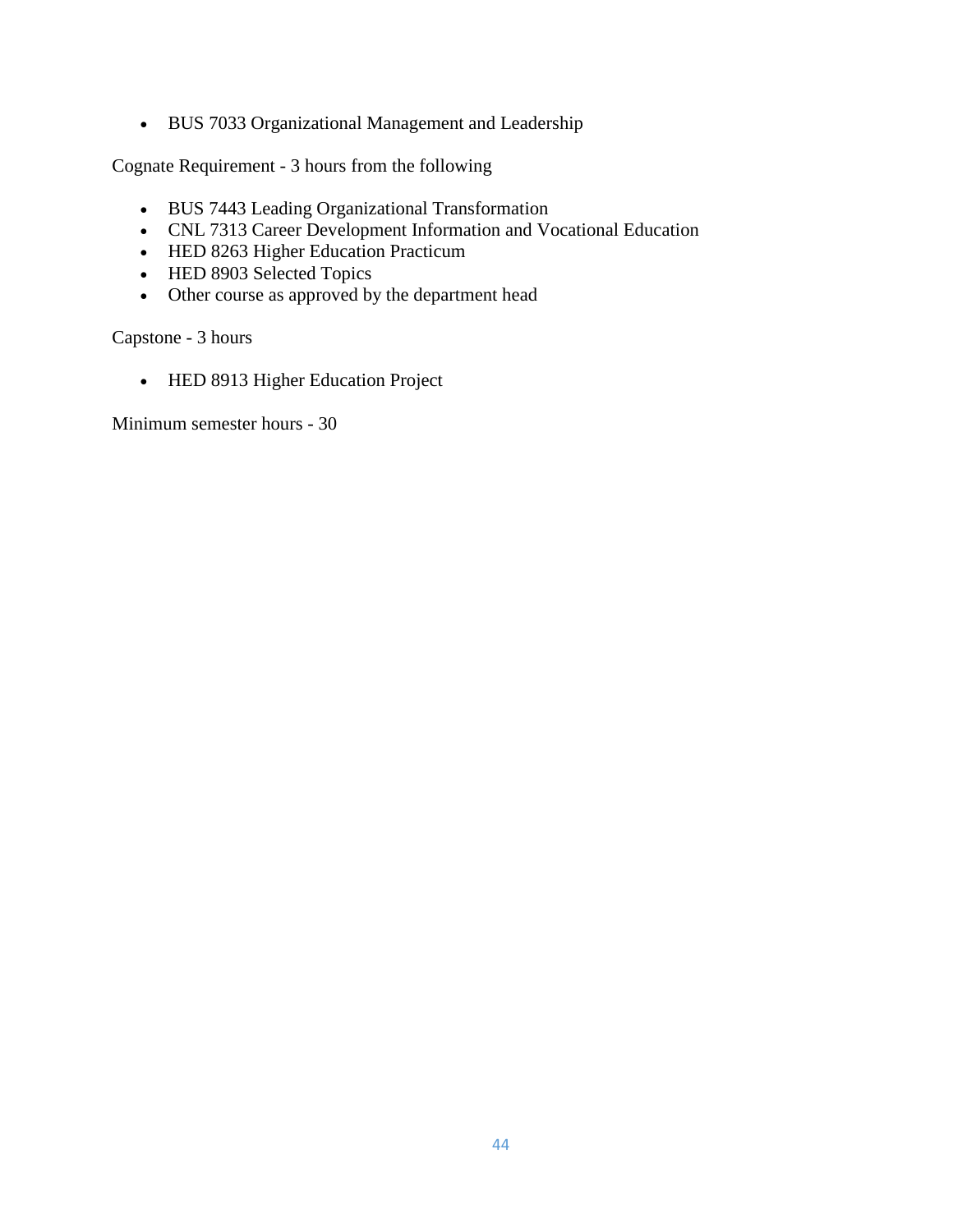- BUS 7033 Organizational Management and Leadership

Cognate Requirement - 3 hours from the following

- BUS 7443 Leading Organizational Transformation
- CNL 7313 Career Development Information and Vocational Education
- HED 8263 Higher Education Practicum
- HED 8903 Selected Topics
- Other course as approved by the department head

Capstone - 3 hours

- HED 8913 Higher Education Project

Minimum semester hours - 30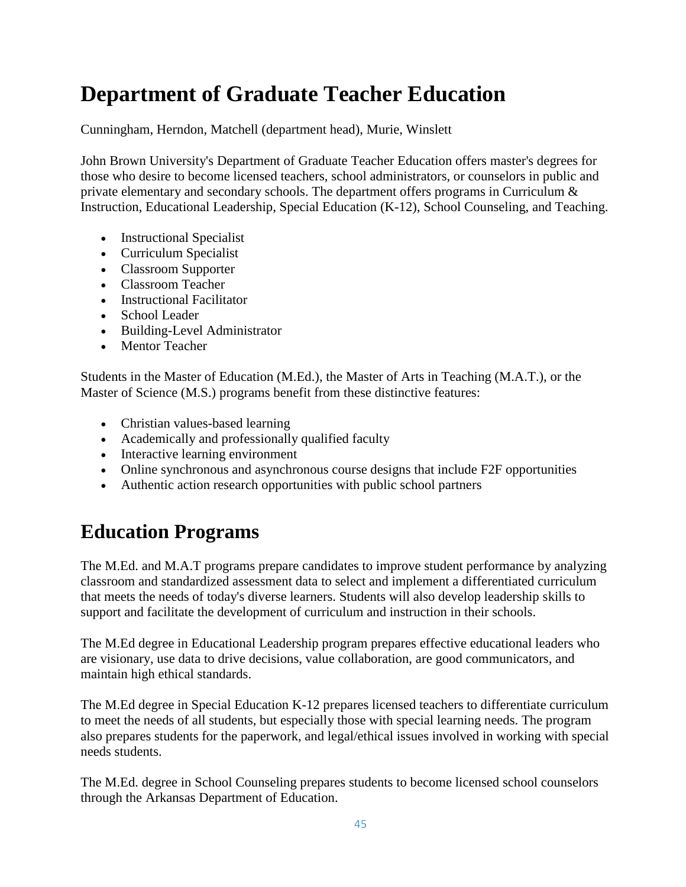# Department of Graduate Teacher Education

Cunningham, Herndon, Matchell (department head), Murie, Winslett

John Brown University's Department of Graduate Teacher Education offers master's degrees for those who desire to become licensed teachers, school administrators, or counselors in public and private elementary and secondary schools. The department offers programs in Curriculum & Instruction, Educational Leadership, Special Education (K-12), School Counseling, and Teaching.

- Instructional Specialist
- Curriculum Specialist
- Classroom Supporter
- Classroom Teacher
- Instructional Facilitator
- School Leader
- Building-Level Administrator
- Mentor Teacher

Students in the Master of Education (M.Ed.), the Master of Arts in Teaching (M.A.T.), or the Master of Science (M.S.) programs benefit from these distinctive features:

- Christian values-based learning
- Academically and professionally qualified faculty
- Interactive learning environment
- Online synchronous and asynchronous course designs that include F2F opportunities
- Authentic action research opportunities with public school partners

# Education Programs

The M.Ed. and M.A.T programs prepare candidates to improve student performance by analyzing classroom and standardized assessment data to select and implement a differentiated curriculum that meets the needs of today's diverse learners. Students will also develop leadership skills to support and facilitate the development of curriculum and instruction in their schools.

The M.Ed degree in Educational Leadership program prepares effective educational leaders who are visionary, use data to drive decisions, value collaboration, are good communicators, and maintain high ethical standards.

The M.Ed degree in Special Education K-12 prepares licensed teachers to differentiate curriculum to meet the needs of all students, but especially those with special learning needs. The program also prepares students for the paperwork, and legal/ethical issues involved in working with special needs students.

The M.Ed. degree in School Counseling prepares students to become licensed school counselors through the Arkansas Department of Education.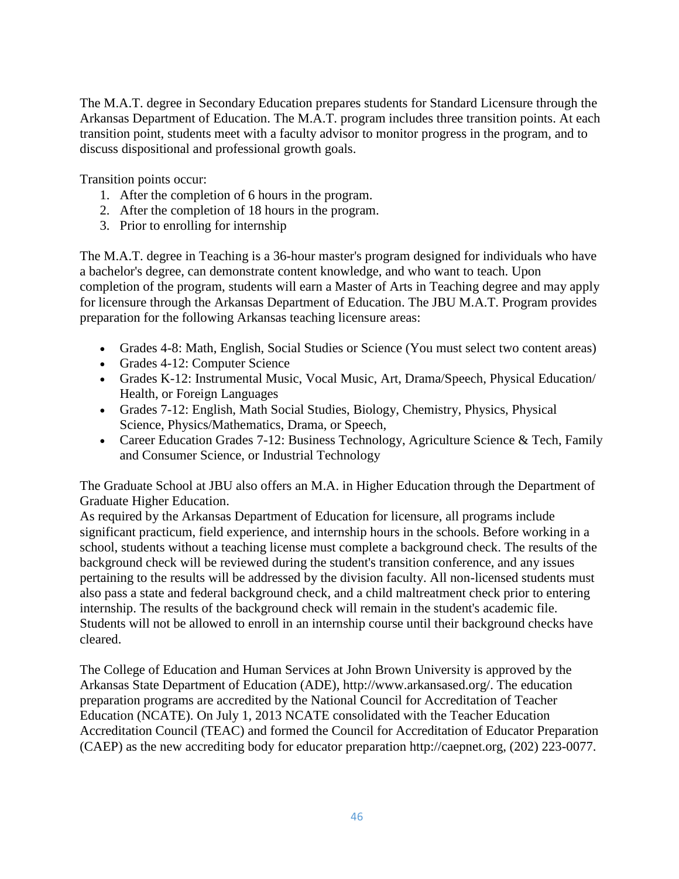The M.A.T. degree in Secondary Education prepares students for Standard Licensure through the Arkansas Department of Education. The M.A.T. program includes three transition points. At each transition point, students meet with a faculty advisor to monitor progress in the program, and to discuss dispositional and professional growth goals.

Transition points occur:

1. After the completion of 6 hours in the program.
2. After the completion of 18 hours in the program.
3. Prior to enrolling for internship

The M.A.T. degree in Teaching is a 36-hour master's program designed for individuals who have a bachelor's degree, can demonstrate content knowledge, and who want to teach. Upon completion of the program, students will earn a Master of Arts in Teaching degree and may apply for licensure through the Arkansas Department of Education. The JBU M.A.T. Program provides preparation for the following Arkansas teaching licensure areas:

- Grades 4-8: Math, English, Social Studies or Science (You must select two content areas)
- Grades 4-12: Computer Science
- Grades K-12: Instrumental Music, Vocal Music, Art, Drama/Speech, Physical Education/ Health, or Foreign Languages
- Grades 7-12: English, Math Social Studies, Biology, Chemistry, Physics, Physical Science, Physics/Mathematics, Drama, or Speech,
- Career Education Grades 7-12: Business Technology, Agriculture Science & Tech, Family and Consumer Science, or Industrial Technology

The Graduate School at JBU also offers an M.A. in Higher Education through the Department of Graduate Higher Education.
As required by the Arkansas Department of Education for licensure, all programs include significant practicum, field experience, and internship hours in the schools. Before working in a school, students without a teaching license must complete a background check. The results of the background check will be reviewed during the student's transition conference, and any issues pertaining to the results will be addressed by the division faculty. All non-licensed students must also pass a state and federal background check, and a child maltreatment check prior to entering internship. The results of the background check will remain in the student's academic file. Students will not be allowed to enroll in an internship course until their background checks have cleared.

The College of Education and Human Services at John Brown University is approved by the Arkansas State Department of Education (ADE), http://www.arkansased.org/. The education preparation programs are accredited by the National Council for Accreditation of Teacher Education (NCATE). On July 1, 2013 NCATE consolidated with the Teacher Education Accreditation Council (TEAC) and formed the Council for Accreditation of Educator Preparation (CAEP) as the new accrediting body for educator preparation http://caepnet.org, (202) 223-0077.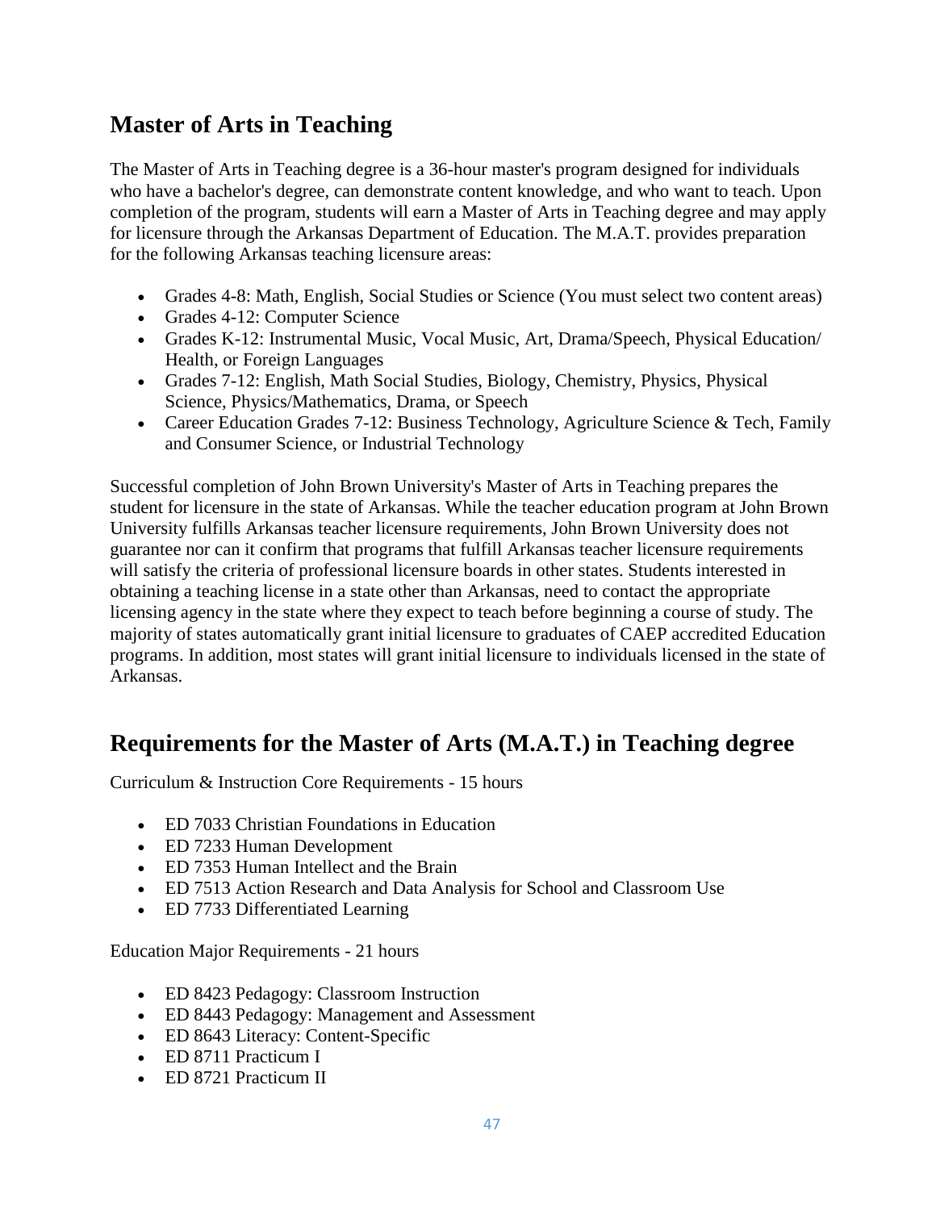## Master of Arts in Teaching

The Master of Arts in Teaching degree is a 36-hour master's program designed for individuals who have a bachelor's degree, can demonstrate content knowledge, and who want to teach. Upon completion of the program, students will earn a Master of Arts in Teaching degree and may apply for licensure through the Arkansas Department of Education. The M.A.T. provides preparation for the following Arkansas teaching licensure areas:

- Grades 4-8: Math, English, Social Studies or Science (You must select two content areas)
- Grades 4-12: Computer Science
- Grades K-12: Instrumental Music, Vocal Music, Art, Drama/Speech, Physical Education/ Health, or Foreign Languages
- Grades 7-12: English, Math Social Studies, Biology, Chemistry, Physics, Physical Science, Physics/Mathematics, Drama, or Speech
- Career Education Grades 7-12: Business Technology, Agriculture Science & Tech, Family and Consumer Science, or Industrial Technology

Successful completion of John Brown University's Master of Arts in Teaching prepares the student for licensure in the state of Arkansas. While the teacher education program at John Brown University fulfills Arkansas teacher licensure requirements, John Brown University does not guarantee nor can it confirm that programs that fulfill Arkansas teacher licensure requirements will satisfy the criteria of professional licensure boards in other states. Students interested in obtaining a teaching license in a state other than Arkansas, need to contact the appropriate licensing agency in the state where they expect to teach before beginning a course of study. The majority of states automatically grant initial licensure to graduates of CAEP accredited Education programs. In addition, most states will grant initial licensure to individuals licensed in the state of Arkansas.

## Requirements for the Master of Arts (M.A.T.) in Teaching degree

Curriculum & Instruction Core Requirements - 15 hours

- ED 7033 Christian Foundations in Education
- ED 7233 Human Development
- ED 7353 Human Intellect and the Brain
- ED 7513 Action Research and Data Analysis for School and Classroom Use
- ED 7733 Differentiated Learning

Education Major Requirements - 21 hours

- ED 8423 Pedagogy: Classroom Instruction
- ED 8443 Pedagogy: Management and Assessment
- ED 8643 Literacy: Content-Specific
- ED 8711 Practicum I
- ED 8721 Practicum II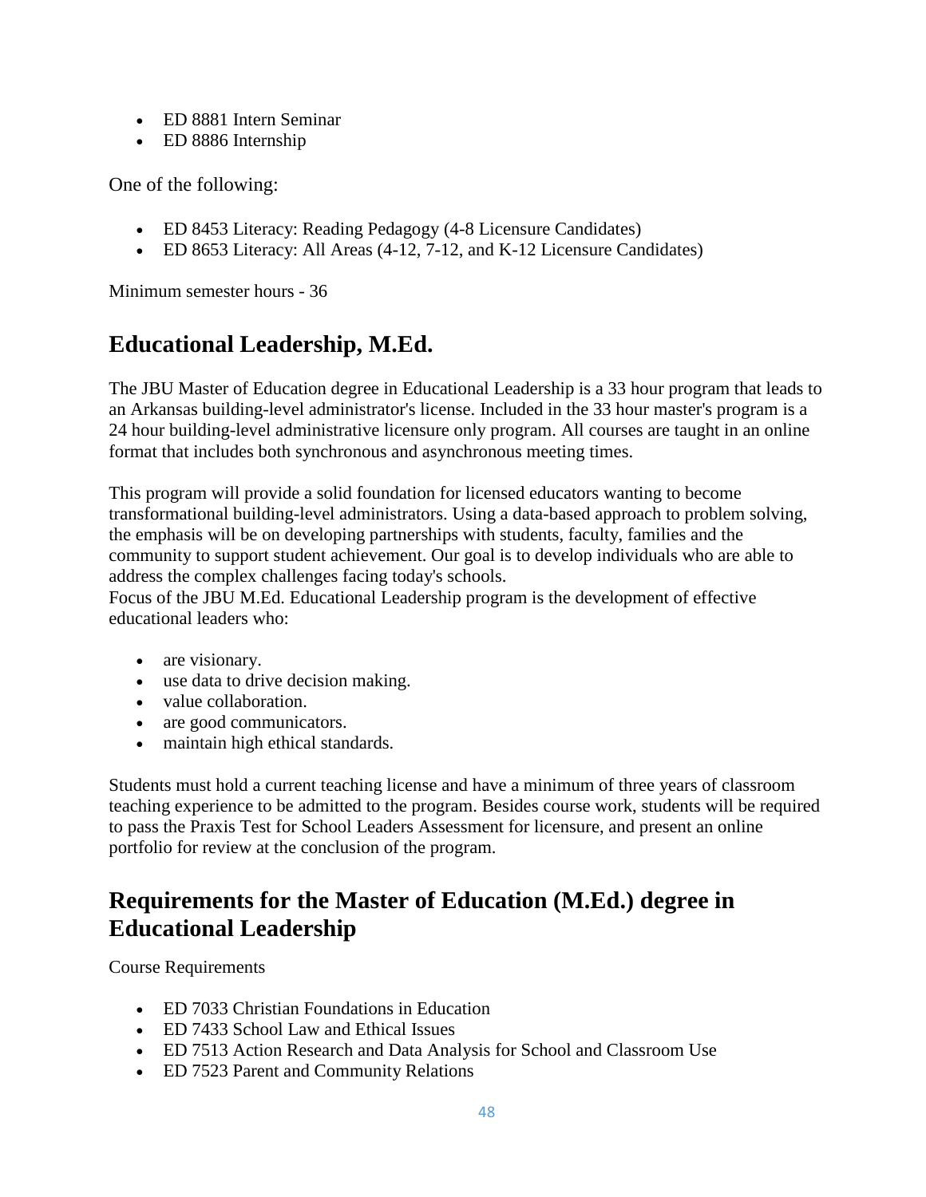- ED 8881 Intern Seminar
- ED 8886 Internship

One of the following:

- ED 8453 Literacy: Reading Pedagogy (4-8 Licensure Candidates)
- ED 8653 Literacy: All Areas (4-12, 7-12, and K-12 Licensure Candidates)

Minimum semester hours - 36

## Educational Leadership, M.Ed.

The JBU Master of Education degree in Educational Leadership is a 33 hour program that leads to an Arkansas building-level administrator's license. Included in the 33 hour master's program is a 24 hour building-level administrative licensure only program. All courses are taught in an online format that includes both synchronous and asynchronous meeting times.

This program will provide a solid foundation for licensed educators wanting to become transformational building-level administrators. Using a data-based approach to problem solving, the emphasis will be on developing partnerships with students, faculty, families and the community to support student achievement. Our goal is to develop individuals who are able to address the complex challenges facing today's schools.
Focus of the JBU M.Ed. Educational Leadership program is the development of effective educational leaders who:

- are visionary.
- use data to drive decision making.
- value collaboration.
- are good communicators.
- maintain high ethical standards.

Students must hold a current teaching license and have a minimum of three years of classroom teaching experience to be admitted to the program. Besides course work, students will be required to pass the Praxis Test for School Leaders Assessment for licensure, and present an online portfolio for review at the conclusion of the program.

## Requirements for the Master of Education (M.Ed.) degree in Educational Leadership

Course Requirements

- ED 7033 Christian Foundations in Education
- ED 7433 School Law and Ethical Issues
- ED 7513 Action Research and Data Analysis for School and Classroom Use
- ED 7523 Parent and Community Relations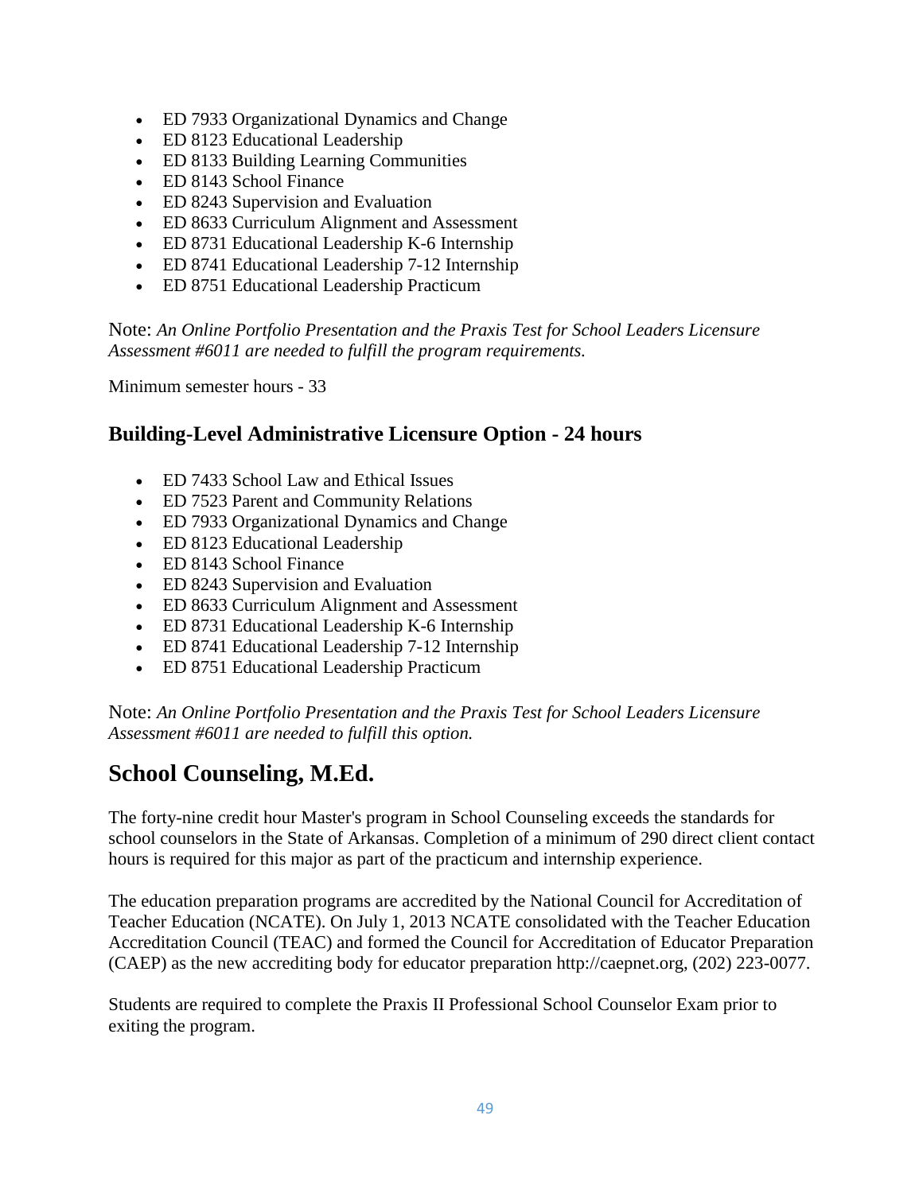- ED 7933 Organizational Dynamics and Change
- ED 8123 Educational Leadership
- ED 8133 Building Learning Communities
- ED 8143 School Finance
- ED 8243 Supervision and Evaluation
- ED 8633 Curriculum Alignment and Assessment
- ED 8731 Educational Leadership K-6 Internship
- ED 8741 Educational Leadership 7-12 Internship
- ED 8751 Educational Leadership Practicum

Note: *An Online Portfolio Presentation and the Praxis Test for School Leaders Licensure Assessment #6011 are needed to fulfill the program requirements.*

Minimum semester hours - 33

### Building-Level Administrative Licensure Option - 24 hours

- ED 7433 School Law and Ethical Issues
- ED 7523 Parent and Community Relations
- ED 7933 Organizational Dynamics and Change
- ED 8123 Educational Leadership
- ED 8143 School Finance
- ED 8243 Supervision and Evaluation
- ED 8633 Curriculum Alignment and Assessment
- ED 8731 Educational Leadership K-6 Internship
- ED 8741 Educational Leadership 7-12 Internship
- ED 8751 Educational Leadership Practicum

Note: *An Online Portfolio Presentation and the Praxis Test for School Leaders Licensure Assessment #6011 are needed to fulfill this option.*

## School Counseling, M.Ed.

The forty-nine credit hour Master's program in School Counseling exceeds the standards for school counselors in the State of Arkansas. Completion of a minimum of 290 direct client contact hours is required for this major as part of the practicum and internship experience.

The education preparation programs are accredited by the National Council for Accreditation of Teacher Education (NCATE). On July 1, 2013 NCATE consolidated with the Teacher Education Accreditation Council (TEAC) and formed the Council for Accreditation of Educator Preparation (CAEP) as the new accrediting body for educator preparation http://caepnet.org, (202) 223-0077.

Students are required to complete the Praxis II Professional School Counselor Exam prior to exiting the program.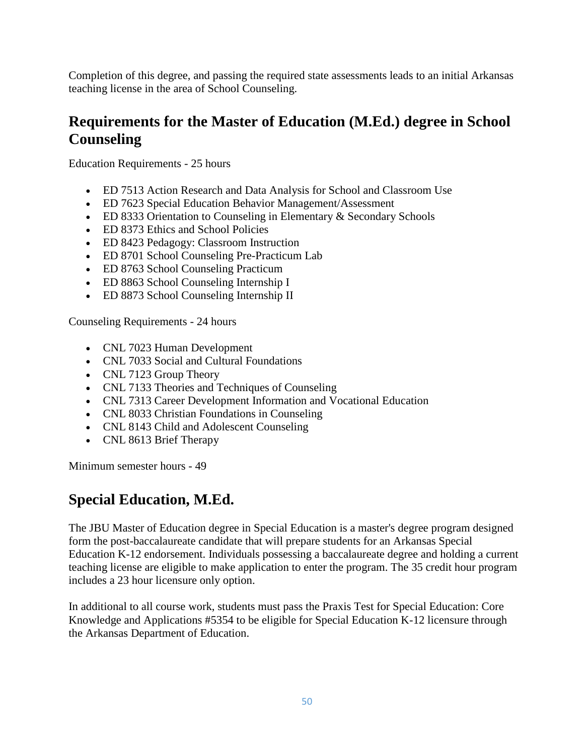Completion of this degree, and passing the required state assessments leads to an initial Arkansas teaching license in the area of School Counseling.

## Requirements for the Master of Education (M.Ed.) degree in School Counseling

Education Requirements - 25 hours

- ED 7513 Action Research and Data Analysis for School and Classroom Use
- ED 7623 Special Education Behavior Management/Assessment
- ED 8333 Orientation to Counseling in Elementary & Secondary Schools
- ED 8373 Ethics and School Policies
- ED 8423 Pedagogy: Classroom Instruction
- ED 8701 School Counseling Pre-Practicum Lab
- ED 8763 School Counseling Practicum
- ED 8863 School Counseling Internship I
- ED 8873 School Counseling Internship II

Counseling Requirements - 24 hours

- CNL 7023 Human Development
- CNL 7033 Social and Cultural Foundations
- CNL 7123 Group Theory
- CNL 7133 Theories and Techniques of Counseling
- CNL 7313 Career Development Information and Vocational Education
- CNL 8033 Christian Foundations in Counseling
- CNL 8143 Child and Adolescent Counseling
- CNL 8613 Brief Therapy

Minimum semester hours - 49

## Special Education, M.Ed.

The JBU Master of Education degree in Special Education is a master's degree program designed form the post-baccalaureate candidate that will prepare students for an Arkansas Special Education K-12 endorsement. Individuals possessing a baccalaureate degree and holding a current teaching license are eligible to make application to enter the program. The 35 credit hour program includes a 23 hour licensure only option.

In additional to all course work, students must pass the Praxis Test for Special Education: Core Knowledge and Applications #5354 to be eligible for Special Education K-12 licensure through the Arkansas Department of Education.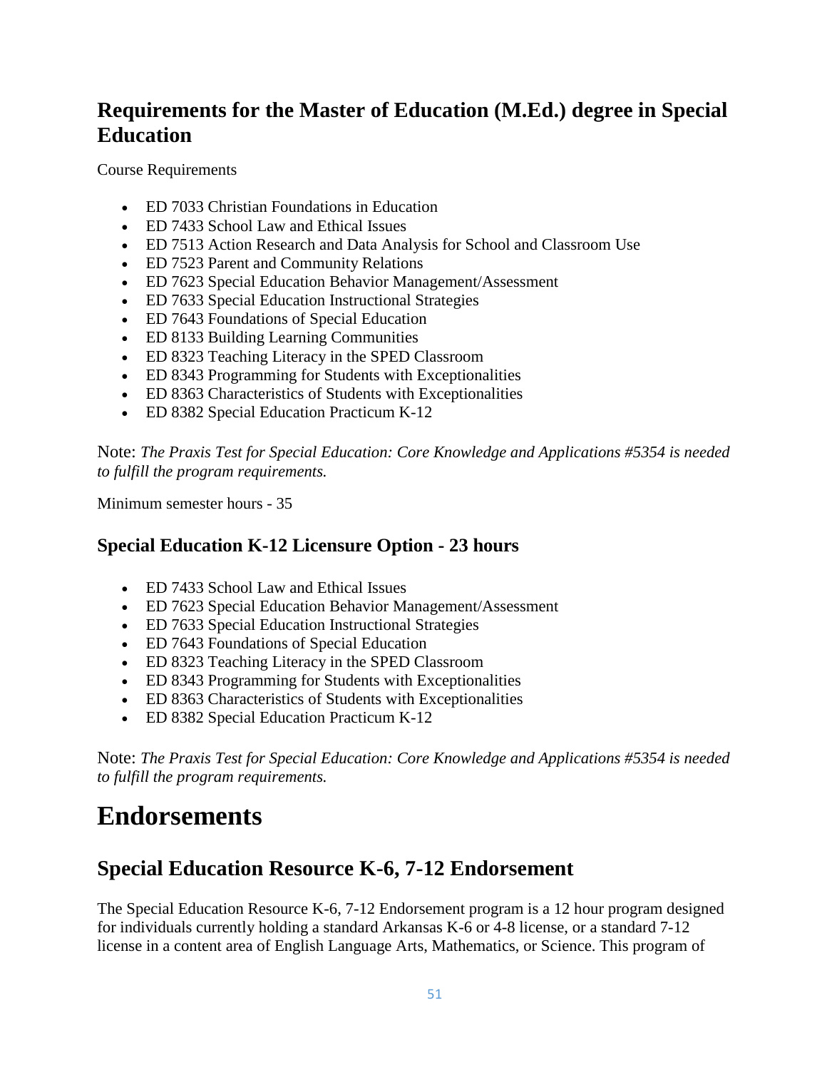## Requirements for the Master of Education (M.Ed.) degree in Special Education

Course Requirements

- ED 7033 Christian Foundations in Education
- ED 7433 School Law and Ethical Issues
- ED 7513 Action Research and Data Analysis for School and Classroom Use
- ED 7523 Parent and Community Relations
- ED 7623 Special Education Behavior Management/Assessment
- ED 7633 Special Education Instructional Strategies
- ED 7643 Foundations of Special Education
- ED 8133 Building Learning Communities
- ED 8323 Teaching Literacy in the SPED Classroom
- ED 8343 Programming for Students with Exceptionalities
- ED 8363 Characteristics of Students with Exceptionalities
- ED 8382 Special Education Practicum K-12

Note: *The Praxis Test for Special Education: Core Knowledge and Applications #5354 is needed to fulfill the program requirements.*

Minimum semester hours - 35

### Special Education K-12 Licensure Option - 23 hours

- ED 7433 School Law and Ethical Issues
- ED 7623 Special Education Behavior Management/Assessment
- ED 7633 Special Education Instructional Strategies
- ED 7643 Foundations of Special Education
- ED 8323 Teaching Literacy in the SPED Classroom
- ED 8343 Programming for Students with Exceptionalities
- ED 8363 Characteristics of Students with Exceptionalities
- ED 8382 Special Education Practicum K-12

Note: *The Praxis Test for Special Education: Core Knowledge and Applications #5354 is needed to fulfill the program requirements.*

# Endorsements

## Special Education Resource K-6, 7-12 Endorsement

The Special Education Resource K-6, 7-12 Endorsement program is a 12 hour program designed for individuals currently holding a standard Arkansas K-6 or 4-8 license, or a standard 7-12 license in a content area of English Language Arts, Mathematics, or Science. This program of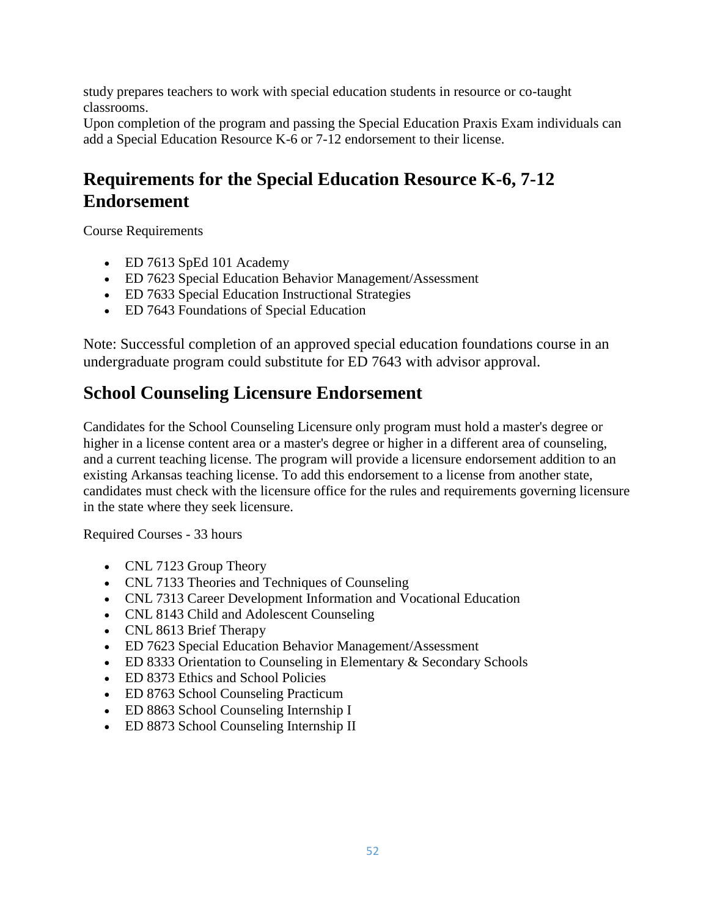study prepares teachers to work with special education students in resource or co-taught classrooms.
Upon completion of the program and passing the Special Education Praxis Exam individuals can add a Special Education Resource K-6 or 7-12 endorsement to their license.

## Requirements for the Special Education Resource K-6, 7-12 Endorsement

Course Requirements

- ED 7613 SpEd 101 Academy
- ED 7623 Special Education Behavior Management/Assessment
- ED 7633 Special Education Instructional Strategies
- ED 7643 Foundations of Special Education

Note: Successful completion of an approved special education foundations course in an undergraduate program could substitute for ED 7643 with advisor approval.

## School Counseling Licensure Endorsement

Candidates for the School Counseling Licensure only program must hold a master's degree or higher in a license content area or a master's degree or higher in a different area of counseling, and a current teaching license. The program will provide a licensure endorsement addition to an existing Arkansas teaching license. To add this endorsement to a license from another state, candidates must check with the licensure office for the rules and requirements governing licensure in the state where they seek licensure.

Required Courses - 33 hours

- CNL 7123 Group Theory
- CNL 7133 Theories and Techniques of Counseling
- CNL 7313 Career Development Information and Vocational Education
- CNL 8143 Child and Adolescent Counseling
- CNL 8613 Brief Therapy
- ED 7623 Special Education Behavior Management/Assessment
- ED 8333 Orientation to Counseling in Elementary & Secondary Schools
- ED 8373 Ethics and School Policies
- ED 8763 School Counseling Practicum
- ED 8863 School Counseling Internship I
- ED 8873 School Counseling Internship II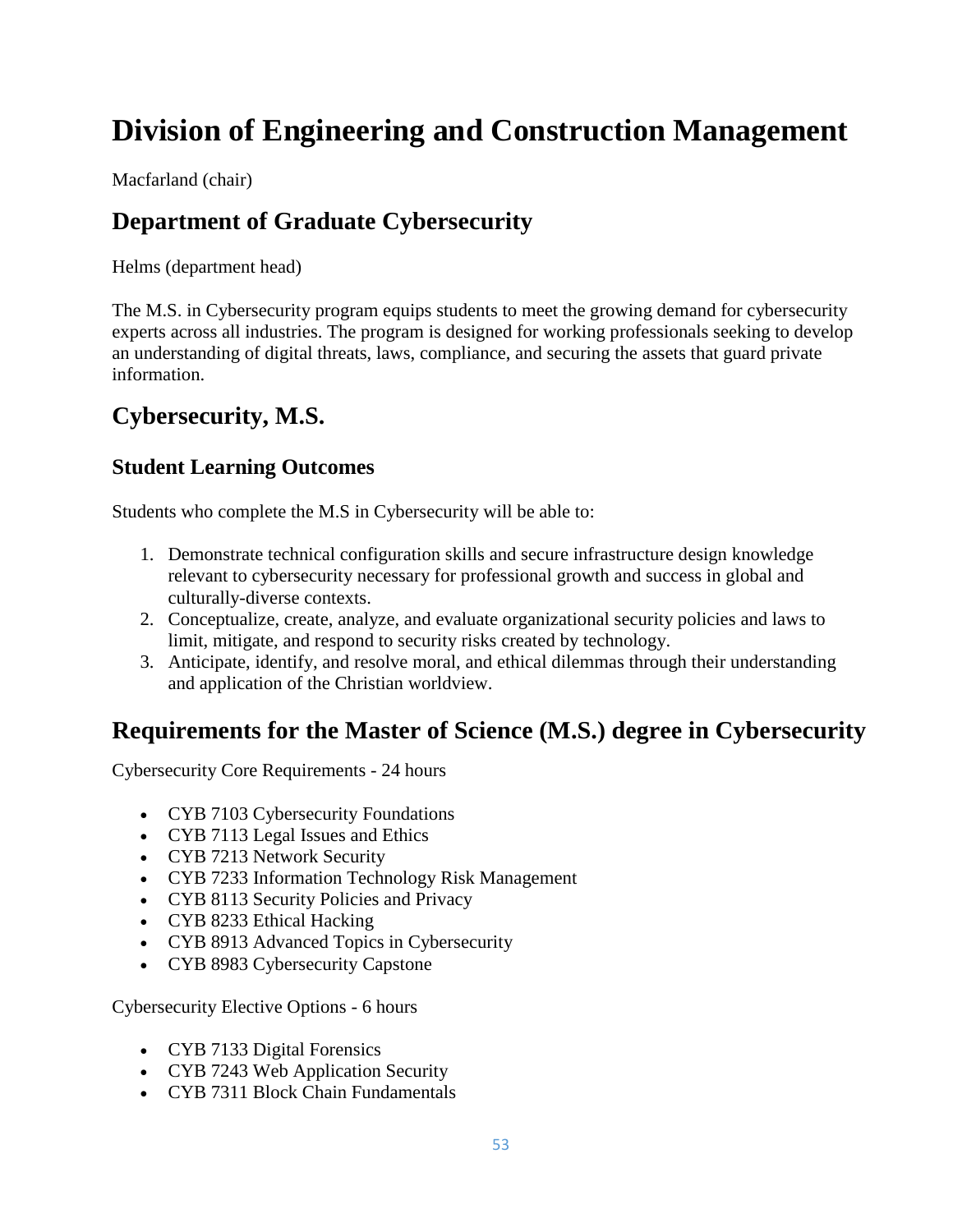# Division of Engineering and Construction Management

Macfarland (chair)

## Department of Graduate Cybersecurity

Helms (department head)

The M.S. in Cybersecurity program equips students to meet the growing demand for cybersecurity experts across all industries. The program is designed for working professionals seeking to develop an understanding of digital threats, laws, compliance, and securing the assets that guard private information.

## Cybersecurity, M.S.

### Student Learning Outcomes

Students who complete the M.S in Cybersecurity will be able to:

1. Demonstrate technical configuration skills and secure infrastructure design knowledge relevant to cybersecurity necessary for professional growth and success in global and culturally-diverse contexts.
2. Conceptualize, create, analyze, and evaluate organizational security policies and laws to limit, mitigate, and respond to security risks created by technology.
3. Anticipate, identify, and resolve moral, and ethical dilemmas through their understanding and application of the Christian worldview.

## Requirements for the Master of Science (M.S.) degree in Cybersecurity

Cybersecurity Core Requirements - 24 hours

- CYB 7103 Cybersecurity Foundations
- CYB 7113 Legal Issues and Ethics
- CYB 7213 Network Security
- CYB 7233 Information Technology Risk Management
- CYB 8113 Security Policies and Privacy
- CYB 8233 Ethical Hacking
- CYB 8913 Advanced Topics in Cybersecurity
- CYB 8983 Cybersecurity Capstone

Cybersecurity Elective Options - 6 hours

- CYB 7133 Digital Forensics
- CYB 7243 Web Application Security
- CYB 7311 Block Chain Fundamentals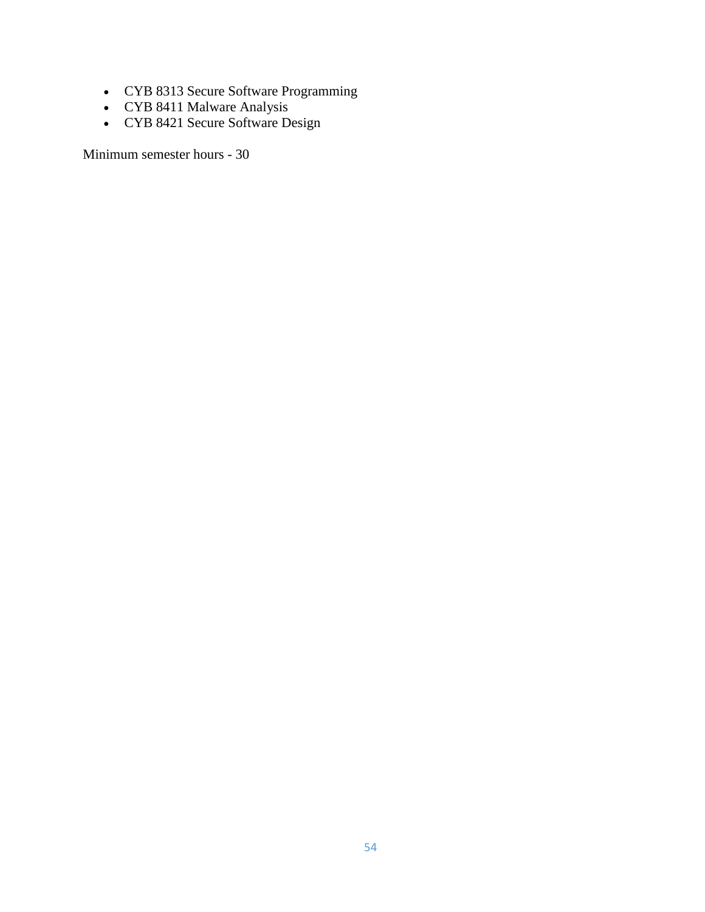- CYB 8313 Secure Software Programming
- CYB 8411 Malware Analysis
- CYB 8421 Secure Software Design

Minimum semester hours - 30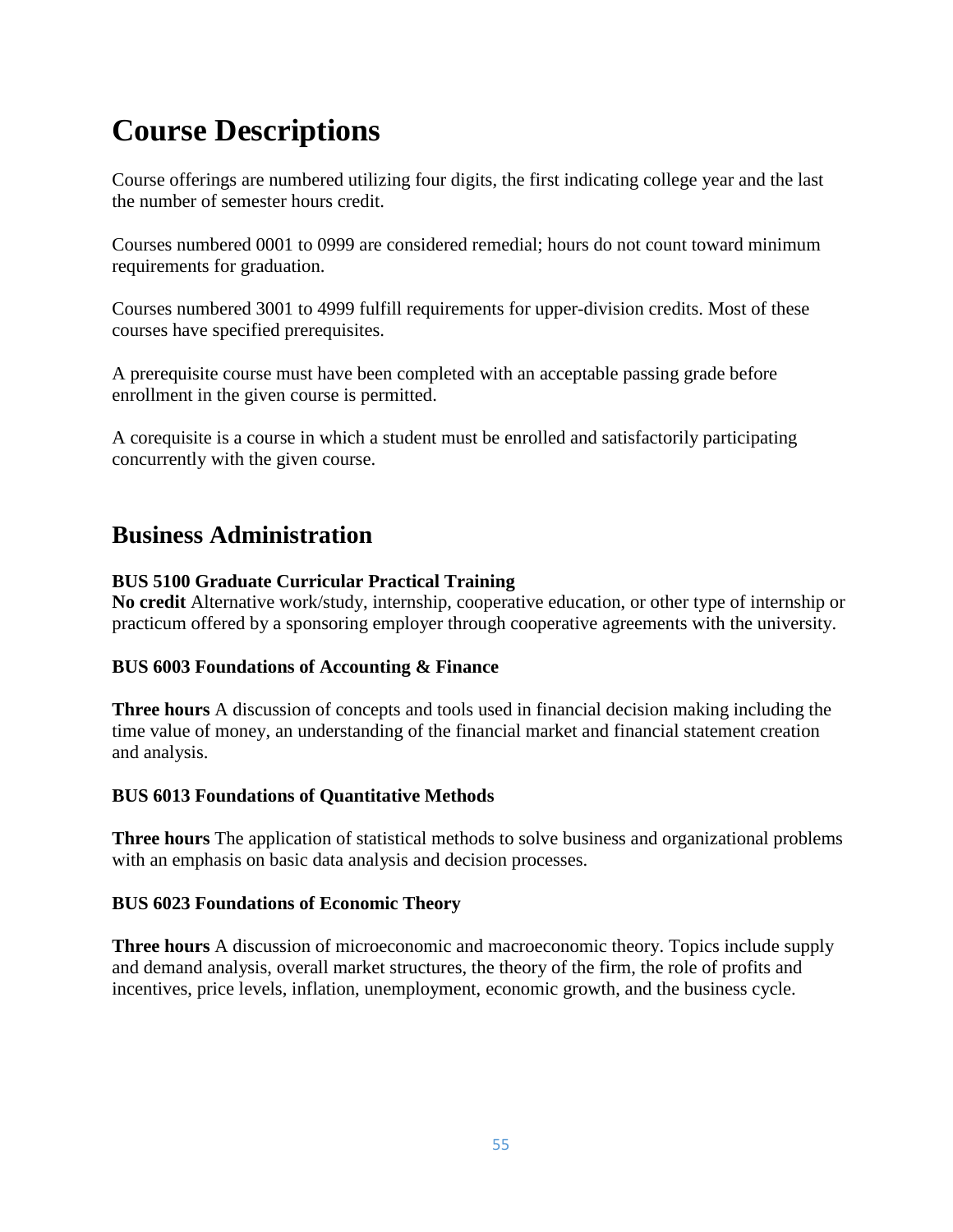# Course Descriptions

Course offerings are numbered utilizing four digits, the first indicating college year and the last the number of semester hours credit.

Courses numbered 0001 to 0999 are considered remedial; hours do not count toward minimum requirements for graduation.

Courses numbered 3001 to 4999 fulfill requirements for upper-division credits. Most of these courses have specified prerequisites.

A prerequisite course must have been completed with an acceptable passing grade before enrollment in the given course is permitted.

A corequisite is a course in which a student must be enrolled and satisfactorily participating concurrently with the given course.

## Business Administration

**BUS 5100 Graduate Curricular Practical Training**
**No credit** Alternative work/study, internship, cooperative education, or other type of internship or practicum offered by a sponsoring employer through cooperative agreements with the university.

**BUS 6003 Foundations of Accounting & Finance**

**Three hours** A discussion of concepts and tools used in financial decision making including the time value of money, an understanding of the financial market and financial statement creation and analysis.

**BUS 6013 Foundations of Quantitative Methods**

**Three hours** The application of statistical methods to solve business and organizational problems with an emphasis on basic data analysis and decision processes.

**BUS 6023 Foundations of Economic Theory**

**Three hours** A discussion of microeconomic and macroeconomic theory. Topics include supply and demand analysis, overall market structures, the theory of the firm, the role of profits and incentives, price levels, inflation, unemployment, economic growth, and the business cycle.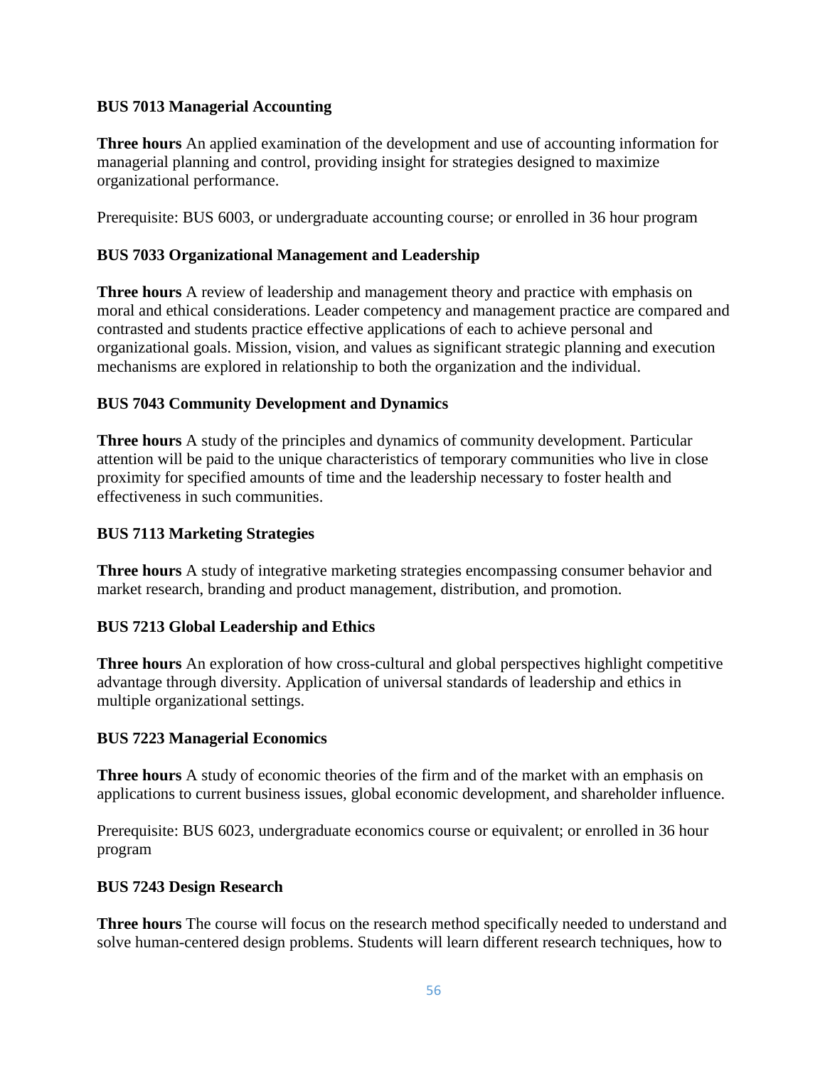### BUS 7013 Managerial Accounting

**Three hours** An applied examination of the development and use of accounting information for managerial planning and control, providing insight for strategies designed to maximize organizational performance.

Prerequisite: BUS 6003, or undergraduate accounting course; or enrolled in 36 hour program

### BUS 7033 Organizational Management and Leadership

**Three hours** A review of leadership and management theory and practice with emphasis on moral and ethical considerations. Leader competency and management practice are compared and contrasted and students practice effective applications of each to achieve personal and organizational goals. Mission, vision, and values as significant strategic planning and execution mechanisms are explored in relationship to both the organization and the individual.

### BUS 7043 Community Development and Dynamics

**Three hours** A study of the principles and dynamics of community development. Particular attention will be paid to the unique characteristics of temporary communities who live in close proximity for specified amounts of time and the leadership necessary to foster health and effectiveness in such communities.

### BUS 7113 Marketing Strategies

**Three hours** A study of integrative marketing strategies encompassing consumer behavior and market research, branding and product management, distribution, and promotion.

### BUS 7213 Global Leadership and Ethics

**Three hours** An exploration of how cross-cultural and global perspectives highlight competitive advantage through diversity. Application of universal standards of leadership and ethics in multiple organizational settings.

### BUS 7223 Managerial Economics

**Three hours** A study of economic theories of the firm and of the market with an emphasis on applications to current business issues, global economic development, and shareholder influence.

Prerequisite: BUS 6023, undergraduate economics course or equivalent; or enrolled in 36 hour program

### BUS 7243 Design Research

**Three hours** The course will focus on the research method specifically needed to understand and solve human-centered design problems. Students will learn different research techniques, how to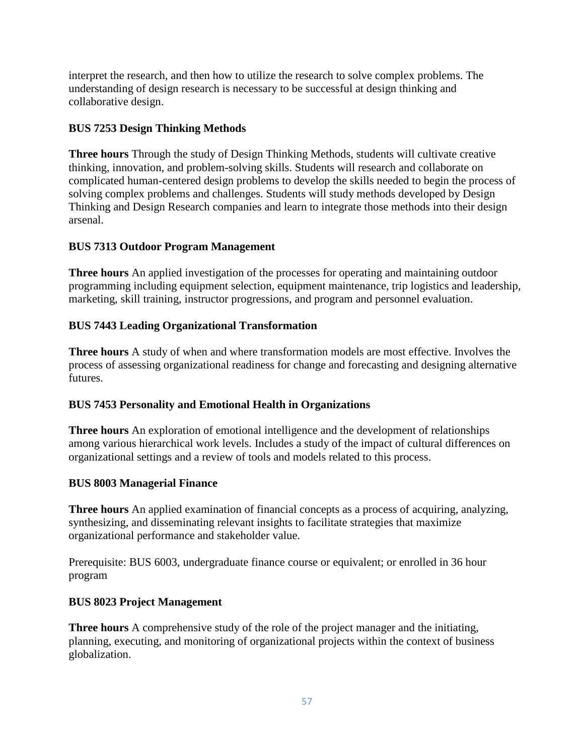interpret the research, and then how to utilize the research to solve complex problems. The understanding of design research is necessary to be successful at design thinking and collaborative design.

**BUS 7253 Design Thinking Methods**

**Three hours** Through the study of Design Thinking Methods, students will cultivate creative thinking, innovation, and problem-solving skills. Students will research and collaborate on complicated human-centered design problems to develop the skills needed to begin the process of solving complex problems and challenges. Students will study methods developed by Design Thinking and Design Research companies and learn to integrate those methods into their design arsenal.

**BUS 7313 Outdoor Program Management**

**Three hours** An applied investigation of the processes for operating and maintaining outdoor programming including equipment selection, equipment maintenance, trip logistics and leadership, marketing, skill training, instructor progressions, and program and personnel evaluation.

**BUS 7443 Leading Organizational Transformation**

**Three hours** A study of when and where transformation models are most effective. Involves the process of assessing organizational readiness for change and forecasting and designing alternative futures.

**BUS 7453 Personality and Emotional Health in Organizations**

**Three hours** An exploration of emotional intelligence and the development of relationships among various hierarchical work levels. Includes a study of the impact of cultural differences on organizational settings and a review of tools and models related to this process.

**BUS 8003 Managerial Finance**

**Three hours** An applied examination of financial concepts as a process of acquiring, analyzing, synthesizing, and disseminating relevant insights to facilitate strategies that maximize organizational performance and stakeholder value.

Prerequisite: BUS 6003, undergraduate finance course or equivalent; or enrolled in 36 hour program

**BUS 8023 Project Management**

**Three hours** A comprehensive study of the role of the project manager and the initiating, planning, executing, and monitoring of organizational projects within the context of business globalization.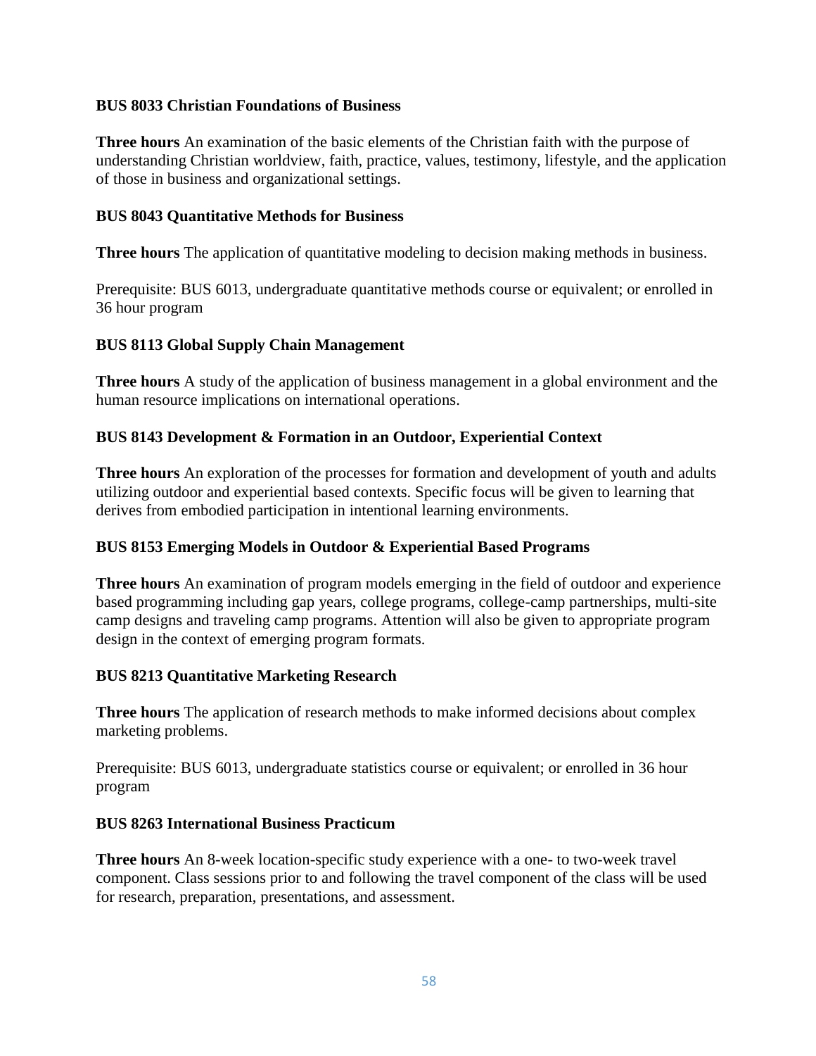**BUS 8033 Christian Foundations of Business**

**Three hours** An examination of the basic elements of the Christian faith with the purpose of understanding Christian worldview, faith, practice, values, testimony, lifestyle, and the application of those in business and organizational settings.

**BUS 8043 Quantitative Methods for Business**

**Three hours** The application of quantitative modeling to decision making methods in business.

Prerequisite: BUS 6013, undergraduate quantitative methods course or equivalent; or enrolled in 36 hour program

**BUS 8113 Global Supply Chain Management**

**Three hours** A study of the application of business management in a global environment and the human resource implications on international operations.

**BUS 8143 Development & Formation in an Outdoor, Experiential Context**

**Three hours** An exploration of the processes for formation and development of youth and adults utilizing outdoor and experiential based contexts. Specific focus will be given to learning that derives from embodied participation in intentional learning environments.

**BUS 8153 Emerging Models in Outdoor & Experiential Based Programs**

**Three hours** An examination of program models emerging in the field of outdoor and experience based programming including gap years, college programs, college-camp partnerships, multi-site camp designs and traveling camp programs. Attention will also be given to appropriate program design in the context of emerging program formats.

**BUS 8213 Quantitative Marketing Research**

**Three hours** The application of research methods to make informed decisions about complex marketing problems.

Prerequisite: BUS 6013, undergraduate statistics course or equivalent; or enrolled in 36 hour program

**BUS 8263 International Business Practicum**

**Three hours** An 8-week location-specific study experience with a one- to two-week travel component. Class sessions prior to and following the travel component of the class will be used for research, preparation, presentations, and assessment.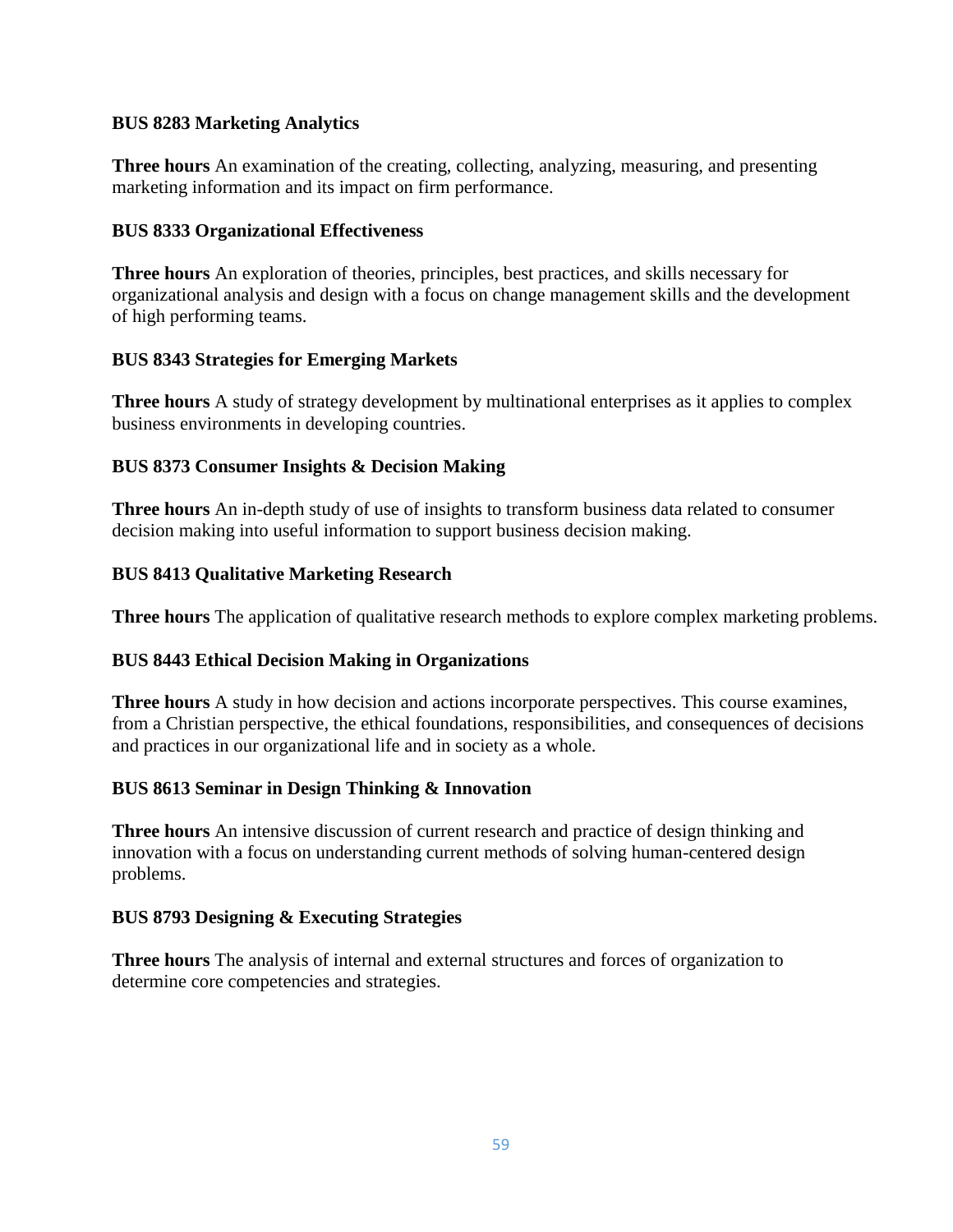**BUS 8283 Marketing Analytics**

**Three hours** An examination of the creating, collecting, analyzing, measuring, and presenting marketing information and its impact on firm performance.

**BUS 8333 Organizational Effectiveness**

**Three hours** An exploration of theories, principles, best practices, and skills necessary for organizational analysis and design with a focus on change management skills and the development of high performing teams.

**BUS 8343 Strategies for Emerging Markets**

**Three hours** A study of strategy development by multinational enterprises as it applies to complex business environments in developing countries.

**BUS 8373 Consumer Insights & Decision Making**

**Three hours** An in-depth study of use of insights to transform business data related to consumer decision making into useful information to support business decision making.

**BUS 8413 Qualitative Marketing Research**

**Three hours** The application of qualitative research methods to explore complex marketing problems.

**BUS 8443 Ethical Decision Making in Organizations**

**Three hours** A study in how decision and actions incorporate perspectives. This course examines, from a Christian perspective, the ethical foundations, responsibilities, and consequences of decisions and practices in our organizational life and in society as a whole.

**BUS 8613 Seminar in Design Thinking & Innovation**

**Three hours** An intensive discussion of current research and practice of design thinking and innovation with a focus on understanding current methods of solving human-centered design problems.

**BUS 8793 Designing & Executing Strategies**

**Three hours** The analysis of internal and external structures and forces of organization to determine core competencies and strategies.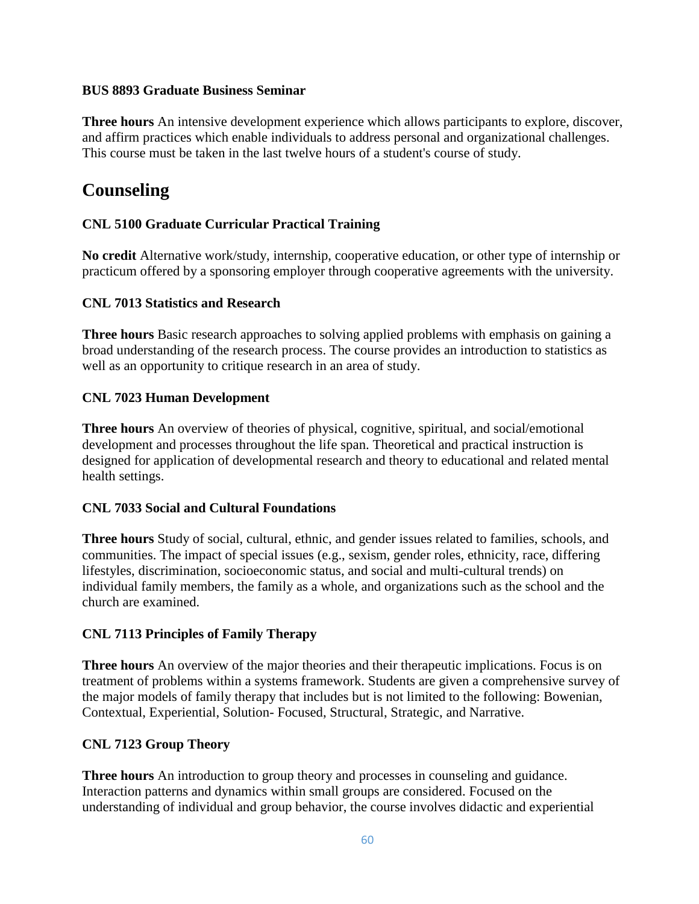**BUS 8893 Graduate Business Seminar**

**Three hours** An intensive development experience which allows participants to explore, discover, and affirm practices which enable individuals to address personal and organizational challenges. This course must be taken in the last twelve hours of a student's course of study.

## Counseling

**CNL 5100 Graduate Curricular Practical Training**

**No credit** Alternative work/study, internship, cooperative education, or other type of internship or practicum offered by a sponsoring employer through cooperative agreements with the university.

**CNL 7013 Statistics and Research**

**Three hours** Basic research approaches to solving applied problems with emphasis on gaining a broad understanding of the research process. The course provides an introduction to statistics as well as an opportunity to critique research in an area of study.

**CNL 7023 Human Development**

**Three hours** An overview of theories of physical, cognitive, spiritual, and social/emotional development and processes throughout the life span. Theoretical and practical instruction is designed for application of developmental research and theory to educational and related mental health settings.

**CNL 7033 Social and Cultural Foundations**

**Three hours** Study of social, cultural, ethnic, and gender issues related to families, schools, and communities. The impact of special issues (e.g., sexism, gender roles, ethnicity, race, differing lifestyles, discrimination, socioeconomic status, and social and multi-cultural trends) on individual family members, the family as a whole, and organizations such as the school and the church are examined.

**CNL 7113 Principles of Family Therapy**

**Three hours** An overview of the major theories and their therapeutic implications. Focus is on treatment of problems within a systems framework. Students are given a comprehensive survey of the major models of family therapy that includes but is not limited to the following: Bowenian, Contextual, Experiential, Solution- Focused, Structural, Strategic, and Narrative.

**CNL 7123 Group Theory**

**Three hours** An introduction to group theory and processes in counseling and guidance. Interaction patterns and dynamics within small groups are considered. Focused on the understanding of individual and group behavior, the course involves didactic and experiential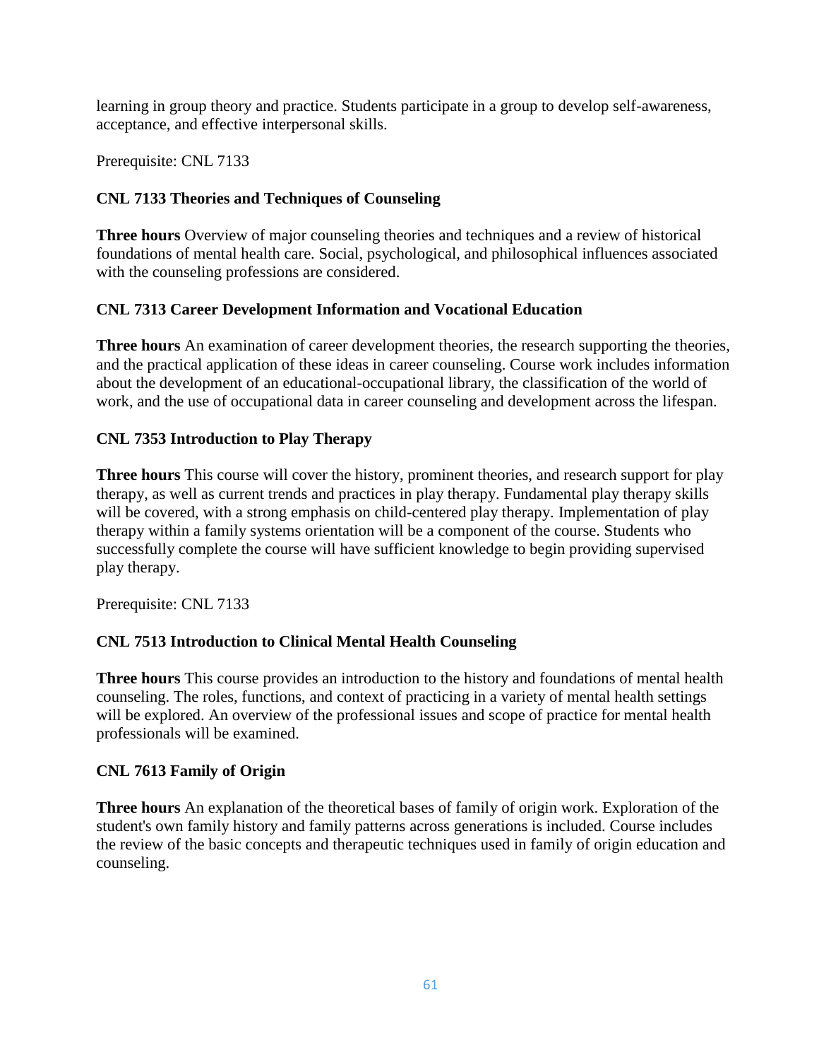learning in group theory and practice. Students participate in a group to develop self-awareness, acceptance, and effective interpersonal skills.

Prerequisite: CNL 7133

### CNL 7133 Theories and Techniques of Counseling

**Three hours** Overview of major counseling theories and techniques and a review of historical foundations of mental health care. Social, psychological, and philosophical influences associated with the counseling professions are considered.

### CNL 7313 Career Development Information and Vocational Education

**Three hours** An examination of career development theories, the research supporting the theories, and the practical application of these ideas in career counseling. Course work includes information about the development of an educational-occupational library, the classification of the world of work, and the use of occupational data in career counseling and development across the lifespan.

### CNL 7353 Introduction to Play Therapy

**Three hours** This course will cover the history, prominent theories, and research support for play therapy, as well as current trends and practices in play therapy. Fundamental play therapy skills will be covered, with a strong emphasis on child-centered play therapy. Implementation of play therapy within a family systems orientation will be a component of the course. Students who successfully complete the course will have sufficient knowledge to begin providing supervised play therapy.

Prerequisite: CNL 7133

### CNL 7513 Introduction to Clinical Mental Health Counseling

**Three hours** This course provides an introduction to the history and foundations of mental health counseling. The roles, functions, and context of practicing in a variety of mental health settings will be explored. An overview of the professional issues and scope of practice for mental health professionals will be examined.

### CNL 7613 Family of Origin

**Three hours** An explanation of the theoretical bases of family of origin work. Exploration of the student's own family history and family patterns across generations is included. Course includes the review of the basic concepts and therapeutic techniques used in family of origin education and counseling.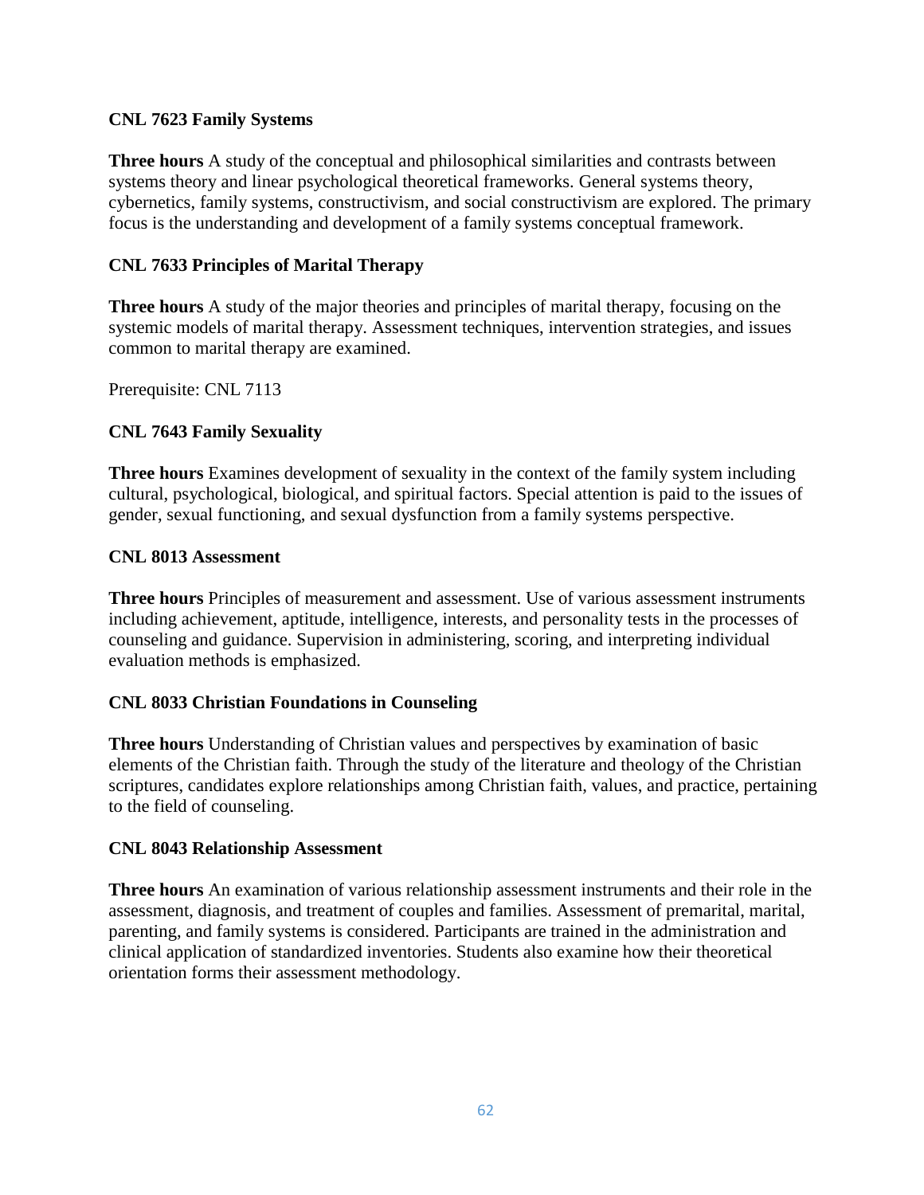**CNL 7623 Family Systems**

**Three hours** A study of the conceptual and philosophical similarities and contrasts between systems theory and linear psychological theoretical frameworks. General systems theory, cybernetics, family systems, constructivism, and social constructivism are explored. The primary focus is the understanding and development of a family systems conceptual framework.

**CNL 7633 Principles of Marital Therapy**

**Three hours** A study of the major theories and principles of marital therapy, focusing on the systemic models of marital therapy. Assessment techniques, intervention strategies, and issues common to marital therapy are examined.

Prerequisite: CNL 7113

**CNL 7643 Family Sexuality**

**Three hours** Examines development of sexuality in the context of the family system including cultural, psychological, biological, and spiritual factors. Special attention is paid to the issues of gender, sexual functioning, and sexual dysfunction from a family systems perspective.

**CNL 8013 Assessment**

**Three hours** Principles of measurement and assessment. Use of various assessment instruments including achievement, aptitude, intelligence, interests, and personality tests in the processes of counseling and guidance. Supervision in administering, scoring, and interpreting individual evaluation methods is emphasized.

**CNL 8033 Christian Foundations in Counseling**

**Three hours** Understanding of Christian values and perspectives by examination of basic elements of the Christian faith. Through the study of the literature and theology of the Christian scriptures, candidates explore relationships among Christian faith, values, and practice, pertaining to the field of counseling.

**CNL 8043 Relationship Assessment**

**Three hours** An examination of various relationship assessment instruments and their role in the assessment, diagnosis, and treatment of couples and families. Assessment of premarital, marital, parenting, and family systems is considered. Participants are trained in the administration and clinical application of standardized inventories. Students also examine how their theoretical orientation forms their assessment methodology.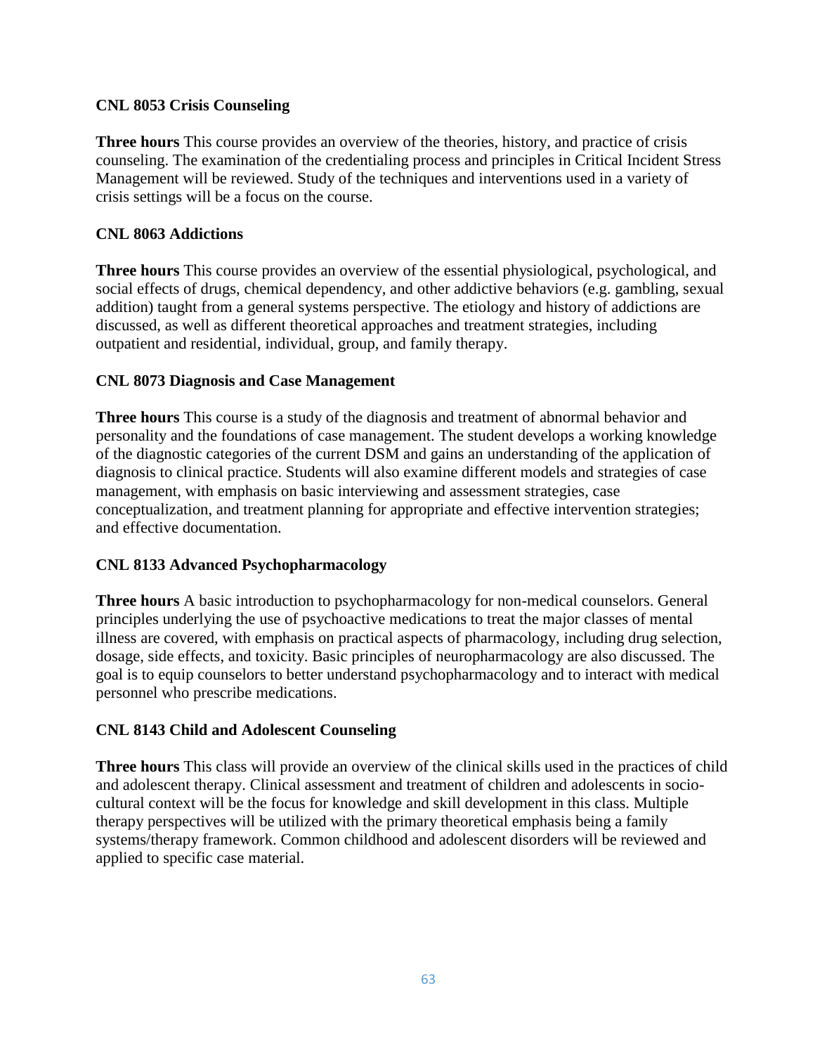**CNL 8053 Crisis Counseling**

**Three hours** This course provides an overview of the theories, history, and practice of crisis counseling. The examination of the credentialing process and principles in Critical Incident Stress Management will be reviewed. Study of the techniques and interventions used in a variety of crisis settings will be a focus on the course.

**CNL 8063 Addictions**

**Three hours** This course provides an overview of the essential physiological, psychological, and social effects of drugs, chemical dependency, and other addictive behaviors (e.g. gambling, sexual addition) taught from a general systems perspective. The etiology and history of addictions are discussed, as well as different theoretical approaches and treatment strategies, including outpatient and residential, individual, group, and family therapy.

**CNL 8073 Diagnosis and Case Management**

**Three hours** This course is a study of the diagnosis and treatment of abnormal behavior and personality and the foundations of case management. The student develops a working knowledge of the diagnostic categories of the current DSM and gains an understanding of the application of diagnosis to clinical practice. Students will also examine different models and strategies of case management, with emphasis on basic interviewing and assessment strategies, case conceptualization, and treatment planning for appropriate and effective intervention strategies; and effective documentation.

**CNL 8133 Advanced Psychopharmacology**

**Three hours** A basic introduction to psychopharmacology for non-medical counselors. General principles underlying the use of psychoactive medications to treat the major classes of mental illness are covered, with emphasis on practical aspects of pharmacology, including drug selection, dosage, side effects, and toxicity. Basic principles of neuropharmacology are also discussed. The goal is to equip counselors to better understand psychopharmacology and to interact with medical personnel who prescribe medications.

**CNL 8143 Child and Adolescent Counseling**

**Three hours** This class will provide an overview of the clinical skills used in the practices of child and adolescent therapy. Clinical assessment and treatment of children and adolescents in socio-cultural context will be the focus for knowledge and skill development in this class. Multiple therapy perspectives will be utilized with the primary theoretical emphasis being a family systems/therapy framework. Common childhood and adolescent disorders will be reviewed and applied to specific case material.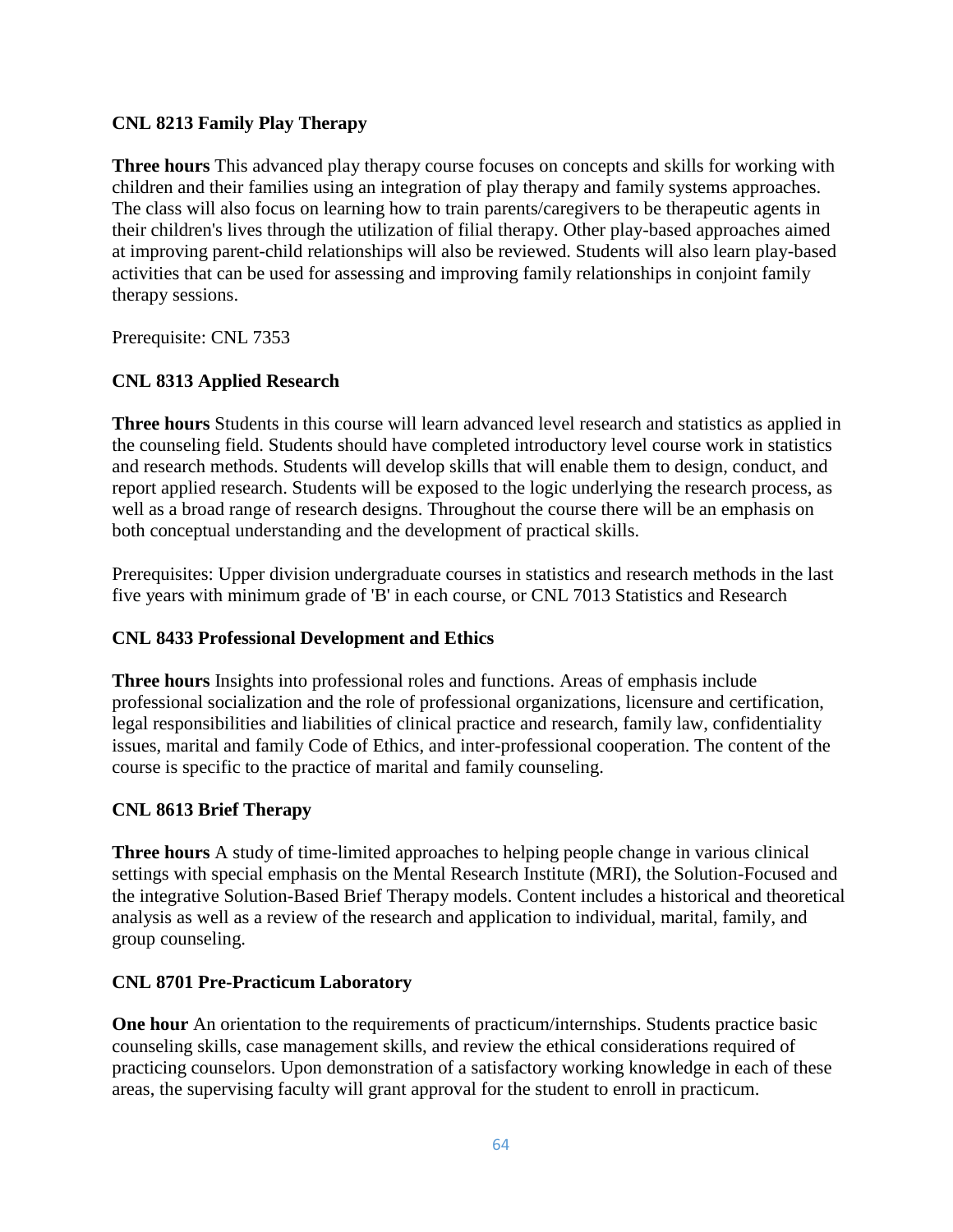### CNL 8213 Family Play Therapy

**Three hours** This advanced play therapy course focuses on concepts and skills for working with children and their families using an integration of play therapy and family systems approaches. The class will also focus on learning how to train parents/caregivers to be therapeutic agents in their children's lives through the utilization of filial therapy. Other play-based approaches aimed at improving parent-child relationships will also be reviewed. Students will also learn play-based activities that can be used for assessing and improving family relationships in conjoint family therapy sessions.

Prerequisite: CNL 7353

### CNL 8313 Applied Research

**Three hours** Students in this course will learn advanced level research and statistics as applied in the counseling field. Students should have completed introductory level course work in statistics and research methods. Students will develop skills that will enable them to design, conduct, and report applied research. Students will be exposed to the logic underlying the research process, as well as a broad range of research designs. Throughout the course there will be an emphasis on both conceptual understanding and the development of practical skills.

Prerequisites: Upper division undergraduate courses in statistics and research methods in the last five years with minimum grade of 'B' in each course, or CNL 7013 Statistics and Research

### CNL 8433 Professional Development and Ethics

**Three hours** Insights into professional roles and functions. Areas of emphasis include professional socialization and the role of professional organizations, licensure and certification, legal responsibilities and liabilities of clinical practice and research, family law, confidentiality issues, marital and family Code of Ethics, and inter-professional cooperation. The content of the course is specific to the practice of marital and family counseling.

### CNL 8613 Brief Therapy

**Three hours** A study of time-limited approaches to helping people change in various clinical settings with special emphasis on the Mental Research Institute (MRI), the Solution-Focused and the integrative Solution-Based Brief Therapy models. Content includes a historical and theoretical analysis as well as a review of the research and application to individual, marital, family, and group counseling.

### CNL 8701 Pre-Practicum Laboratory

**One hour** An orientation to the requirements of practicum/internships. Students practice basic counseling skills, case management skills, and review the ethical considerations required of practicing counselors. Upon demonstration of a satisfactory working knowledge in each of these areas, the supervising faculty will grant approval for the student to enroll in practicum.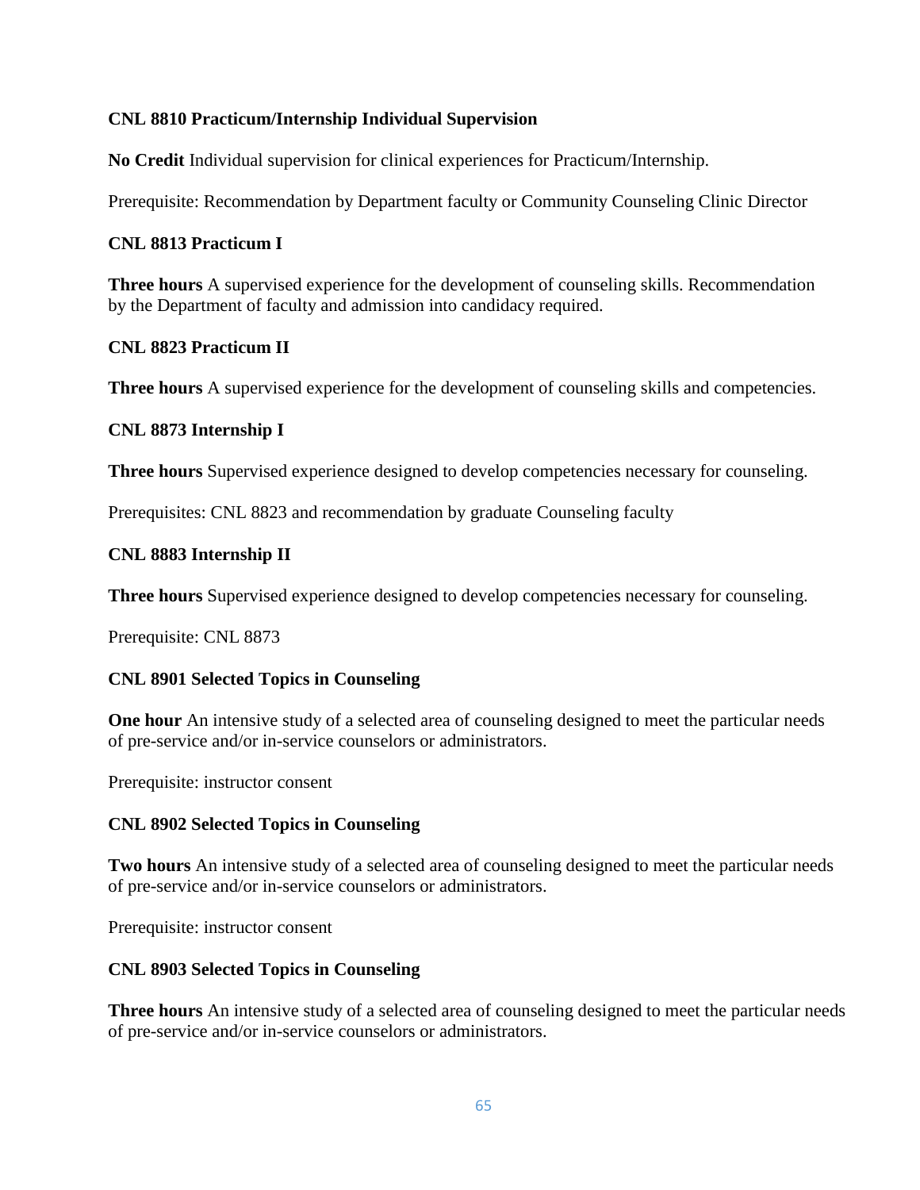**CNL 8810 Practicum/Internship Individual Supervision**

**No Credit** Individual supervision for clinical experiences for Practicum/Internship.

Prerequisite: Recommendation by Department faculty or Community Counseling Clinic Director

**CNL 8813 Practicum I**

**Three hours** A supervised experience for the development of counseling skills. Recommendation by the Department of faculty and admission into candidacy required.

**CNL 8823 Practicum II**

**Three hours** A supervised experience for the development of counseling skills and competencies.

**CNL 8873 Internship I**

**Three hours** Supervised experience designed to develop competencies necessary for counseling.

Prerequisites: CNL 8823 and recommendation by graduate Counseling faculty

**CNL 8883 Internship II**

**Three hours** Supervised experience designed to develop competencies necessary for counseling.

Prerequisite: CNL 8873

**CNL 8901 Selected Topics in Counseling**

**One hour** An intensive study of a selected area of counseling designed to meet the particular needs of pre-service and/or in-service counselors or administrators.

Prerequisite: instructor consent

**CNL 8902 Selected Topics in Counseling**

**Two hours** An intensive study of a selected area of counseling designed to meet the particular needs of pre-service and/or in-service counselors or administrators.

Prerequisite: instructor consent

**CNL 8903 Selected Topics in Counseling**

**Three hours** An intensive study of a selected area of counseling designed to meet the particular needs of pre-service and/or in-service counselors or administrators.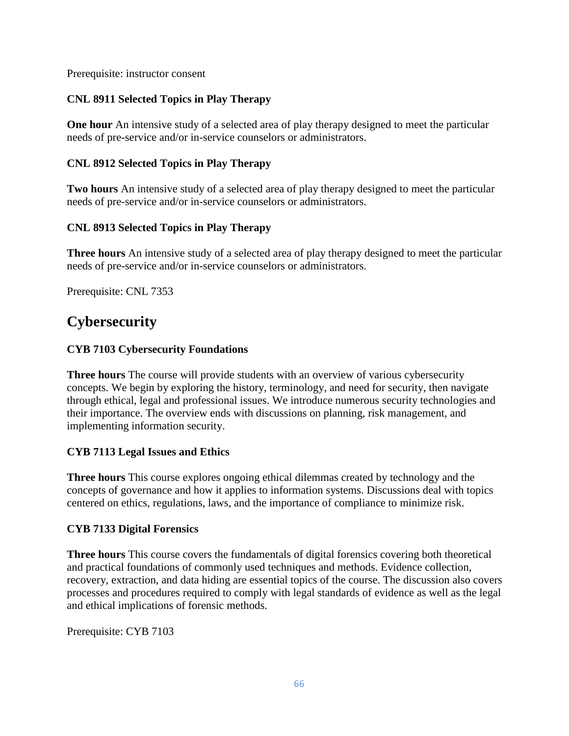Prerequisite: instructor consent

**CNL 8911 Selected Topics in Play Therapy**

**One hour** An intensive study of a selected area of play therapy designed to meet the particular needs of pre-service and/or in-service counselors or administrators.

**CNL 8912 Selected Topics in Play Therapy**

**Two hours** An intensive study of a selected area of play therapy designed to meet the particular needs of pre-service and/or in-service counselors or administrators.

**CNL 8913 Selected Topics in Play Therapy**

**Three hours** An intensive study of a selected area of play therapy designed to meet the particular needs of pre-service and/or in-service counselors or administrators.

Prerequisite: CNL 7353

## Cybersecurity

**CYB 7103 Cybersecurity Foundations**

**Three hours** The course will provide students with an overview of various cybersecurity concepts. We begin by exploring the history, terminology, and need for security, then navigate through ethical, legal and professional issues. We introduce numerous security technologies and their importance. The overview ends with discussions on planning, risk management, and implementing information security.

**CYB 7113 Legal Issues and Ethics**

**Three hours** This course explores ongoing ethical dilemmas created by technology and the concepts of governance and how it applies to information systems. Discussions deal with topics centered on ethics, regulations, laws, and the importance of compliance to minimize risk.

**CYB 7133 Digital Forensics**

**Three hours** This course covers the fundamentals of digital forensics covering both theoretical and practical foundations of commonly used techniques and methods. Evidence collection, recovery, extraction, and data hiding are essential topics of the course. The discussion also covers processes and procedures required to comply with legal standards of evidence as well as the legal and ethical implications of forensic methods.

Prerequisite: CYB 7103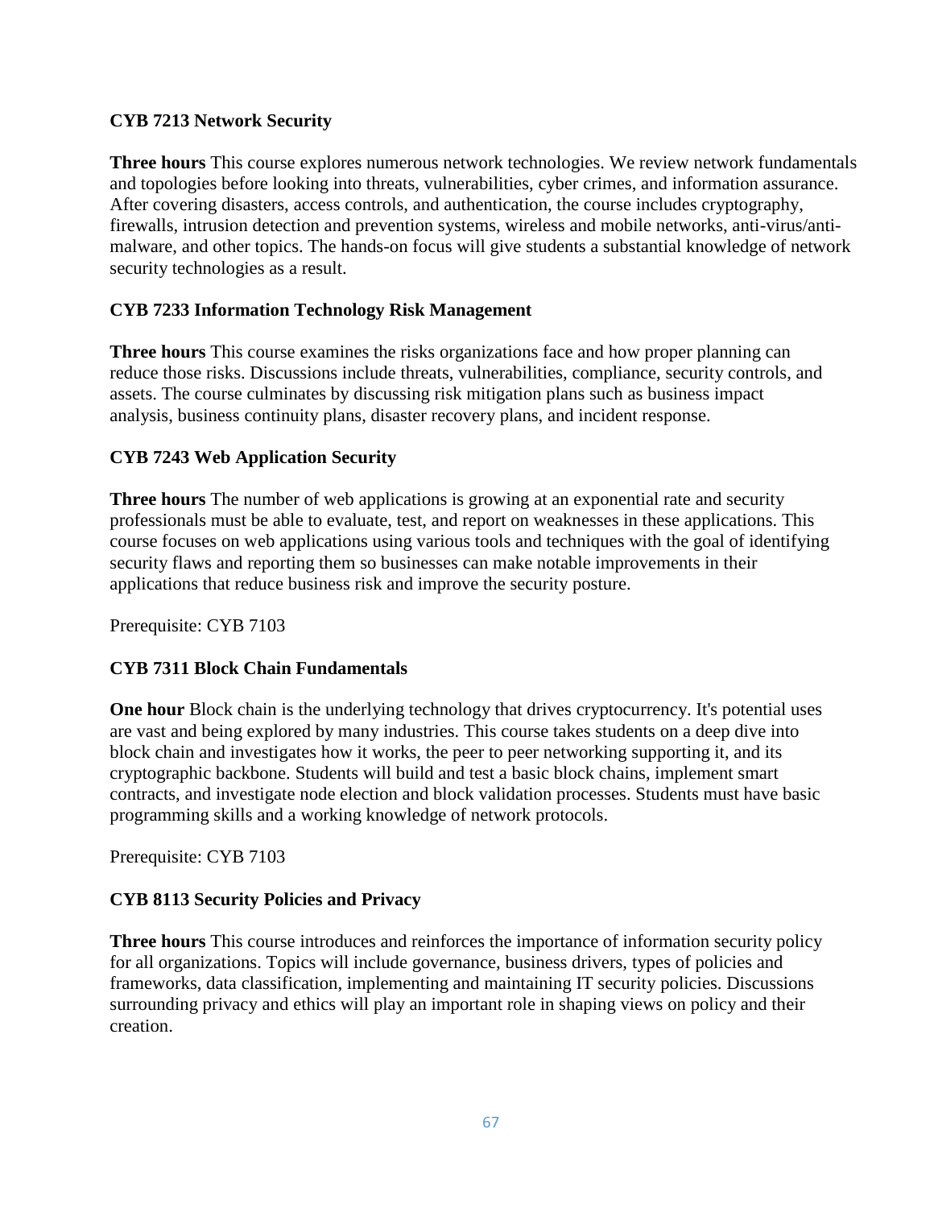**CYB 7213 Network Security**

**Three hours** This course explores numerous network technologies. We review network fundamentals and topologies before looking into threats, vulnerabilities, cyber crimes, and information assurance. After covering disasters, access controls, and authentication, the course includes cryptography, firewalls, intrusion detection and prevention systems, wireless and mobile networks, anti-virus/anti-malware, and other topics. The hands-on focus will give students a substantial knowledge of network security technologies as a result.

**CYB 7233 Information Technology Risk Management**

**Three hours** This course examines the risks organizations face and how proper planning can reduce those risks. Discussions include threats, vulnerabilities, compliance, security controls, and assets. The course culminates by discussing risk mitigation plans such as business impact analysis, business continuity plans, disaster recovery plans, and incident response.

**CYB 7243 Web Application Security**

**Three hours** The number of web applications is growing at an exponential rate and security professionals must be able to evaluate, test, and report on weaknesses in these applications. This course focuses on web applications using various tools and techniques with the goal of identifying security flaws and reporting them so businesses can make notable improvements in their applications that reduce business risk and improve the security posture.

Prerequisite: CYB 7103

**CYB 7311 Block Chain Fundamentals**

**One hour** Block chain is the underlying technology that drives cryptocurrency. It's potential uses are vast and being explored by many industries. This course takes students on a deep dive into block chain and investigates how it works, the peer to peer networking supporting it, and its cryptographic backbone. Students will build and test a basic block chains, implement smart contracts, and investigate node election and block validation processes. Students must have basic programming skills and a working knowledge of network protocols.

Prerequisite: CYB 7103

**CYB 8113 Security Policies and Privacy**

**Three hours** This course introduces and reinforces the importance of information security policy for all organizations. Topics will include governance, business drivers, types of policies and frameworks, data classification, implementing and maintaining IT security policies. Discussions surrounding privacy and ethics will play an important role in shaping views on policy and their creation.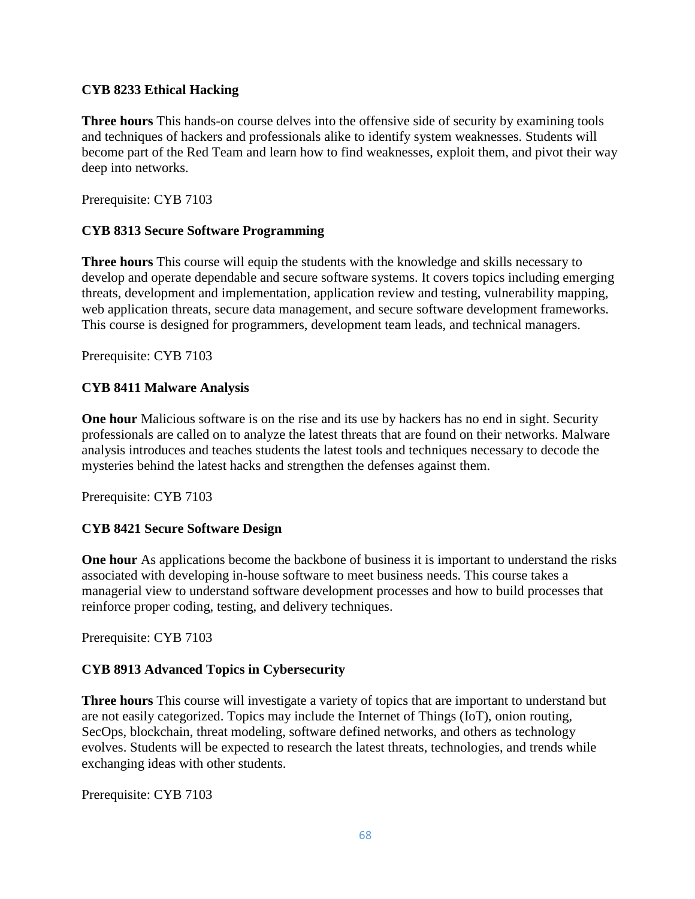**CYB 8233 Ethical Hacking**

**Three hours** This hands-on course delves into the offensive side of security by examining tools and techniques of hackers and professionals alike to identify system weaknesses. Students will become part of the Red Team and learn how to find weaknesses, exploit them, and pivot their way deep into networks.

Prerequisite: CYB 7103

**CYB 8313 Secure Software Programming**

**Three hours** This course will equip the students with the knowledge and skills necessary to develop and operate dependable and secure software systems. It covers topics including emerging threats, development and implementation, application review and testing, vulnerability mapping, web application threats, secure data management, and secure software development frameworks. This course is designed for programmers, development team leads, and technical managers.

Prerequisite: CYB 7103

**CYB 8411 Malware Analysis**

**One hour** Malicious software is on the rise and its use by hackers has no end in sight. Security professionals are called on to analyze the latest threats that are found on their networks. Malware analysis introduces and teaches students the latest tools and techniques necessary to decode the mysteries behind the latest hacks and strengthen the defenses against them.

Prerequisite: CYB 7103

**CYB 8421 Secure Software Design**

**One hour** As applications become the backbone of business it is important to understand the risks associated with developing in-house software to meet business needs. This course takes a managerial view to understand software development processes and how to build processes that reinforce proper coding, testing, and delivery techniques.

Prerequisite: CYB 7103

**CYB 8913 Advanced Topics in Cybersecurity**

**Three hours** This course will investigate a variety of topics that are important to understand but are not easily categorized. Topics may include the Internet of Things (IoT), onion routing, SecOps, blockchain, threat modeling, software defined networks, and others as technology evolves. Students will be expected to research the latest threats, technologies, and trends while exchanging ideas with other students.

Prerequisite: CYB 7103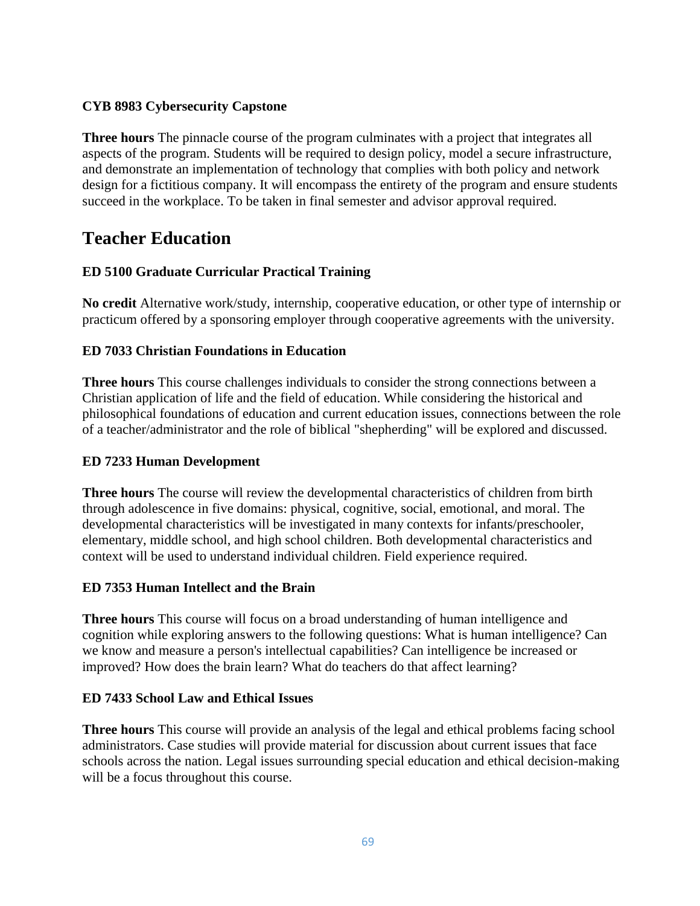**CYB 8983 Cybersecurity Capstone**

**Three hours** The pinnacle course of the program culminates with a project that integrates all aspects of the program. Students will be required to design policy, model a secure infrastructure, and demonstrate an implementation of technology that complies with both policy and network design for a fictitious company. It will encompass the entirety of the program and ensure students succeed in the workplace. To be taken in final semester and advisor approval required.

# Teacher Education

**ED 5100 Graduate Curricular Practical Training**

**No credit** Alternative work/study, internship, cooperative education, or other type of internship or practicum offered by a sponsoring employer through cooperative agreements with the university.

**ED 7033 Christian Foundations in Education**

**Three hours** This course challenges individuals to consider the strong connections between a Christian application of life and the field of education. While considering the historical and philosophical foundations of education and current education issues, connections between the role of a teacher/administrator and the role of biblical "shepherding" will be explored and discussed.

**ED 7233 Human Development**

**Three hours** The course will review the developmental characteristics of children from birth through adolescence in five domains: physical, cognitive, social, emotional, and moral. The developmental characteristics will be investigated in many contexts for infants/preschooler, elementary, middle school, and high school children. Both developmental characteristics and context will be used to understand individual children. Field experience required.

**ED 7353 Human Intellect and the Brain**

**Three hours** This course will focus on a broad understanding of human intelligence and cognition while exploring answers to the following questions: What is human intelligence? Can we know and measure a person's intellectual capabilities? Can intelligence be increased or improved? How does the brain learn? What do teachers do that affect learning?

**ED 7433 School Law and Ethical Issues**

**Three hours** This course will provide an analysis of the legal and ethical problems facing school administrators. Case studies will provide material for discussion about current issues that face schools across the nation. Legal issues surrounding special education and ethical decision-making will be a focus throughout this course.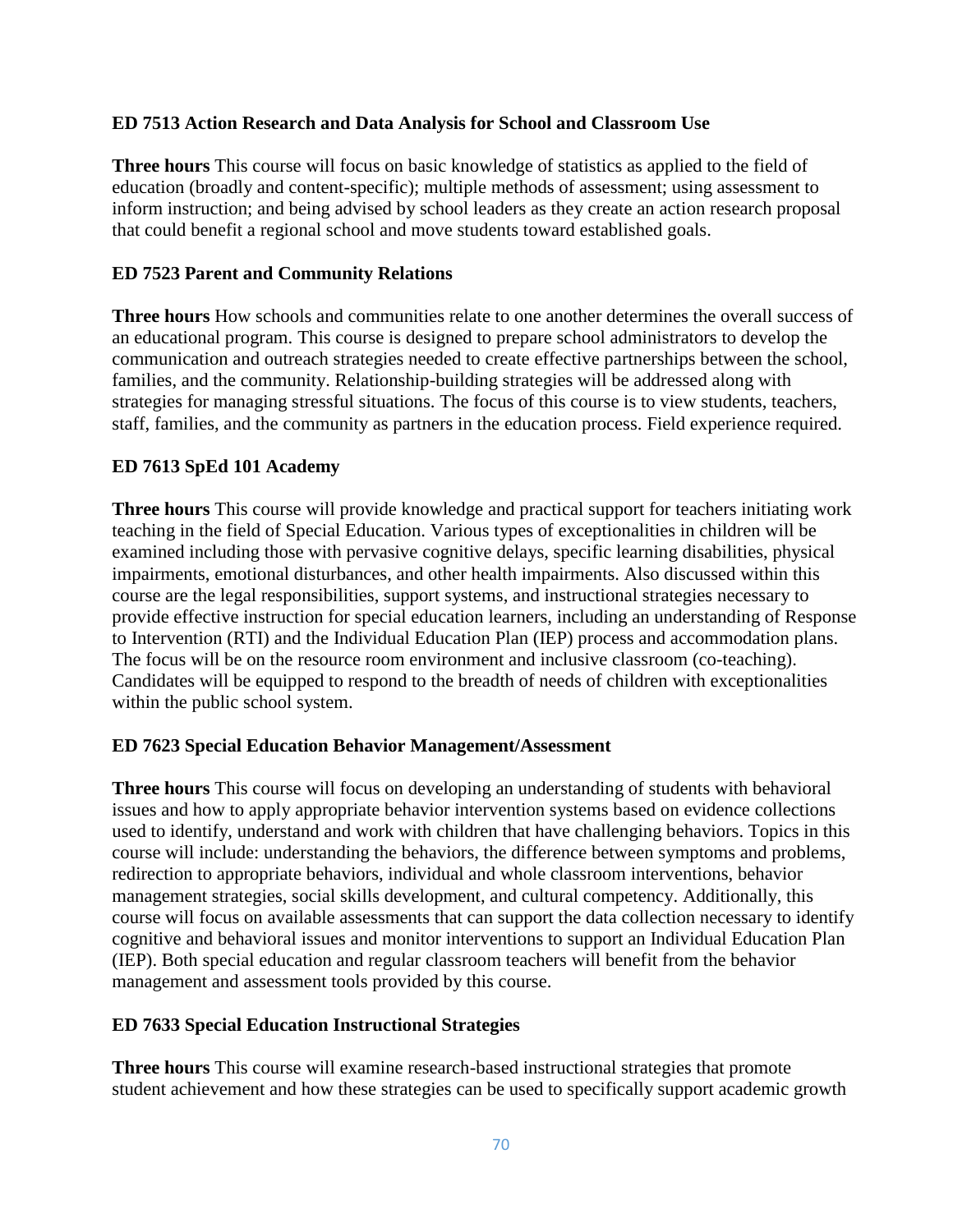**ED 7513 Action Research and Data Analysis for School and Classroom Use**

**Three hours** This course will focus on basic knowledge of statistics as applied to the field of education (broadly and content-specific); multiple methods of assessment; using assessment to inform instruction; and being advised by school leaders as they create an action research proposal that could benefit a regional school and move students toward established goals.

**ED 7523 Parent and Community Relations**

**Three hours** How schools and communities relate to one another determines the overall success of an educational program. This course is designed to prepare school administrators to develop the communication and outreach strategies needed to create effective partnerships between the school, families, and the community. Relationship-building strategies will be addressed along with strategies for managing stressful situations. The focus of this course is to view students, teachers, staff, families, and the community as partners in the education process. Field experience required.

**ED 7613 SpEd 101 Academy**

**Three hours** This course will provide knowledge and practical support for teachers initiating work teaching in the field of Special Education. Various types of exceptionalities in children will be examined including those with pervasive cognitive delays, specific learning disabilities, physical impairments, emotional disturbances, and other health impairments. Also discussed within this course are the legal responsibilities, support systems, and instructional strategies necessary to provide effective instruction for special education learners, including an understanding of Response to Intervention (RTI) and the Individual Education Plan (IEP) process and accommodation plans. The focus will be on the resource room environment and inclusive classroom (co-teaching). Candidates will be equipped to respond to the breadth of needs of children with exceptionalities within the public school system.

**ED 7623 Special Education Behavior Management/Assessment**

**Three hours** This course will focus on developing an understanding of students with behavioral issues and how to apply appropriate behavior intervention systems based on evidence collections used to identify, understand and work with children that have challenging behaviors. Topics in this course will include: understanding the behaviors, the difference between symptoms and problems, redirection to appropriate behaviors, individual and whole classroom interventions, behavior management strategies, social skills development, and cultural competency. Additionally, this course will focus on available assessments that can support the data collection necessary to identify cognitive and behavioral issues and monitor interventions to support an Individual Education Plan (IEP). Both special education and regular classroom teachers will benefit from the behavior management and assessment tools provided by this course.

**ED 7633 Special Education Instructional Strategies**

**Three hours** This course will examine research-based instructional strategies that promote student achievement and how these strategies can be used to specifically support academic growth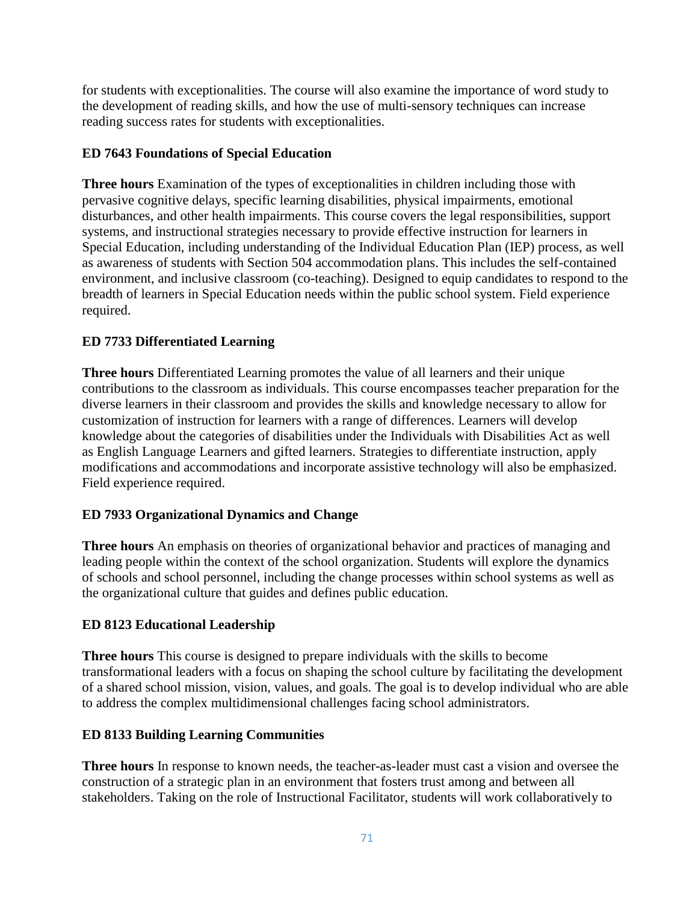for students with exceptionalities. The course will also examine the importance of word study to the development of reading skills, and how the use of multi-sensory techniques can increase reading success rates for students with exceptionalities.

**ED 7643 Foundations of Special Education**

**Three hours** Examination of the types of exceptionalities in children including those with pervasive cognitive delays, specific learning disabilities, physical impairments, emotional disturbances, and other health impairments. This course covers the legal responsibilities, support systems, and instructional strategies necessary to provide effective instruction for learners in Special Education, including understanding of the Individual Education Plan (IEP) process, as well as awareness of students with Section 504 accommodation plans. This includes the self-contained environment, and inclusive classroom (co-teaching). Designed to equip candidates to respond to the breadth of learners in Special Education needs within the public school system. Field experience required.

**ED 7733 Differentiated Learning**

**Three hours** Differentiated Learning promotes the value of all learners and their unique contributions to the classroom as individuals. This course encompasses teacher preparation for the diverse learners in their classroom and provides the skills and knowledge necessary to allow for customization of instruction for learners with a range of differences. Learners will develop knowledge about the categories of disabilities under the Individuals with Disabilities Act as well as English Language Learners and gifted learners. Strategies to differentiate instruction, apply modifications and accommodations and incorporate assistive technology will also be emphasized. Field experience required.

**ED 7933 Organizational Dynamics and Change**

**Three hours** An emphasis on theories of organizational behavior and practices of managing and leading people within the context of the school organization. Students will explore the dynamics of schools and school personnel, including the change processes within school systems as well as the organizational culture that guides and defines public education.

**ED 8123 Educational Leadership**

**Three hours** This course is designed to prepare individuals with the skills to become transformational leaders with a focus on shaping the school culture by facilitating the development of a shared school mission, vision, values, and goals. The goal is to develop individual who are able to address the complex multidimensional challenges facing school administrators.

**ED 8133 Building Learning Communities**

**Three hours** In response to known needs, the teacher-as-leader must cast a vision and oversee the construction of a strategic plan in an environment that fosters trust among and between all stakeholders. Taking on the role of Instructional Facilitator, students will work collaboratively to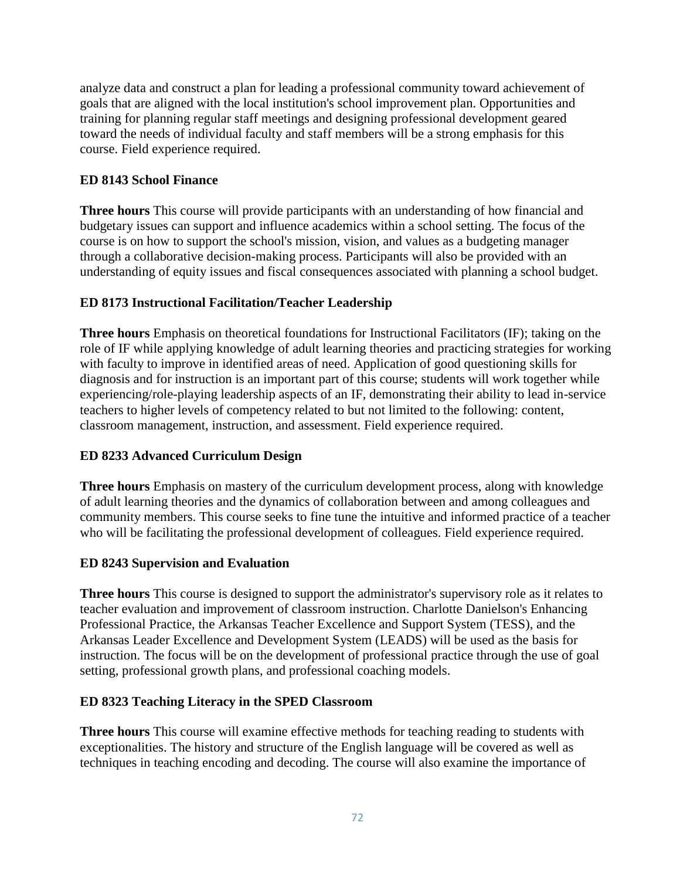analyze data and construct a plan for leading a professional community toward achievement of goals that are aligned with the local institution's school improvement plan. Opportunities and training for planning regular staff meetings and designing professional development geared toward the needs of individual faculty and staff members will be a strong emphasis for this course. Field experience required.

**ED 8143 School Finance**

**Three hours** This course will provide participants with an understanding of how financial and budgetary issues can support and influence academics within a school setting. The focus of the course is on how to support the school's mission, vision, and values as a budgeting manager through a collaborative decision-making process. Participants will also be provided with an understanding of equity issues and fiscal consequences associated with planning a school budget.

**ED 8173 Instructional Facilitation/Teacher Leadership**

**Three hours** Emphasis on theoretical foundations for Instructional Facilitators (IF); taking on the role of IF while applying knowledge of adult learning theories and practicing strategies for working with faculty to improve in identified areas of need. Application of good questioning skills for diagnosis and for instruction is an important part of this course; students will work together while experiencing/role-playing leadership aspects of an IF, demonstrating their ability to lead in-service teachers to higher levels of competency related to but not limited to the following: content, classroom management, instruction, and assessment. Field experience required.

**ED 8233 Advanced Curriculum Design**

**Three hours** Emphasis on mastery of the curriculum development process, along with knowledge of adult learning theories and the dynamics of collaboration between and among colleagues and community members. This course seeks to fine tune the intuitive and informed practice of a teacher who will be facilitating the professional development of colleagues. Field experience required.

**ED 8243 Supervision and Evaluation**

**Three hours** This course is designed to support the administrator's supervisory role as it relates to teacher evaluation and improvement of classroom instruction. Charlotte Danielson's Enhancing Professional Practice, the Arkansas Teacher Excellence and Support System (TESS), and the Arkansas Leader Excellence and Development System (LEADS) will be used as the basis for instruction. The focus will be on the development of professional practice through the use of goal setting, professional growth plans, and professional coaching models.

**ED 8323 Teaching Literacy in the SPED Classroom**

**Three hours** This course will examine effective methods for teaching reading to students with exceptionalities. The history and structure of the English language will be covered as well as techniques in teaching encoding and decoding. The course will also examine the importance of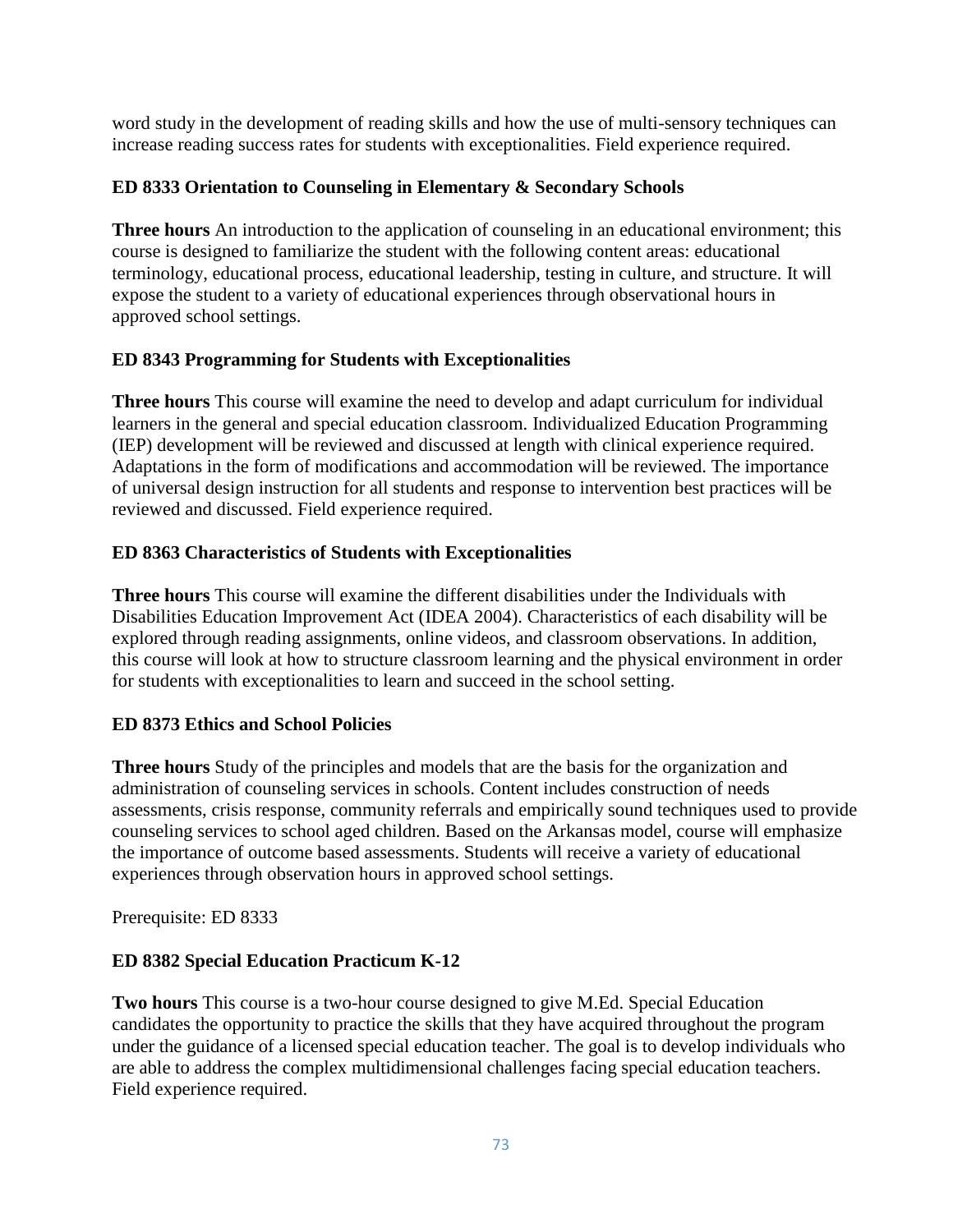word study in the development of reading skills and how the use of multi-sensory techniques can increase reading success rates for students with exceptionalities. Field experience required.

### ED 8333 Orientation to Counseling in Elementary & Secondary Schools

**Three hours** An introduction to the application of counseling in an educational environment; this course is designed to familiarize the student with the following content areas: educational terminology, educational process, educational leadership, testing in culture, and structure. It will expose the student to a variety of educational experiences through observational hours in approved school settings.

### ED 8343 Programming for Students with Exceptionalities

**Three hours** This course will examine the need to develop and adapt curriculum for individual learners in the general and special education classroom. Individualized Education Programming (IEP) development will be reviewed and discussed at length with clinical experience required. Adaptations in the form of modifications and accommodation will be reviewed. The importance of universal design instruction for all students and response to intervention best practices will be reviewed and discussed. Field experience required.

### ED 8363 Characteristics of Students with Exceptionalities

**Three hours** This course will examine the different disabilities under the Individuals with Disabilities Education Improvement Act (IDEA 2004). Characteristics of each disability will be explored through reading assignments, online videos, and classroom observations. In addition, this course will look at how to structure classroom learning and the physical environment in order for students with exceptionalities to learn and succeed in the school setting.

### ED 8373 Ethics and School Policies

**Three hours** Study of the principles and models that are the basis for the organization and administration of counseling services in schools. Content includes construction of needs assessments, crisis response, community referrals and empirically sound techniques used to provide counseling services to school aged children. Based on the Arkansas model, course will emphasize the importance of outcome based assessments. Students will receive a variety of educational experiences through observation hours in approved school settings.

Prerequisite: ED 8333

### ED 8382 Special Education Practicum K-12

**Two hours** This course is a two-hour course designed to give M.Ed. Special Education candidates the opportunity to practice the skills that they have acquired throughout the program under the guidance of a licensed special education teacher. The goal is to develop individuals who are able to address the complex multidimensional challenges facing special education teachers. Field experience required.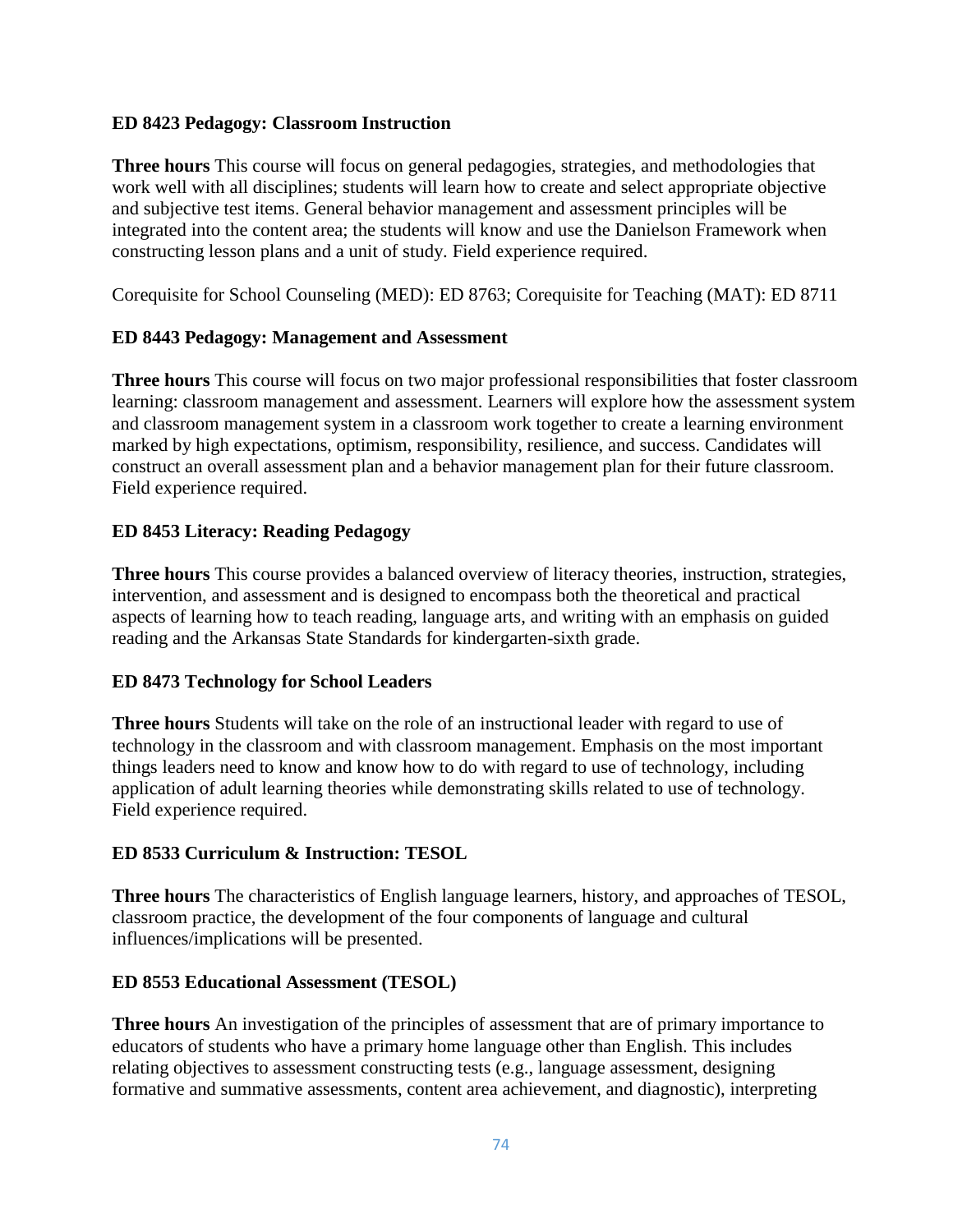**ED 8423 Pedagogy: Classroom Instruction**

**Three hours** This course will focus on general pedagogies, strategies, and methodologies that work well with all disciplines; students will learn how to create and select appropriate objective and subjective test items. General behavior management and assessment principles will be integrated into the content area; the students will know and use the Danielson Framework when constructing lesson plans and a unit of study. Field experience required.

Corequisite for School Counseling (MED): ED 8763; Corequisite for Teaching (MAT): ED 8711

**ED 8443 Pedagogy: Management and Assessment**

**Three hours** This course will focus on two major professional responsibilities that foster classroom learning: classroom management and assessment. Learners will explore how the assessment system and classroom management system in a classroom work together to create a learning environment marked by high expectations, optimism, responsibility, resilience, and success. Candidates will construct an overall assessment plan and a behavior management plan for their future classroom. Field experience required.

**ED 8453 Literacy: Reading Pedagogy**

**Three hours** This course provides a balanced overview of literacy theories, instruction, strategies, intervention, and assessment and is designed to encompass both the theoretical and practical aspects of learning how to teach reading, language arts, and writing with an emphasis on guided reading and the Arkansas State Standards for kindergarten-sixth grade.

**ED 8473 Technology for School Leaders**

**Three hours** Students will take on the role of an instructional leader with regard to use of technology in the classroom and with classroom management. Emphasis on the most important things leaders need to know and know how to do with regard to use of technology, including application of adult learning theories while demonstrating skills related to use of technology. Field experience required.

**ED 8533 Curriculum & Instruction: TESOL**

**Three hours** The characteristics of English language learners, history, and approaches of TESOL, classroom practice, the development of the four components of language and cultural influences/implications will be presented.

**ED 8553 Educational Assessment (TESOL)**

**Three hours** An investigation of the principles of assessment that are of primary importance to educators of students who have a primary home language other than English. This includes relating objectives to assessment constructing tests (e.g., language assessment, designing formative and summative assessments, content area achievement, and diagnostic), interpreting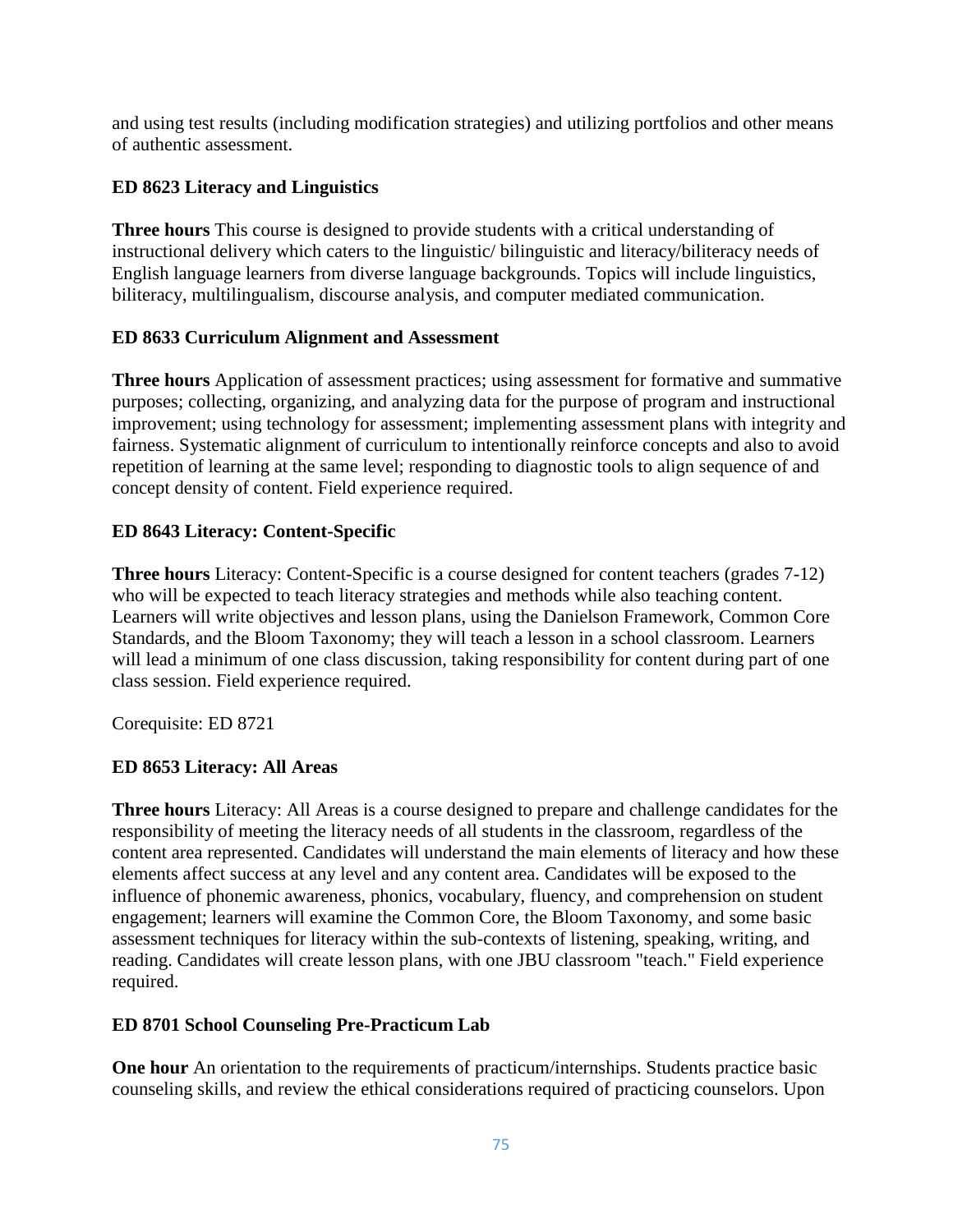and using test results (including modification strategies) and utilizing portfolios and other means of authentic assessment.

### ED 8623 Literacy and Linguistics

**Three hours** This course is designed to provide students with a critical understanding of instructional delivery which caters to the linguistic/ bilinguistic and literacy/biliteracy needs of English language learners from diverse language backgrounds. Topics will include linguistics, biliteracy, multilingualism, discourse analysis, and computer mediated communication.

### ED 8633 Curriculum Alignment and Assessment

**Three hours** Application of assessment practices; using assessment for formative and summative purposes; collecting, organizing, and analyzing data for the purpose of program and instructional improvement; using technology for assessment; implementing assessment plans with integrity and fairness. Systematic alignment of curriculum to intentionally reinforce concepts and also to avoid repetition of learning at the same level; responding to diagnostic tools to align sequence of and concept density of content. Field experience required.

### ED 8643 Literacy: Content-Specific

**Three hours** Literacy: Content-Specific is a course designed for content teachers (grades 7-12) who will be expected to teach literacy strategies and methods while also teaching content. Learners will write objectives and lesson plans, using the Danielson Framework, Common Core Standards, and the Bloom Taxonomy; they will teach a lesson in a school classroom. Learners will lead a minimum of one class discussion, taking responsibility for content during part of one class session. Field experience required.

Corequisite: ED 8721

### ED 8653 Literacy: All Areas

**Three hours** Literacy: All Areas is a course designed to prepare and challenge candidates for the responsibility of meeting the literacy needs of all students in the classroom, regardless of the content area represented. Candidates will understand the main elements of literacy and how these elements affect success at any level and any content area. Candidates will be exposed to the influence of phonemic awareness, phonics, vocabulary, fluency, and comprehension on student engagement; learners will examine the Common Core, the Bloom Taxonomy, and some basic assessment techniques for literacy within the sub-contexts of listening, speaking, writing, and reading. Candidates will create lesson plans, with one JBU classroom "teach." Field experience required.

### ED 8701 School Counseling Pre-Practicum Lab

**One hour** An orientation to the requirements of practicum/internships. Students practice basic counseling skills, and review the ethical considerations required of practicing counselors. Upon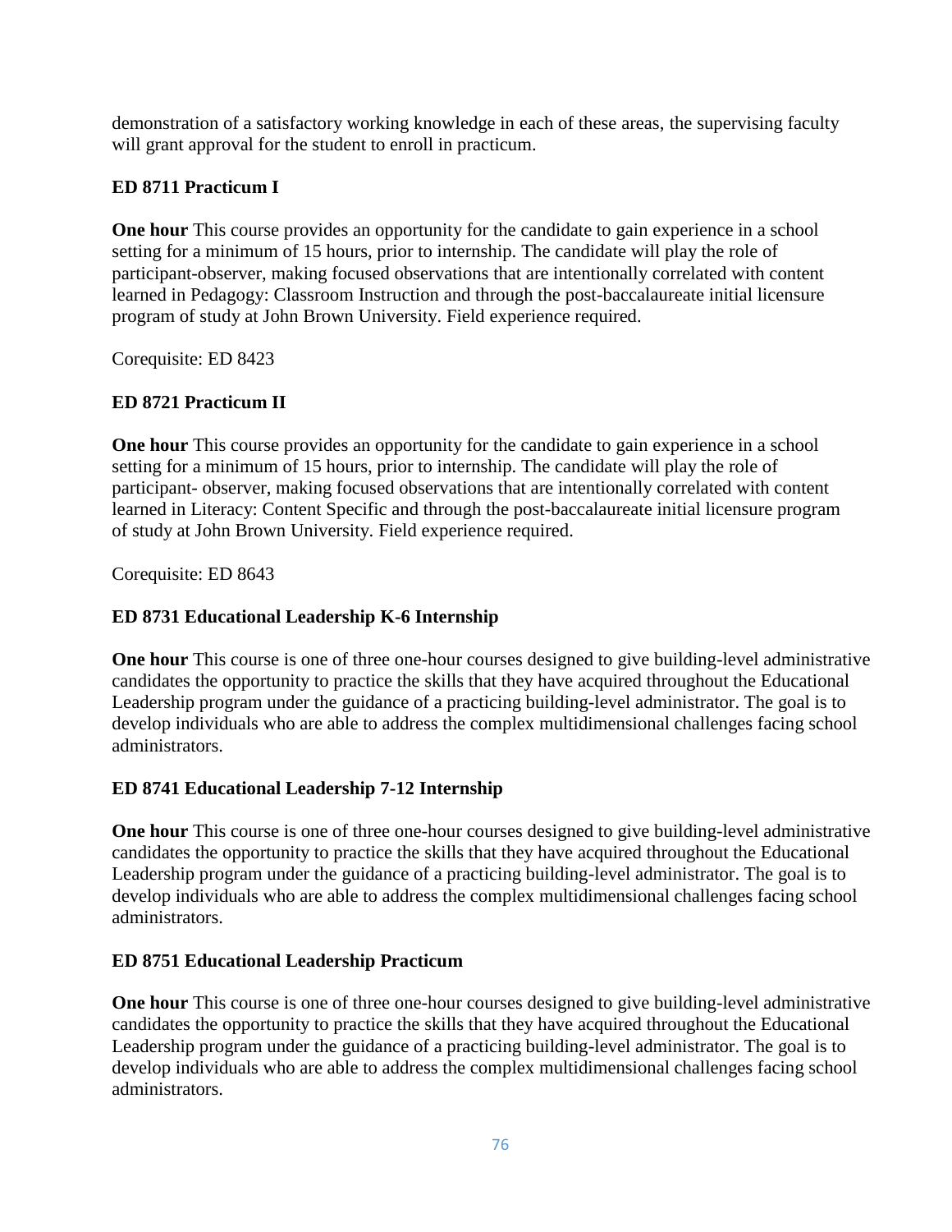demonstration of a satisfactory working knowledge in each of these areas, the supervising faculty will grant approval for the student to enroll in practicum.

### ED 8711 Practicum I

**One hour** This course provides an opportunity for the candidate to gain experience in a school setting for a minimum of 15 hours, prior to internship. The candidate will play the role of participant-observer, making focused observations that are intentionally correlated with content learned in Pedagogy: Classroom Instruction and through the post-baccalaureate initial licensure program of study at John Brown University. Field experience required.

Corequisite: ED 8423

### ED 8721 Practicum II

**One hour** This course provides an opportunity for the candidate to gain experience in a school setting for a minimum of 15 hours, prior to internship. The candidate will play the role of participant- observer, making focused observations that are intentionally correlated with content learned in Literacy: Content Specific and through the post-baccalaureate initial licensure program of study at John Brown University. Field experience required.

Corequisite: ED 8643

### ED 8731 Educational Leadership K-6 Internship

**One hour** This course is one of three one-hour courses designed to give building-level administrative candidates the opportunity to practice the skills that they have acquired throughout the Educational Leadership program under the guidance of a practicing building-level administrator. The goal is to develop individuals who are able to address the complex multidimensional challenges facing school administrators.

### ED 8741 Educational Leadership 7-12 Internship

**One hour** This course is one of three one-hour courses designed to give building-level administrative candidates the opportunity to practice the skills that they have acquired throughout the Educational Leadership program under the guidance of a practicing building-level administrator. The goal is to develop individuals who are able to address the complex multidimensional challenges facing school administrators.

### ED 8751 Educational Leadership Practicum

**One hour** This course is one of three one-hour courses designed to give building-level administrative candidates the opportunity to practice the skills that they have acquired throughout the Educational Leadership program under the guidance of a practicing building-level administrator. The goal is to develop individuals who are able to address the complex multidimensional challenges facing school administrators.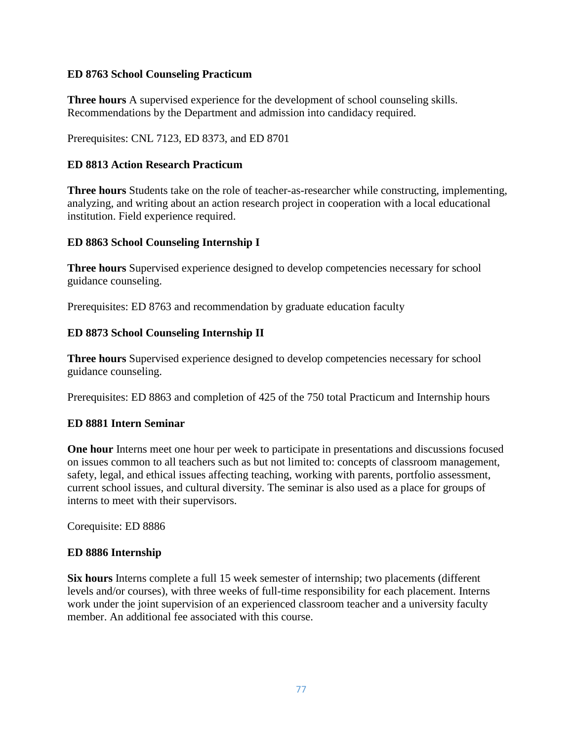**ED 8763 School Counseling Practicum**

**Three hours** A supervised experience for the development of school counseling skills. Recommendations by the Department and admission into candidacy required.

Prerequisites: CNL 7123, ED 8373, and ED 8701

**ED 8813 Action Research Practicum**

**Three hours** Students take on the role of teacher-as-researcher while constructing, implementing, analyzing, and writing about an action research project in cooperation with a local educational institution. Field experience required.

**ED 8863 School Counseling Internship I**

**Three hours** Supervised experience designed to develop competencies necessary for school guidance counseling.

Prerequisites: ED 8763 and recommendation by graduate education faculty

**ED 8873 School Counseling Internship II**

**Three hours** Supervised experience designed to develop competencies necessary for school guidance counseling.

Prerequisites: ED 8863 and completion of 425 of the 750 total Practicum and Internship hours

**ED 8881 Intern Seminar**

**One hour** Interns meet one hour per week to participate in presentations and discussions focused on issues common to all teachers such as but not limited to: concepts of classroom management, safety, legal, and ethical issues affecting teaching, working with parents, portfolio assessment, current school issues, and cultural diversity. The seminar is also used as a place for groups of interns to meet with their supervisors.

Corequisite: ED 8886

**ED 8886 Internship**

**Six hours** Interns complete a full 15 week semester of internship; two placements (different levels and/or courses), with three weeks of full-time responsibility for each placement. Interns work under the joint supervision of an experienced classroom teacher and a university faculty member. An additional fee associated with this course.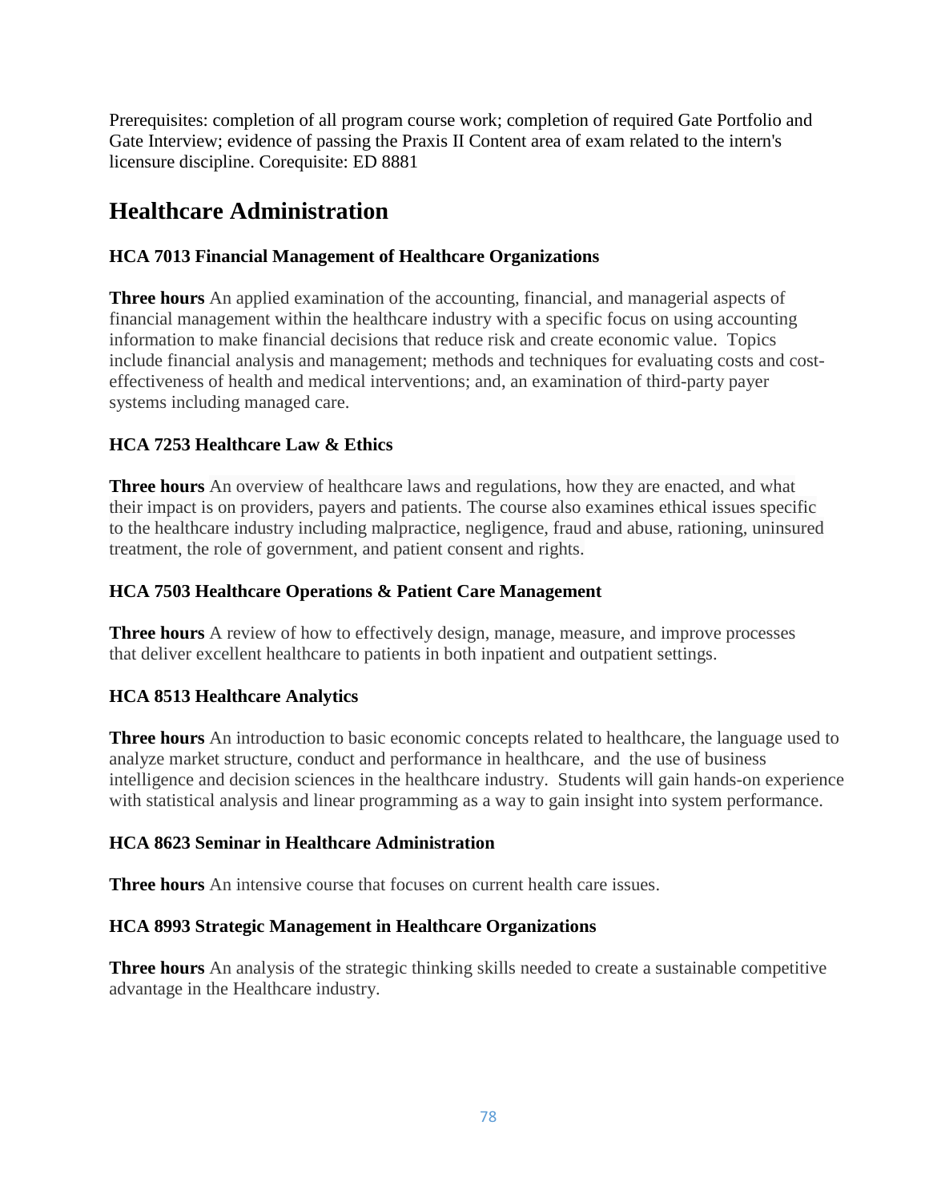Prerequisites: completion of all program course work; completion of required Gate Portfolio and Gate Interview; evidence of passing the Praxis II Content area of exam related to the intern's licensure discipline. Corequisite: ED 8881

## Healthcare Administration

### HCA 7013 Financial Management of Healthcare Organizations

**Three hours** An applied examination of the accounting, financial, and managerial aspects of financial management within the healthcare industry with a specific focus on using accounting information to make financial decisions that reduce risk and create economic value. Topics include financial analysis and management; methods and techniques for evaluating costs and cost-effectiveness of health and medical interventions; and, an examination of third-party payer systems including managed care.

### HCA 7253 Healthcare Law & Ethics

**Three hours** An overview of healthcare laws and regulations, how they are enacted, and what their impact is on providers, payers and patients. The course also examines ethical issues specific to the healthcare industry including malpractice, negligence, fraud and abuse, rationing, uninsured treatment, the role of government, and patient consent and rights.

### HCA 7503 Healthcare Operations & Patient Care Management

**Three hours** A review of how to effectively design, manage, measure, and improve processes that deliver excellent healthcare to patients in both inpatient and outpatient settings.

### HCA 8513 Healthcare Analytics

**Three hours** An introduction to basic economic concepts related to healthcare, the language used to analyze market structure, conduct and performance in healthcare, and the use of business intelligence and decision sciences in the healthcare industry. Students will gain hands-on experience with statistical analysis and linear programming as a way to gain insight into system performance.

### HCA 8623 Seminar in Healthcare Administration

**Three hours** An intensive course that focuses on current health care issues.

### HCA 8993 Strategic Management in Healthcare Organizations

**Three hours** An analysis of the strategic thinking skills needed to create a sustainable competitive advantage in the Healthcare industry.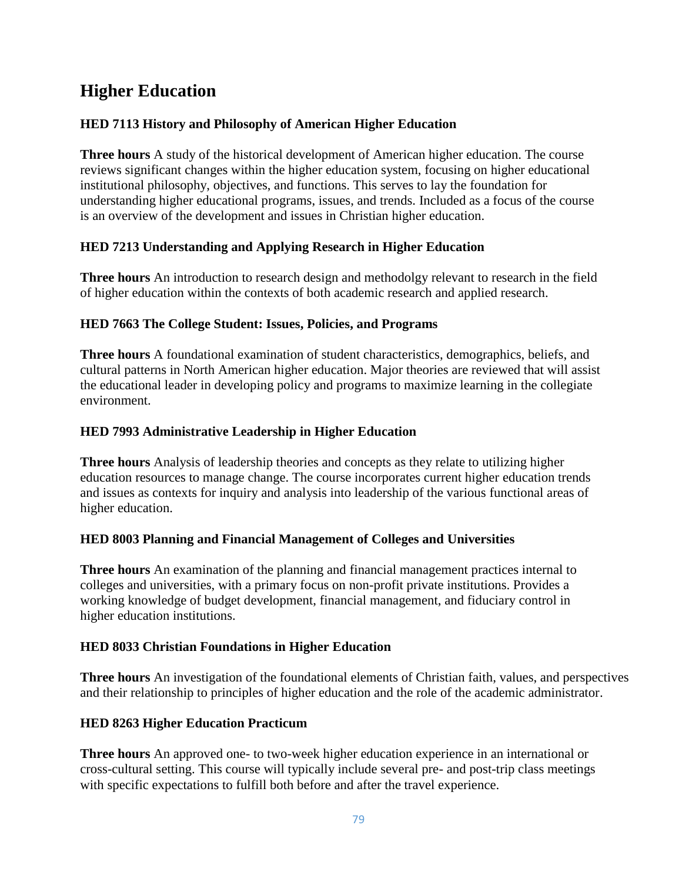# Higher Education

### HED 7113 History and Philosophy of American Higher Education

**Three hours** A study of the historical development of American higher education. The course reviews significant changes within the higher education system, focusing on higher educational institutional philosophy, objectives, and functions. This serves to lay the foundation for understanding higher educational programs, issues, and trends. Included as a focus of the course is an overview of the development and issues in Christian higher education.

### HED 7213 Understanding and Applying Research in Higher Education

**Three hours** An introduction to research design and methodolgy relevant to research in the field of higher education within the contexts of both academic research and applied research.

### HED 7663 The College Student: Issues, Policies, and Programs

**Three hours** A foundational examination of student characteristics, demographics, beliefs, and cultural patterns in North American higher education. Major theories are reviewed that will assist the educational leader in developing policy and programs to maximize learning in the collegiate environment.

### HED 7993 Administrative Leadership in Higher Education

**Three hours** Analysis of leadership theories and concepts as they relate to utilizing higher education resources to manage change. The course incorporates current higher education trends and issues as contexts for inquiry and analysis into leadership of the various functional areas of higher education.

### HED 8003 Planning and Financial Management of Colleges and Universities

**Three hours** An examination of the planning and financial management practices internal to colleges and universities, with a primary focus on non-profit private institutions. Provides a working knowledge of budget development, financial management, and fiduciary control in higher education institutions.

### HED 8033 Christian Foundations in Higher Education

**Three hours** An investigation of the foundational elements of Christian faith, values, and perspectives and their relationship to principles of higher education and the role of the academic administrator.

### HED 8263 Higher Education Practicum

**Three hours** An approved one- to two-week higher education experience in an international or cross-cultural setting. This course will typically include several pre- and post-trip class meetings with specific expectations to fulfill both before and after the travel experience.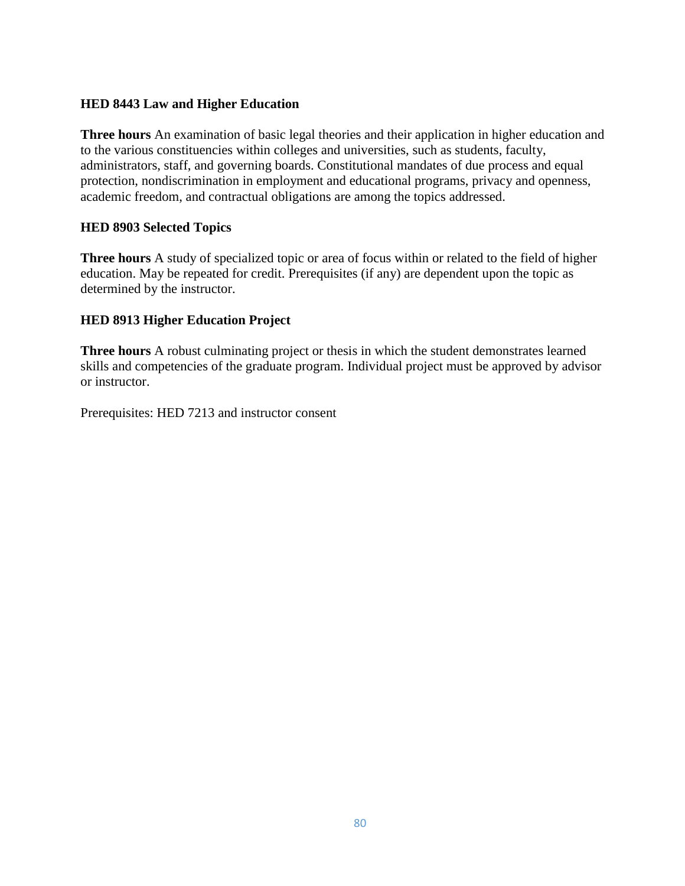**HED 8443 Law and Higher Education**

**Three hours** An examination of basic legal theories and their application in higher education and to the various constituencies within colleges and universities, such as students, faculty, administrators, staff, and governing boards. Constitutional mandates of due process and equal protection, nondiscrimination in employment and educational programs, privacy and openness, academic freedom, and contractual obligations are among the topics addressed.

**HED 8903 Selected Topics**

**Three hours** A study of specialized topic or area of focus within or related to the field of higher education. May be repeated for credit. Prerequisites (if any) are dependent upon the topic as determined by the instructor.

**HED 8913 Higher Education Project**

**Three hours** A robust culminating project or thesis in which the student demonstrates learned skills and competencies of the graduate program. Individual project must be approved by advisor or instructor.

Prerequisites: HED 7213 and instructor consent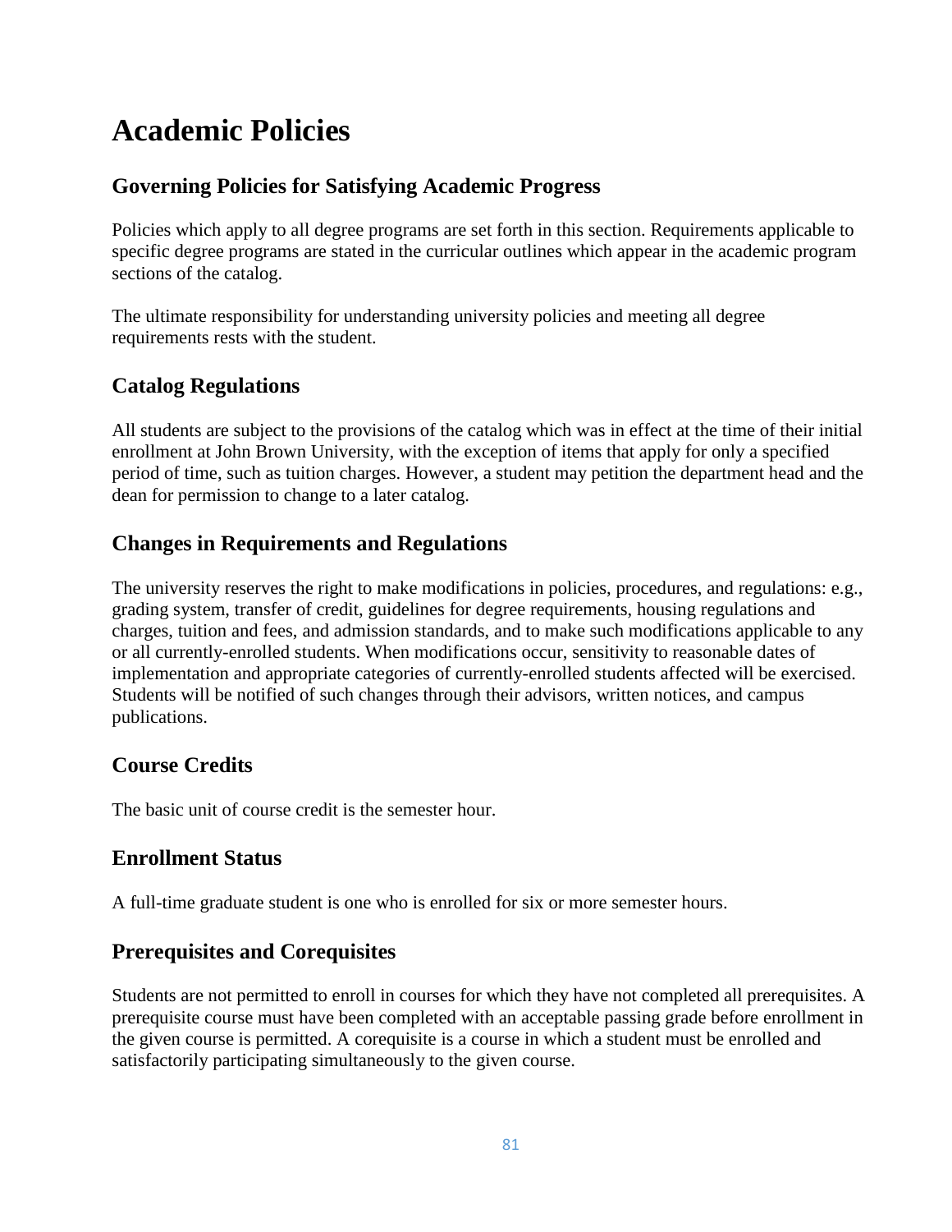# Academic Policies

## Governing Policies for Satisfying Academic Progress

Policies which apply to all degree programs are set forth in this section. Requirements applicable to specific degree programs are stated in the curricular outlines which appear in the academic program sections of the catalog.

The ultimate responsibility for understanding university policies and meeting all degree requirements rests with the student.

## Catalog Regulations

All students are subject to the provisions of the catalog which was in effect at the time of their initial enrollment at John Brown University, with the exception of items that apply for only a specified period of time, such as tuition charges. However, a student may petition the department head and the dean for permission to change to a later catalog.

## Changes in Requirements and Regulations

The university reserves the right to make modifications in policies, procedures, and regulations: e.g., grading system, transfer of credit, guidelines for degree requirements, housing regulations and charges, tuition and fees, and admission standards, and to make such modifications applicable to any or all currently-enrolled students. When modifications occur, sensitivity to reasonable dates of implementation and appropriate categories of currently-enrolled students affected will be exercised. Students will be notified of such changes through their advisors, written notices, and campus publications.

## Course Credits

The basic unit of course credit is the semester hour.

## Enrollment Status

A full-time graduate student is one who is enrolled for six or more semester hours.

## Prerequisites and Corequisites

Students are not permitted to enroll in courses for which they have not completed all prerequisites. A prerequisite course must have been completed with an acceptable passing grade before enrollment in the given course is permitted. A corequisite is a course in which a student must be enrolled and satisfactorily participating simultaneously to the given course.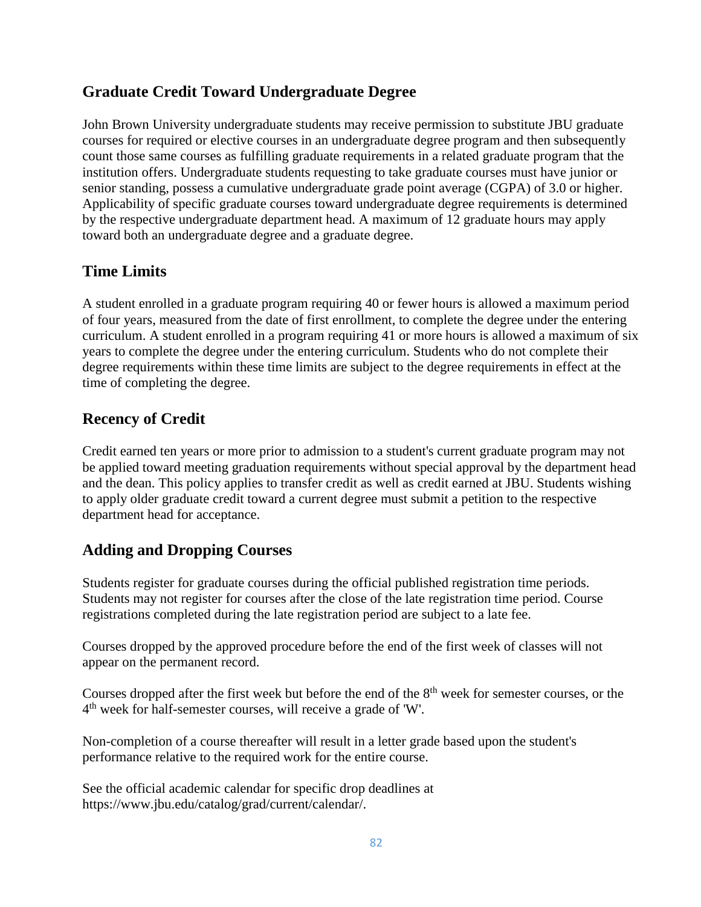## Graduate Credit Toward Undergraduate Degree

John Brown University undergraduate students may receive permission to substitute JBU graduate courses for required or elective courses in an undergraduate degree program and then subsequently count those same courses as fulfilling graduate requirements in a related graduate program that the institution offers. Undergraduate students requesting to take graduate courses must have junior or senior standing, possess a cumulative undergraduate grade point average (CGPA) of 3.0 or higher. Applicability of specific graduate courses toward undergraduate degree requirements is determined by the respective undergraduate department head. A maximum of 12 graduate hours may apply toward both an undergraduate degree and a graduate degree.

## Time Limits

A student enrolled in a graduate program requiring 40 or fewer hours is allowed a maximum period of four years, measured from the date of first enrollment, to complete the degree under the entering curriculum. A student enrolled in a program requiring 41 or more hours is allowed a maximum of six years to complete the degree under the entering curriculum. Students who do not complete their degree requirements within these time limits are subject to the degree requirements in effect at the time of completing the degree.

## Recency of Credit

Credit earned ten years or more prior to admission to a student's current graduate program may not be applied toward meeting graduation requirements without special approval by the department head and the dean. This policy applies to transfer credit as well as credit earned at JBU. Students wishing to apply older graduate credit toward a current degree must submit a petition to the respective department head for acceptance.

## Adding and Dropping Courses

Students register for graduate courses during the official published registration time periods. Students may not register for courses after the close of the late registration time period. Course registrations completed during the late registration period are subject to a late fee.

Courses dropped by the approved procedure before the end of the first week of classes will not appear on the permanent record.

Courses dropped after the first week but before the end of the 8th week for semester courses, or the 4th week for half-semester courses, will receive a grade of 'W'.

Non-completion of a course thereafter will result in a letter grade based upon the student's performance relative to the required work for the entire course.

See the official academic calendar for specific drop deadlines at https://www.jbu.edu/catalog/grad/current/calendar/.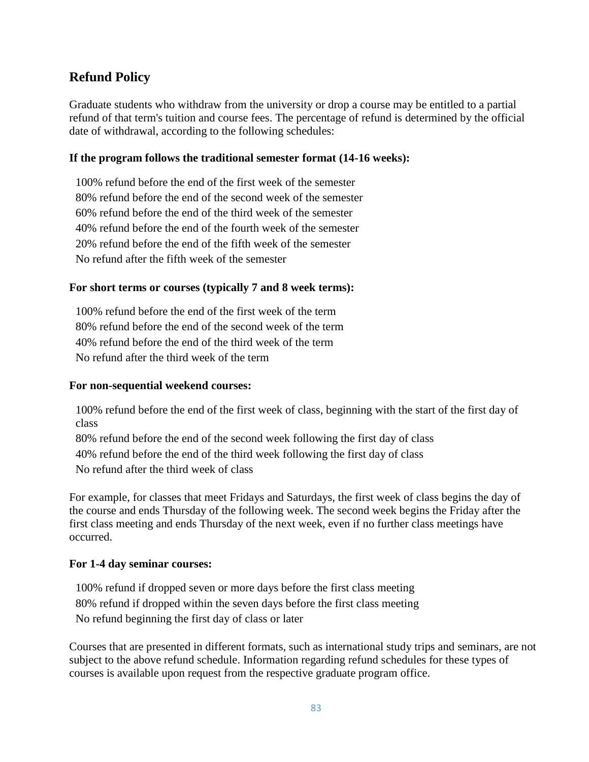## Refund Policy

Graduate students who withdraw from the university or drop a course may be entitled to a partial refund of that term's tuition and course fees. The percentage of refund is determined by the official date of withdrawal, according to the following schedules:

**If the program follows the traditional semester format (14-16 weeks):**

100% refund before the end of the first week of the semester
80% refund before the end of the second week of the semester
60% refund before the end of the third week of the semester
40% refund before the end of the fourth week of the semester
20% refund before the end of the fifth week of the semester
No refund after the fifth week of the semester

**For short terms or courses (typically 7 and 8 week terms):**

100% refund before the end of the first week of the term
80% refund before the end of the second week of the term
40% refund before the end of the third week of the term
No refund after the third week of the term

**For non-sequential weekend courses:**

100% refund before the end of the first week of class, beginning with the start of the first day of class
80% refund before the end of the second week following the first day of class
40% refund before the end of the third week following the first day of class
No refund after the third week of class

For example, for classes that meet Fridays and Saturdays, the first week of class begins the day of the course and ends Thursday of the following week. The second week begins the Friday after the first class meeting and ends Thursday of the next week, even if no further class meetings have occurred.

**For 1-4 day seminar courses:**

100% refund if dropped seven or more days before the first class meeting
80% refund if dropped within the seven days before the first class meeting
No refund beginning the first day of class or later

Courses that are presented in different formats, such as international study trips and seminars, are not subject to the above refund schedule. Information regarding refund schedules for these types of courses is available upon request from the respective graduate program office.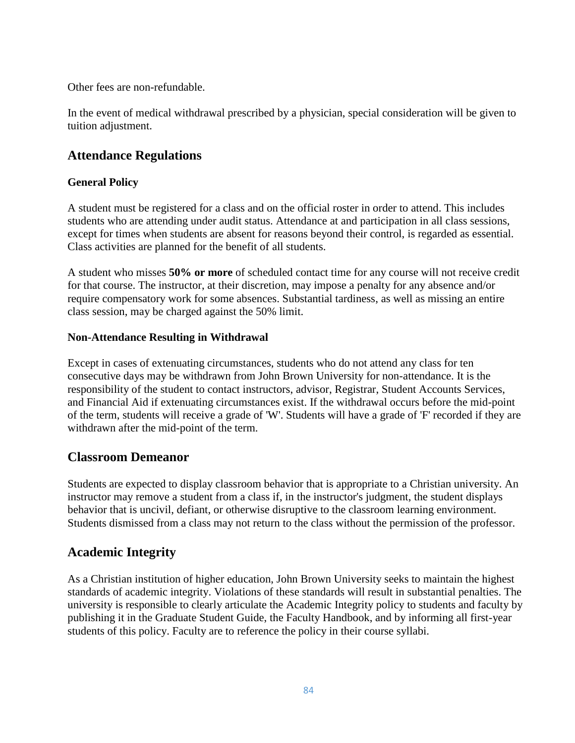Other fees are non-refundable.

In the event of medical withdrawal prescribed by a physician, special consideration will be given to tuition adjustment.

## Attendance Regulations

### General Policy

A student must be registered for a class and on the official roster in order to attend. This includes students who are attending under audit status. Attendance at and participation in all class sessions, except for times when students are absent for reasons beyond their control, is regarded as essential. Class activities are planned for the benefit of all students.

A student who misses **50% or more** of scheduled contact time for any course will not receive credit for that course. The instructor, at their discretion, may impose a penalty for any absence and/or require compensatory work for some absences. Substantial tardiness, as well as missing an entire class session, may be charged against the 50% limit.

### Non-Attendance Resulting in Withdrawal

Except in cases of extenuating circumstances, students who do not attend any class for ten consecutive days may be withdrawn from John Brown University for non-attendance. It is the responsibility of the student to contact instructors, advisor, Registrar, Student Accounts Services, and Financial Aid if extenuating circumstances exist. If the withdrawal occurs before the mid-point of the term, students will receive a grade of 'W'. Students will have a grade of 'F' recorded if they are withdrawn after the mid-point of the term.

## Classroom Demeanor

Students are expected to display classroom behavior that is appropriate to a Christian university. An instructor may remove a student from a class if, in the instructor's judgment, the student displays behavior that is uncivil, defiant, or otherwise disruptive to the classroom learning environment. Students dismissed from a class may not return to the class without the permission of the professor.

## Academic Integrity

As a Christian institution of higher education, John Brown University seeks to maintain the highest standards of academic integrity. Violations of these standards will result in substantial penalties. The university is responsible to clearly articulate the Academic Integrity policy to students and faculty by publishing it in the Graduate Student Guide, the Faculty Handbook, and by informing all first-year students of this policy. Faculty are to reference the policy in their course syllabi.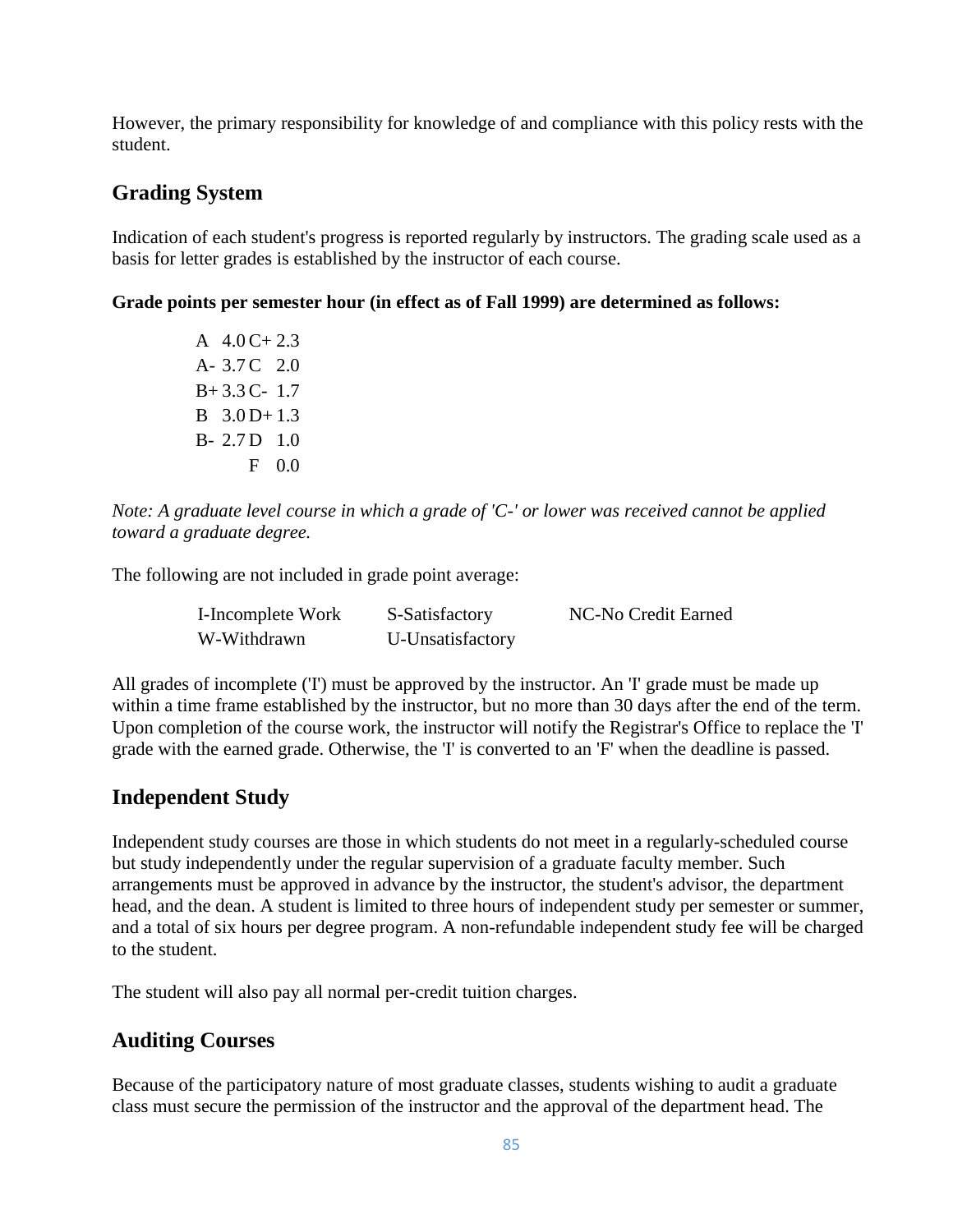However, the primary responsibility for knowledge of and compliance with this policy rests with the student.

## Grading System

Indication of each student's progress is reported regularly by instructors. The grading scale used as a basis for letter grades is established by the instructor of each course.

**Grade points per semester hour (in effect as of Fall 1999) are determined as follows:**

| Grade | Points | Grade | Points |
|---|---|---|---|
| A | 4.0 | C+ | 2.3 |
| A- | 3.7 | C | 2.0 |
| B+ | 3.3 | C- | 1.7 |
| B | 3.0 | D+ | 1.3 |
| B- | 2.7 | D | 1.0 |
| | | F | 0.0 |

*Note: A graduate level course in which a grade of 'C-' or lower was received cannot be applied toward a graduate degree.*

The following are not included in grade point average:

| | | |
|---|---|---|
| I-Incomplete Work | S-Satisfactory | NC-No Credit Earned |
| W-Withdrawn | U-Unsatisfactory | |

All grades of incomplete ('I') must be approved by the instructor. An 'I' grade must be made up within a time frame established by the instructor, but no more than 30 days after the end of the term. Upon completion of the course work, the instructor will notify the Registrar's Office to replace the 'I' grade with the earned grade. Otherwise, the 'I' is converted to an 'F' when the deadline is passed.

## Independent Study

Independent study courses are those in which students do not meet in a regularly-scheduled course but study independently under the regular supervision of a graduate faculty member. Such arrangements must be approved in advance by the instructor, the student's advisor, the department head, and the dean. A student is limited to three hours of independent study per semester or summer, and a total of six hours per degree program. A non-refundable independent study fee will be charged to the student.

The student will also pay all normal per-credit tuition charges.

## Auditing Courses

Because of the participatory nature of most graduate classes, students wishing to audit a graduate class must secure the permission of the instructor and the approval of the department head. The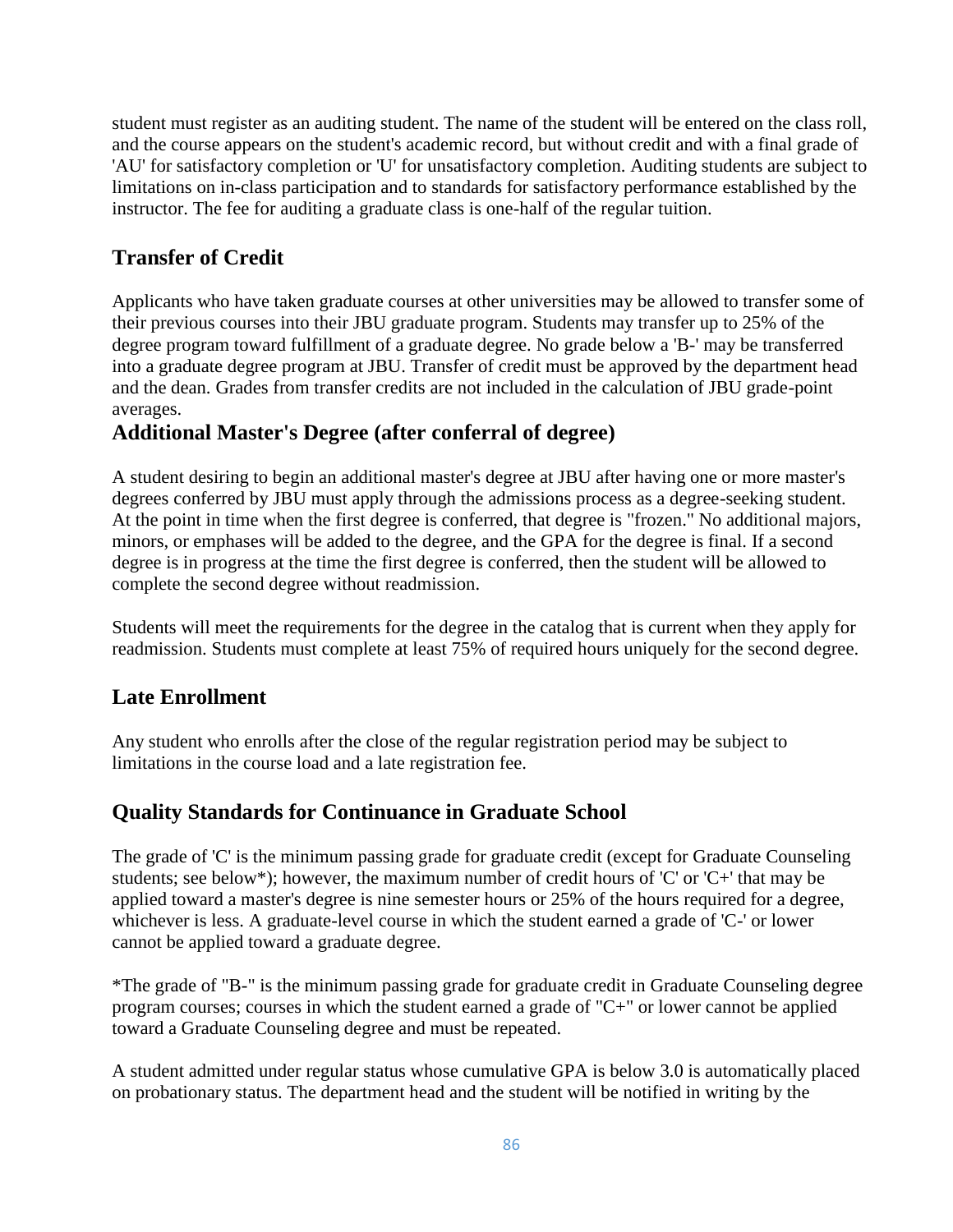student must register as an auditing student. The name of the student will be entered on the class roll, and the course appears on the student's academic record, but without credit and with a final grade of 'AU' for satisfactory completion or 'U' for unsatisfactory completion. Auditing students are subject to limitations on in-class participation and to standards for satisfactory performance established by the instructor. The fee for auditing a graduate class is one-half of the regular tuition.

## Transfer of Credit

Applicants who have taken graduate courses at other universities may be allowed to transfer some of their previous courses into their JBU graduate program. Students may transfer up to 25% of the degree program toward fulfillment of a graduate degree. No grade below a 'B-' may be transferred into a graduate degree program at JBU. Transfer of credit must be approved by the department head and the dean. Grades from transfer credits are not included in the calculation of JBU grade-point averages.

## Additional Master's Degree (after conferral of degree)

A student desiring to begin an additional master's degree at JBU after having one or more master's degrees conferred by JBU must apply through the admissions process as a degree-seeking student. At the point in time when the first degree is conferred, that degree is "frozen." No additional majors, minors, or emphases will be added to the degree, and the GPA for the degree is final. If a second degree is in progress at the time the first degree is conferred, then the student will be allowed to complete the second degree without readmission.

Students will meet the requirements for the degree in the catalog that is current when they apply for readmission. Students must complete at least 75% of required hours uniquely for the second degree.

## Late Enrollment

Any student who enrolls after the close of the regular registration period may be subject to limitations in the course load and a late registration fee.

## Quality Standards for Continuance in Graduate School

The grade of 'C' is the minimum passing grade for graduate credit (except for Graduate Counseling students; see below*); however, the maximum number of credit hours of 'C' or 'C+' that may be applied toward a master's degree is nine semester hours or 25% of the hours required for a degree, whichever is less. A graduate-level course in which the student earned a grade of 'C-' or lower cannot be applied toward a graduate degree.

*The grade of "B-" is the minimum passing grade for graduate credit in Graduate Counseling degree program courses; courses in which the student earned a grade of "C+" or lower cannot be applied toward a Graduate Counseling degree and must be repeated.

A student admitted under regular status whose cumulative GPA is below 3.0 is automatically placed on probationary status. The department head and the student will be notified in writing by the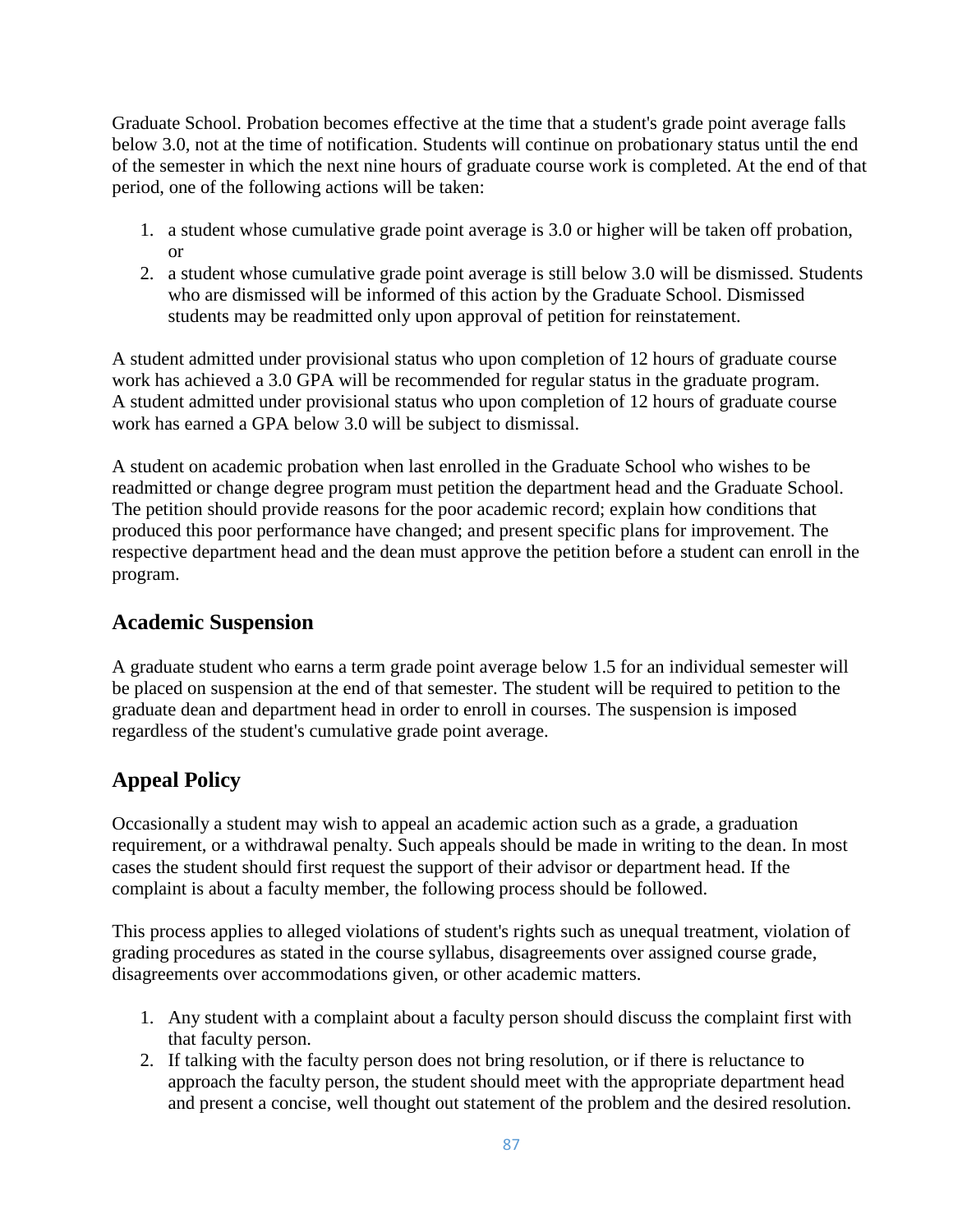Graduate School. Probation becomes effective at the time that a student's grade point average falls below 3.0, not at the time of notification. Students will continue on probationary status until the end of the semester in which the next nine hours of graduate course work is completed. At the end of that period, one of the following actions will be taken:

1. a student whose cumulative grade point average is 3.0 or higher will be taken off probation, or
2. a student whose cumulative grade point average is still below 3.0 will be dismissed. Students who are dismissed will be informed of this action by the Graduate School. Dismissed students may be readmitted only upon approval of petition for reinstatement.

A student admitted under provisional status who upon completion of 12 hours of graduate course work has achieved a 3.0 GPA will be recommended for regular status in the graduate program. A student admitted under provisional status who upon completion of 12 hours of graduate course work has earned a GPA below 3.0 will be subject to dismissal.

A student on academic probation when last enrolled in the Graduate School who wishes to be readmitted or change degree program must petition the department head and the Graduate School. The petition should provide reasons for the poor academic record; explain how conditions that produced this poor performance have changed; and present specific plans for improvement. The respective department head and the dean must approve the petition before a student can enroll in the program.

## Academic Suspension

A graduate student who earns a term grade point average below 1.5 for an individual semester will be placed on suspension at the end of that semester. The student will be required to petition to the graduate dean and department head in order to enroll in courses. The suspension is imposed regardless of the student's cumulative grade point average.

## Appeal Policy

Occasionally a student may wish to appeal an academic action such as a grade, a graduation requirement, or a withdrawal penalty. Such appeals should be made in writing to the dean. In most cases the student should first request the support of their advisor or department head. If the complaint is about a faculty member, the following process should be followed.

This process applies to alleged violations of student's rights such as unequal treatment, violation of grading procedures as stated in the course syllabus, disagreements over assigned course grade, disagreements over accommodations given, or other academic matters.

1. Any student with a complaint about a faculty person should discuss the complaint first with that faculty person.
2. If talking with the faculty person does not bring resolution, or if there is reluctance to approach the faculty person, the student should meet with the appropriate department head and present a concise, well thought out statement of the problem and the desired resolution.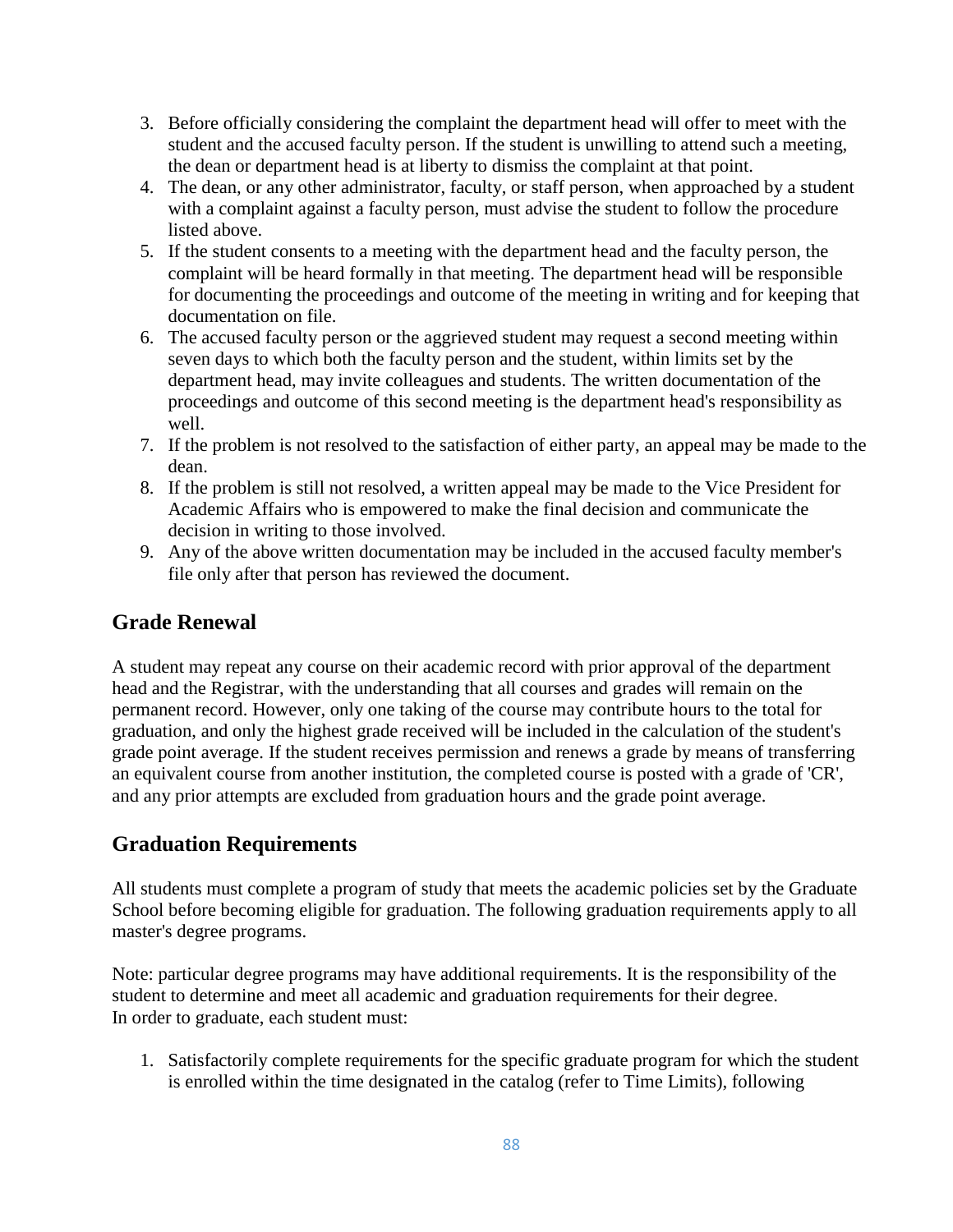3. Before officially considering the complaint the department head will offer to meet with the student and the accused faculty person. If the student is unwilling to attend such a meeting, the dean or department head is at liberty to dismiss the complaint at that point.
4. The dean, or any other administrator, faculty, or staff person, when approached by a student with a complaint against a faculty person, must advise the student to follow the procedure listed above.
5. If the student consents to a meeting with the department head and the faculty person, the complaint will be heard formally in that meeting. The department head will be responsible for documenting the proceedings and outcome of the meeting in writing and for keeping that documentation on file.
6. The accused faculty person or the aggrieved student may request a second meeting within seven days to which both the faculty person and the student, within limits set by the department head, may invite colleagues and students. The written documentation of the proceedings and outcome of this second meeting is the department head's responsibility as well.
7. If the problem is not resolved to the satisfaction of either party, an appeal may be made to the dean.
8. If the problem is still not resolved, a written appeal may be made to the Vice President for Academic Affairs who is empowered to make the final decision and communicate the decision in writing to those involved.
9. Any of the above written documentation may be included in the accused faculty member's file only after that person has reviewed the document.

## Grade Renewal

A student may repeat any course on their academic record with prior approval of the department head and the Registrar, with the understanding that all courses and grades will remain on the permanent record. However, only one taking of the course may contribute hours to the total for graduation, and only the highest grade received will be included in the calculation of the student's grade point average. If the student receives permission and renews a grade by means of transferring an equivalent course from another institution, the completed course is posted with a grade of 'CR', and any prior attempts are excluded from graduation hours and the grade point average.

## Graduation Requirements

All students must complete a program of study that meets the academic policies set by the Graduate School before becoming eligible for graduation. The following graduation requirements apply to all master's degree programs.

Note: particular degree programs may have additional requirements. It is the responsibility of the student to determine and meet all academic and graduation requirements for their degree.
In order to graduate, each student must:

1. Satisfactorily complete requirements for the specific graduate program for which the student is enrolled within the time designated in the catalog (refer to Time Limits), following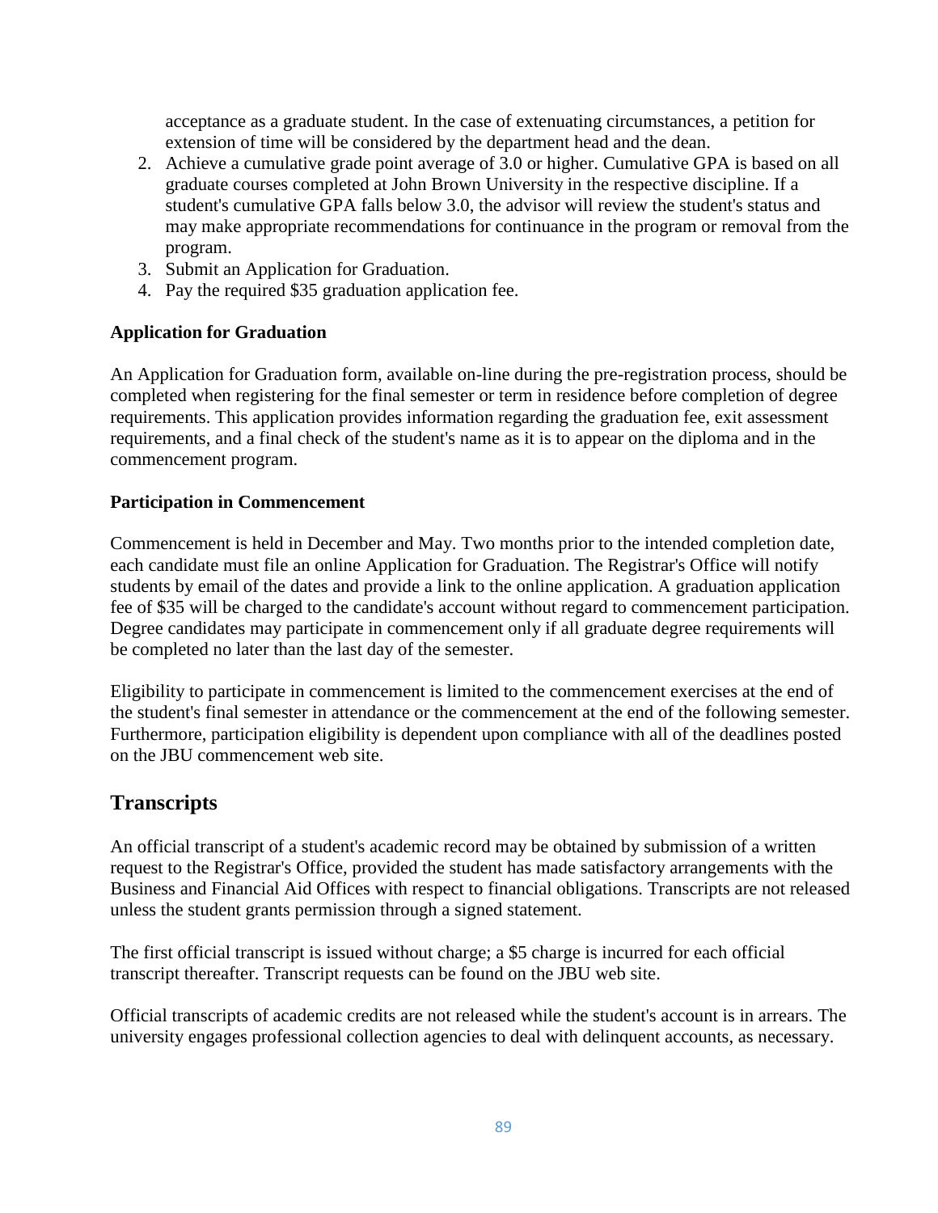acceptance as a graduate student. In the case of extenuating circumstances, a petition for extension of time will be considered by the department head and the dean.

2. Achieve a cumulative grade point average of 3.0 or higher. Cumulative GPA is based on all graduate courses completed at John Brown University in the respective discipline. If a student's cumulative GPA falls below 3.0, the advisor will review the student's status and may make appropriate recommendations for continuance in the program or removal from the program.
3. Submit an Application for Graduation.
4. Pay the required $35 graduation application fee.

**Application for Graduation**

An Application for Graduation form, available on-line during the pre-registration process, should be completed when registering for the final semester or term in residence before completion of degree requirements. This application provides information regarding the graduation fee, exit assessment requirements, and a final check of the student's name as it is to appear on the diploma and in the commencement program.

**Participation in Commencement**

Commencement is held in December and May. Two months prior to the intended completion date, each candidate must file an online Application for Graduation. The Registrar's Office will notify students by email of the dates and provide a link to the online application. A graduation application fee of $35 will be charged to the candidate's account without regard to commencement participation. Degree candidates may participate in commencement only if all graduate degree requirements will be completed no later than the last day of the semester.

Eligibility to participate in commencement is limited to the commencement exercises at the end of the student's final semester in attendance or the commencement at the end of the following semester. Furthermore, participation eligibility is dependent upon compliance with all of the deadlines posted on the JBU commencement web site.

## Transcripts

An official transcript of a student's academic record may be obtained by submission of a written request to the Registrar's Office, provided the student has made satisfactory arrangements with the Business and Financial Aid Offices with respect to financial obligations. Transcripts are not released unless the student grants permission through a signed statement.

The first official transcript is issued without charge; a $5 charge is incurred for each official transcript thereafter. Transcript requests can be found on the JBU web site.

Official transcripts of academic credits are not released while the student's account is in arrears. The university engages professional collection agencies to deal with delinquent accounts, as necessary.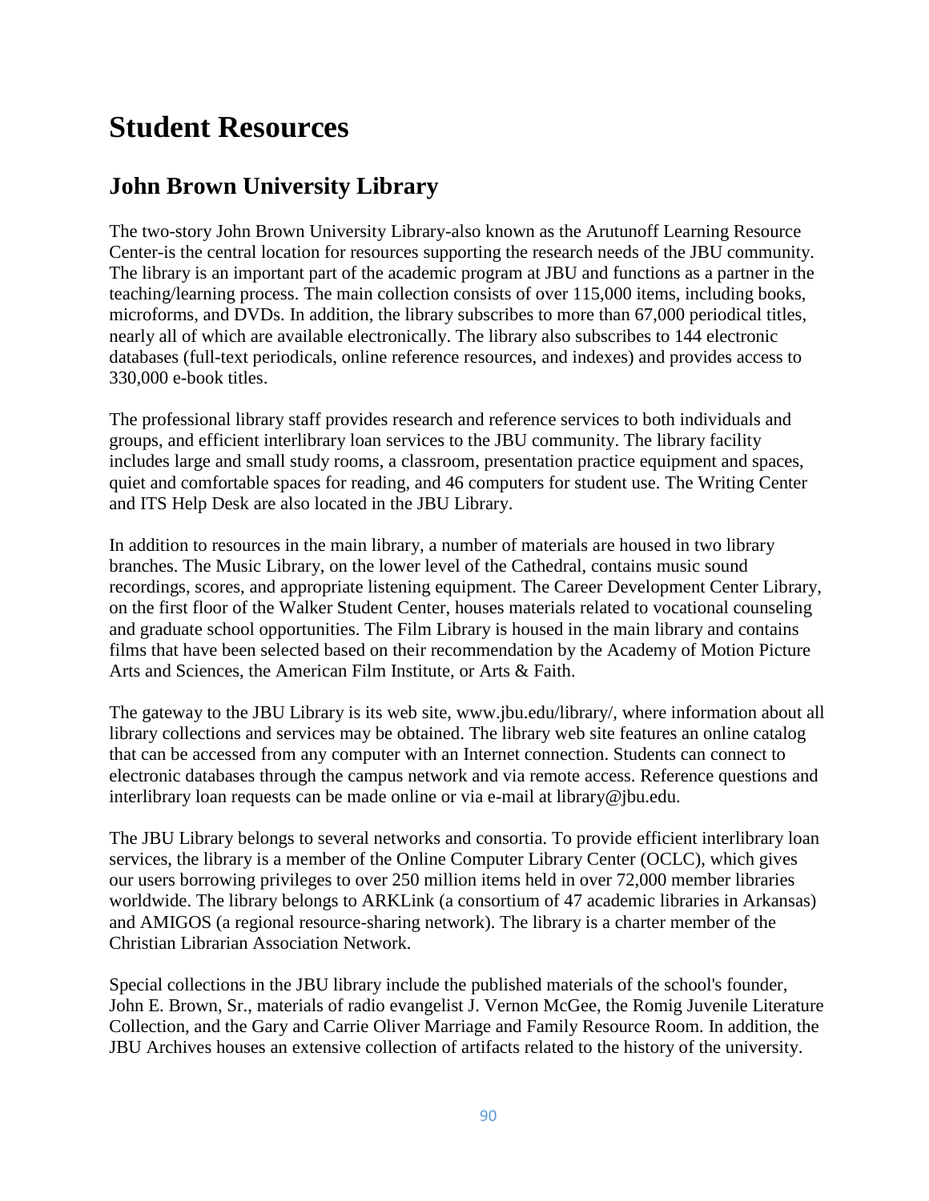# Student Resources

## John Brown University Library

The two-story John Brown University Library-also known as the Arutunoff Learning Resource Center-is the central location for resources supporting the research needs of the JBU community. The library is an important part of the academic program at JBU and functions as a partner in the teaching/learning process. The main collection consists of over 115,000 items, including books, microforms, and DVDs. In addition, the library subscribes to more than 67,000 periodical titles, nearly all of which are available electronically. The library also subscribes to 144 electronic databases (full-text periodicals, online reference resources, and indexes) and provides access to 330,000 e-book titles.

The professional library staff provides research and reference services to both individuals and groups, and efficient interlibrary loan services to the JBU community. The library facility includes large and small study rooms, a classroom, presentation practice equipment and spaces, quiet and comfortable spaces for reading, and 46 computers for student use. The Writing Center and ITS Help Desk are also located in the JBU Library.

In addition to resources in the main library, a number of materials are housed in two library branches. The Music Library, on the lower level of the Cathedral, contains music sound recordings, scores, and appropriate listening equipment. The Career Development Center Library, on the first floor of the Walker Student Center, houses materials related to vocational counseling and graduate school opportunities. The Film Library is housed in the main library and contains films that have been selected based on their recommendation by the Academy of Motion Picture Arts and Sciences, the American Film Institute, or Arts & Faith.

The gateway to the JBU Library is its web site, www.jbu.edu/library/, where information about all library collections and services may be obtained. The library web site features an online catalog that can be accessed from any computer with an Internet connection. Students can connect to electronic databases through the campus network and via remote access. Reference questions and interlibrary loan requests can be made online or via e-mail at library@jbu.edu.

The JBU Library belongs to several networks and consortia. To provide efficient interlibrary loan services, the library is a member of the Online Computer Library Center (OCLC), which gives our users borrowing privileges to over 250 million items held in over 72,000 member libraries worldwide. The library belongs to ARKLink (a consortium of 47 academic libraries in Arkansas) and AMIGOS (a regional resource-sharing network). The library is a charter member of the Christian Librarian Association Network.

Special collections in the JBU library include the published materials of the school's founder, John E. Brown, Sr., materials of radio evangelist J. Vernon McGee, the Romig Juvenile Literature Collection, and the Gary and Carrie Oliver Marriage and Family Resource Room. In addition, the JBU Archives houses an extensive collection of artifacts related to the history of the university.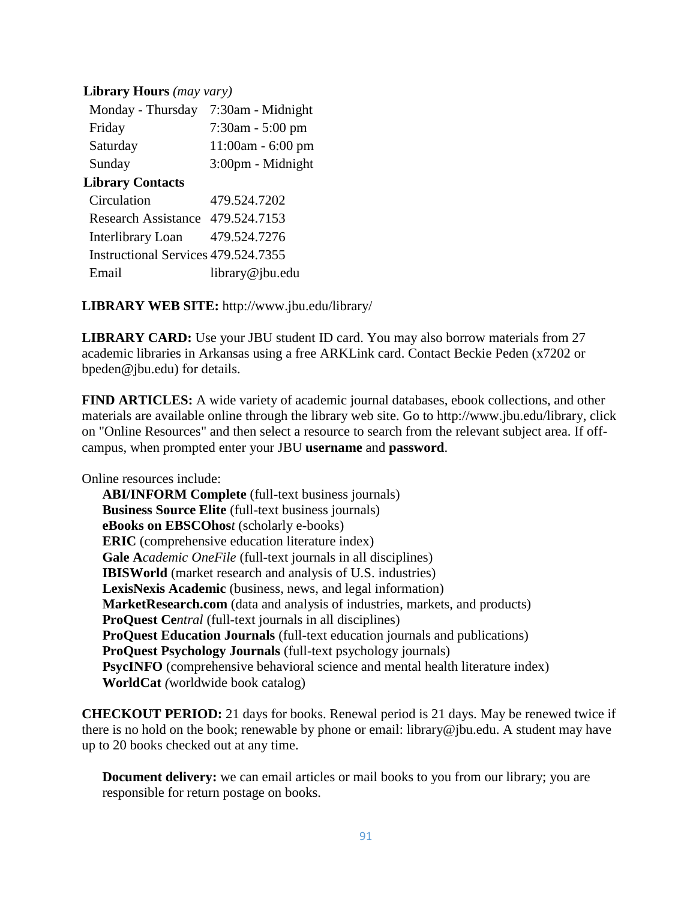**Library Hours** *(may vary)*

| | |
|---|---|
| Monday - Thursday | 7:30am - Midnight |
| Friday | 7:30am - 5:00 pm |
| Saturday | 11:00am - 6:00 pm |
| Sunday | 3:00pm - Midnight |

**Library Contacts**

| | |
|---|---|
| Circulation | 479.524.7202 |
| Research Assistance | 479.524.7153 |
| Interlibrary Loan | 479.524.7276 |
| Instructional Services | 479.524.7355 |
| Email | library@jbu.edu |

**LIBRARY WEB SITE:** http://www.jbu.edu/library/

**LIBRARY CARD:** Use your JBU student ID card. You may also borrow materials from 27 academic libraries in Arkansas using a free ARKLink card. Contact Beckie Peden (x7202 or bpeden@jbu.edu) for details.

**FIND ARTICLES:** A wide variety of academic journal databases, ebook collections, and other materials are available online through the library web site. Go to http://www.jbu.edu/library, click on "Online Resources" and then select a resource to search from the relevant subject area. If off-campus, when prompted enter your JBU **username** and **password**.

Online resources include:

- **ABI/INFORM Complete** (full-text business journals)
- **Business Source Elite** (full-text business journals)
- **eBooks on EBSCOhos***t* (scholarly e-books)
- **ERIC** (comprehensive education literature index)
- **Gale A***cademic OneFile* (full-text journals in all disciplines)
- **IBISWorld** (market research and analysis of U.S. industries)
- **LexisNexis Academic** (business, news, and legal information)
- **MarketResearch.com** (data and analysis of industries, markets, and products)
- **ProQuest Ce***ntral* (full-text journals in all disciplines)
- **ProQuest Education Journals** (full-text education journals and publications)
- **ProQuest Psychology Journals** (full-text psychology journals)
- **PsycINFO** (comprehensive behavioral science and mental health literature index)
- **WorldCat** *(*worldwide book catalog)

**CHECKOUT PERIOD:** 21 days for books. Renewal period is 21 days. May be renewed twice if there is no hold on the book; renewable by phone or email: library@jbu.edu. A student may have up to 20 books checked out at any time.

**Document delivery:** we can email articles or mail books to you from our library; you are responsible for return postage on books.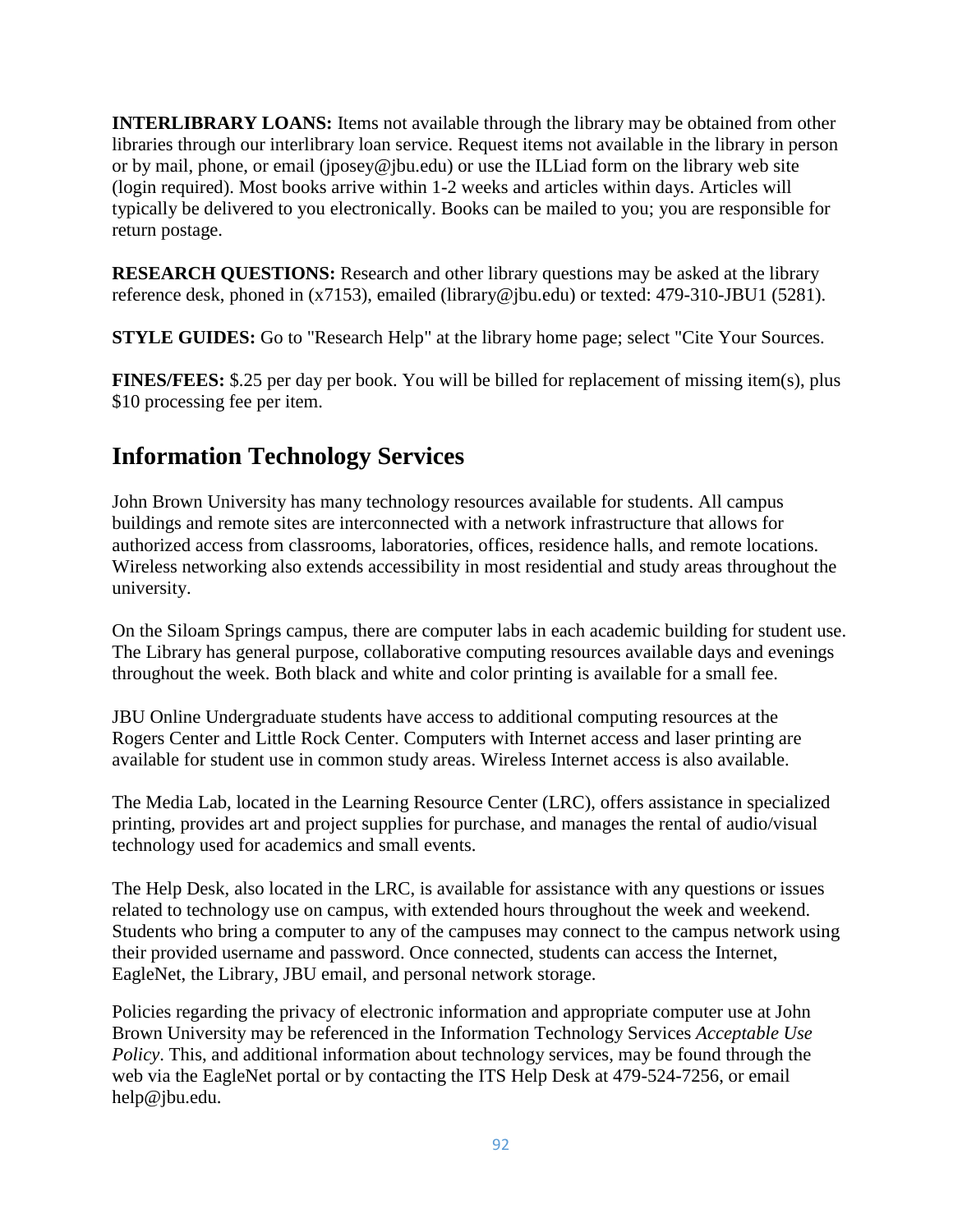**INTERLIBRARY LOANS:** Items not available through the library may be obtained from other libraries through our interlibrary loan service. Request items not available in the library in person or by mail, phone, or email (jposey@jbu.edu) or use the ILLiad form on the library web site (login required). Most books arrive within 1-2 weeks and articles within days. Articles will typically be delivered to you electronically. Books can be mailed to you; you are responsible for return postage.

**RESEARCH QUESTIONS:** Research and other library questions may be asked at the library reference desk, phoned in (x7153), emailed (library@jbu.edu) or texted: 479-310-JBU1 (5281).

**STYLE GUIDES:** Go to "Research Help" at the library home page; select "Cite Your Sources.

**FINES/FEES:** $.25 per day per book. You will be billed for replacement of missing item(s), plus $10 processing fee per item.

## Information Technology Services

John Brown University has many technology resources available for students. All campus buildings and remote sites are interconnected with a network infrastructure that allows for authorized access from classrooms, laboratories, offices, residence halls, and remote locations. Wireless networking also extends accessibility in most residential and study areas throughout the university.

On the Siloam Springs campus, there are computer labs in each academic building for student use. The Library has general purpose, collaborative computing resources available days and evenings throughout the week. Both black and white and color printing is available for a small fee.

JBU Online Undergraduate students have access to additional computing resources at the Rogers Center and Little Rock Center. Computers with Internet access and laser printing are available for student use in common study areas. Wireless Internet access is also available.

The Media Lab, located in the Learning Resource Center (LRC), offers assistance in specialized printing, provides art and project supplies for purchase, and manages the rental of audio/visual technology used for academics and small events.

The Help Desk, also located in the LRC, is available for assistance with any questions or issues related to technology use on campus, with extended hours throughout the week and weekend. Students who bring a computer to any of the campuses may connect to the campus network using their provided username and password. Once connected, students can access the Internet, EagleNet, the Library, JBU email, and personal network storage.

Policies regarding the privacy of electronic information and appropriate computer use at John Brown University may be referenced in the Information Technology Services *Acceptable Use Policy*. This, and additional information about technology services, may be found through the web via the EagleNet portal or by contacting the ITS Help Desk at 479-524-7256, or email help@jbu.edu.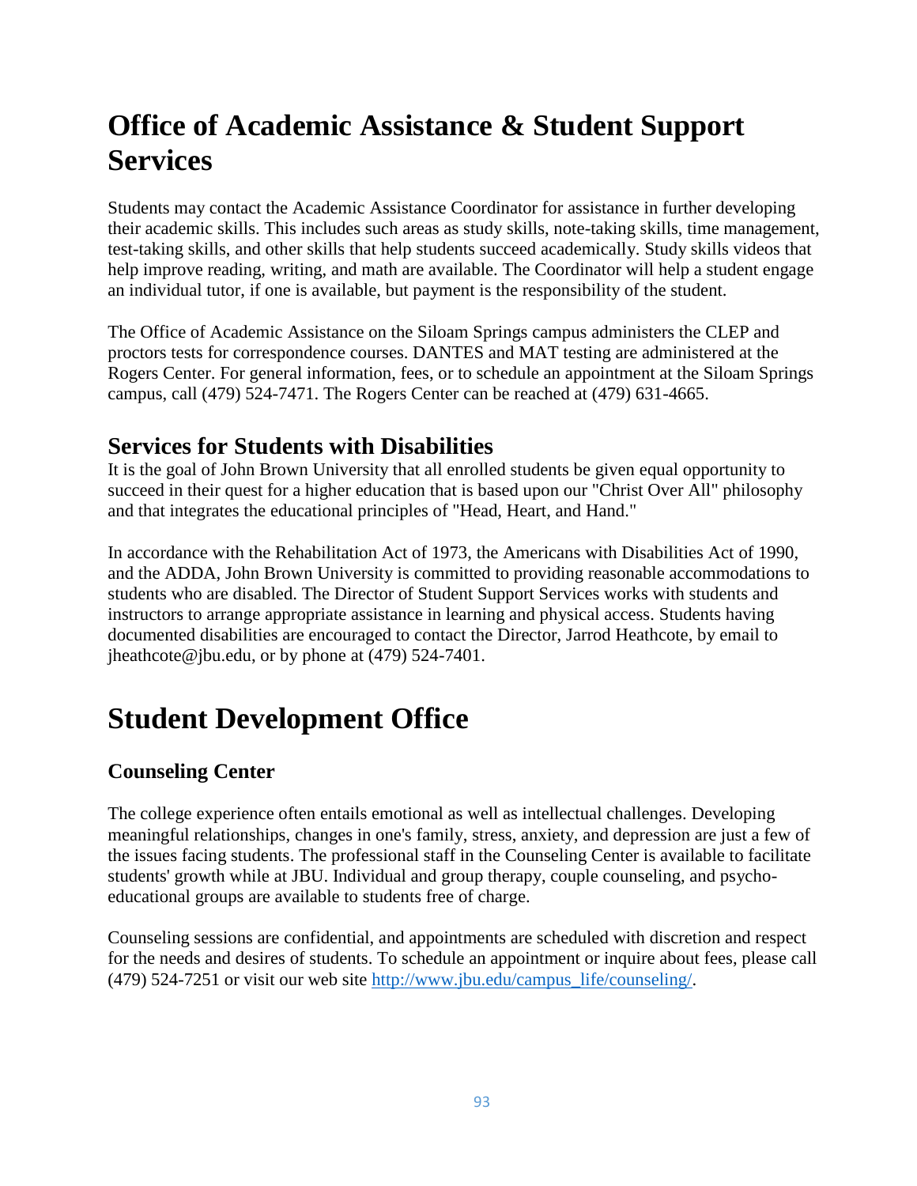# Office of Academic Assistance & Student Support Services

Students may contact the Academic Assistance Coordinator for assistance in further developing their academic skills. This includes such areas as study skills, note-taking skills, time management, test-taking skills, and other skills that help students succeed academically. Study skills videos that help improve reading, writing, and math are available. The Coordinator will help a student engage an individual tutor, if one is available, but payment is the responsibility of the student.

The Office of Academic Assistance on the Siloam Springs campus administers the CLEP and proctors tests for correspondence courses. DANTES and MAT testing are administered at the Rogers Center. For general information, fees, or to schedule an appointment at the Siloam Springs campus, call (479) 524-7471. The Rogers Center can be reached at (479) 631-4665.

## Services for Students with Disabilities

It is the goal of John Brown University that all enrolled students be given equal opportunity to succeed in their quest for a higher education that is based upon our "Christ Over All" philosophy and that integrates the educational principles of "Head, Heart, and Hand."

In accordance with the Rehabilitation Act of 1973, the Americans with Disabilities Act of 1990, and the ADDA, John Brown University is committed to providing reasonable accommodations to students who are disabled. The Director of Student Support Services works with students and instructors to arrange appropriate assistance in learning and physical access. Students having documented disabilities are encouraged to contact the Director, Jarrod Heathcote, by email to jheathcote@jbu.edu, or by phone at (479) 524-7401.

# Student Development Office

### Counseling Center

The college experience often entails emotional as well as intellectual challenges. Developing meaningful relationships, changes in one's family, stress, anxiety, and depression are just a few of the issues facing students. The professional staff in the Counseling Center is available to facilitate students' growth while at JBU. Individual and group therapy, couple counseling, and psycho-educational groups are available to students free of charge.

Counseling sessions are confidential, and appointments are scheduled with discretion and respect for the needs and desires of students. To schedule an appointment or inquire about fees, please call (479) 524-7251 or visit our web site [http://www.jbu.edu/campus_life/counseling/](http://www.jbu.edu/campus_life/counseling/).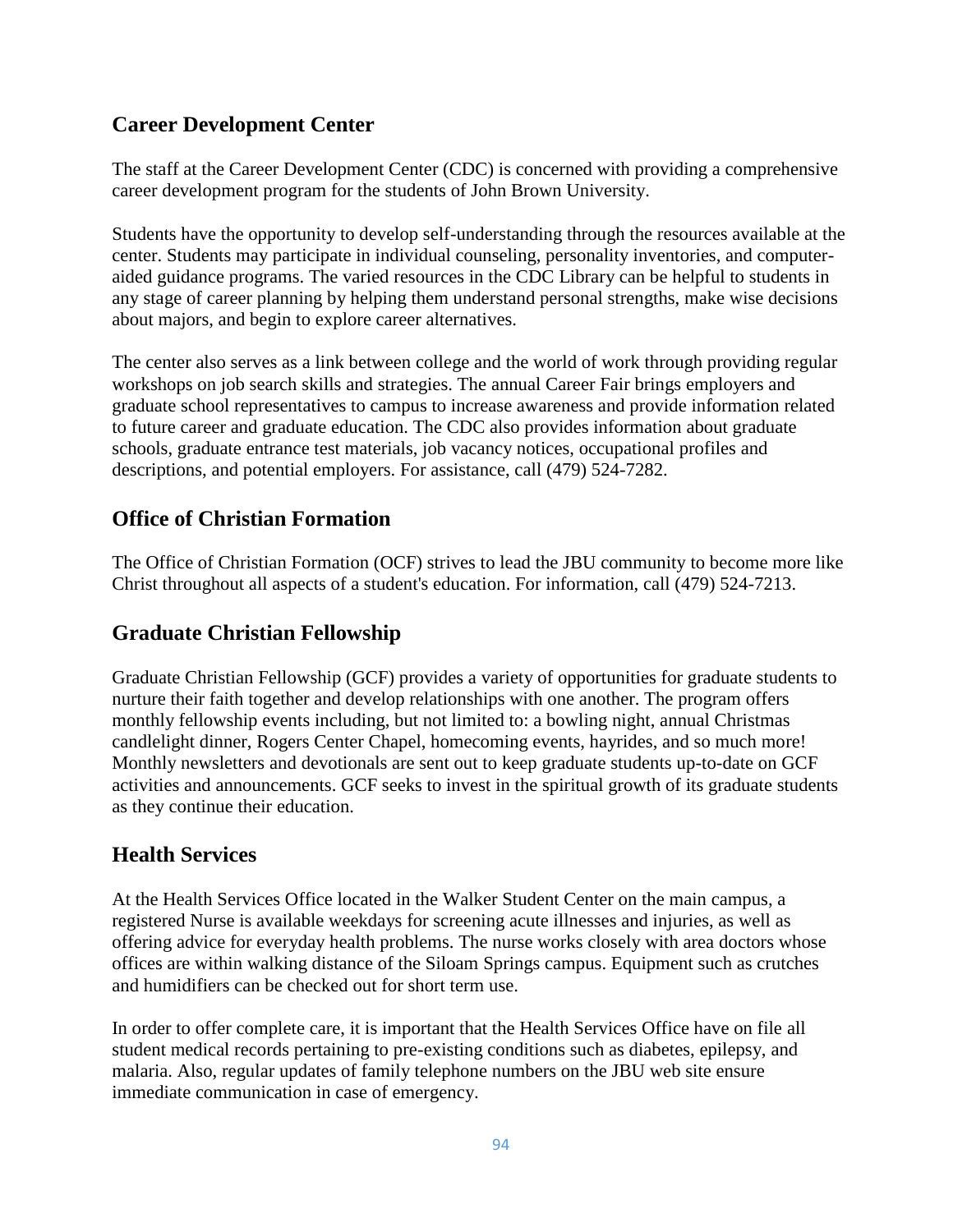## Career Development Center

The staff at the Career Development Center (CDC) is concerned with providing a comprehensive career development program for the students of John Brown University.

Students have the opportunity to develop self-understanding through the resources available at the center. Students may participate in individual counseling, personality inventories, and computer-aided guidance programs. The varied resources in the CDC Library can be helpful to students in any stage of career planning by helping them understand personal strengths, make wise decisions about majors, and begin to explore career alternatives.

The center also serves as a link between college and the world of work through providing regular workshops on job search skills and strategies. The annual Career Fair brings employers and graduate school representatives to campus to increase awareness and provide information related to future career and graduate education. The CDC also provides information about graduate schools, graduate entrance test materials, job vacancy notices, occupational profiles and descriptions, and potential employers. For assistance, call (479) 524-7282.

## Office of Christian Formation

The Office of Christian Formation (OCF) strives to lead the JBU community to become more like Christ throughout all aspects of a student's education. For information, call (479) 524-7213.

## Graduate Christian Fellowship

Graduate Christian Fellowship (GCF) provides a variety of opportunities for graduate students to nurture their faith together and develop relationships with one another. The program offers monthly fellowship events including, but not limited to: a bowling night, annual Christmas candlelight dinner, Rogers Center Chapel, homecoming events, hayrides, and so much more! Monthly newsletters and devotionals are sent out to keep graduate students up-to-date on GCF activities and announcements. GCF seeks to invest in the spiritual growth of its graduate students as they continue their education.

## Health Services

At the Health Services Office located in the Walker Student Center on the main campus, a registered Nurse is available weekdays for screening acute illnesses and injuries, as well as offering advice for everyday health problems. The nurse works closely with area doctors whose offices are within walking distance of the Siloam Springs campus. Equipment such as crutches and humidifiers can be checked out for short term use.

In order to offer complete care, it is important that the Health Services Office have on file all student medical records pertaining to pre-existing conditions such as diabetes, epilepsy, and malaria. Also, regular updates of family telephone numbers on the JBU web site ensure immediate communication in case of emergency.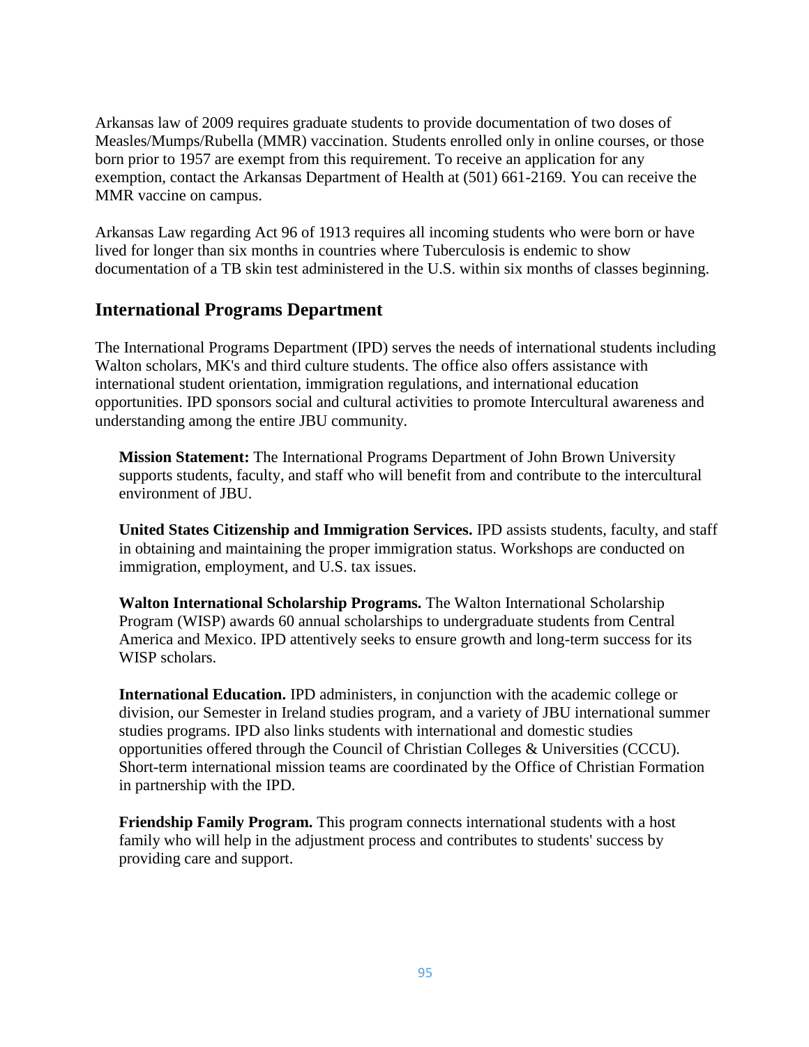Arkansas law of 2009 requires graduate students to provide documentation of two doses of Measles/Mumps/Rubella (MMR) vaccination. Students enrolled only in online courses, or those born prior to 1957 are exempt from this requirement. To receive an application for any exemption, contact the Arkansas Department of Health at (501) 661-2169. You can receive the MMR vaccine on campus.

Arkansas Law regarding Act 96 of 1913 requires all incoming students who were born or have lived for longer than six months in countries where Tuberculosis is endemic to show documentation of a TB skin test administered in the U.S. within six months of classes beginning.

## International Programs Department

The International Programs Department (IPD) serves the needs of international students including Walton scholars, MK's and third culture students. The office also offers assistance with international student orientation, immigration regulations, and international education opportunities. IPD sponsors social and cultural activities to promote Intercultural awareness and understanding among the entire JBU community.

**Mission Statement:** The International Programs Department of John Brown University supports students, faculty, and staff who will benefit from and contribute to the intercultural environment of JBU.

**United States Citizenship and Immigration Services.** IPD assists students, faculty, and staff in obtaining and maintaining the proper immigration status. Workshops are conducted on immigration, employment, and U.S. tax issues.

**Walton International Scholarship Programs.** The Walton International Scholarship Program (WISP) awards 60 annual scholarships to undergraduate students from Central America and Mexico. IPD attentively seeks to ensure growth and long-term success for its WISP scholars.

**International Education.** IPD administers, in conjunction with the academic college or division, our Semester in Ireland studies program, and a variety of JBU international summer studies programs. IPD also links students with international and domestic studies opportunities offered through the Council of Christian Colleges & Universities (CCCU). Short-term international mission teams are coordinated by the Office of Christian Formation in partnership with the IPD.

**Friendship Family Program.** This program connects international students with a host family who will help in the adjustment process and contributes to students' success by providing care and support.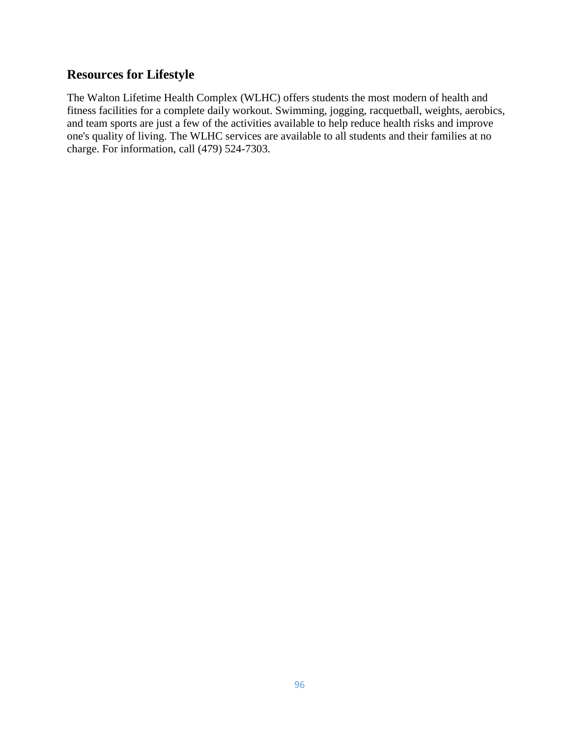## Resources for Lifestyle

The Walton Lifetime Health Complex (WLHC) offers students the most modern of health and fitness facilities for a complete daily workout. Swimming, jogging, racquetball, weights, aerobics, and team sports are just a few of the activities available to help reduce health risks and improve one's quality of living. The WLHC services are available to all students and their families at no charge. For information, call (479) 524-7303.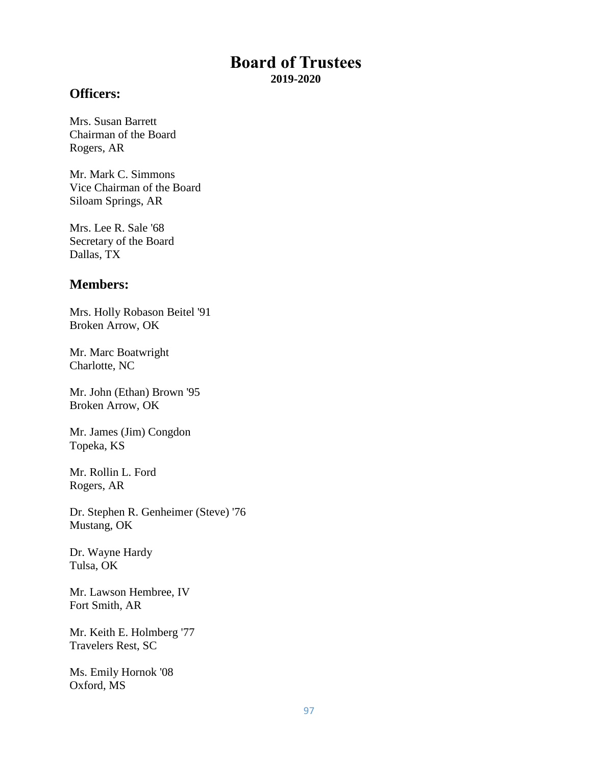# Board of Trustees

**2019-2020**

## Officers:

Mrs. Susan Barrett
Chairman of the Board
Rogers, AR

Mr. Mark C. Simmons
Vice Chairman of the Board
Siloam Springs, AR

Mrs. Lee R. Sale '68
Secretary of the Board
Dallas, TX

## Members:

Mrs. Holly Robason Beitel '91
Broken Arrow, OK

Mr. Marc Boatwright
Charlotte, NC

Mr. John (Ethan) Brown '95
Broken Arrow, OK

Mr. James (Jim) Congdon
Topeka, KS

Mr. Rollin L. Ford
Rogers, AR

Dr. Stephen R. Genheimer (Steve) '76
Mustang, OK

Dr. Wayne Hardy
Tulsa, OK

Mr. Lawson Hembree, IV
Fort Smith, AR

Mr. Keith E. Holmberg '77
Travelers Rest, SC

Ms. Emily Hornok '08
Oxford, MS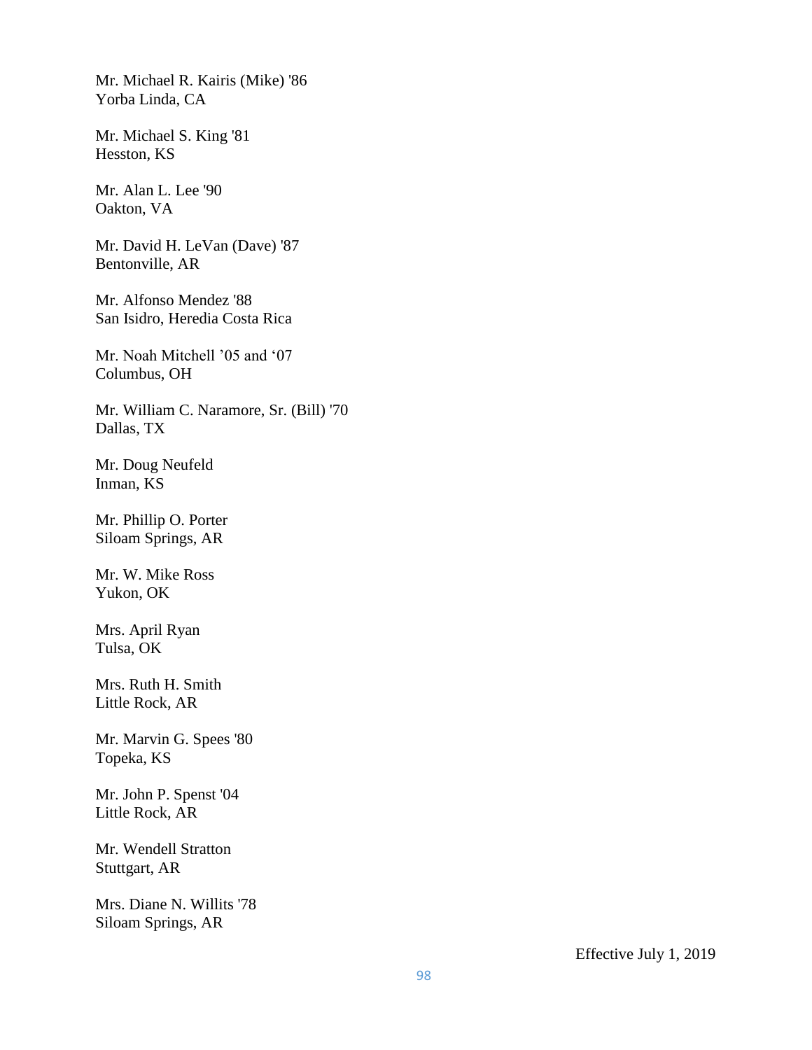Mr. Michael R. Kairis (Mike) '86
Yorba Linda, CA

Mr. Michael S. King '81
Hesston, KS

Mr. Alan L. Lee '90
Oakton, VA

Mr. David H. LeVan (Dave) '87
Bentonville, AR

Mr. Alfonso Mendez '88
San Isidro, Heredia Costa Rica

Mr. Noah Mitchell ’05 and ‘07
Columbus, OH

Mr. William C. Naramore, Sr. (Bill) '70
Dallas, TX

Mr. Doug Neufeld
Inman, KS

Mr. Phillip O. Porter
Siloam Springs, AR

Mr. W. Mike Ross
Yukon, OK

Mrs. April Ryan
Tulsa, OK

Mrs. Ruth H. Smith
Little Rock, AR

Mr. Marvin G. Spees '80
Topeka, KS

Mr. John P. Spenst '04
Little Rock, AR

Mr. Wendell Stratton
Stuttgart, AR

Mrs. Diane N. Willits '78
Siloam Springs, AR

Effective July 1, 2019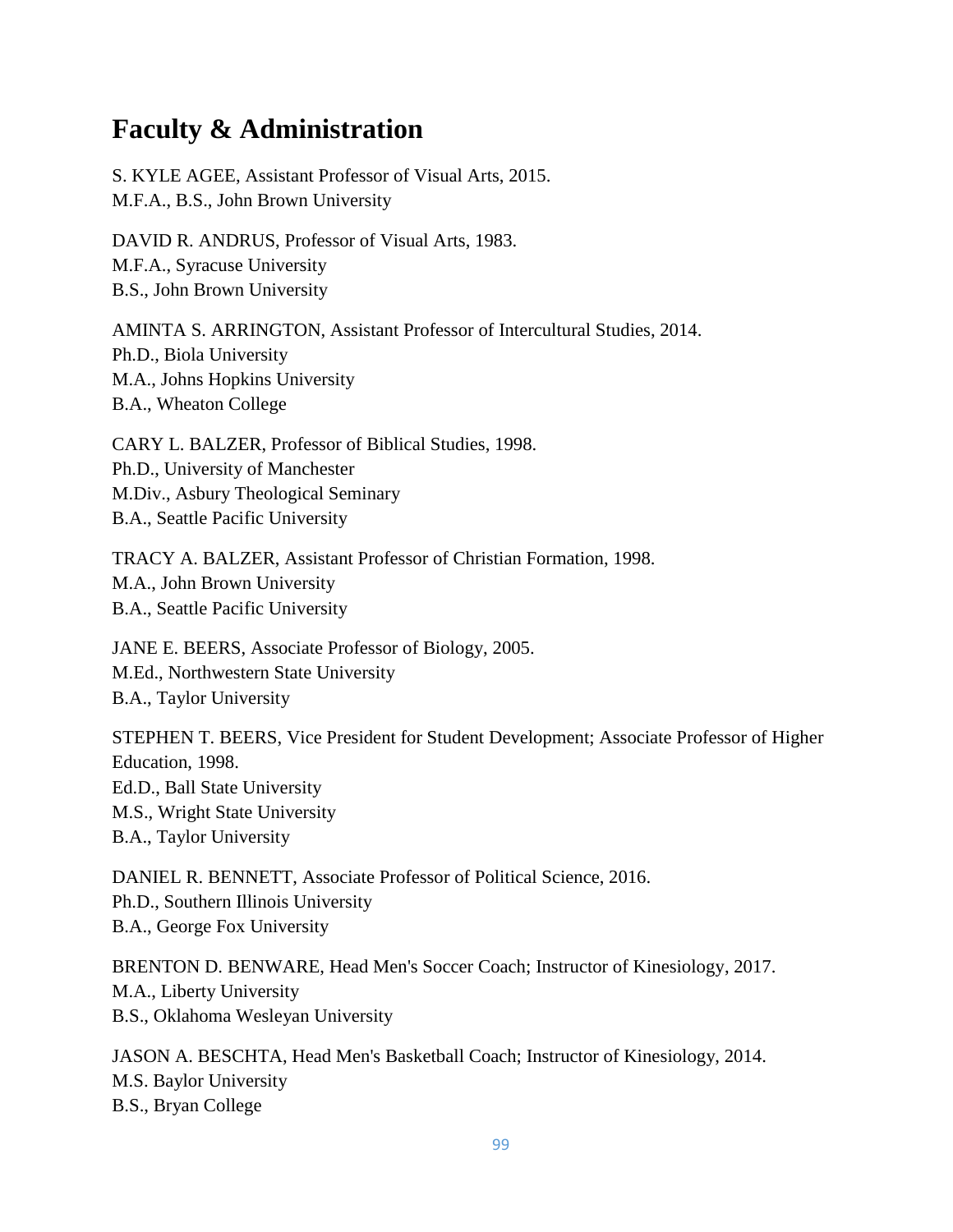# Faculty & Administration

S. KYLE AGEE, Assistant Professor of Visual Arts, 2015.
M.F.A., B.S., John Brown University

DAVID R. ANDRUS, Professor of Visual Arts, 1983.
M.F.A., Syracuse University
B.S., John Brown University

AMINTA S. ARRINGTON, Assistant Professor of Intercultural Studies, 2014.
Ph.D., Biola University
M.A., Johns Hopkins University
B.A., Wheaton College

CARY L. BALZER, Professor of Biblical Studies, 1998.
Ph.D., University of Manchester
M.Div., Asbury Theological Seminary
B.A., Seattle Pacific University

TRACY A. BALZER, Assistant Professor of Christian Formation, 1998.
M.A., John Brown University
B.A., Seattle Pacific University

JANE E. BEERS, Associate Professor of Biology, 2005.
M.Ed., Northwestern State University
B.A., Taylor University

STEPHEN T. BEERS, Vice President for Student Development; Associate Professor of Higher Education, 1998.
Ed.D., Ball State University
M.S., Wright State University
B.A., Taylor University

DANIEL R. BENNETT, Associate Professor of Political Science, 2016.
Ph.D., Southern Illinois University
B.A., George Fox University

BRENTON D. BENWARE, Head Men's Soccer Coach; Instructor of Kinesiology, 2017.
M.A., Liberty University
B.S., Oklahoma Wesleyan University

JASON A. BESCHTA, Head Men's Basketball Coach; Instructor of Kinesiology, 2014.
M.S. Baylor University
B.S., Bryan College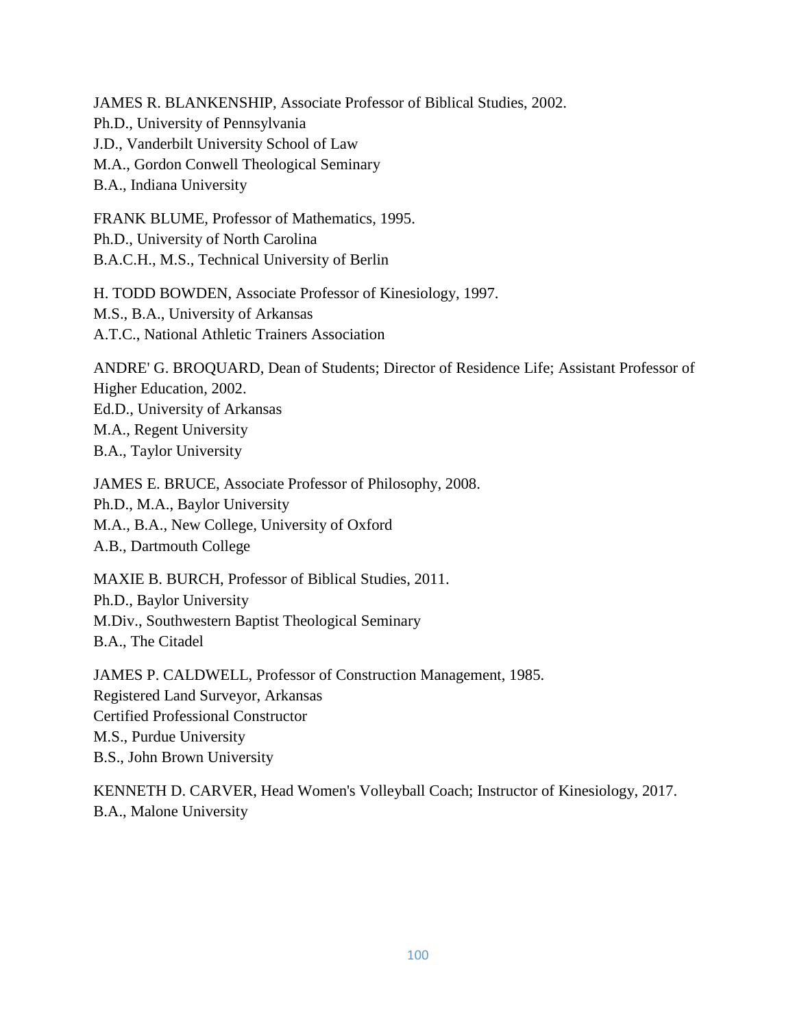JAMES R. BLANKENSHIP, Associate Professor of Biblical Studies, 2002.
Ph.D., University of Pennsylvania
J.D., Vanderbilt University School of Law
M.A., Gordon Conwell Theological Seminary
B.A., Indiana University

FRANK BLUME, Professor of Mathematics, 1995.
Ph.D., University of North Carolina
B.A.C.H., M.S., Technical University of Berlin

H. TODD BOWDEN, Associate Professor of Kinesiology, 1997.
M.S., B.A., University of Arkansas
A.T.C., National Athletic Trainers Association

ANDRE' G. BROQUARD, Dean of Students; Director of Residence Life; Assistant Professor of Higher Education, 2002.
Ed.D., University of Arkansas
M.A., Regent University
B.A., Taylor University

JAMES E. BRUCE, Associate Professor of Philosophy, 2008.
Ph.D., M.A., Baylor University
M.A., B.A., New College, University of Oxford
A.B., Dartmouth College

MAXIE B. BURCH, Professor of Biblical Studies, 2011.
Ph.D., Baylor University
M.Div., Southwestern Baptist Theological Seminary
B.A., The Citadel

JAMES P. CALDWELL, Professor of Construction Management, 1985.
Registered Land Surveyor, Arkansas
Certified Professional Constructor
M.S., Purdue University
B.S., John Brown University

KENNETH D. CARVER, Head Women's Volleyball Coach; Instructor of Kinesiology, 2017.
B.A., Malone University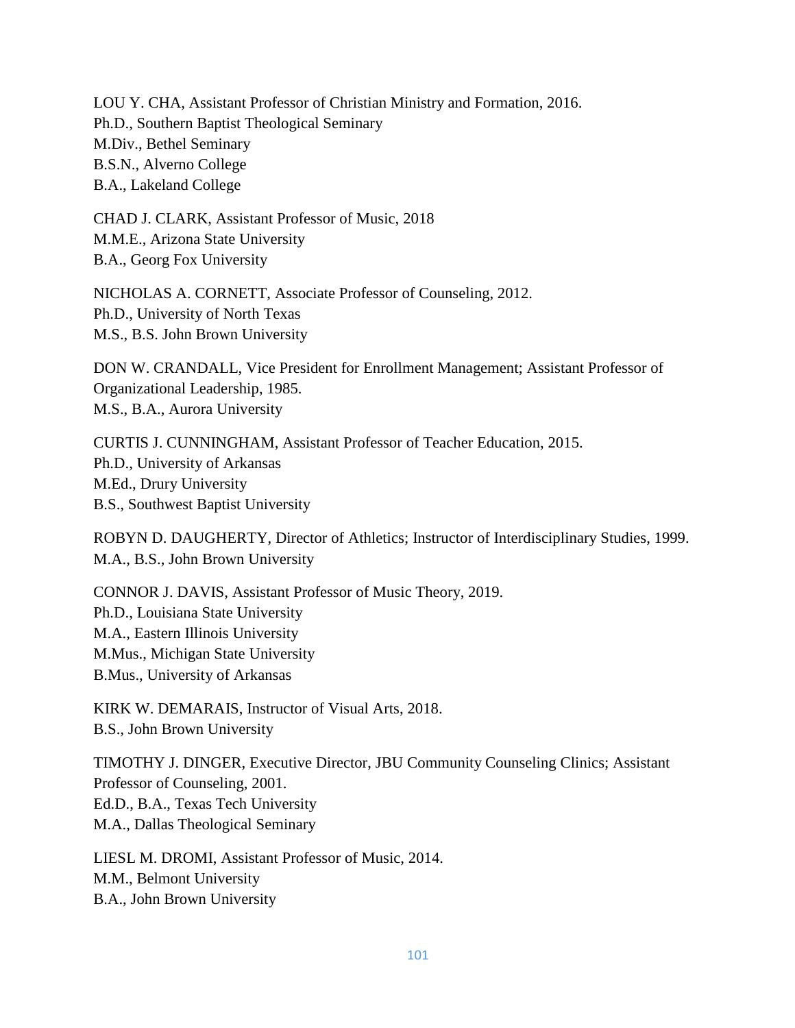LOU Y. CHA, Assistant Professor of Christian Ministry and Formation, 2016.
Ph.D., Southern Baptist Theological Seminary
M.Div., Bethel Seminary
B.S.N., Alverno College
B.A., Lakeland College

CHAD J. CLARK, Assistant Professor of Music, 2018
M.M.E., Arizona State University
B.A., Georg Fox University

NICHOLAS A. CORNETT, Associate Professor of Counseling, 2012.
Ph.D., University of North Texas
M.S., B.S. John Brown University

DON W. CRANDALL, Vice President for Enrollment Management; Assistant Professor of Organizational Leadership, 1985.
M.S., B.A., Aurora University

CURTIS J. CUNNINGHAM, Assistant Professor of Teacher Education, 2015.
Ph.D., University of Arkansas
M.Ed., Drury University
B.S., Southwest Baptist University

ROBYN D. DAUGHERTY, Director of Athletics; Instructor of Interdisciplinary Studies, 1999.
M.A., B.S., John Brown University

CONNOR J. DAVIS, Assistant Professor of Music Theory, 2019.
Ph.D., Louisiana State University
M.A., Eastern Illinois University
M.Mus., Michigan State University
B.Mus., University of Arkansas

KIRK W. DEMARAIS, Instructor of Visual Arts, 2018.
B.S., John Brown University

TIMOTHY J. DINGER, Executive Director, JBU Community Counseling Clinics; Assistant Professor of Counseling, 2001.
Ed.D., B.A., Texas Tech University
M.A., Dallas Theological Seminary

LIESL M. DROMI, Assistant Professor of Music, 2014.
M.M., Belmont University
B.A., John Brown University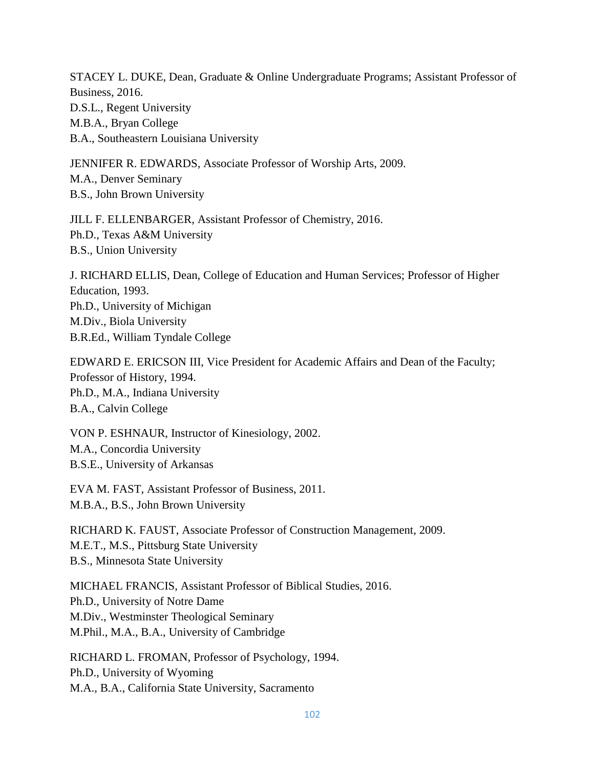STACEY L. DUKE, Dean, Graduate & Online Undergraduate Programs; Assistant Professor of Business, 2016.
D.S.L., Regent University
M.B.A., Bryan College
B.A., Southeastern Louisiana University

JENNIFER R. EDWARDS, Associate Professor of Worship Arts, 2009.
M.A., Denver Seminary
B.S., John Brown University

JILL F. ELLENBARGER, Assistant Professor of Chemistry, 2016.
Ph.D., Texas A&M University
B.S., Union University

J. RICHARD ELLIS, Dean, College of Education and Human Services; Professor of Higher Education, 1993.
Ph.D., University of Michigan
M.Div., Biola University
B.R.Ed., William Tyndale College

EDWARD E. ERICSON III, Vice President for Academic Affairs and Dean of the Faculty; Professor of History, 1994.
Ph.D., M.A., Indiana University
B.A., Calvin College

VON P. ESHNAUR, Instructor of Kinesiology, 2002.
M.A., Concordia University
B.S.E., University of Arkansas

EVA M. FAST, Assistant Professor of Business, 2011.
M.B.A., B.S., John Brown University

RICHARD K. FAUST, Associate Professor of Construction Management, 2009.
M.E.T., M.S., Pittsburg State University
B.S., Minnesota State University

MICHAEL FRANCIS, Assistant Professor of Biblical Studies, 2016.
Ph.D., University of Notre Dame
M.Div., Westminster Theological Seminary
M.Phil., M.A., B.A., University of Cambridge

RICHARD L. FROMAN, Professor of Psychology, 1994.
Ph.D., University of Wyoming
M.A., B.A., California State University, Sacramento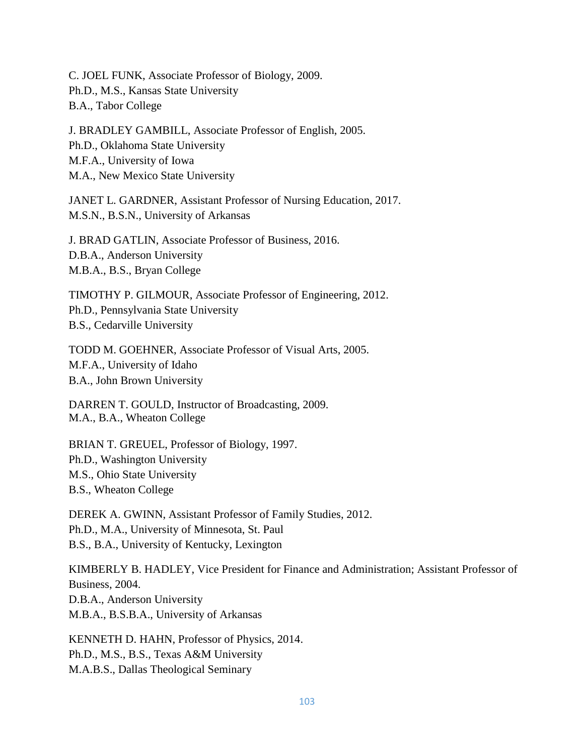C. JOEL FUNK, Associate Professor of Biology, 2009.
Ph.D., M.S., Kansas State University
B.A., Tabor College

J. BRADLEY GAMBILL, Associate Professor of English, 2005.
Ph.D., Oklahoma State University
M.F.A., University of Iowa
M.A., New Mexico State University

JANET L. GARDNER, Assistant Professor of Nursing Education, 2017.
M.S.N., B.S.N., University of Arkansas

J. BRAD GATLIN, Associate Professor of Business, 2016.
D.B.A., Anderson University
M.B.A., B.S., Bryan College

TIMOTHY P. GILMOUR, Associate Professor of Engineering, 2012.
Ph.D., Pennsylvania State University
B.S., Cedarville University

TODD M. GOEHNER, Associate Professor of Visual Arts, 2005.
M.F.A., University of Idaho
B.A., John Brown University

DARREN T. GOULD, Instructor of Broadcasting, 2009.
M.A., B.A., Wheaton College

BRIAN T. GREUEL, Professor of Biology, 1997.
Ph.D., Washington University
M.S., Ohio State University
B.S., Wheaton College

DEREK A. GWINN, Assistant Professor of Family Studies, 2012.
Ph.D., M.A., University of Minnesota, St. Paul
B.S., B.A., University of Kentucky, Lexington

KIMBERLY B. HADLEY, Vice President for Finance and Administration; Assistant Professor of Business, 2004.
D.B.A., Anderson University
M.B.A., B.S.B.A., University of Arkansas

KENNETH D. HAHN, Professor of Physics, 2014.
Ph.D., M.S., B.S., Texas A&M University
M.A.B.S., Dallas Theological Seminary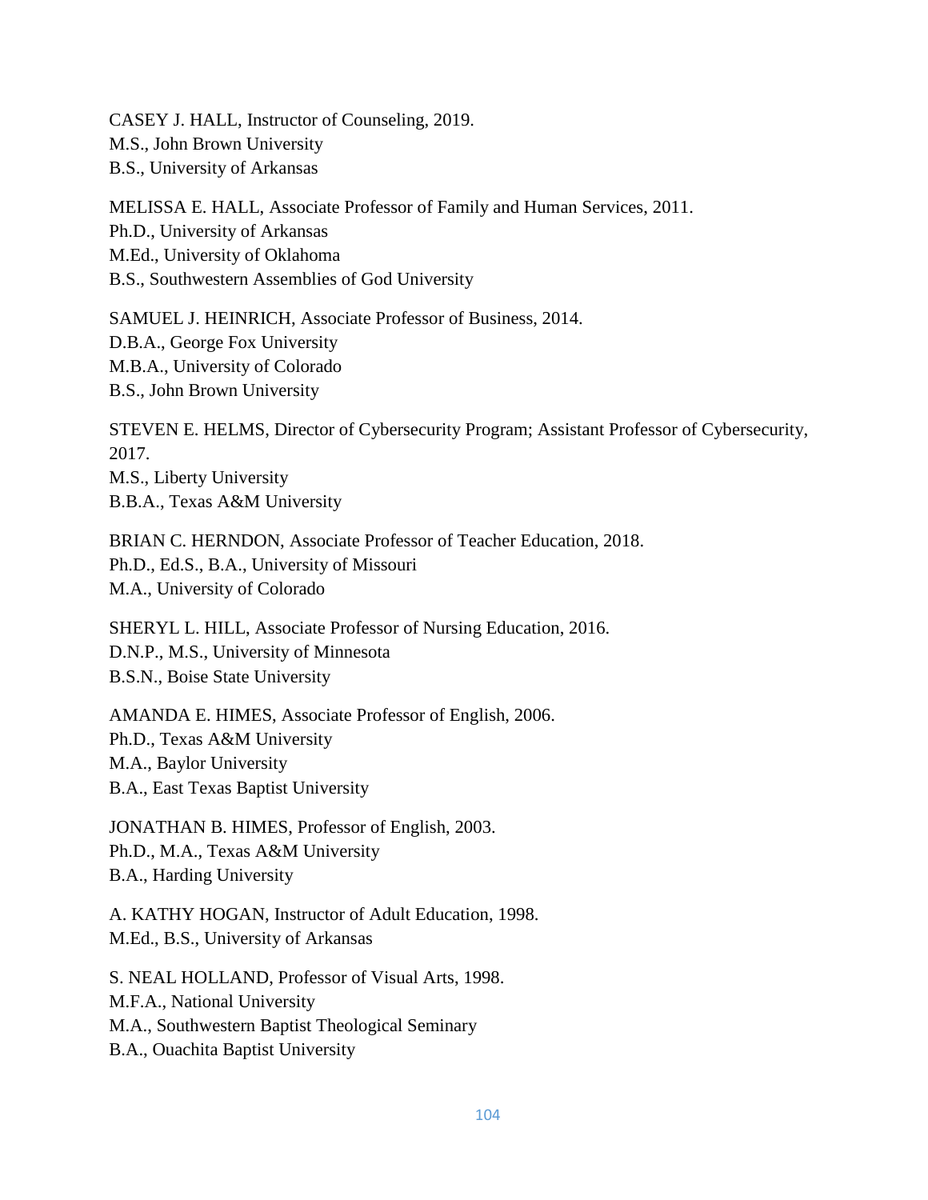CASEY J. HALL, Instructor of Counseling, 2019.
M.S., John Brown University
B.S., University of Arkansas

MELISSA E. HALL, Associate Professor of Family and Human Services, 2011.
Ph.D., University of Arkansas
M.Ed., University of Oklahoma
B.S., Southwestern Assemblies of God University

SAMUEL J. HEINRICH, Associate Professor of Business, 2014.
D.B.A., George Fox University
M.B.A., University of Colorado
B.S., John Brown University

STEVEN E. HELMS, Director of Cybersecurity Program; Assistant Professor of Cybersecurity, 2017.
M.S., Liberty University
B.B.A., Texas A&M University

BRIAN C. HERNDON, Associate Professor of Teacher Education, 2018.
Ph.D., Ed.S., B.A., University of Missouri
M.A., University of Colorado

SHERYL L. HILL, Associate Professor of Nursing Education, 2016.
D.N.P., M.S., University of Minnesota
B.S.N., Boise State University

AMANDA E. HIMES, Associate Professor of English, 2006.
Ph.D., Texas A&M University
M.A., Baylor University
B.A., East Texas Baptist University

JONATHAN B. HIMES, Professor of English, 2003.
Ph.D., M.A., Texas A&M University
B.A., Harding University

A. KATHY HOGAN, Instructor of Adult Education, 1998.
M.Ed., B.S., University of Arkansas

S. NEAL HOLLAND, Professor of Visual Arts, 1998.
M.F.A., National University
M.A., Southwestern Baptist Theological Seminary
B.A., Ouachita Baptist University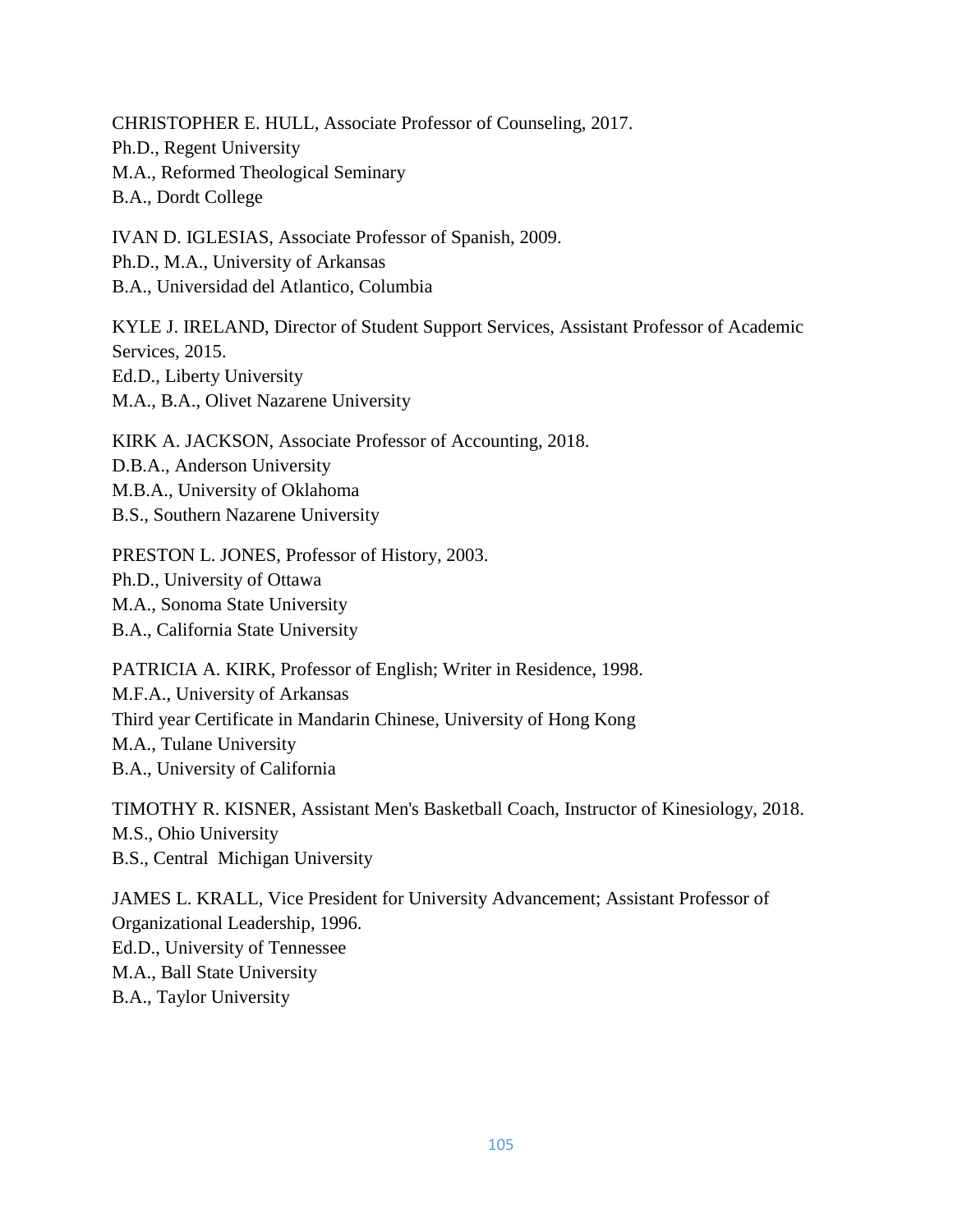CHRISTOPHER E. HULL, Associate Professor of Counseling, 2017.
Ph.D., Regent University
M.A., Reformed Theological Seminary
B.A., Dordt College

IVAN D. IGLESIAS, Associate Professor of Spanish, 2009.
Ph.D., M.A., University of Arkansas
B.A., Universidad del Atlantico, Columbia

KYLE J. IRELAND, Director of Student Support Services, Assistant Professor of Academic Services, 2015.
Ed.D., Liberty University
M.A., B.A., Olivet Nazarene University

KIRK A. JACKSON, Associate Professor of Accounting, 2018.
D.B.A., Anderson University
M.B.A., University of Oklahoma
B.S., Southern Nazarene University

PRESTON L. JONES, Professor of History, 2003.
Ph.D., University of Ottawa
M.A., Sonoma State University
B.A., California State University

PATRICIA A. KIRK, Professor of English; Writer in Residence, 1998.
M.F.A., University of Arkansas
Third year Certificate in Mandarin Chinese, University of Hong Kong
M.A., Tulane University
B.A., University of California

TIMOTHY R. KISNER, Assistant Men's Basketball Coach, Instructor of Kinesiology, 2018.
M.S., Ohio University
B.S., Central Michigan University

JAMES L. KRALL, Vice President for University Advancement; Assistant Professor of Organizational Leadership, 1996.
Ed.D., University of Tennessee
M.A., Ball State University
B.A., Taylor University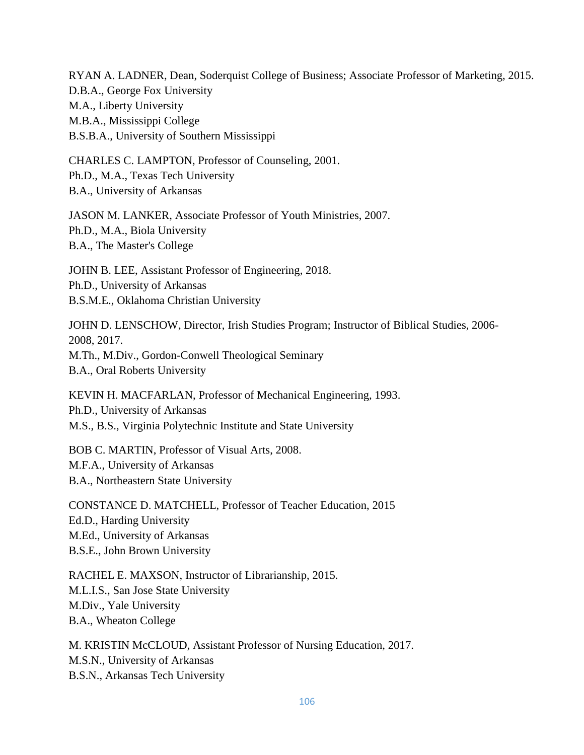RYAN A. LADNER, Dean, Soderquist College of Business; Associate Professor of Marketing, 2015.
D.B.A., George Fox University
M.A., Liberty University
M.B.A., Mississippi College
B.S.B.A., University of Southern Mississippi

CHARLES C. LAMPTON, Professor of Counseling, 2001.
Ph.D., M.A., Texas Tech University
B.A., University of Arkansas

JASON M. LANKER, Associate Professor of Youth Ministries, 2007.
Ph.D., M.A., Biola University
B.A., The Master's College

JOHN B. LEE, Assistant Professor of Engineering, 2018.
Ph.D., University of Arkansas
B.S.M.E., Oklahoma Christian University

JOHN D. LENSCHOW, Director, Irish Studies Program; Instructor of Biblical Studies, 2006-2008, 2017.
M.Th., M.Div., Gordon-Conwell Theological Seminary
B.A., Oral Roberts University

KEVIN H. MACFARLAN, Professor of Mechanical Engineering, 1993.
Ph.D., University of Arkansas
M.S., B.S., Virginia Polytechnic Institute and State University

BOB C. MARTIN, Professor of Visual Arts, 2008.
M.F.A., University of Arkansas
B.A., Northeastern State University

CONSTANCE D. MATCHELL, Professor of Teacher Education, 2015
Ed.D., Harding University
M.Ed., University of Arkansas
B.S.E., John Brown University

RACHEL E. MAXSON, Instructor of Librarianship, 2015.
M.L.I.S., San Jose State University
M.Div., Yale University
B.A., Wheaton College

M. KRISTIN McCLOUD, Assistant Professor of Nursing Education, 2017.
M.S.N., University of Arkansas
B.S.N., Arkansas Tech University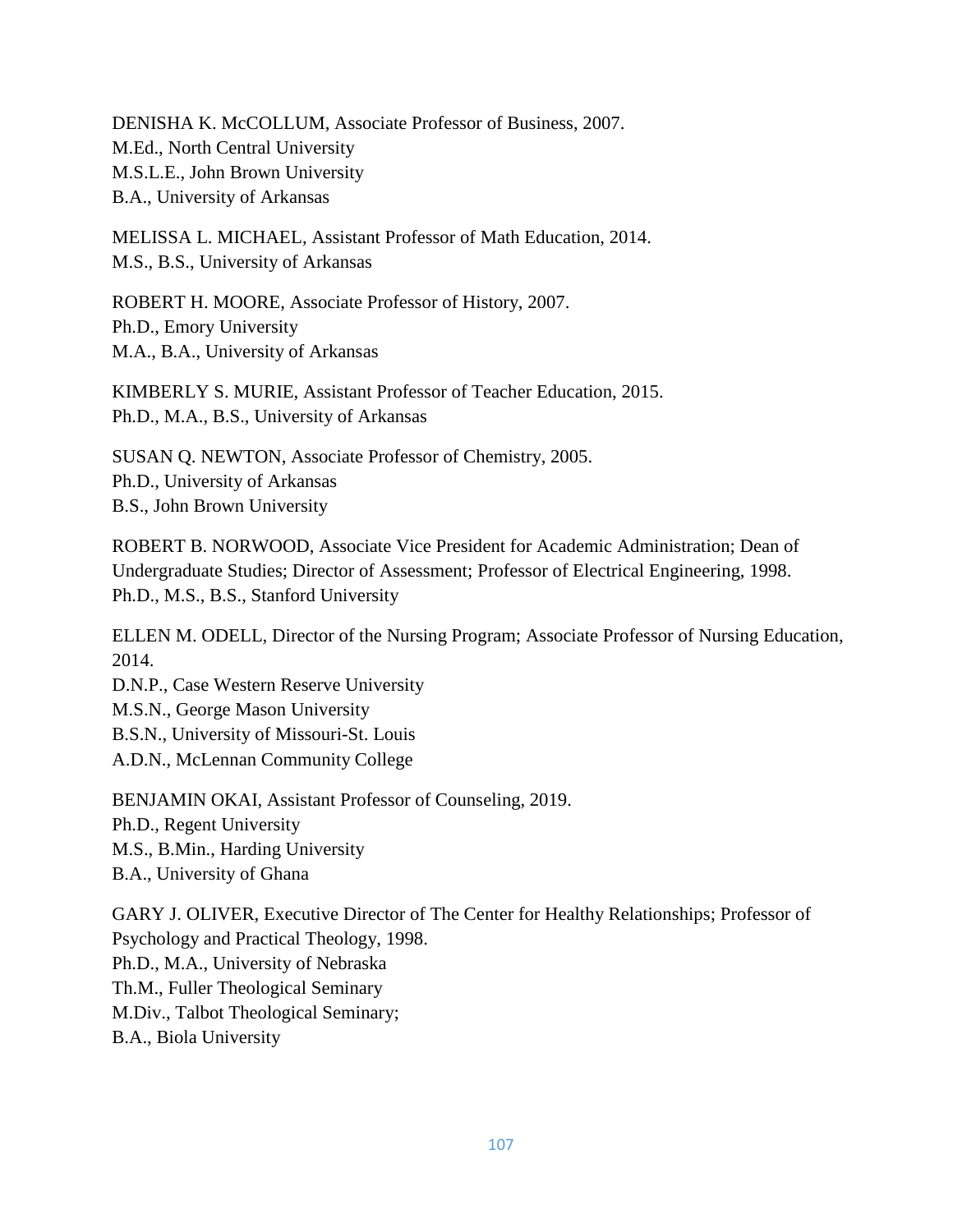DENISHA K. McCOLLUM, Associate Professor of Business, 2007.
M.Ed., North Central University
M.S.L.E., John Brown University
B.A., University of Arkansas

MELISSA L. MICHAEL, Assistant Professor of Math Education, 2014.
M.S., B.S., University of Arkansas

ROBERT H. MOORE, Associate Professor of History, 2007.
Ph.D., Emory University
M.A., B.A., University of Arkansas

KIMBERLY S. MURIE, Assistant Professor of Teacher Education, 2015.
Ph.D., M.A., B.S., University of Arkansas

SUSAN Q. NEWTON, Associate Professor of Chemistry, 2005.
Ph.D., University of Arkansas
B.S., John Brown University

ROBERT B. NORWOOD, Associate Vice President for Academic Administration; Dean of Undergraduate Studies; Director of Assessment; Professor of Electrical Engineering, 1998.
Ph.D., M.S., B.S., Stanford University

ELLEN M. ODELL, Director of the Nursing Program; Associate Professor of Nursing Education, 2014.
D.N.P., Case Western Reserve University
M.S.N., George Mason University
B.S.N., University of Missouri-St. Louis
A.D.N., McLennan Community College

BENJAMIN OKAI, Assistant Professor of Counseling, 2019.
Ph.D., Regent University
M.S., B.Min., Harding University
B.A., University of Ghana

GARY J. OLIVER, Executive Director of The Center for Healthy Relationships; Professor of Psychology and Practical Theology, 1998.
Ph.D., M.A., University of Nebraska
Th.M., Fuller Theological Seminary
M.Div., Talbot Theological Seminary;
B.A., Biola University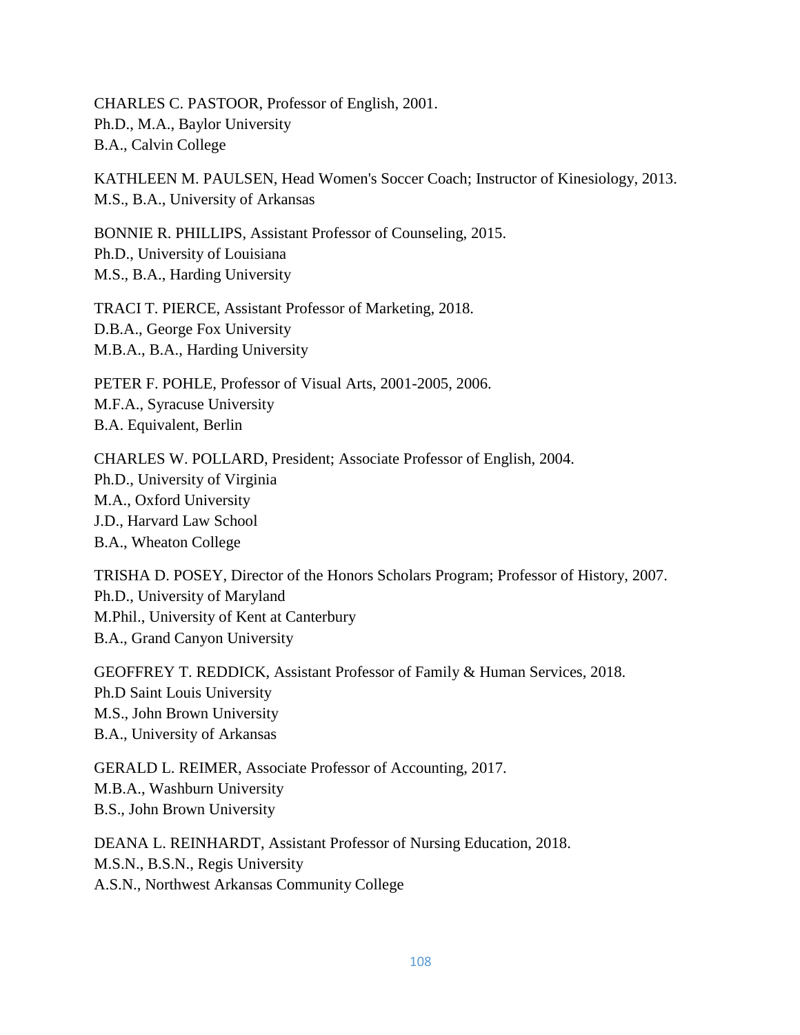CHARLES C. PASTOOR, Professor of English, 2001.
Ph.D., M.A., Baylor University
B.A., Calvin College

KATHLEEN M. PAULSEN, Head Women's Soccer Coach; Instructor of Kinesiology, 2013.
M.S., B.A., University of Arkansas

BONNIE R. PHILLIPS, Assistant Professor of Counseling, 2015.
Ph.D., University of Louisiana
M.S., B.A., Harding University

TRACI T. PIERCE, Assistant Professor of Marketing, 2018.
D.B.A., George Fox University
M.B.A., B.A., Harding University

PETER F. POHLE, Professor of Visual Arts, 2001-2005, 2006.
M.F.A., Syracuse University
B.A. Equivalent, Berlin

CHARLES W. POLLARD, President; Associate Professor of English, 2004.
Ph.D., University of Virginia
M.A., Oxford University
J.D., Harvard Law School
B.A., Wheaton College

TRISHA D. POSEY, Director of the Honors Scholars Program; Professor of History, 2007.
Ph.D., University of Maryland
M.Phil., University of Kent at Canterbury
B.A., Grand Canyon University

GEOFFREY T. REDDICK, Assistant Professor of Family & Human Services, 2018.
Ph.D Saint Louis University
M.S., John Brown University
B.A., University of Arkansas

GERALD L. REIMER, Associate Professor of Accounting, 2017.
M.B.A., Washburn University
B.S., John Brown University

DEANA L. REINHARDT, Assistant Professor of Nursing Education, 2018.
M.S.N., B.S.N., Regis University
A.S.N., Northwest Arkansas Community College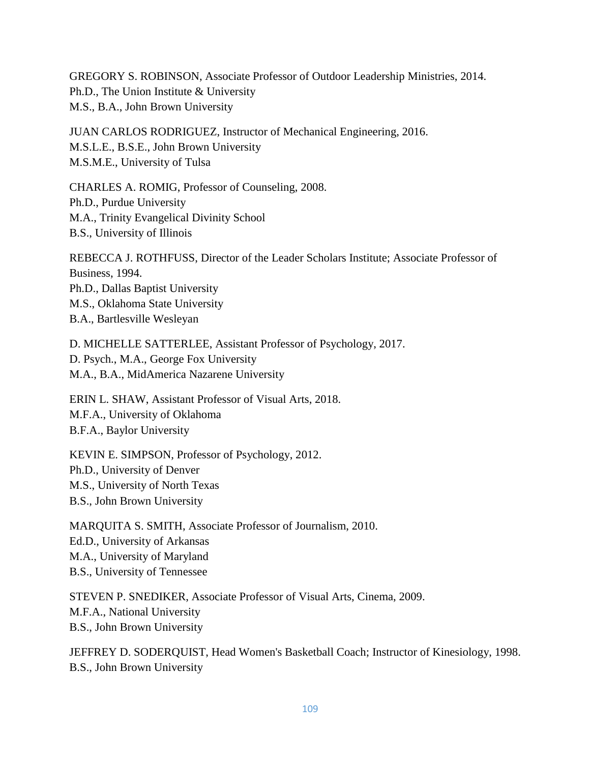GREGORY S. ROBINSON, Associate Professor of Outdoor Leadership Ministries, 2014.
Ph.D., The Union Institute & University
M.S., B.A., John Brown University

JUAN CARLOS RODRIGUEZ, Instructor of Mechanical Engineering, 2016.
M.S.L.E., B.S.E., John Brown University
M.S.M.E., University of Tulsa

CHARLES A. ROMIG, Professor of Counseling, 2008.
Ph.D., Purdue University
M.A., Trinity Evangelical Divinity School
B.S., University of Illinois

REBECCA J. ROTHFUSS, Director of the Leader Scholars Institute; Associate Professor of Business, 1994.
Ph.D., Dallas Baptist University
M.S., Oklahoma State University
B.A., Bartlesville Wesleyan

D. MICHELLE SATTERLEE, Assistant Professor of Psychology, 2017.
D. Psych., M.A., George Fox University
M.A., B.A., MidAmerica Nazarene University

ERIN L. SHAW, Assistant Professor of Visual Arts, 2018.
M.F.A., University of Oklahoma
B.F.A., Baylor University

KEVIN E. SIMPSON, Professor of Psychology, 2012.
Ph.D., University of Denver
M.S., University of North Texas
B.S., John Brown University

MARQUITA S. SMITH, Associate Professor of Journalism, 2010.
Ed.D., University of Arkansas
M.A., University of Maryland
B.S., University of Tennessee

STEVEN P. SNEDIKER, Associate Professor of Visual Arts, Cinema, 2009.
M.F.A., National University
B.S., John Brown University

JEFFREY D. SODERQUIST, Head Women's Basketball Coach; Instructor of Kinesiology, 1998.
B.S., John Brown University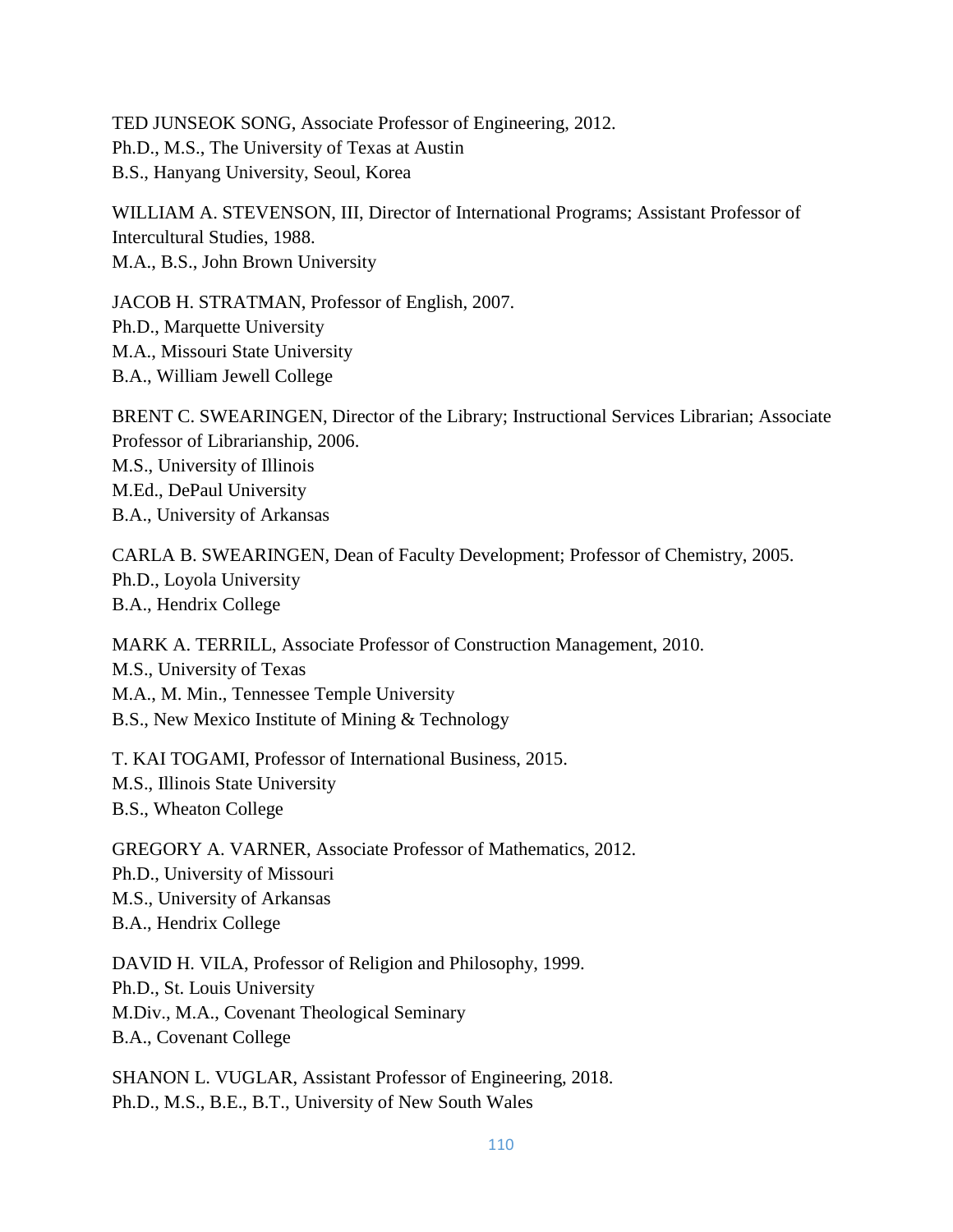TED JUNSEOK SONG, Associate Professor of Engineering, 2012.
Ph.D., M.S., The University of Texas at Austin
B.S., Hanyang University, Seoul, Korea

WILLIAM A. STEVENSON, III, Director of International Programs; Assistant Professor of Intercultural Studies, 1988.
M.A., B.S., John Brown University

JACOB H. STRATMAN, Professor of English, 2007.
Ph.D., Marquette University
M.A., Missouri State University
B.A., William Jewell College

BRENT C. SWEARINGEN, Director of the Library; Instructional Services Librarian; Associate Professor of Librarianship, 2006.
M.S., University of Illinois
M.Ed., DePaul University
B.A., University of Arkansas

CARLA B. SWEARINGEN, Dean of Faculty Development; Professor of Chemistry, 2005.
Ph.D., Loyola University
B.A., Hendrix College

MARK A. TERRILL, Associate Professor of Construction Management, 2010.
M.S., University of Texas
M.A., M. Min., Tennessee Temple University
B.S., New Mexico Institute of Mining & Technology

T. KAI TOGAMI, Professor of International Business, 2015.
M.S., Illinois State University
B.S., Wheaton College

GREGORY A. VARNER, Associate Professor of Mathematics, 2012.
Ph.D., University of Missouri
M.S., University of Arkansas
B.A., Hendrix College

DAVID H. VILA, Professor of Religion and Philosophy, 1999.
Ph.D., St. Louis University
M.Div., M.A., Covenant Theological Seminary
B.A., Covenant College

SHANON L. VUGLAR, Assistant Professor of Engineering, 2018.
Ph.D., M.S., B.E., B.T., University of New South Wales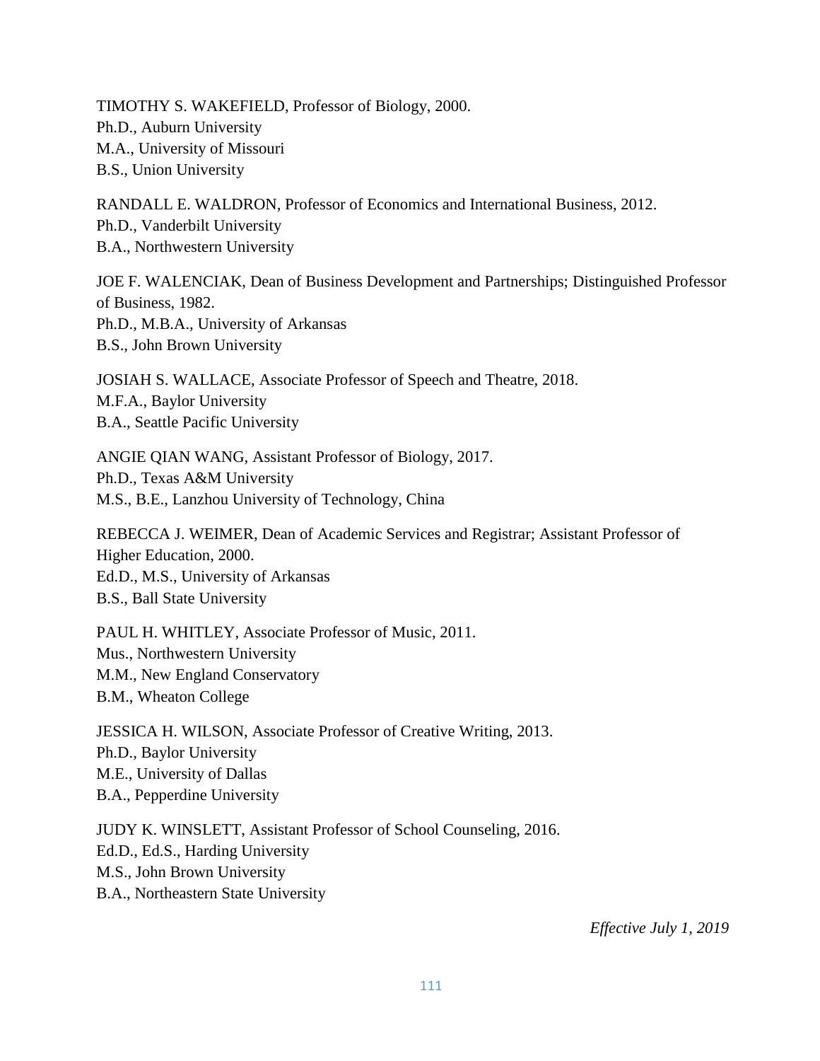TIMOTHY S. WAKEFIELD, Professor of Biology, 2000.
Ph.D., Auburn University
M.A., University of Missouri
B.S., Union University

RANDALL E. WALDRON, Professor of Economics and International Business, 2012.
Ph.D., Vanderbilt University
B.A., Northwestern University

JOE F. WALENCIAK, Dean of Business Development and Partnerships; Distinguished Professor of Business, 1982.
Ph.D., M.B.A., University of Arkansas
B.S., John Brown University

JOSIAH S. WALLACE, Associate Professor of Speech and Theatre, 2018.
M.F.A., Baylor University
B.A., Seattle Pacific University

ANGIE QIAN WANG, Assistant Professor of Biology, 2017.
Ph.D., Texas A&M University
M.S., B.E., Lanzhou University of Technology, China

REBECCA J. WEIMER, Dean of Academic Services and Registrar; Assistant Professor of Higher Education, 2000.
Ed.D., M.S., University of Arkansas
B.S., Ball State University

PAUL H. WHITLEY, Associate Professor of Music, 2011.
Mus., Northwestern University
M.M., New England Conservatory
B.M., Wheaton College

JESSICA H. WILSON, Associate Professor of Creative Writing, 2013.
Ph.D., Baylor University
M.E., University of Dallas
B.A., Pepperdine University

JUDY K. WINSLETT, Assistant Professor of School Counseling, 2016.
Ed.D., Ed.S., Harding University
M.S., John Brown University
B.A., Northeastern State University

*Effective July 1, 2019*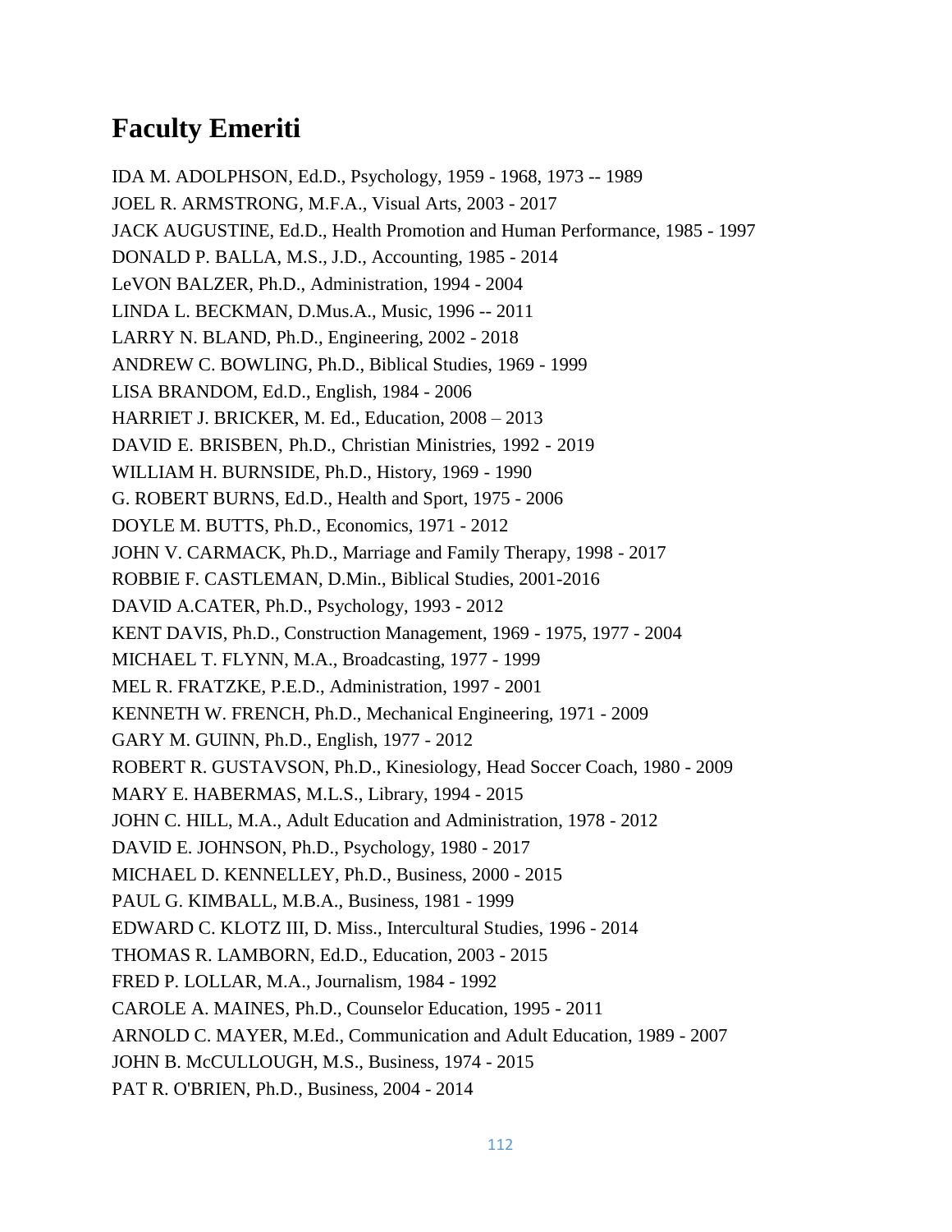# Faculty Emeriti

IDA M. ADOLPHSON, Ed.D., Psychology, 1959 - 1968, 1973 -- 1989

JOEL R. ARMSTRONG, M.F.A., Visual Arts, 2003 - 2017

JACK AUGUSTINE, Ed.D., Health Promotion and Human Performance, 1985 - 1997

DONALD P. BALLA, M.S., J.D., Accounting, 1985 - 2014

LeVON BALZER, Ph.D., Administration, 1994 - 2004

LINDA L. BECKMAN, D.Mus.A., Music, 1996 -- 2011

LARRY N. BLAND, Ph.D., Engineering, 2002 - 2018

ANDREW C. BOWLING, Ph.D., Biblical Studies, 1969 - 1999

LISA BRANDOM, Ed.D., English, 1984 - 2006

HARRIET J. BRICKER, M. Ed., Education, 2008 – 2013

DAVID E. BRISBEN, Ph.D., Christian Ministries, 1992 - 2019

WILLIAM H. BURNSIDE, Ph.D., History, 1969 - 1990

G. ROBERT BURNS, Ed.D., Health and Sport, 1975 - 2006

DOYLE M. BUTTS, Ph.D., Economics, 1971 - 2012

JOHN V. CARMACK, Ph.D., Marriage and Family Therapy, 1998 - 2017

ROBBIE F. CASTLEMAN, D.Min., Biblical Studies, 2001-2016

DAVID A.CATER, Ph.D., Psychology, 1993 - 2012

KENT DAVIS, Ph.D., Construction Management, 1969 - 1975, 1977 - 2004

MICHAEL T. FLYNN, M.A., Broadcasting, 1977 - 1999

MEL R. FRATZKE, P.E.D., Administration, 1997 - 2001

KENNETH W. FRENCH, Ph.D., Mechanical Engineering, 1971 - 2009

GARY M. GUINN, Ph.D., English, 1977 - 2012

ROBERT R. GUSTAVSON, Ph.D., Kinesiology, Head Soccer Coach, 1980 - 2009

MARY E. HABERMAS, M.L.S., Library, 1994 - 2015

JOHN C. HILL, M.A., Adult Education and Administration, 1978 - 2012

DAVID E. JOHNSON, Ph.D., Psychology, 1980 - 2017

MICHAEL D. KENNELLEY, Ph.D., Business, 2000 - 2015

PAUL G. KIMBALL, M.B.A., Business, 1981 - 1999

EDWARD C. KLOTZ III, D. Miss., Intercultural Studies, 1996 - 2014

THOMAS R. LAMBORN, Ed.D., Education, 2003 - 2015

FRED P. LOLLAR, M.A., Journalism, 1984 - 1992

CAROLE A. MAINES, Ph.D., Counselor Education, 1995 - 2011

ARNOLD C. MAYER, M.Ed., Communication and Adult Education, 1989 - 2007

JOHN B. McCULLOUGH, M.S., Business, 1974 - 2015

PAT R. O'BRIEN, Ph.D., Business, 2004 - 2014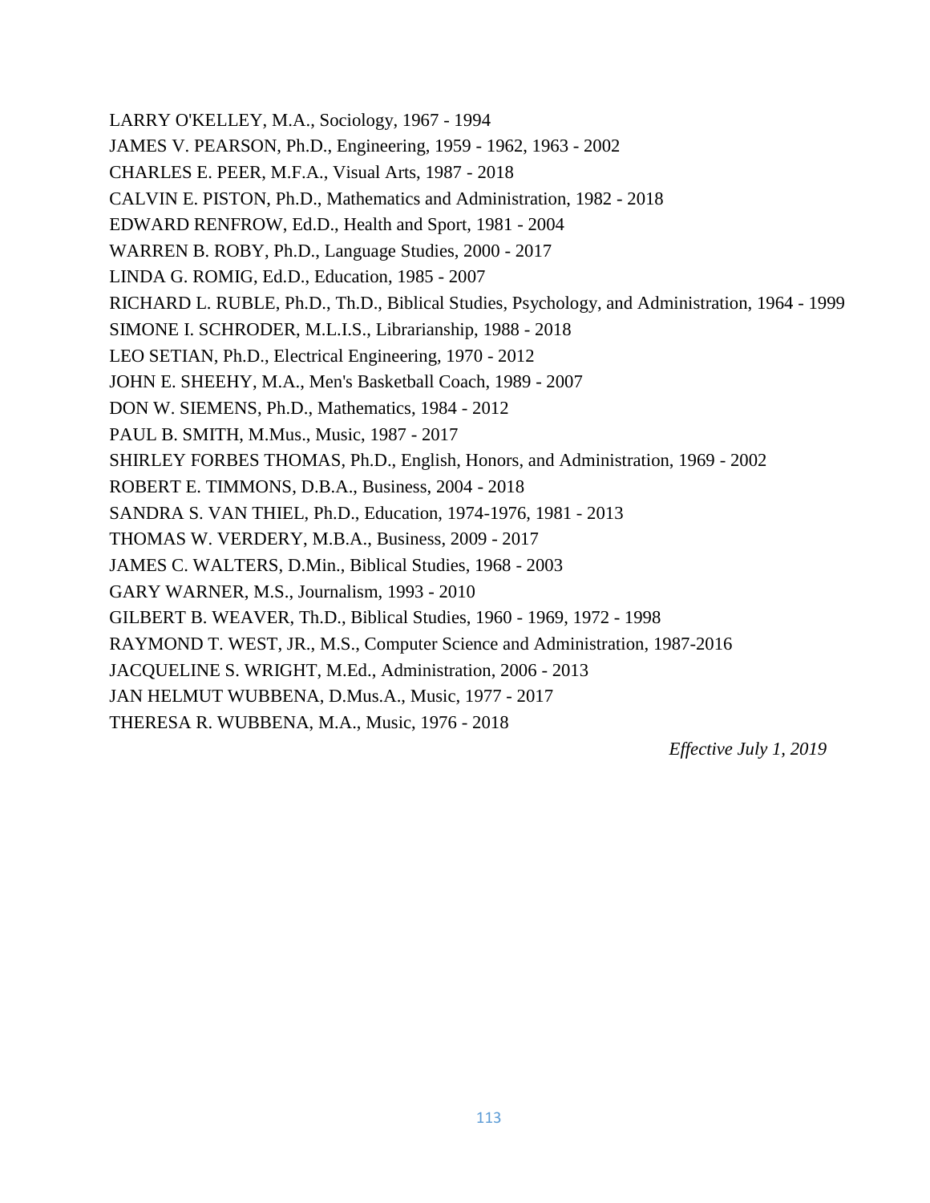LARRY O'KELLEY, M.A., Sociology, 1967 - 1994

JAMES V. PEARSON, Ph.D., Engineering, 1959 - 1962, 1963 - 2002

CHARLES E. PEER, M.F.A., Visual Arts, 1987 - 2018

CALVIN E. PISTON, Ph.D., Mathematics and Administration, 1982 - 2018

EDWARD RENFROW, Ed.D., Health and Sport, 1981 - 2004

WARREN B. ROBY, Ph.D., Language Studies, 2000 - 2017

LINDA G. ROMIG, Ed.D., Education, 1985 - 2007

RICHARD L. RUBLE, Ph.D., Th.D., Biblical Studies, Psychology, and Administration, 1964 - 1999

SIMONE I. SCHRODER, M.L.I.S., Librarianship, 1988 - 2018

LEO SETIAN, Ph.D., Electrical Engineering, 1970 - 2012

JOHN E. SHEEHY, M.A., Men's Basketball Coach, 1989 - 2007

DON W. SIEMENS, Ph.D., Mathematics, 1984 - 2012

PAUL B. SMITH, M.Mus., Music, 1987 - 2017

SHIRLEY FORBES THOMAS, Ph.D., English, Honors, and Administration, 1969 - 2002

ROBERT E. TIMMONS, D.B.A., Business, 2004 - 2018

SANDRA S. VAN THIEL, Ph.D., Education, 1974-1976, 1981 - 2013

THOMAS W. VERDERY, M.B.A., Business, 2009 - 2017

JAMES C. WALTERS, D.Min., Biblical Studies, 1968 - 2003

GARY WARNER, M.S., Journalism, 1993 - 2010

GILBERT B. WEAVER, Th.D., Biblical Studies, 1960 - 1969, 1972 - 1998

RAYMOND T. WEST, JR., M.S., Computer Science and Administration, 1987-2016

JACQUELINE S. WRIGHT, M.Ed., Administration, 2006 - 2013

JAN HELMUT WUBBENA, D.Mus.A., Music, 1977 - 2017

THERESA R. WUBBENA, M.A., Music, 1976 - 2018

*Effective July 1, 2019*